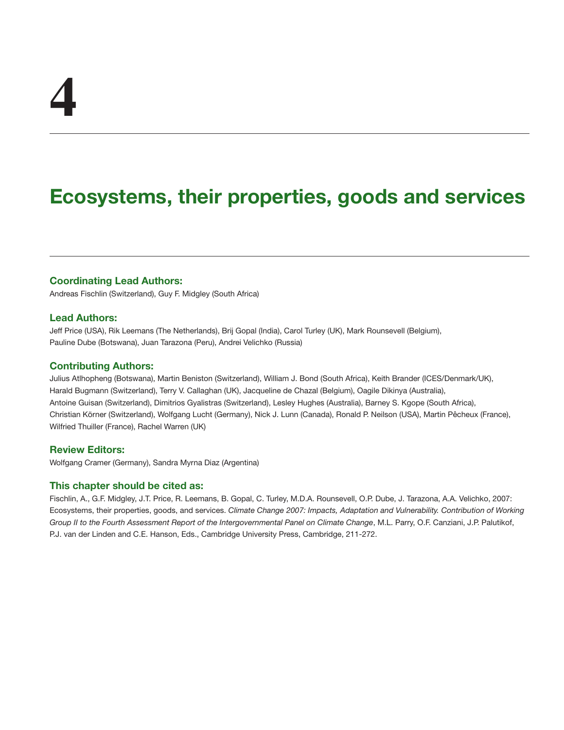# 4

# Ecosystems, their properties, goods and services

## Coordinating Lead Authors:

Andreas Fischlin (Switzerland), Guy F. Midgley (South Africa)

## Lead Authors:

Jeff Price (USA), Rik Leemans (The Netherlands), Brij Gopal (India), Carol Turley (UK), Mark Rounsevell (Belgium), Pauline Dube (Botswana), Juan Tarazona (Peru), Andrei Velichko (Russia)

## Contributing Authors:

Julius Atlhopheng (Botswana), Martin Beniston (Switzerland), William J. Bond (South Africa), Keith Brander (ICES/Denmark/UK), Harald Bugmann (Switzerland), Terry V. Callaghan (UK), Jacqueline de Chazal (Belgium), Oagile Dikinya (Australia), Antoine Guisan (Switzerland), Dimitrios Gyalistras (Switzerland), Lesley Hughes (Australia), Barney S. Kgope (South Africa), Christian Körner (Switzerland), Wolfgang Lucht (Germany), Nick J. Lunn (Canada), Ronald P. Neilson (USA), Martin Pêcheux (France), Wilfried Thuiller (France), Rachel Warren (UK)

## Review Editors:

Wolfgang Cramer (Germany), Sandra Myrna Diaz (Argentina)

## This chapter should be cited as:

Fischlin, A., G.F. Midgley, J.T. Price, R. Leemans, B. Gopal, C. Turley, M.D.A. Rounsevell, O.P. Dube, J. Tarazona, A.A. Velichko, 2007: Ecosystems, their properties, goods, and services. *Climate Change 2007: Impacts, Adaptation and Vulnerability. Contribution of Working Group II to the Fourth Assessment Report of the Intergovernmental Panel on Climate Change*, M.L. Parry, O.F. Canziani, J.P. Palutikof, P.J. van der Linden and C.E. Hanson, Eds., Cambridge University Press, Cambridge, 211-272.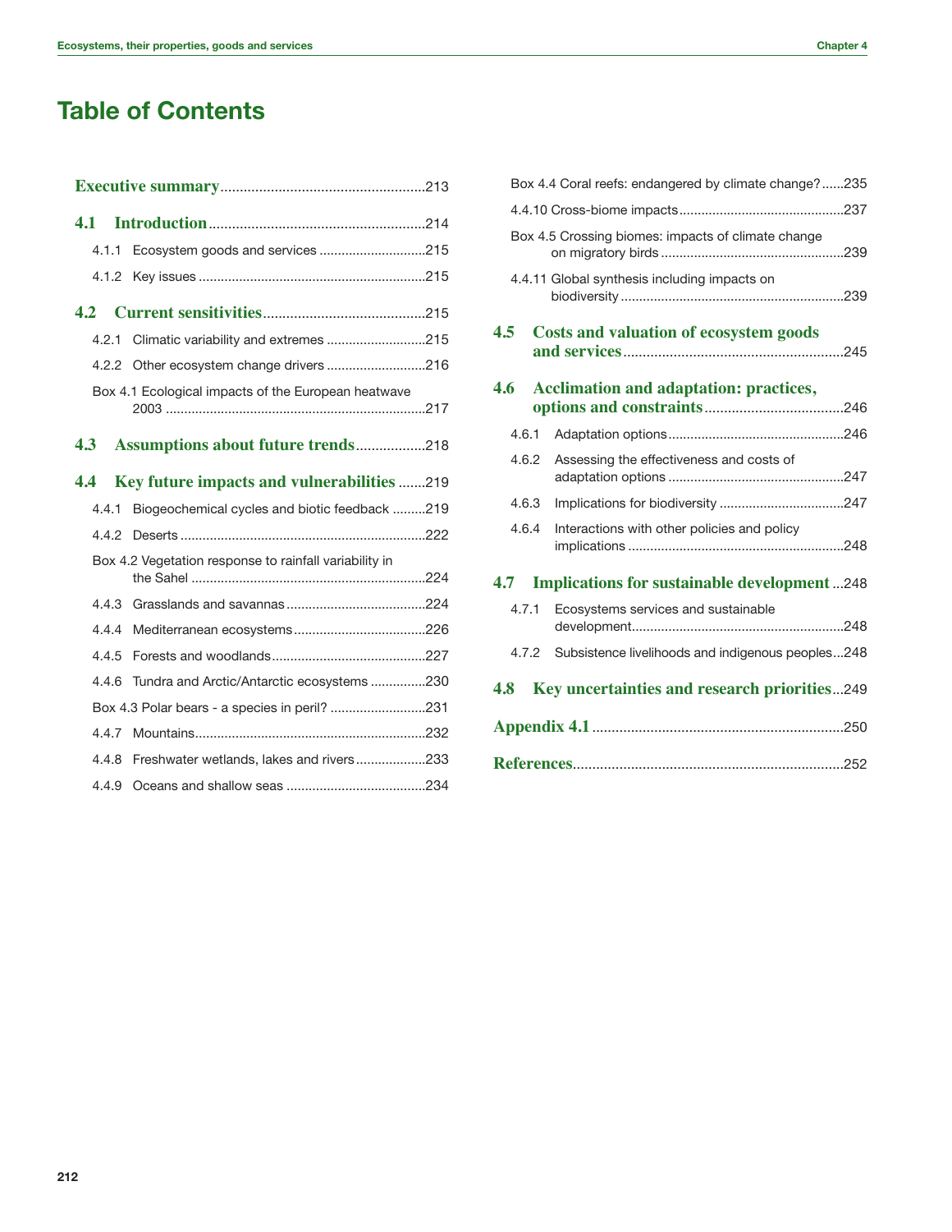# Table of Contents

**Executive summary** ....................................................213

**4.1 Introduction** ........................................................214

4.1.1 Ecosystem goods and services ............................215

4.1.2 Key issues ............................................................215

**4.2 Current sensitivities** ..........................................215

4.2.1 Climatic variability and extremes ..........................215

4.2.2 Other ecosystem change drivers ..........................216

Box 4.1 Ecological impacts of the European heatwave 2003 ......................................................................217

**4.3 Assumptions about future trends** ..................218

**4.4 Key future impacts and vulnerabilities** .......219

4.4.1 Biogeochemical cycles and biotic feedback .........219

4.4.2 Deserts ..................................................................222

Box 4.2 Vegetation response to rainfall variability in the Sahel ...............................................................224

4.4.3 Grasslands and savannas .....................................224

4.4.4 Mediterranean ecosystems ...................................226

4.4.5 Forests and woodlands .........................................227

4.4.6 Tundra and Arctic/Antarctic ecosystems ...............230

Box 4.3 Polar bears - a species in peril? ..........................231

4.4.7 Mountains ..............................................................232

4.4.8 Freshwater wetlands, lakes and rivers ...................233

4.4.9 Oceans and shallow seas .....................................234

Box 4.4 Coral reefs: endangered by climate change? ......235

4.4.10 Cross-biome impacts ............................................237

Box 4.5 Crossing biomes: impacts of climate change on migratory birds .................................................239

4.4.11 Global synthesis including impacts on biodiversity ............................................................239

**4.5 Costs and valuation of ecosystem goods and services** .........................................................245

**4.6 Acclimation and adaptation: practices, options and constraints** ....................................246

4.6.1 Adaptation options ...............................................246

4.6.2 Assessing the effectiveness and costs of adaptation options ...............................................247

4.6.3 Implications for biodiversity .................................247

4.6.4 Interactions with other policies and policy implications ..........................................................248

**4.7 Implications for sustainable development** ...248

4.7.1 Ecosystems services and sustainable development.........................................................248

4.7.2 Subsistence livelihoods and indigenous peoples...248

**4.8 Key uncertainties and research priorities**...249

**Appendix 4.1** .................................................................250

**References**......................................................................252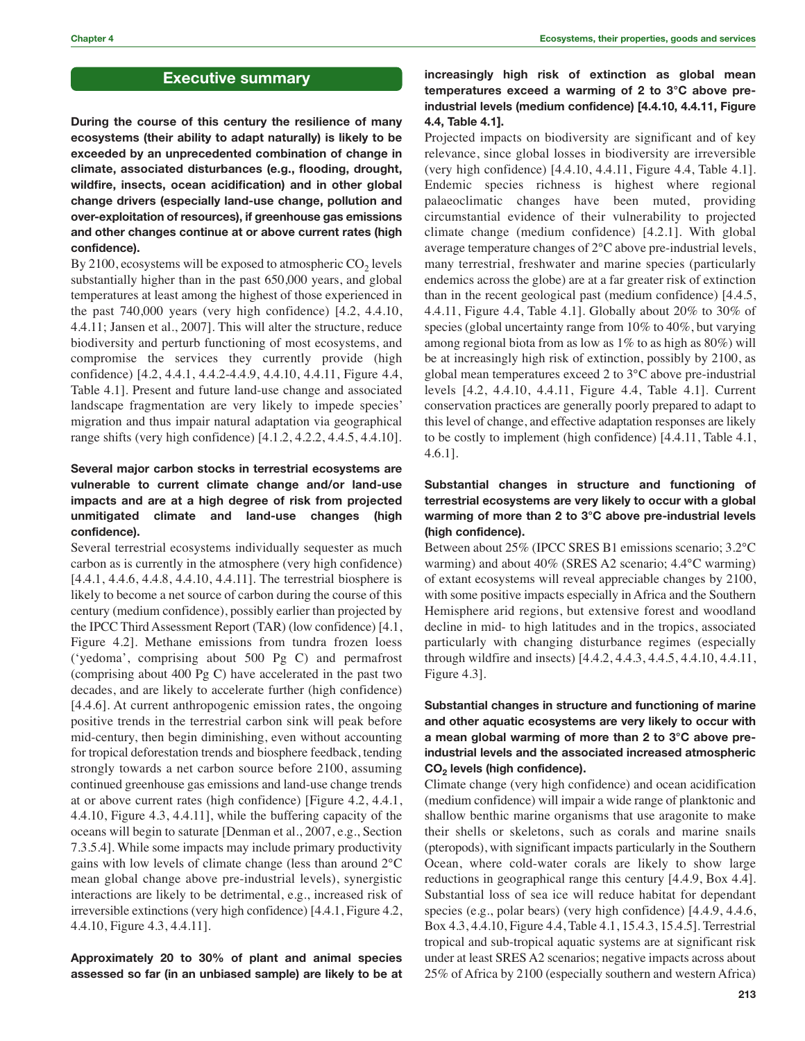## Executive summary

**During the course of this century the resilience of many ecosystems (their ability to adapt naturally) is likely to be exceeded by an unprecedented combination of change in climate, associated disturbances (e.g., flooding, drought, wildfire, insects, ocean acidification) and in other global change drivers (especially land-use change, pollution and over-exploitation of resources), if greenhouse gas emissions and other changes continue at or above current rates (high confidence).**

By 2100, ecosystems will be exposed to atmospheric $CO_2$ levels substantially higher than in the past 650,000 years, and global temperatures at least among the highest of those experienced in the past 740,000 years (very high confidence) [4.2, 4.4.10, 4.4.11; Jansen et al., 2007]. This will alter the structure, reduce biodiversity and perturb functioning of most ecosystems, and compromise the services they currently provide (high confidence) [4.2, 4.4.1, 4.4.2-4.4.9, 4.4.10, 4.4.11, Figure 4.4, Table 4.1]. Present and future land-use change and associated landscape fragmentation are very likely to impede species' migration and thus impair natural adaptation via geographical range shifts (very high confidence) [4.1.2, 4.2.2, 4.4.5, 4.4.10].

**Several major carbon stocks in terrestrial ecosystems are vulnerable to current climate change and/or land-use impacts and are at a high degree of risk from projected unmitigated climate and land-use changes (high confidence).**

Several terrestrial ecosystems individually sequester as much carbon as is currently in the atmosphere (very high confidence) [4.4.1, 4.4.6, 4.4.8, 4.4.10, 4.4.11]. The terrestrial biosphere is likely to become a net source of carbon during the course of this century (medium confidence), possibly earlier than projected by the IPCC Third Assessment Report (TAR) (low confidence) [4.1, Figure 4.2]. Methane emissions from tundra frozen loess ('yedoma', comprising about 500 Pg C) and permafrost (comprising about 400 Pg C) have accelerated in the past two decades, and are likely to accelerate further (high confidence) [4.4.6]. At current anthropogenic emission rates, the ongoing positive trends in the terrestrial carbon sink will peak before mid-century, then begin diminishing, even without accounting for tropical deforestation trends and biosphere feedback, tending strongly towards a net carbon source before 2100, assuming continued greenhouse gas emissions and land-use change trends at or above current rates (high confidence) [Figure 4.2, 4.4.1, 4.4.10, Figure 4.3, 4.4.11], while the buffering capacity of the oceans will begin to saturate [Denman et al., 2007, e.g., Section 7.3.5.4]. While some impacts may include primary productivity gains with low levels of climate change (less than around 2°C mean global change above pre-industrial levels), synergistic interactions are likely to be detrimental, e.g., increased risk of irreversible extinctions (very high confidence) [4.4.1, Figure 4.2, 4.4.10, Figure 4.3, 4.4.11].

**Approximately 20 to 30% of plant and animal species assessed so far (in an unbiased sample) are likely to be at increasingly high risk of extinction as global mean temperatures exceed a warming of 2 to 3°C above pre-industrial levels (medium confidence) [4.4.10, 4.4.11, Figure 4.4, Table 4.1].**

Projected impacts on biodiversity are significant and of key relevance, since global losses in biodiversity are irreversible (very high confidence) [4.4.10, 4.4.11, Figure 4.4, Table 4.1]. Endemic species richness is highest where regional palaeoclimatic changes have been muted, providing circumstantial evidence of their vulnerability to projected climate change (medium confidence) [4.2.1]. With global average temperature changes of 2°C above pre-industrial levels, many terrestrial, freshwater and marine species (particularly endemics across the globe) are at a far greater risk of extinction than in the recent geological past (medium confidence) [4.4.5, 4.4.11, Figure 4.4, Table 4.1]. Globally about 20% to 30% of species (global uncertainty range from 10% to 40%, but varying among regional biota from as low as 1% to as high as 80%) will be at increasingly high risk of extinction, possibly by 2100, as global mean temperatures exceed 2 to 3°C above pre-industrial levels [4.2, 4.4.10, 4.4.11, Figure 4.4, Table 4.1]. Current conservation practices are generally poorly prepared to adapt to this level of change, and effective adaptation responses are likely to be costly to implement (high confidence) [4.4.11, Table 4.1, 4.6.1].

**Substantial changes in structure and functioning of terrestrial ecosystems are very likely to occur with a global warming of more than 2 to 3°C above pre-industrial levels (high confidence).**

Between about 25% (IPCC SRES B1 emissions scenario; 3.2°C warming) and about 40% (SRES A2 scenario; 4.4°C warming) of extant ecosystems will reveal appreciable changes by 2100, with some positive impacts especially in Africa and the Southern Hemisphere arid regions, but extensive forest and woodland decline in mid- to high latitudes and in the tropics, associated particularly with changing disturbance regimes (especially through wildfire and insects) [4.4.2, 4.4.3, 4.4.5, 4.4.10, 4.4.11, Figure 4.3].

**Substantial changes in structure and functioning of marine and other aquatic ecosystems are very likely to occur with a mean global warming of more than 2 to 3°C above pre-industrial levels and the associated increased atmospheric $CO_2$ levels (high confidence).**

Climate change (very high confidence) and ocean acidification (medium confidence) will impair a wide range of planktonic and shallow benthic marine organisms that use aragonite to make their shells or skeletons, such as corals and marine snails (pteropods), with significant impacts particularly in the Southern Ocean, where cold-water corals are likely to show large reductions in geographical range this century [4.4.9, Box 4.4]. Substantial loss of sea ice will reduce habitat for dependant species (e.g., polar bears) (very high confidence) [4.4.9, 4.4.6, Box 4.3, 4.4.10, Figure 4.4, Table 4.1, 15.4.3, 15.4.5]. Terrestrial tropical and sub-tropical aquatic systems are at significant risk under at least SRES A2 scenarios; negative impacts across about 25% of Africa by 2100 (especially southern and western Africa)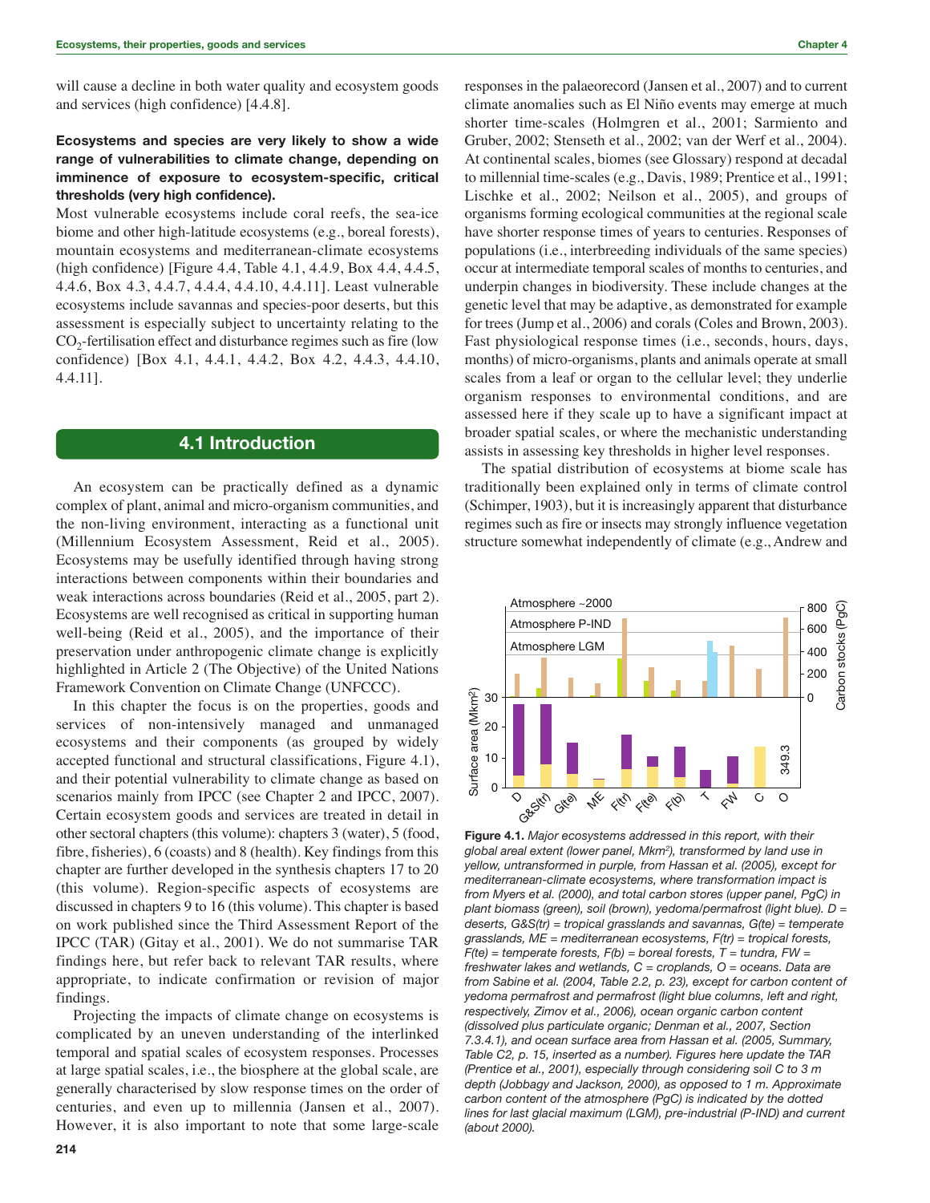will cause a decline in both water quality and ecosystem goods and services (high confidence) [4.4.8].

**Ecosystems and species are very likely to show a wide range of vulnerabilities to climate change, depending on imminence of exposure to ecosystem-specific, critical thresholds (very high confidence).**

Most vulnerable ecosystems include coral reefs, the sea-ice biome and other high-latitude ecosystems (e.g., boreal forests), mountain ecosystems and mediterranean-climate ecosystems (high confidence) [Figure 4.4, Table 4.1, 4.4.9, Box 4.4, 4.4.5, 4.4.6, Box 4.3, 4.4.7, 4.4.4, 4.4.10, 4.4.11]. Least vulnerable ecosystems include savannas and species-poor deserts, but this assessment is especially subject to uncertainty relating to the $CO_2$-fertilisation effect and disturbance regimes such as fire (low confidence) [Box 4.1, 4.4.1, 4.4.2, Box 4.2, 4.4.3, 4.4.10, 4.4.11].

## 4.1 Introduction

An ecosystem can be practically defined as a dynamic complex of plant, animal and micro-organism communities, and the non-living environment, interacting as a functional unit (Millennium Ecosystem Assessment, Reid et al., 2005). Ecosystems may be usefully identified through having strong interactions between components within their boundaries and weak interactions across boundaries (Reid et al., 2005, part 2). Ecosystems are well recognised as critical in supporting human well-being (Reid et al., 2005), and the importance of their preservation under anthropogenic climate change is explicitly highlighted in Article 2 (The Objective) of the United Nations Framework Convention on Climate Change (UNFCCC).

In this chapter the focus is on the properties, goods and services of non-intensively managed and unmanaged ecosystems and their components (as grouped by widely accepted functional and structural classifications, Figure 4.1), and their potential vulnerability to climate change as based on scenarios mainly from IPCC (see Chapter 2 and IPCC, 2007). Certain ecosystem goods and services are treated in detail in other sectoral chapters (this volume): chapters 3 (water), 5 (food, fibre, fisheries), 6 (coasts) and 8 (health). Key findings from this chapter are further developed in the synthesis chapters 17 to 20 (this volume). Region-specific aspects of ecosystems are discussed in chapters 9 to 16 (this volume). This chapter is based on work published since the Third Assessment Report of the IPCC (TAR) (Gitay et al., 2001). We do not summarise TAR findings here, but refer back to relevant TAR results, where appropriate, to indicate confirmation or revision of major findings.

Projecting the impacts of climate change on ecosystems is complicated by an uneven understanding of the interlinked temporal and spatial scales of ecosystem responses. Processes at large spatial scales, i.e., the biosphere at the global scale, are generally characterised by slow response times on the order of centuries, and even up to millennia (Jansen et al., 2007). However, it is also important to note that some large-scale responses in the palaeorecord (Jansen et al., 2007) and to current climate anomalies such as El Niño events may emerge at much shorter time-scales (Holmgren et al., 2001; Sarmiento and Gruber, 2002; Stenseth et al., 2002; van der Werf et al., 2004). At continental scales, biomes (see Glossary) respond at decadal to millennial time-scales (e.g., Davis, 1989; Prentice et al., 1991; Lischke et al., 2002; Neilson et al., 2005), and groups of organisms forming ecological communities at the regional scale have shorter response times of years to centuries. Responses of populations (i.e., interbreeding individuals of the same species) occur at intermediate temporal scales of months to centuries, and underpin changes in biodiversity. These include changes at the genetic level that may be adaptive, as demonstrated for example for trees (Jump et al., 2006) and corals (Coles and Brown, 2003). Fast physiological response times (i.e., seconds, hours, days, months) of micro-organisms, plants and animals operate at small scales from a leaf or organ to the cellular level; they underlie organism responses to environmental conditions, and are assessed here if they scale up to have a significant impact at broader spatial scales, or where the mechanistic understanding assists in assessing key thresholds in higher level responses.

The spatial distribution of ecosystems at biome scale has traditionally been explained only in terms of climate control (Schimper, 1903), but it is increasingly apparent that disturbance regimes such as fire or insects may strongly influence vegetation structure somewhat independently of climate (e.g., Andrew and

Atmosphere ~2000
Atmosphere P-IND
Atmosphere LGM
800
600
400
200
0
Carbon stocks (PgC)
30
20
10
0
Surface area (Mkm²)
349.3
D G&S(tr) G(te) ME F(tr) F(te) F(b) T FW C O

**Figure 4.1.** *Major ecosystems addressed in this report, with their global areal extent (lower panel, Mkm²), transformed by land use in yellow, untransformed in purple, from Hassan et al. (2005), except for mediterranean-climate ecosystems, where transformation impact is from Myers et al. (2000), and total carbon stores (upper panel, PgC) in plant biomass (green), soil (brown), yedoma/permafrost (light blue). D = deserts, G&S(tr) = tropical grasslands and savannas, G(te) = temperate grasslands, ME = mediterranean ecosystems, F(tr) = tropical forests, F(te) = temperate forests, F(b) = boreal forests, T = tundra, FW = freshwater lakes and wetlands, C = croplands, O = oceans. Data are from Sabine et al. (2004, Table 2.2, p. 23), except for carbon content of yedoma permafrost and permafrost (light blue columns, left and right, respectively, Zimov et al., 2006), ocean surface organic carbon content (dissolved plus particulate organic; Denman et al., 2007, Section 7.3.4.1), and ocean surface area from Hassan et al. (2005, Summary, Table C2, p. 15, inserted as a number). Figures here update the TAR (Prentice et al., 2001), especially through considering soil C to 3 m depth (Jobbagy and Jackson, 2000), as opposed to 1 m. Approximate carbon content of the atmosphere (PgC) is indicated by the dotted lines for last glacial maximum (LGM), pre-industrial (P-IND) and current (about 2000).*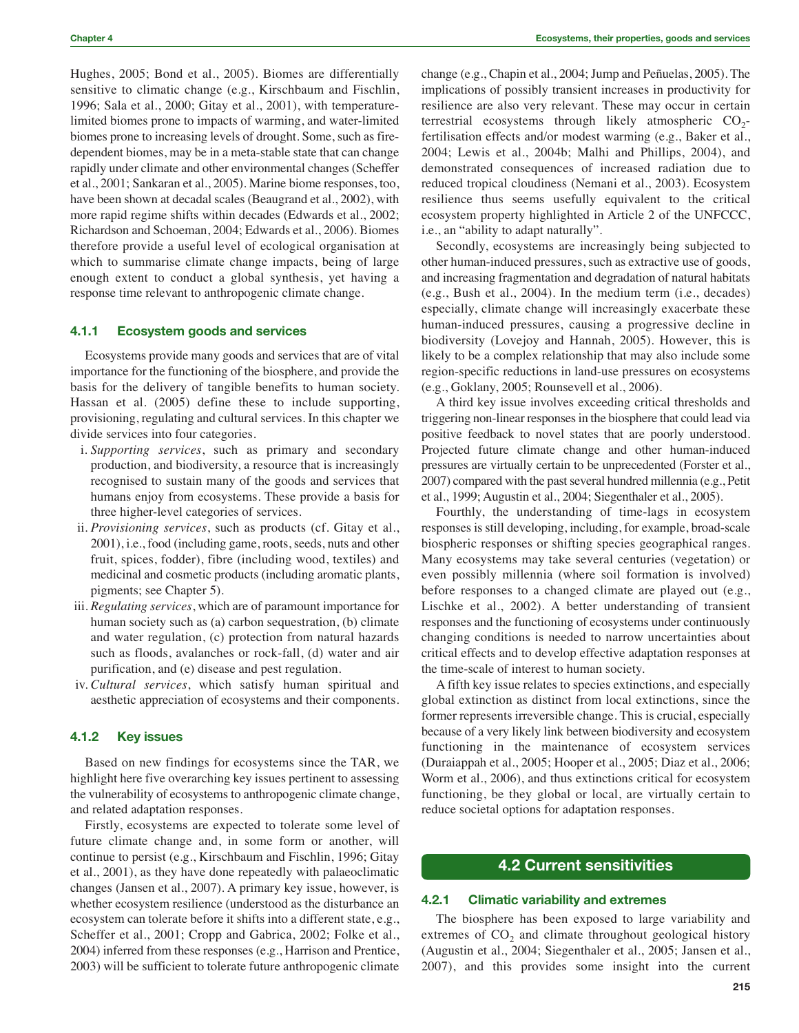Hughes, 2005; Bond et al., 2005). Biomes are differentially sensitive to climatic change (e.g., Kirschbaum and Fischlin, 1996; Sala et al., 2000; Gitay et al., 2001), with temperature-limited biomes prone to impacts of warming, and water-limited biomes prone to increasing levels of drought. Some, such as fire-dependent biomes, may be in a meta-stable state that can change rapidly under climate and other environmental changes (Scheffer et al., 2001; Sankaran et al., 2005). Marine biome responses, too, have been shown at decadal scales (Beaugrand et al., 2002), with more rapid regime shifts within decades (Edwards et al., 2002; Richardson and Schoeman, 2004; Edwards et al., 2006). Biomes therefore provide a useful level of ecological organisation at which to summarise climate change impacts, being of large enough extent to conduct a global synthesis, yet having a response time relevant to anthropogenic climate change.

### 4.1.1 Ecosystem goods and services

Ecosystems provide many goods and services that are of vital importance for the functioning of the biosphere, and provide the basis for the delivery of tangible benefits to human society. Hassan et al. (2005) define these to include supporting, provisioning, regulating and cultural services. In this chapter we divide services into four categories.

i. *Supporting services*, such as primary and secondary production, and biodiversity, a resource that is increasingly recognised to sustain many of the goods and services that humans enjoy from ecosystems. These provide a basis for three higher-level categories of services.
ii. *Provisioning services*, such as products (cf. Gitay et al., 2001), i.e., food (including game, roots, seeds, nuts and other fruit, spices, fodder), fibre (including wood, textiles) and medicinal and cosmetic products (including aromatic plants, pigments; see Chapter 5).
iii. *Regulating services*, which are of paramount importance for human society such as (a) carbon sequestration, (b) climate and water regulation, (c) protection from natural hazards such as floods, avalanches or rock-fall, (d) water and air purification, and (e) disease and pest regulation.
iv. *Cultural services*, which satisfy human spiritual and aesthetic appreciation of ecosystems and their components.

### 4.1.2 Key issues

Based on new findings for ecosystems since the TAR, we highlight here five overarching key issues pertinent to assessing the vulnerability of ecosystems to anthropogenic climate change, and related adaptation responses.

Firstly, ecosystems are expected to tolerate some level of future climate change and, in some form or another, will continue to persist (e.g., Kirschbaum and Fischlin, 1996; Gitay et al., 2001), as they have done repeatedly with palaeoclimatic changes (Jansen et al., 2007). A primary key issue, however, is whether ecosystem resilience (understood as the disturbance an ecosystem can tolerate before it shifts into a different state, e.g., Scheffer et al., 2001; Cropp and Gabrica, 2002; Folke et al., 2004) inferred from these responses (e.g., Harrison and Prentice, 2003) will be sufficient to tolerate future anthropogenic climate change (e.g., Chapin et al., 2004; Jump and Peñuelas, 2005). The implications of possibly transient increases in productivity for resilience are also very relevant. These may occur in certain terrestrial ecosystems through likely atmospheric $CO_2$-fertilisation effects and/or modest warming (e.g., Baker et al., 2004; Lewis et al., 2004b; Malhi and Phillips, 2004), and demonstrated consequences of increased radiation due to reduced tropical cloudiness (Nemani et al., 2003). Ecosystem resilience thus seems usefully equivalent to the critical ecosystem property highlighted in Article 2 of the UNFCCC, i.e., an "ability to adapt naturally".

Secondly, ecosystems are increasingly being subjected to other human-induced pressures, such as extractive use of goods, and increasing fragmentation and degradation of natural habitats (e.g., Bush et al., 2004). In the medium term (i.e., decades) especially, climate change will increasingly exacerbate these human-induced pressures, causing a progressive decline in biodiversity (Lovejoy and Hannah, 2005). However, this is likely to be a complex relationship that may also include some region-specific reductions in land-use pressures on ecosystems (e.g., Goklany, 2005; Rounsevell et al., 2006).

A third key issue involves exceeding critical thresholds and triggering non-linear responses in the biosphere that could lead via positive feedback to novel states that are poorly understood. Projected future climate change and other human-induced pressures are virtually certain to be unprecedented (Forster et al., 2007) compared with the past several hundred millennia (e.g., Petit et al., 1999; Augustin et al., 2004; Siegenthaler et al., 2005).

Fourthly, the understanding of time-lags in ecosystem responses is still developing, including, for example, broad-scale biospheric responses or shifting species geographical ranges. Many ecosystems may take several centuries (vegetation) or even possibly millennia (where soil formation is involved) before responses to a changed climate are played out (e.g., Lischke et al., 2002). A better understanding of transient responses and the functioning of ecosystems under continuously changing conditions is needed to narrow uncertainties about critical effects and to develop effective adaptation responses at the time-scale of interest to human society.

A fifth key issue relates to species extinctions, and especially global extinction as distinct from local extinctions, since the former represents irreversible change. This is crucial, especially because of a very likely link between biodiversity and ecosystem functioning in the maintenance of ecosystem services (Duraiappah et al., 2005; Hooper et al., 2005; Diaz et al., 2006; Worm et al., 2006), and thus extinctions critical for ecosystem functioning, be they global or local, are virtually certain to reduce societal options for adaptation responses.

## 4.2 Current sensitivities

### 4.2.1 Climatic variability and extremes

The biosphere has been exposed to large variability and extremes of $CO_2$ and climate throughout geological history (Augustin et al., 2004; Siegenthaler et al., 2005; Jansen et al., 2007), and this provides some insight into the current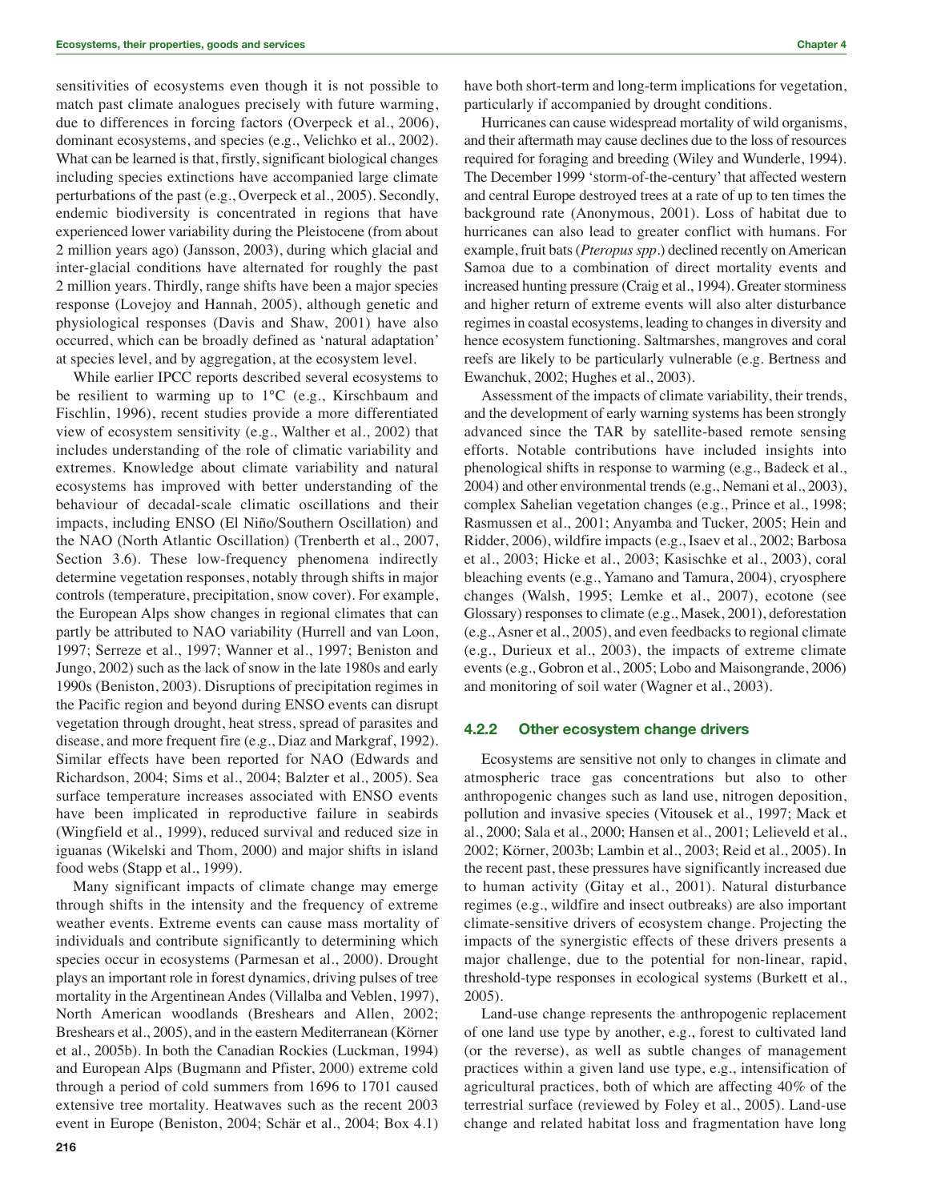sensitivities of ecosystems even though it is not possible to match past climate analogues precisely with future warming, due to differences in forcing factors (Overpeck et al., 2006), dominant ecosystems, and species (e.g., Velichko et al., 2002). What can be learned is that, firstly, significant biological changes including species extinctions have accompanied large climate perturbations of the past (e.g., Overpeck et al., 2005). Secondly, endemic biodiversity is concentrated in regions that have experienced lower variability during the Pleistocene (from about 2 million years ago) (Jansson, 2003), during which glacial and inter-glacial conditions have alternated for roughly the past 2 million years. Thirdly, range shifts have been a major species response (Lovejoy and Hannah, 2005), although genetic and physiological responses (Davis and Shaw, 2001) have also occurred, which can be broadly defined as 'natural adaptation' at species level, and by aggregation, at the ecosystem level.

While earlier IPCC reports described several ecosystems to be resilient to warming up to 1°C (e.g., Kirschbaum and Fischlin, 1996), recent studies provide a more differentiated view of ecosystem sensitivity (e.g., Walther et al., 2002) that includes understanding of the role of climatic variability and extremes. Knowledge about climate variability and natural ecosystems has improved with better understanding of the behaviour of decadal-scale climatic oscillations and their impacts, including ENSO (El Niño/Southern Oscillation) and the NAO (North Atlantic Oscillation) (Trenberth et al., 2007, Section 3.6). These low-frequency phenomena indirectly determine vegetation responses, notably through shifts in major controls (temperature, precipitation, snow cover). For example, the European Alps show changes in regional climates that can partly be attributed to NAO variability (Hurrell and van Loon, 1997; Serreze et al., 1997; Wanner et al., 1997; Beniston and Jungo, 2002) such as the lack of snow in the late 1980s and early 1990s (Beniston, 2003). Disruptions of precipitation regimes in the Pacific region and beyond during ENSO events can disrupt vegetation through drought, heat stress, spread of parasites and disease, and more frequent fire (e.g., Diaz and Markgraf, 1992). Similar effects have been reported for NAO (Edwards and Richardson, 2004; Sims et al., 2004; Balzter et al., 2005). Sea surface temperature increases associated with ENSO events have been implicated in reproductive failure in seabirds (Wingfield et al., 1999), reduced survival and reduced size in iguanas (Wikelski and Thom, 2000) and major shifts in island food webs (Stapp et al., 1999).

Many significant impacts of climate change may emerge through shifts in the intensity and the frequency of extreme weather events. Extreme events can cause mass mortality of individuals and contribute significantly to determining which species occur in ecosystems (Parmesan et al., 2000). Drought plays an important role in forest dynamics, driving pulses of tree mortality in the Argentinean Andes (Villalba and Veblen, 1997), North American woodlands (Breshears and Allen, 2002; Breshears et al., 2005), and in the eastern Mediterranean (Körner et al., 2005b). In both the Canadian Rockies (Luckman, 1994) and European Alps (Bugmann and Pfister, 2000) extreme cold through a period of cold summers from 1696 to 1701 caused extensive tree mortality. Heatwaves such as the recent 2003 event in Europe (Beniston, 2004; Schär et al., 2004; Box 4.1) have both short-term and long-term implications for vegetation, particularly if accompanied by drought conditions.

Hurricanes can cause widespread mortality of wild organisms, and their aftermath may cause declines due to the loss of resources required for foraging and breeding (Wiley and Wunderle, 1994). The December 1999 'storm-of-the-century' that affected western and central Europe destroyed trees at a rate of up to ten times the background rate (Anonymous, 2001). Loss of habitat due to hurricanes can also lead to greater conflict with humans. For example, fruit bats (*Pteropus spp*.) declined recently on American Samoa due to a combination of direct mortality events and increased hunting pressure (Craig et al., 1994). Greater storminess and higher return of extreme events will also alter disturbance regimes in coastal ecosystems, leading to changes in diversity and hence ecosystem functioning. Saltmarshes, mangroves and coral reefs are likely to be particularly vulnerable (e.g. Bertness and Ewanchuk, 2002; Hughes et al., 2003).

Assessment of the impacts of climate variability, their trends, and the development of early warning systems has been strongly advanced since the TAR by satellite-based remote sensing efforts. Notable contributions have included insights into phenological shifts in response to warming (e.g., Badeck et al., 2004) and other environmental trends (e.g., Nemani et al., 2003), complex Sahelian vegetation changes (e.g., Prince et al., 1998; Rasmussen et al., 2001; Anyamba and Tucker, 2005; Hein and Ridder, 2006), wildfire impacts (e.g., Isaev et al., 2002; Barbosa et al., 2003; Hicke et al., 2003; Kasischke et al., 2003), coral bleaching events (e.g., Yamano and Tamura, 2004), cryosphere changes (Walsh, 1995; Lemke et al., 2007), ecotone (see Glossary) responses to climate (e.g., Masek, 2001), deforestation (e.g., Asner et al., 2005), and even feedbacks to regional climate (e.g., Durieux et al., 2003), the impacts of extreme climate events (e.g., Gobron et al., 2005; Lobo and Maisongrande, 2006) and monitoring of soil water (Wagner et al., 2003).

### 4.2.2 Other ecosystem change drivers

Ecosystems are sensitive not only to changes in climate and atmospheric trace gas concentrations but also to other anthropogenic changes such as land use, nitrogen deposition, pollution and invasive species (Vitousek et al., 1997; Mack et al., 2000; Sala et al., 2000; Hansen et al., 2001; Lelieveld et al., 2002; Körner, 2003b; Lambin et al., 2003; Reid et al., 2005). In the recent past, these pressures have significantly increased due to human activity (Gitay et al., 2001). Natural disturbance regimes (e.g., wildfire and insect outbreaks) are also important climate-sensitive drivers of ecosystem change. Projecting the impacts of the synergistic effects of these drivers presents a major challenge, due to the potential for non-linear, rapid, threshold-type responses in ecological systems (Burkett et al., 2005).

Land-use change represents the anthropogenic replacement of one land use type by another, e.g., forest to cultivated land (or the reverse), as well as subtle changes of management practices within a given land use type, e.g., intensification of agricultural practices, both of which are affecting 40% of the terrestrial surface (reviewed by Foley et al., 2005). Land-use change and related habitat loss and fragmentation have long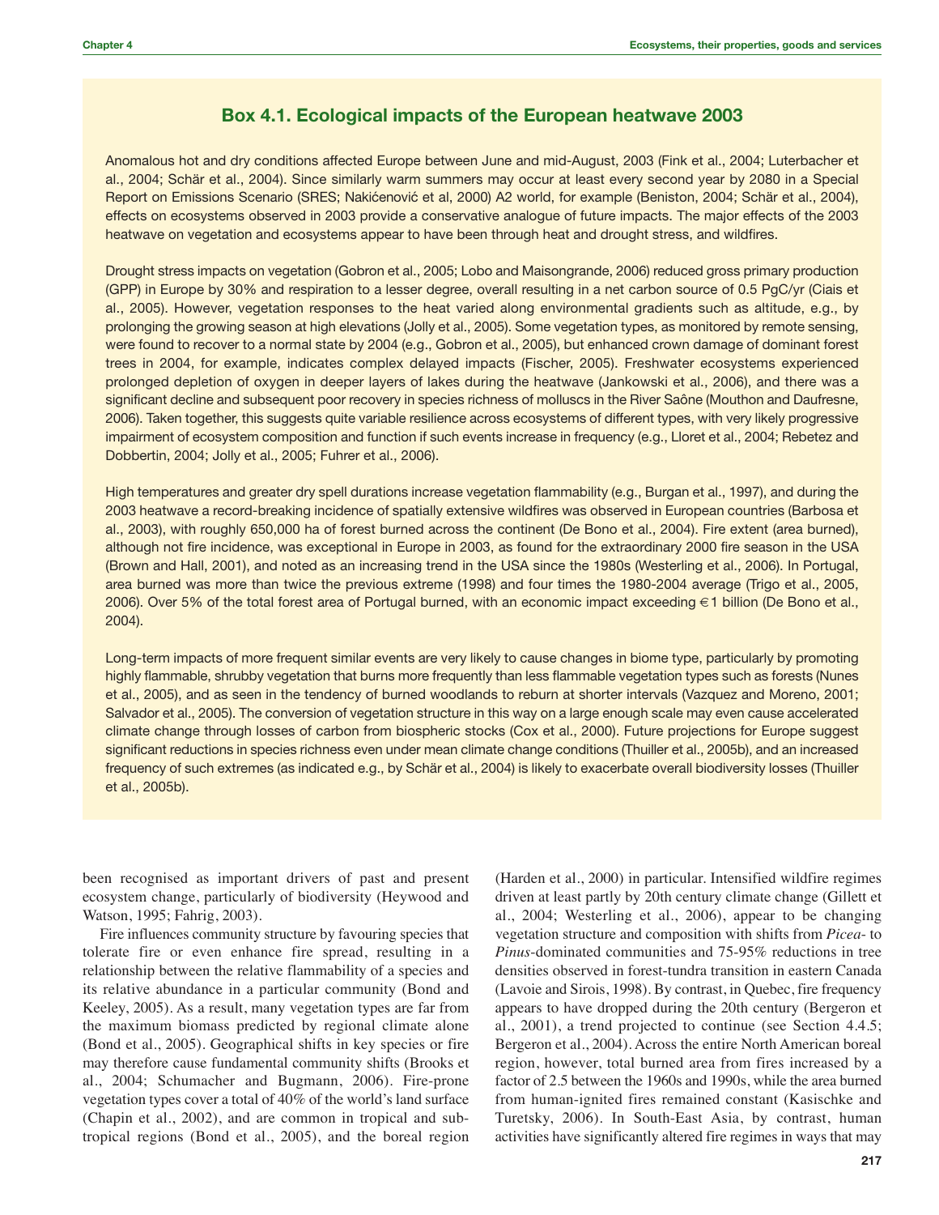## Box 4.1. Ecological impacts of the European heatwave 2003

Anomalous hot and dry conditions affected Europe between June and mid-August, 2003 (Fink et al., 2004; Luterbacher et al., 2004; Schär et al., 2004). Since similarly warm summers may occur at least every second year by 2080 in a Special Report on Emissions Scenario (SRES; Nakićenović et al, 2000) A2 world, for example (Beniston, 2004; Schär et al., 2004), effects on ecosystems observed in 2003 provide a conservative analogue of future impacts. The major effects of the 2003 heatwave on vegetation and ecosystems appear to have been through heat and drought stress, and wildfires.

Drought stress impacts on vegetation (Gobron et al., 2005; Lobo and Maisongrande, 2006) reduced gross primary production (GPP) in Europe by 30% and respiration to a lesser degree, overall resulting in a net carbon source of 0.5 PgC/yr (Ciais et al., 2005). However, vegetation responses to the heat varied along environmental gradients such as altitude, e.g., by prolonging the growing season at high elevations (Jolly et al., 2005). Some vegetation types, as monitored by remote sensing, were found to recover to a normal state by 2004 (e.g., Gobron et al., 2005), but enhanced crown damage of dominant forest trees in 2004, for example, indicates complex delayed impacts (Fischer, 2005). Freshwater ecosystems experienced prolonged depletion of oxygen in deeper layers of lakes during the heatwave (Jankowski et al., 2006), and there was a significant decline and subsequent poor recovery in species richness of molluscs in the River Saône (Mouthon and Daufresne, 2006). Taken together, this suggests quite variable resilience across ecosystems of different types, with very likely progressive impairment of ecosystem composition and function if such events increase in frequency (e.g., Lloret et al., 2004; Rebetez and Dobbertin, 2004; Jolly et al., 2005; Fuhrer et al., 2006).

High temperatures and greater dry spell durations increase vegetation flammability (e.g., Burgan et al., 1997), and during the 2003 heatwave a record-breaking incidence of spatially extensive wildfires was observed in European countries (Barbosa et al., 2003), with roughly 650,000 ha of forest burned across the continent (De Bono et al., 2004). Fire extent (area burned), although not fire incidence, was exceptional in Europe in 2003, as found for the extraordinary 2000 fire season in the USA (Brown and Hall, 2001), and noted as an increasing trend in the USA since the 1980s (Westerling et al., 2006). In Portugal, area burned was more than twice the previous extreme (1998) and four times the 1980-2004 average (Trigo et al., 2005, 2006). Over 5% of the total forest area of Portugal burned, with an economic impact exceeding €1 billion (De Bono et al., 2004).

Long-term impacts of more frequent similar events are very likely to cause changes in biome type, particularly by promoting highly flammable, shrubby vegetation that burns more frequently than less flammable vegetation types such as forests (Nunes et al., 2005), and as seen in the tendency of burned woodlands to reburn at shorter intervals (Vazquez and Moreno, 2001; Salvador et al., 2005). The conversion of vegetation structure in this way on a large enough scale may even cause accelerated climate change through losses of carbon from biospheric stocks (Cox et al., 2000). Future projections for Europe suggest significant reductions in species richness even under mean climate change conditions (Thuiller et al., 2005b), and an increased frequency of such extremes (as indicated e.g., by Schär et al., 2004) is likely to exacerbate overall biodiversity losses (Thuiller et al., 2005b).

---

been recognised as important drivers of past and present ecosystem change, particularly of biodiversity (Heywood and Watson, 1995; Fahrig, 2003).

Fire influences community structure by favouring species that tolerate fire or even enhance fire spread, resulting in a relationship between the relative flammability of a species and its relative abundance in a particular community (Bond and Keeley, 2005). As a result, many vegetation types are far from the maximum biomass predicted by regional climate alone (Bond et al., 2005). Geographical shifts in key species or fire may therefore cause fundamental community shifts (Brooks et al., 2004; Schumacher and Bugmann, 2006). Fire-prone vegetation types cover a total of 40% of the world's land surface (Chapin et al., 2002), and are common in tropical and sub-tropical regions (Bond et al., 2005), and the boreal region (Harden et al., 2000) in particular. Intensified wildfire regimes driven at least partly by 20th century climate change (Gillett et al., 2004; Westerling et al., 2006), appear to be changing vegetation structure and composition with shifts from *Picea-* to *Pinus*-dominated communities and 75-95% reductions in tree densities observed in forest-tundra transition in eastern Canada (Lavoie and Sirois, 1998). By contrast, in Quebec, fire frequency appears to have dropped during the 20th century (Bergeron et al., 2001), a trend projected to continue (see Section 4.4.5; Bergeron et al., 2004). Across the entire North American boreal region, however, total burned area from fires increased by a factor of 2.5 between the 1960s and 1990s, while the area burned from human-ignited fires remained constant (Kasischke and Turetsky, 2006). In South-East Asia, by contrast, human activities have significantly altered fire regimes in ways that may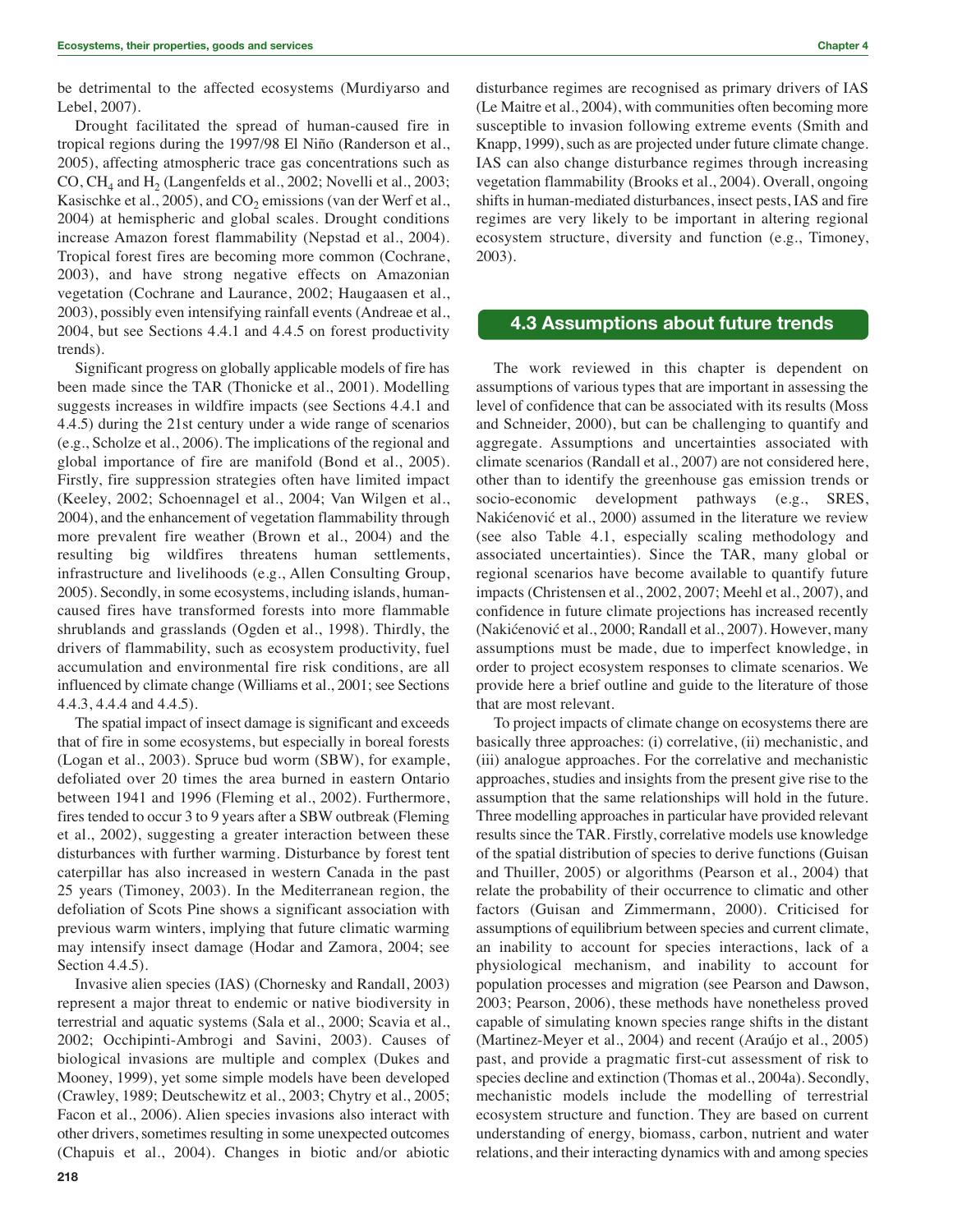be detrimental to the affected ecosystems (Murdiyarso and Lebel, 2007).

Drought facilitated the spread of human-caused fire in tropical regions during the 1997/98 El Niño (Randerson et al., 2005), affecting atmospheric trace gas concentrations such as CO, $CH_4$ and $H_2$ (Langenfelds et al., 2002; Novelli et al., 2003; Kasischke et al., 2005), and $CO_2$ emissions (van der Werf et al., 2004) at hemispheric and global scales. Drought conditions increase Amazon forest flammability (Nepstad et al., 2004). Tropical forest fires are becoming more common (Cochrane, 2003), and have strong negative effects on Amazonian vegetation (Cochrane and Laurance, 2002; Haugaasen et al., 2003), possibly even intensifying rainfall events (Andreae et al., 2004, but see Sections 4.4.1 and 4.4.5 on forest productivity trends).

Significant progress on globally applicable models of fire has been made since the TAR (Thonicke et al., 2001). Modelling suggests increases in wildfire impacts (see Sections 4.4.1 and 4.4.5) during the 21st century under a wide range of scenarios (e.g., Scholze et al., 2006). The implications of the regional and global importance of fire are manifold (Bond et al., 2005). Firstly, fire suppression strategies often have limited impact (Keeley, 2002; Schoennagel et al., 2004; Van Wilgen et al., 2004), and the enhancement of vegetation flammability through more prevalent fire weather (Brown et al., 2004) and the resulting big wildfires threatens human settlements, infrastructure and livelihoods (e.g., Allen Consulting Group, 2005). Secondly, in some ecosystems, including islands, human-caused fires have transformed forests into more flammable shrublands and grasslands (Ogden et al., 1998). Thirdly, the drivers of flammability, such as ecosystem productivity, fuel accumulation and environmental fire risk conditions, are all influenced by climate change (Williams et al., 2001; see Sections 4.4.3, 4.4.4 and 4.4.5).

The spatial impact of insect damage is significant and exceeds that of fire in some ecosystems, but especially in boreal forests (Logan et al., 2003). Spruce bud worm (SBW), for example, defoliated over 20 times the area burned in eastern Ontario between 1941 and 1996 (Fleming et al., 2002). Furthermore, fires tended to occur 3 to 9 years after a SBW outbreak (Fleming et al., 2002), suggesting a greater interaction between these disturbances with further warming. Disturbance by forest tent caterpillar has also increased in western Canada in the past 25 years (Timoney, 2003). In the Mediterranean region, the defoliation of Scots Pine shows a significant association with previous warm winters, implying that future climatic warming may intensify insect damage (Hodar and Zamora, 2004; see Section 4.4.5).

Invasive alien species (IAS) (Chornesky and Randall, 2003) represent a major threat to endemic or native biodiversity in terrestrial and aquatic systems (Sala et al., 2000; Scavia et al., 2002; Occhipinti-Ambrogi and Savini, 2003). Causes of biological invasions are multiple and complex (Dukes and Mooney, 1999), yet some simple models have been developed (Crawley, 1989; Deutschewitz et al., 2003; Chytry et al., 2005; Facon et al., 2006). Alien species invasions also interact with other drivers, sometimes resulting in some unexpected outcomes (Chapuis et al., 2004). Changes in biotic and/or abiotic disturbance regimes are recognised as primary drivers of IAS (Le Maitre et al., 2004), with communities often becoming more susceptible to invasion following extreme events (Smith and Knapp, 1999), such as are projected under future climate change. IAS can also change disturbance regimes through increasing vegetation flammability (Brooks et al., 2004). Overall, ongoing shifts in human-mediated disturbances, insect pests, IAS and fire regimes are very likely to be important in altering regional ecosystem structure, diversity and function (e.g., Timoney, 2003).

## 4.3 Assumptions about future trends

The work reviewed in this chapter is dependent on assumptions of various types that are important in assessing the level of confidence that can be associated with its results (Moss and Schneider, 2000), but can be challenging to quantify and aggregate. Assumptions and uncertainties associated with climate scenarios (Randall et al., 2007) are not considered here, other than to identify the greenhouse gas emission trends or socio-economic development pathways (e.g., SRES, Nakićenović et al., 2000) assumed in the literature we review (see also Table 4.1, especially scaling methodology and associated uncertainties). Since the TAR, many global or regional scenarios have become available to quantify future impacts (Christensen et al., 2002, 2007; Meehl et al., 2007), and confidence in future climate projections has increased recently (Nakićenović et al., 2000; Randall et al., 2007). However, many assumptions must be made, due to imperfect knowledge, in order to project ecosystem responses to climate scenarios. We provide here a brief outline and guide to the literature of those that are most relevant.

To project impacts of climate change on ecosystems there are basically three approaches: (i) correlative, (ii) mechanistic, and (iii) analogue approaches. For the correlative and mechanistic approaches, studies and insights from the present give rise to the assumption that the same relationships will hold in the future. Three modelling approaches in particular have provided relevant results since the TAR. Firstly, correlative models use knowledge of the spatial distribution of species to derive functions (Guisan and Thuiller, 2005) or algorithms (Pearson et al., 2004) that relate the probability of their occurrence to climatic and other factors (Guisan and Zimmermann, 2000). Criticised for assumptions of equilibrium between species and current climate, an inability to account for species interactions, lack of a physiological mechanism, and inability to account for population processes and migration (see Pearson and Dawson, 2003; Pearson, 2006), these methods have nonetheless proved capable of simulating known species range shifts in the distant (Martinez-Meyer et al., 2004) and recent (Araújo et al., 2005) past, and provide a pragmatic first-cut assessment of risk to species decline and extinction (Thomas et al., 2004a). Secondly, mechanistic models include the modelling of terrestrial ecosystem structure and function. They are based on current understanding of energy, biomass, carbon, nutrient and water relations, and their interacting dynamics with and among species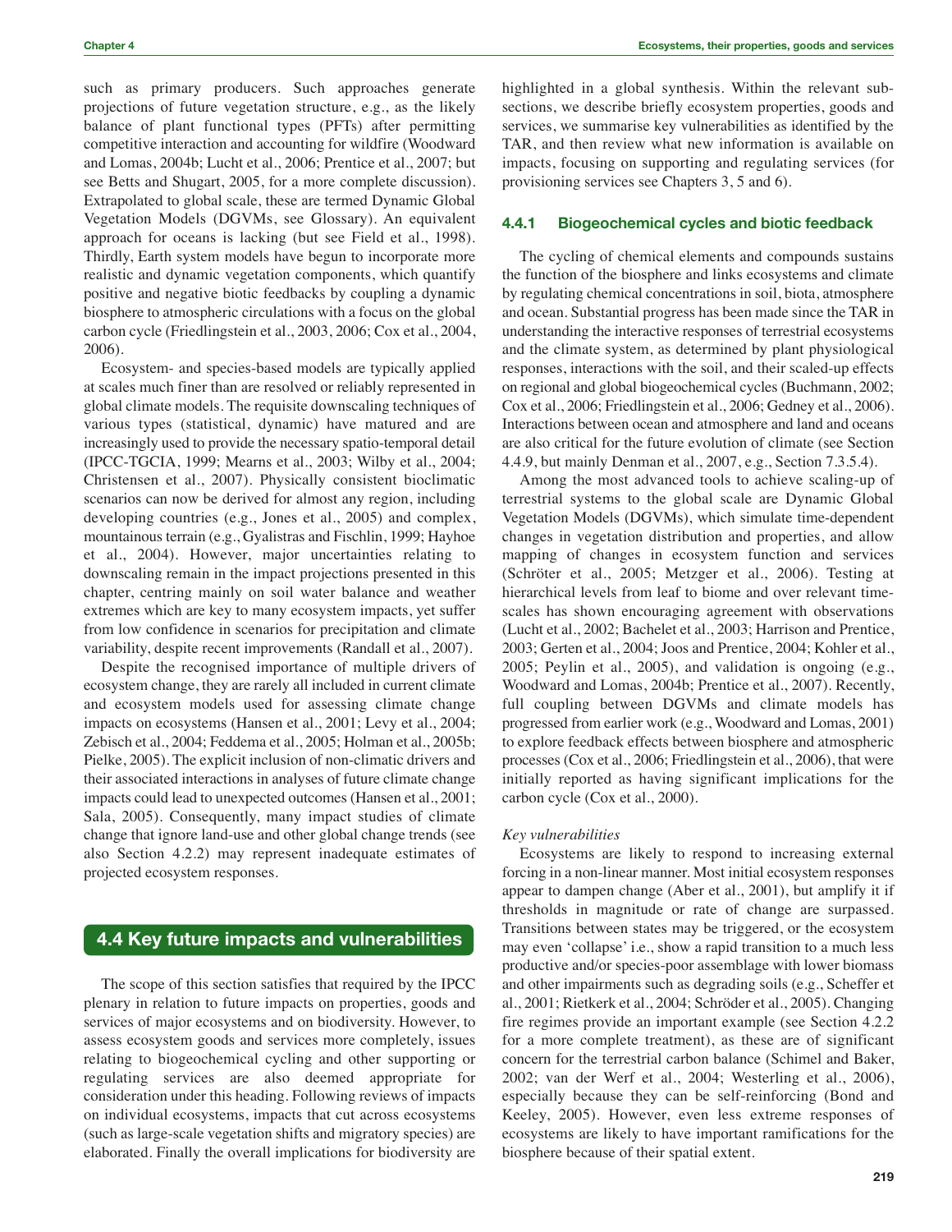such as primary producers. Such approaches generate projections of future vegetation structure, e.g., as the likely balance of plant functional types (PFTs) after permitting competitive interaction and accounting for wildfire (Woodward and Lomas, 2004b; Lucht et al., 2006; Prentice et al., 2007; but see Betts and Shugart, 2005, for a more complete discussion). Extrapolated to global scale, these are termed Dynamic Global Vegetation Models (DGVMs, see Glossary). An equivalent approach for oceans is lacking (but see Field et al., 1998). Thirdly, Earth system models have begun to incorporate more realistic and dynamic vegetation components, which quantify positive and negative biotic feedbacks by coupling a dynamic biosphere to atmospheric circulations with a focus on the global carbon cycle (Friedlingstein et al., 2003, 2006; Cox et al., 2004, 2006).

Ecosystem- and species-based models are typically applied at scales much finer than are resolved or reliably represented in global climate models. The requisite downscaling techniques of various types (statistical, dynamic) have matured and are increasingly used to provide the necessary spatio-temporal detail (IPCC-TGCIA, 1999; Mearns et al., 2003; Wilby et al., 2004; Christensen et al., 2007). Physically consistent bioclimatic scenarios can now be derived for almost any region, including developing countries (e.g., Jones et al., 2005) and complex, mountainous terrain (e.g., Gyalistras and Fischlin, 1999; Hayhoe et al., 2004). However, major uncertainties relating to downscaling remain in the impact projections presented in this chapter, centring mainly on soil water balance and weather extremes which are key to many ecosystem impacts, yet suffer from low confidence in scenarios for precipitation and climate variability, despite recent improvements (Randall et al., 2007).

Despite the recognised importance of multiple drivers of ecosystem change, they are rarely all included in current climate and ecosystem models used for assessing climate change impacts on ecosystems (Hansen et al., 2001; Levy et al., 2004; Zebisch et al., 2004; Feddema et al., 2005; Holman et al., 2005b; Pielke, 2005). The explicit inclusion of non-climatic drivers and their associated interactions in analyses of future climate change impacts could lead to unexpected outcomes (Hansen et al., 2001; Sala, 2005). Consequently, many impact studies of climate change that ignore land-use and other global change trends (see also Section 4.2.2) may represent inadequate estimates of projected ecosystem responses.

## 4.4 Key future impacts and vulnerabilities

The scope of this section satisfies that required by the IPCC plenary in relation to future impacts on properties, goods and services of major ecosystems and on biodiversity. However, to assess ecosystem goods and services more completely, issues relating to biogeochemical cycling and other supporting or regulating services are also deemed appropriate for consideration under this heading. Following reviews of impacts on individual ecosystems, impacts that cut across ecosystems (such as large-scale vegetation shifts and migratory species) are elaborated. Finally the overall implications for biodiversity are highlighted in a global synthesis. Within the relevant sub-sections, we describe briefly ecosystem properties, goods and services, we summarise key vulnerabilities as identified by the TAR, and then review what new information is available on impacts, focusing on supporting and regulating services (for provisioning services see Chapters 3, 5 and 6).

### 4.4.1 Biogeochemical cycles and biotic feedback

The cycling of chemical elements and compounds sustains the function of the biosphere and links ecosystems and climate by regulating chemical concentrations in soil, biota, atmosphere and ocean. Substantial progress has been made since the TAR in understanding the interactive responses of terrestrial ecosystems and the climate system, as determined by plant physiological responses, interactions with the soil, and their scaled-up effects on regional and global biogeochemical cycles (Buchmann, 2002; Cox et al., 2006; Friedlingstein et al., 2006; Gedney et al., 2006). Interactions between ocean and atmosphere and land and oceans are also critical for the future evolution of climate (see Section 4.4.9, but mainly Denman et al., 2007, e.g., Section 7.3.5.4).

Among the most advanced tools to achieve scaling-up of terrestrial systems to the global scale are Dynamic Global Vegetation Models (DGVMs), which simulate time-dependent changes in vegetation distribution and properties, and allow mapping of changes in ecosystem function and services (Schröter et al., 2005; Metzger et al., 2006). Testing at hierarchical levels from leaf to biome and over relevant time-scales has shown encouraging agreement with observations (Lucht et al., 2002; Bachelet et al., 2003; Harrison and Prentice, 2003; Gerten et al., 2004; Joos and Prentice, 2004; Kohler et al., 2005; Peylin et al., 2005), and validation is ongoing (e.g., Woodward and Lomas, 2004b; Prentice et al., 2007). Recently, full coupling between DGVMs and climate models has progressed from earlier work (e.g., Woodward and Lomas, 2001) to explore feedback effects between biosphere and atmospheric processes (Cox et al., 2006; Friedlingstein et al., 2006), that were initially reported as having significant implications for the carbon cycle (Cox et al., 2000).

*Key vulnerabilities*

Ecosystems are likely to respond to increasing external forcing in a non-linear manner. Most initial ecosystem responses appear to dampen change (Aber et al., 2001), but amplify it if thresholds in magnitude or rate of change are surpassed. Transitions between states may be triggered, or the ecosystem may even 'collapse' i.e., show a rapid transition to a much less productive and/or species-poor assemblage with lower biomass and other impairments such as degrading soils (e.g., Scheffer et al., 2001; Rietkerk et al., 2004; Schröder et al., 2005). Changing fire regimes provide an important example (see Section 4.2.2 for a more complete treatment), as these are of significant concern for the terrestrial carbon balance (Schimel and Baker, 2002; van der Werf et al., 2004; Westerling et al., 2006), especially because they can be self-reinforcing (Bond and Keeley, 2005). However, even less extreme responses of ecosystems are likely to have important ramifications for the biosphere because of their spatial extent.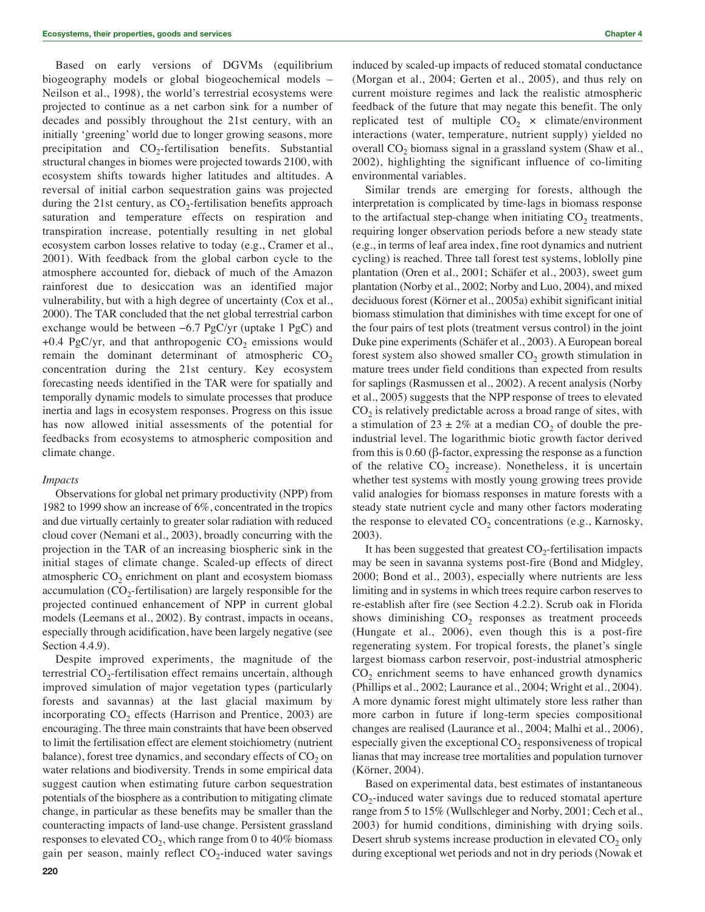Based on early versions of DGVMs (equilibrium biogeography models or global biogeochemical models – Neilson et al., 1998), the world's terrestrial ecosystems were projected to continue as a net carbon sink for a number of decades and possibly throughout the 21st century, with an initially 'greening' world due to longer growing seasons, more precipitation and $CO_2$-fertilisation benefits. Substantial structural changes in biomes were projected towards 2100, with ecosystem shifts towards higher latitudes and altitudes. A reversal of initial carbon sequestration gains was projected during the 21st century, as $CO_2$-fertilisation benefits approach saturation and temperature effects on respiration and transpiration increase, potentially resulting in net global ecosystem carbon losses relative to today (e.g., Cramer et al., 2001). With feedback from the global carbon cycle to the atmosphere accounted for, dieback of much of the Amazon rainforest due to desiccation was an identified major vulnerability, but with a high degree of uncertainty (Cox et al., 2000). The TAR concluded that the net global terrestrial carbon exchange would be between −6.7 PgC/yr (uptake 1 PgC) and +0.4 PgC/yr, and that anthropogenic $CO_2$ emissions would remain the dominant determinant of atmospheric $CO_2$ concentration during the 21st century. Key ecosystem forecasting needs identified in the TAR were for spatially and temporally dynamic models to simulate processes that produce inertia and lags in ecosystem responses. Progress on this issue has now allowed initial assessments of the potential for feedbacks from ecosystems to atmospheric composition and climate change.

*Impacts*

Observations for global net primary productivity (NPP) from 1982 to 1999 show an increase of 6%, concentrated in the tropics and due virtually certainly to greater solar radiation with reduced cloud cover (Nemani et al., 2003), broadly concurring with the projection in the TAR of an increasing biospheric sink in the initial stages of climate change. Scaled-up effects of direct atmospheric $CO_2$ enrichment on plant and ecosystem biomass accumulation ($CO_2$-fertilisation) are largely responsible for the projected continued enhancement of NPP in current global models (Leemans et al., 2002). By contrast, impacts in oceans, especially through acidification, have been largely negative (see Section 4.4.9).

Despite improved experiments, the magnitude of the terrestrial $CO_2$-fertilisation effect remains uncertain, although improved simulation of major vegetation types (particularly forests and savannas) at the last glacial maximum by incorporating $CO_2$ effects (Harrison and Prentice, 2003) are encouraging. The three main constraints that have been observed to limit the fertilisation effect are element stoichiometry (nutrient balance), forest tree dynamics, and secondary effects of $CO_2$ on water relations and biodiversity. Trends in some empirical data suggest caution when estimating future carbon sequestration potentials of the biosphere as a contribution to mitigating climate change, in particular as these benefits may be smaller than the counteracting impacts of land-use change. Persistent grassland responses to elevated $CO_2$, which range from 0 to 40% biomass gain per season, mainly reflect $CO_2$-induced water savings induced by scaled-up impacts of reduced stomatal conductance (Morgan et al., 2004; Gerten et al., 2005), and thus rely on current moisture regimes and lack the realistic atmospheric feedback of the future that may negate this benefit. The only replicated test of multiple $CO_2$ × climate/environment interactions (water, temperature, nutrient supply) yielded no overall $CO_2$ biomass signal in a grassland system (Shaw et al., 2002), highlighting the significant influence of co-limiting environmental variables.

Similar trends are emerging for forests, although the interpretation is complicated by time-lags in biomass response to the artifactual step-change when initiating $CO_2$ treatments, requiring longer observation periods before a new steady state (e.g., in terms of leaf area index, fine root dynamics and nutrient cycling) is reached. Three tall forest test systems, loblolly pine plantation (Oren et al., 2001; Schäfer et al., 2003), sweet gum plantation (Norby et al., 2002; Norby and Luo, 2004), and mixed deciduous forest (Körner et al., 2005a) exhibit significant initial biomass stimulation that diminishes with time except for one of the four pairs of test plots (treatment versus control) in the joint Duke pine experiments (Schäfer et al., 2003). A European boreal forest system also showed smaller $CO_2$ growth stimulation in mature trees under field conditions than expected from results for saplings (Rasmussen et al., 2002). A recent analysis (Norby et al., 2005) suggests that the NPP response of trees to elevated $CO_2$ is relatively predictable across a broad range of sites, with a stimulation of 23 ± 2% at a median $CO_2$ of double the pre-industrial level. The logarithmic biotic growth factor derived from this is 0.60 (β-factor, expressing the response as a function of the relative $CO_2$ increase). Nonetheless, it is uncertain whether test systems with mostly young growing trees provide valid analogies for biomass responses in mature forests with a steady state nutrient cycle and many other factors moderating the response to elevated $CO_2$ concentrations (e.g., Karnosky, 2003).

It has been suggested that greatest $CO_2$-fertilisation impacts may be seen in savanna systems post-fire (Bond and Midgley, 2000; Bond et al., 2003), especially where nutrients are less limiting and in systems in which trees require carbon reserves to re-establish after fire (see Section 4.2.2). Scrub oak in Florida shows diminishing $CO_2$ responses as treatment proceeds (Hungate et al., 2006), even though this is a post-fire regenerating system. For tropical forests, the planet's single largest biomass carbon reservoir, post-industrial atmospheric $CO_2$ enrichment seems to have enhanced growth dynamics (Phillips et al., 2002; Laurance et al., 2004; Wright et al., 2004). A more dynamic forest might ultimately store less rather than more carbon in future if long-term species compositional changes are realised (Laurance et al., 2004; Malhi et al., 2006), especially given the exceptional $CO_2$ responsiveness of tropical lianas that may increase tree mortalities and population turnover (Körner, 2004).

Based on experimental data, best estimates of instantaneous $CO_2$-induced water savings due to reduced stomatal aperture range from 5 to 15% (Wullschleger and Norby, 2001; Cech et al., 2003) for humid conditions, diminishing with drying soils. Desert shrub systems increase production in elevated $CO_2$ only during exceptional wet periods and not in dry periods (Nowak et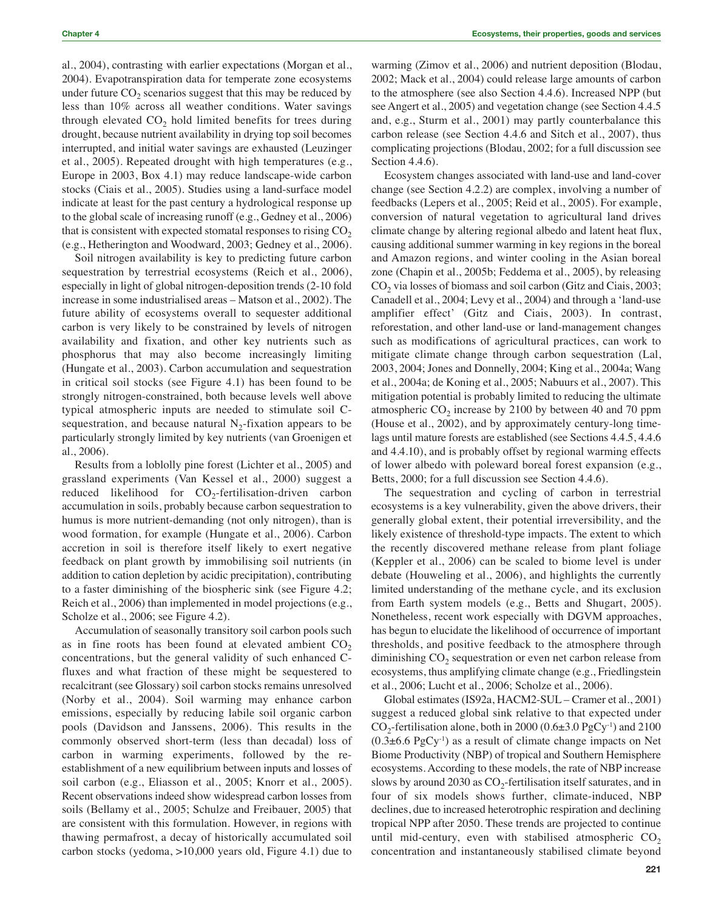al., 2004), contrasting with earlier expectations (Morgan et al., 2004). Evapotranspiration data for temperate zone ecosystems under future $CO_2$ scenarios suggest that this may be reduced by less than 10% across all weather conditions. Water savings through elevated $CO_2$ hold limited benefits for trees during drought, because nutrient availability in drying top soil becomes interrupted, and initial water savings are exhausted (Leuzinger et al., 2005). Repeated drought with high temperatures (e.g., Europe in 2003, Box 4.1) may reduce landscape-wide carbon stocks (Ciais et al., 2005). Studies using a land-surface model indicate at least for the past century a hydrological response up to the global scale of increasing runoff (e.g., Gedney et al., 2006) that is consistent with expected stomatal responses to rising $CO_2$ (e.g., Hetherington and Woodward, 2003; Gedney et al., 2006).

Soil nitrogen availability is key to predicting future carbon sequestration by terrestrial ecosystems (Reich et al., 2006), especially in light of global nitrogen-deposition trends (2-10 fold increase in some industrialised areas – Matson et al., 2002). The future ability of ecosystems overall to sequester additional carbon is very likely to be constrained by levels of nitrogen availability and fixation, and other key nutrients such as phosphorus that may also become increasingly limiting (Hungate et al., 2003). Carbon accumulation and sequestration in critical soil stocks (see Figure 4.1) has been found to be strongly nitrogen-constrained, both because levels well above typical atmospheric inputs are needed to stimulate soil C-sequestration, and because natural $N_2$-fixation appears to be particularly strongly limited by key nutrients (van Groenigen et al., 2006).

Results from a loblolly pine forest (Lichter et al., 2005) and grassland experiments (Van Kessel et al., 2000) suggest a reduced likelihood for $CO_2$-fertilisation-driven carbon accumulation in soils, probably because carbon sequestration to humus is more nutrient-demanding (not only nitrogen), than is wood formation, for example (Hungate et al., 2006). Carbon accretion in soil is therefore itself likely to exert negative feedback on plant growth by immobilising soil nutrients (in addition to cation depletion by acidic precipitation), contributing to a faster diminishing of the biospheric sink (see Figure 4.2; Reich et al., 2006) than implemented in model projections (e.g., Scholze et al., 2006; see Figure 4.2).

Accumulation of seasonally transitory soil carbon pools such as in fine roots has been found at elevated ambient $CO_2$ concentrations, but the general validity of such enhanced C-fluxes and what fraction of these might be sequestered to recalcitrant (see Glossary) soil carbon stocks remains unresolved (Norby et al., 2004). Soil warming may enhance carbon emissions, especially by reducing labile soil organic carbon pools (Davidson and Janssens, 2006). This results in the commonly observed short-term (less than decadal) loss of carbon in warming experiments, followed by the re-establishment of a new equilibrium between inputs and losses of soil carbon (e.g., Eliasson et al., 2005; Knorr et al., 2005). Recent observations indeed show widespread carbon losses from soils (Bellamy et al., 2005; Schulze and Freibauer, 2005) that are consistent with this formulation. However, in regions with thawing permafrost, a decay of historically accumulated soil carbon stocks (yedoma, >10,000 years old, Figure 4.1) due to warming (Zimov et al., 2006) and nutrient deposition (Blodau, 2002; Mack et al., 2004) could release large amounts of carbon to the atmosphere (see also Section 4.4.6). Increased NPP (but see Angert et al., 2005) and vegetation change (see Section 4.4.5 and, e.g., Sturm et al., 2001) may partly counterbalance this carbon release (see Section 4.4.6 and Sitch et al., 2007), thus complicating projections (Blodau, 2002; for a full discussion see Section 4.4.6).

Ecosystem changes associated with land-use and land-cover change (see Section 4.2.2) are complex, involving a number of feedbacks (Lepers et al., 2005; Reid et al., 2005). For example, conversion of natural vegetation to agricultural land drives climate change by altering regional albedo and latent heat flux, causing additional summer warming in key regions in the boreal and Amazon regions, and winter cooling in the Asian boreal zone (Chapin et al., 2005b; Feddema et al., 2005), by releasing $CO_2$ via losses of biomass and soil carbon (Gitz and Ciais, 2003; Canadell et al., 2004; Levy et al., 2004) and through a 'land-use amplifier effect' (Gitz and Ciais, 2003). In contrast, reforestation, and other land-use or land-management changes such as modifications of agricultural practices, can work to mitigate climate change through carbon sequestration (Lal, 2003, 2004; Jones and Donnelly, 2004; King et al., 2004a; Wang et al., 2004a; de Koning et al., 2005; Nabuurs et al., 2007). This mitigation potential is probably limited to reducing the ultimate atmospheric $CO_2$ increase by 2100 by between 40 and 70 ppm (House et al., 2002), and by approximately century-long time-lags until mature forests are established (see Sections 4.4.5, 4.4.6 and 4.4.10), and is probably offset by regional warming effects of lower albedo with poleward boreal forest expansion (e.g., Betts, 2000; for a full discussion see Section 4.4.6).

The sequestration and cycling of carbon in terrestrial ecosystems is a key vulnerability, given the above drivers, their generally global extent, their potential irreversibility, and the likely existence of threshold-type impacts. The extent to which the recently discovered methane release from plant foliage (Keppler et al., 2006) can be scaled to biome level is under debate (Houweling et al., 2006), and highlights the currently limited understanding of the methane cycle, and its exclusion from Earth system models (e.g., Betts and Shugart, 2005). Nonetheless, recent work especially with DGVM approaches, has begun to elucidate the likelihood of occurrence of important thresholds, and positive feedback to the atmosphere through diminishing $CO_2$ sequestration or even net carbon release from ecosystems, thus amplifying climate change (e.g., Friedlingstein et al., 2006; Lucht et al., 2006; Scholze et al., 2006).

Global estimates (IS92a, HACM2-SUL – Cramer et al., 2001) suggest a reduced global sink relative to that expected under $CO_2$-fertilisation alone, both in 2000 ($0.6\pm3.0$ $PgCy^{-1}$) and 2100 ($0.3\pm6.6$ $PgCy^{-1}$) as a result of climate change impacts on Net Biome Productivity (NBP) of tropical and Southern Hemisphere ecosystems. According to these models, the rate of NBP increase slows by around 2030 as $CO_2$-fertilisation itself saturates, and in four of six models shows further, climate-induced, NBP declines, due to increased heterotrophic respiration and declining tropical NPP after 2050. These trends are projected to continue until mid-century, even with stabilised atmospheric $CO_2$ concentration and instantaneously stabilised climate beyond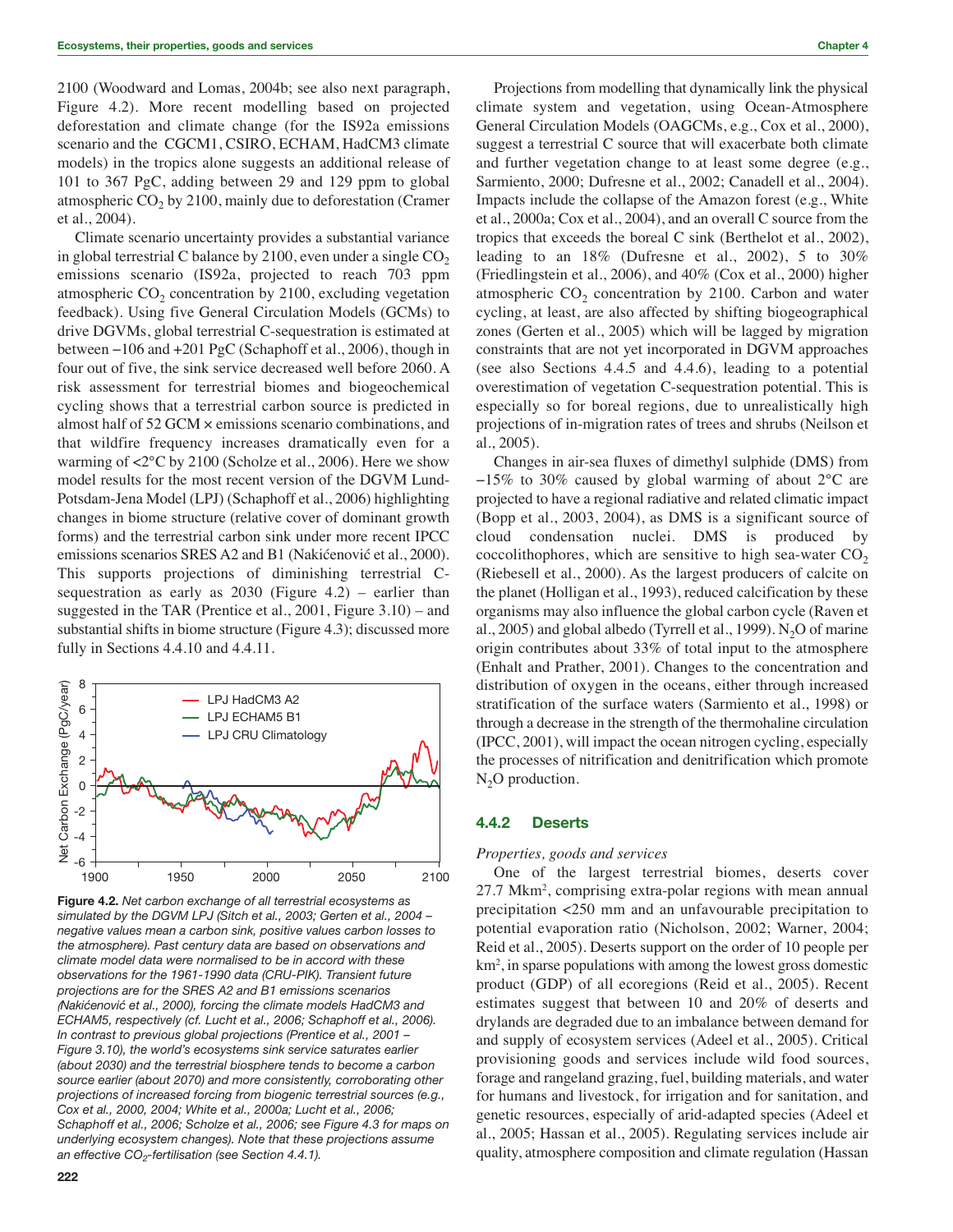2100 (Woodward and Lomas, 2004b; see also next paragraph, Figure 4.2). More recent modelling based on projected deforestation and climate change (for the IS92a emissions scenario and the CGCM1, CSIRO, ECHAM, HadCM3 climate models) in the tropics alone suggests an additional release of 101 to 367 PgC, adding between 29 and 129 ppm to global atmospheric $CO_2$ by 2100, mainly due to deforestation (Cramer et al., 2004).

Climate scenario uncertainty provides a substantial variance in global terrestrial C balance by 2100, even under a single $CO_2$ emissions scenario (IS92a, projected to reach 703 ppm atmospheric $CO_2$ concentration by 2100, excluding vegetation feedback). Using five General Circulation Models (GCMs) to drive DGVMs, global terrestrial C-sequestration is estimated at between −106 and +201 PgC (Schaphoff et al., 2006), though in four out of five, the sink service decreased well before 2060. A risk assessment for terrestrial biomes and biogeochemical cycling shows that a terrestrial carbon source is predicted in almost half of 52 GCM × emissions scenario combinations, and that wildfire frequency increases dramatically even for a warming of <2°C by 2100 (Scholze et al., 2006). Here we show model results for the most recent version of the DGVM Lund-Potsdam-Jena Model (LPJ) (Schaphoff et al., 2006) highlighting changes in biome structure (relative cover of dominant growth forms) and the terrestrial carbon sink under more recent IPCC emissions scenarios SRES A2 and B1 (Nakićenović et al., 2000). This supports projections of diminishing terrestrial C-sequestration as early as 2030 (Figure 4.2) – earlier than suggested in the TAR (Prentice et al., 2001, Figure 3.10) – and substantial shifts in biome structure (Figure 4.3); discussed more fully in Sections 4.4.10 and 4.4.11.

Net Carbon Exchange (PgC/year)
8
6
4
2
0
-2
-4
-6
1900
1950
2000
2050
2100
LPJ HadCM3 A2
LPJ ECHAM5 B1
LPJ CRU Climatology

**Figure 4.2.** *Net carbon exchange of all terrestrial ecosystems as simulated by the DGVM LPJ (Sitch et al., 2003; Gerten et al., 2004 – negative values mean a carbon sink, positive values carbon losses to the atmosphere). Past century data are based on observations and climate model data were normalised to be in accord with these observations for the 1961-1990 data (CRU-PIK). Transient future projections are for the SRES A2 and B1 emissions scenarios (Nakićenović et al., 2000), forcing the climate models HadCM3 and ECHAM5, respectively (cf. Lucht et al., 2006; Schaphoff et al., 2006). In contrast to previous global projections (Prentice et al., 2001 – Figure 3.10), the world's ecosystems sink service saturates earlier (about 2030) and the terrestrial biosphere tends to become a carbon source earlier (about 2070) and more consistently, corroborating other projections of increased forcing from biogenic terrestrial sources (e.g., Cox et al., 2000, 2004; White et al., 2000a; Lucht et al., 2006; Schaphoff et al., 2006; Scholze et al., 2006; see Figure 4.3 for maps on underlying ecosystem changes). Note that these projections assume an effective $CO_2$-fertilisation (see Section 4.4.1).*

Projections from modelling that dynamically link the physical climate system and vegetation, using Ocean-Atmosphere General Circulation Models (OAGCMs, e.g., Cox et al., 2000), suggest a terrestrial C source that will exacerbate both climate and further vegetation change to at least some degree (e.g., Sarmiento, 2000; Dufresne et al., 2002; Canadell et al., 2004). Impacts include the collapse of the Amazon forest (e.g., White et al., 2000a; Cox et al., 2004), and an overall C source from the tropics that exceeds the boreal C sink (Berthelot et al., 2002), leading to an 18% (Dufresne et al., 2002), 5 to 30% (Friedlingstein et al., 2006), and 40% (Cox et al., 2000) higher atmospheric $CO_2$ concentration by 2100. Carbon and water cycling, at least, are also affected by shifting biogeographical zones (Gerten et al., 2005) which will be lagged by migration constraints that are not yet incorporated in DGVM approaches (see also Sections 4.4.5 and 4.4.6), leading to a potential overestimation of vegetation C-sequestration potential. This is especially so for boreal regions, due to unrealistically high projections of in-migration rates of trees and shrubs (Neilson et al., 2005).

Changes in air-sea fluxes of dimethyl sulphide (DMS) from −15% to 30% caused by global warming of about 2°C are projected to have a regional radiative and related climatic impact (Bopp et al., 2003, 2004), as DMS is a significant source of cloud condensation nuclei. DMS is produced by coccolithophores, which are sensitive to high sea-water $CO_2$ (Riebesell et al., 2000). As the largest producers of calcite on the planet (Holligan et al., 1993), reduced calcification by these organisms may also influence the global carbon cycle (Raven et al., 2005) and global albedo (Tyrrell et al., 1999). $N_2O$ of marine origin contributes about 33% of total input to the atmosphere (Enhalt and Prather, 2001). Changes to the concentration and distribution of oxygen in the oceans, either through increased stratification of the surface waters (Sarmiento et al., 1998) or through a decrease in the strength of the thermohaline circulation (IPCC, 2001), will impact the ocean nitrogen cycling, especially the processes of nitrification and denitrification which promote $N_2O$ production.

### 4.4.2 Deserts

*Properties, goods and services*

One of the largest terrestrial biomes, deserts cover 27.7 Mkm², comprising extra-polar regions with mean annual precipitation <250 mm and an unfavourable precipitation to potential evaporation ratio (Nicholson, 2002; Warner, 2004; Reid et al., 2005). Deserts support on the order of 10 people per km², in sparse populations with among the lowest gross domestic product (GDP) of all ecoregions (Reid et al., 2005). Recent estimates suggest that between 10 and 20% of deserts and drylands are degraded due to an imbalance between demand for and supply of ecosystem services (Adeel et al., 2005). Critical provisioning goods and services include wild food sources, forage and rangeland grazing, fuel, building materials, and water for humans and livestock, for irrigation and for sanitation, and genetic resources, especially of arid-adapted species (Adeel et al., 2005; Hassan et al., 2005). Regulating services include air quality, atmosphere composition and climate regulation (Hassan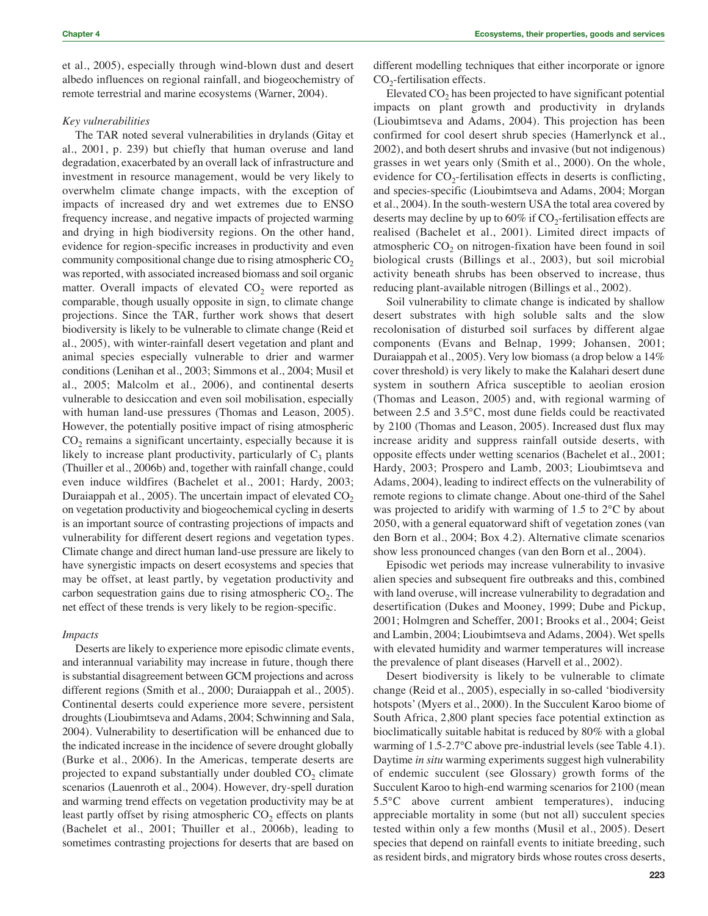et al., 2005), especially through wind-blown dust and desert albedo influences on regional rainfall, and biogeochemistry of remote terrestrial and marine ecosystems (Warner, 2004).

*Key vulnerabilities*

The TAR noted several vulnerabilities in drylands (Gitay et al., 2001, p. 239) but chiefly that human overuse and land degradation, exacerbated by an overall lack of infrastructure and investment in resource management, would be very likely to overwhelm climate change impacts, with the exception of impacts of increased dry and wet extremes due to ENSO frequency increase, and negative impacts of projected warming and drying in high biodiversity regions. On the other hand, evidence for region-specific increases in productivity and even community compositional change due to rising atmospheric $CO_2$ was reported, with associated increased biomass and soil organic matter. Overall impacts of elevated $CO_2$ were reported as comparable, though usually opposite in sign, to climate change projections. Since the TAR, further work shows that desert biodiversity is likely to be vulnerable to climate change (Reid et al., 2005), with winter-rainfall desert vegetation and plant and animal species especially vulnerable to drier and warmer conditions (Lenihan et al., 2003; Simmons et al., 2004; Musil et al., 2005; Malcolm et al., 2006), and continental deserts vulnerable to desiccation and even soil mobilisation, especially with human land-use pressures (Thomas and Leason, 2005). However, the potentially positive impact of rising atmospheric $CO_2$ remains a significant uncertainty, especially because it is likely to increase plant productivity, particularly of $C_3$ plants (Thuiller et al., 2006b) and, together with rainfall change, could even induce wildfires (Bachelet et al., 2001; Hardy, 2003; Duraiappah et al., 2005). The uncertain impact of elevated $CO_2$ on vegetation productivity and biogeochemical cycling in deserts is an important source of contrasting projections of impacts and vulnerability for different desert regions and vegetation types. Climate change and direct human land-use pressure are likely to have synergistic impacts on desert ecosystems and species that may be offset, at least partly, by vegetation productivity and carbon sequestration gains due to rising atmospheric $CO_2$. The net effect of these trends is very likely to be region-specific.

*Impacts*

Deserts are likely to experience more episodic climate events, and interannual variability may increase in future, though there is substantial disagreement between GCM projections and across different regions (Smith et al., 2000; Duraiappah et al., 2005). Continental deserts could experience more severe, persistent droughts (Lioubimtseva and Adams, 2004; Schwinning and Sala, 2004). Vulnerability to desertification will be enhanced due to the indicated increase in the incidence of severe drought globally (Burke et al., 2006). In the Americas, temperate deserts are projected to expand substantially under doubled $CO_2$ climate scenarios (Lauenroth et al., 2004). However, dry-spell duration and warming trend effects on vegetation productivity may be at least partly offset by rising atmospheric $CO_2$ effects on plants (Bachelet et al., 2001; Thuiller et al., 2006b), leading to sometimes contrasting projections for deserts that are based on different modelling techniques that either incorporate or ignore $CO_2$-fertilisation effects.

Elevated $CO_2$ has been projected to have significant potential impacts on plant growth and productivity in drylands (Lioubimtseva and Adams, 2004). This projection has been confirmed for cool desert shrub species (Hamerlynck et al., 2002), and both desert shrubs and invasive (but not indigenous) grasses in wet years only (Smith et al., 2000). On the whole, evidence for $CO_2$-fertilisation effects in deserts is conflicting, and species-specific (Lioubimtseva and Adams, 2004; Morgan et al., 2004). In the south-western USA the total area covered by deserts may decline by up to 60% if $CO_2$-fertilisation effects are realised (Bachelet et al., 2001). Limited direct impacts of atmospheric $CO_2$ on nitrogen-fixation have been found in soil biological crusts (Billings et al., 2003), but soil microbial activity beneath shrubs has been observed to increase, thus reducing plant-available nitrogen (Billings et al., 2002).

Soil vulnerability to climate change is indicated by shallow desert substrates with high soluble salts and the slow recolonisation of disturbed soil surfaces by different algae components (Evans and Belnap, 1999; Johansen, 2001; Duraiappah et al., 2005). Very low biomass (a drop below a 14% cover threshold) is very likely to make the Kalahari desert dune system in southern Africa susceptible to aeolian erosion (Thomas and Leason, 2005) and, with regional warming of between 2.5 and 3.5°C, most dune fields could be reactivated by 2100 (Thomas and Leason, 2005). Increased dust flux may increase aridity and suppress rainfall outside deserts, with opposite effects under wetting scenarios (Bachelet et al., 2001; Hardy, 2003; Prospero and Lamb, 2003; Lioubimtseva and Adams, 2004), leading to indirect effects on the vulnerability of remote regions to climate change. About one-third of the Sahel was projected to aridify with warming of 1.5 to 2°C by about 2050, with a general equatorward shift of vegetation zones (van den Born et al., 2004; Box 4.2). Alternative climate scenarios show less pronounced changes (van den Born et al., 2004).

Episodic wet periods may increase vulnerability to invasive alien species and subsequent fire outbreaks and this, combined with land overuse, will increase vulnerability to degradation and desertification (Dukes and Mooney, 1999; Dube and Pickup, 2001; Holmgren and Scheffer, 2001; Brooks et al., 2004; Geist and Lambin, 2004; Lioubimtseva and Adams, 2004). Wet spells with elevated humidity and warmer temperatures will increase the prevalence of plant diseases (Harvell et al., 2002).

Desert biodiversity is likely to be vulnerable to climate change (Reid et al., 2005), especially in so-called 'biodiversity hotspots' (Myers et al., 2000). In the Succulent Karoo biome of South Africa, 2,800 plant species face potential extinction as bioclimatically suitable habitat is reduced by 80% with a global warming of 1.5-2.7°C above pre-industrial levels (see Table 4.1). Daytime *in situ* warming experiments suggest high vulnerability of endemic succulent (see Glossary) growth forms of the Succulent Karoo to high-end warming scenarios for 2100 (mean 5.5°C above current ambient temperatures), inducing appreciable mortality in some (but not all) succulent species tested within only a few months (Musil et al., 2005). Desert species that depend on rainfall events to initiate breeding, such as resident birds, and migratory birds whose routes cross deserts,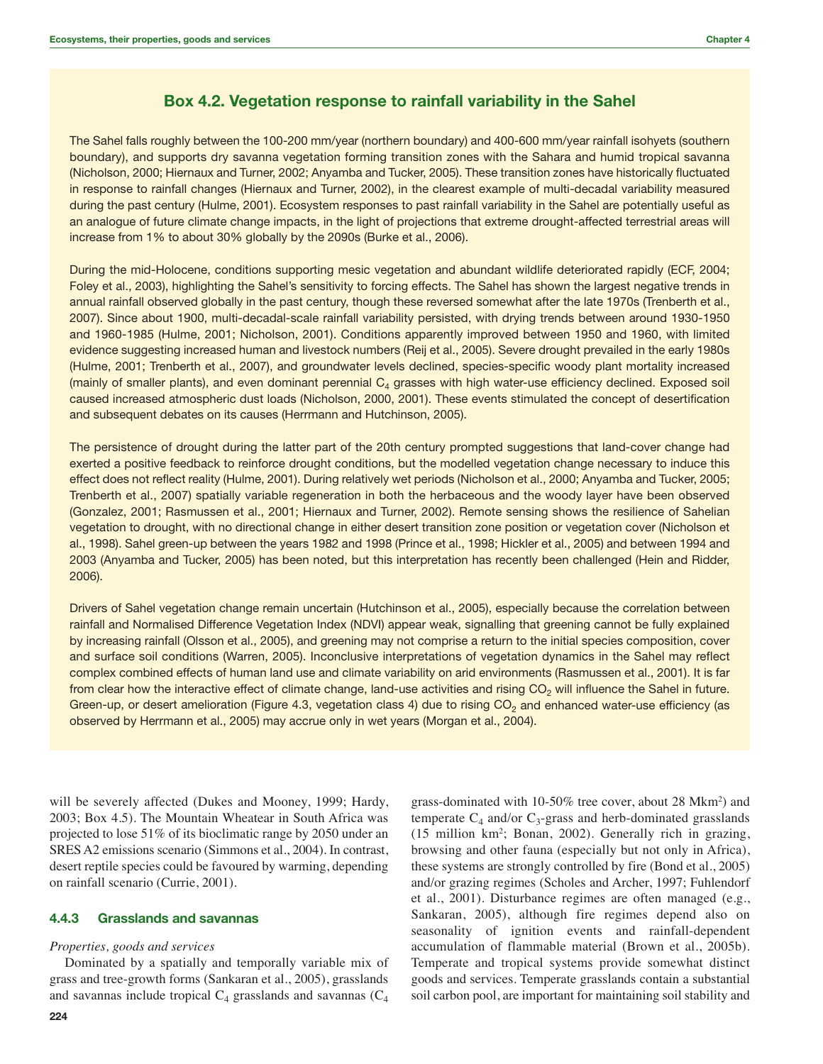## Box 4.2. Vegetation response to rainfall variability in the Sahel

The Sahel falls roughly between the 100-200 mm/year (northern boundary) and 400-600 mm/year rainfall isohyets (southern boundary), and supports dry savanna vegetation forming transition zones with the Sahara and humid tropical savanna (Nicholson, 2000; Hiernaux and Turner, 2002; Anyamba and Tucker, 2005). These transition zones have historically fluctuated in response to rainfall changes (Hiernaux and Turner, 2002), in the clearest example of multi-decadal variability measured during the past century (Hulme, 2001). Ecosystem responses to past rainfall variability in the Sahel are potentially useful as an analogue of future climate change impacts, in the light of projections that extreme drought-affected terrestrial areas will increase from 1% to about 30% globally by the 2090s (Burke et al., 2006).

During the mid-Holocene, conditions supporting mesic vegetation and abundant wildlife deteriorated rapidly (ECF, 2004; Foley et al., 2003), highlighting the Sahel's sensitivity to forcing effects. The Sahel has shown the largest negative trends in annual rainfall observed globally in the past century, though these reversed somewhat after the late 1970s (Trenberth et al., 2007). Since about 1900, multi-decadal-scale rainfall variability persisted, with drying trends between around 1930-1950 and 1960-1985 (Hulme, 2001; Nicholson, 2001). Conditions apparently improved between 1950 and 1960, with limited evidence suggesting increased human and livestock numbers (Reij et al., 2005). Severe drought prevailed in the early 1980s (Hulme, 2001; Trenberth et al., 2007), and groundwater levels declined, species-specific woody plant mortality increased (mainly of smaller plants), and even dominant perennial $C_4$ grasses with high water-use efficiency declined. Exposed soil caused increased atmospheric dust loads (Nicholson, 2000, 2001). These events stimulated the concept of desertification and subsequent debates on its causes (Herrmann and Hutchinson, 2005).

The persistence of drought during the latter part of the 20th century prompted suggestions that land-cover change had exerted a positive feedback to reinforce drought conditions, but the modelled vegetation change necessary to induce this effect does not reflect reality (Hulme, 2001). During relatively wet periods (Nicholson et al., 2000; Anyamba and Tucker, 2005; Trenberth et al., 2007) spatially variable regeneration in both the herbaceous and the woody layer have been observed (Gonzalez, 2001; Rasmussen et al., 2001; Hiernaux and Turner, 2002). Remote sensing shows the resilience of Sahelian vegetation to drought, with no directional change in either desert transition zone position or vegetation cover (Nicholson et al., 1998). Sahel green-up between the years 1982 and 1998 (Prince et al., 1998; Hickler et al., 2005) and between 1994 and 2003 (Anyamba and Tucker, 2005) has been noted, but this interpretation has recently been challenged (Hein and Ridder, 2006).

Drivers of Sahel vegetation change remain uncertain (Hutchinson et al., 2005), especially because the correlation between rainfall and Normalised Difference Vegetation Index (NDVI) appear weak, signalling that greening cannot be fully explained by increasing rainfall (Olsson et al., 2005), and greening may not comprise a return to the initial species composition, cover and surface soil conditions (Warren, 2005). Inconclusive interpretations of vegetation dynamics in the Sahel may reflect complex combined effects of human land use and climate variability on arid environments (Rasmussen et al., 2001). It is far from clear how the interactive effect of climate change, land-use activities and rising $CO_2$ will influence the Sahel in future. Green-up, or desert amelioration (Figure 4.3, vegetation class 4) due to rising $CO_2$ and enhanced water-use efficiency (as observed by Herrmann et al., 2005) may accrue only in wet years (Morgan et al., 2004).

will be severely affected (Dukes and Mooney, 1999; Hardy, 2003; Box 4.5). The Mountain Wheatear in South Africa was projected to lose 51% of its bioclimatic range by 2050 under an SRES A2 emissions scenario (Simmons et al., 2004). In contrast, desert reptile species could be favoured by warming, depending on rainfall scenario (Currie, 2001).

### 4.4.3 Grasslands and savannas

*Properties, goods and services*

Dominated by a spatially and temporally variable mix of grass and tree-growth forms (Sankaran et al., 2005), grasslands and savannas include tropical $C_4$ grasslands and savannas ($C_4$ grass-dominated with 10-50% tree cover, about 28 $Mkm^2$) and temperate $C_4$ and/or $C_3$-grass and herb-dominated grasslands (15 million $km^2$; Bonan, 2002). Generally rich in grazing, browsing and other fauna (especially but not only in Africa), these systems are strongly controlled by fire (Bond et al., 2005) and/or grazing regimes (Scholes and Archer, 1997; Fuhlendorf et al., 2001). Disturbance regimes are often managed (e.g., Sankaran, 2005), although fire regimes depend also on seasonality of ignition events and rainfall-dependent accumulation of flammable material (Brown et al., 2005b). Temperate and tropical systems provide somewhat distinct goods and services. Temperate grasslands contain a substantial soil carbon pool, are important for maintaining soil stability and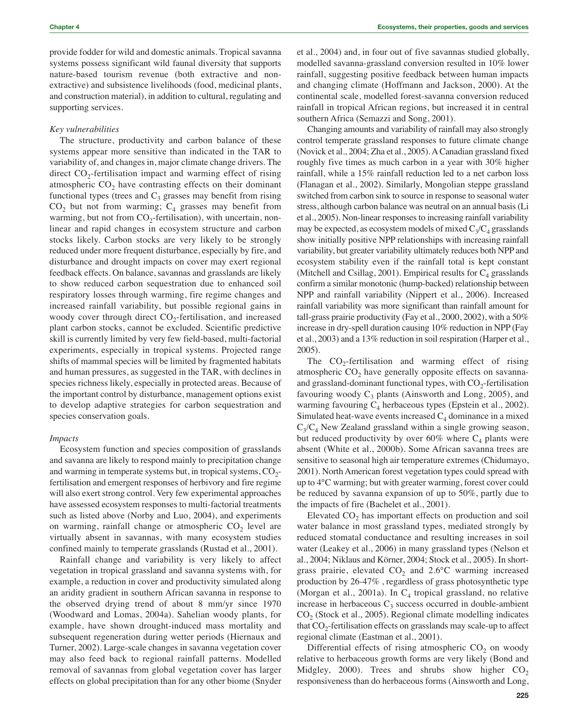provide fodder for wild and domestic animals. Tropical savanna systems possess significant wild faunal diversity that supports nature-based tourism revenue (both extractive and non-extractive) and subsistence livelihoods (food, medicinal plants, and construction material), in addition to cultural, regulating and supporting services.

*Key vulnerabilities*

The structure, productivity and carbon balance of these systems appear more sensitive than indicated in the TAR to variability of, and changes in, major climate change drivers. The direct $CO_2$-fertilisation impact and warming effect of rising atmospheric $CO_2$ have contrasting effects on their dominant functional types (trees and $C_3$ grasses may benefit from rising $CO_2$ but not from warming; $C_4$ grasses may benefit from warming, but not from $CO_2$-fertilisation), with uncertain, non-linear and rapid changes in ecosystem structure and carbon stocks likely. Carbon stocks are very likely to be strongly reduced under more frequent disturbance, especially by fire, and disturbance and drought impacts on cover may exert regional feedback effects. On balance, savannas and grasslands are likely to show reduced carbon sequestration due to enhanced soil respiratory losses through warming, fire regime changes and increased rainfall variability, but possible regional gains in woody cover through direct $CO_2$-fertilisation, and increased plant carbon stocks, cannot be excluded. Scientific predictive skill is currently limited by very few field-based, multi-factorial experiments, especially in tropical systems. Projected range shifts of mammal species will be limited by fragmented habitats and human pressures, as suggested in the TAR, with declines in species richness likely, especially in protected areas. Because of the important control by disturbance, management options exist to develop adaptive strategies for carbon sequestration and species conservation goals.

*Impacts*

Ecosystem function and species composition of grasslands and savanna are likely to respond mainly to precipitation change and warming in temperate systems but, in tropical systems, $CO_2$-fertilisation and emergent responses of herbivory and fire regime will also exert strong control. Very few experimental approaches have assessed ecosystem responses to multi-factorial treatments such as listed above (Norby and Luo, 2004), and experiments on warming, rainfall change or atmospheric $CO_2$ level are virtually absent in savannas, with many ecosystem studies confined mainly to temperate grasslands (Rustad et al., 2001).

Rainfall change and variability is very likely to affect vegetation in tropical grassland and savanna systems with, for example, a reduction in cover and productivity simulated along an aridity gradient in southern African savanna in response to the observed drying trend of about 8 mm/yr since 1970 (Woodward and Lomas, 2004a). Sahelian woody plants, for example, have shown drought-induced mass mortality and subsequent regeneration during wetter periods (Hiernaux and Turner, 2002). Large-scale changes in savanna vegetation cover may also feed back to regional rainfall patterns. Modelled removal of savannas from global vegetation cover has larger effects on global precipitation than for any other biome (Snyder et al., 2004) and, in four out of five savannas studied globally, modelled savanna-grassland conversion resulted in 10% lower rainfall, suggesting positive feedback between human impacts and changing climate (Hoffmann and Jackson, 2000). At the continental scale, modelled forest-savanna conversion reduced rainfall in tropical African regions, but increased it in central southern Africa (Semazzi and Song, 2001).

Changing amounts and variability of rainfall may also strongly control temperate grassland responses to future climate change (Novick et al., 2004; Zha et al., 2005). A Canadian grassland fixed roughly five times as much carbon in a year with 30% higher rainfall, while a 15% rainfall reduction led to a net carbon loss (Flanagan et al., 2002). Similarly, Mongolian steppe grassland switched from carbon sink to source in response to seasonal water stress, although carbon balance was neutral on an annual basis (Li et al., 2005). Non-linear responses to increasing rainfall variability may be expected, as ecosystem models of mixed $C_3$/$C_4$ grasslands show initially positive NPP relationships with increasing rainfall variability, but greater variability ultimately reduces both NPP and ecosystem stability even if the rainfall total is kept constant (Mitchell and Csillag, 2001). Empirical results for $C_4$ grasslands confirm a similar monotonic (hump-backed) relationship between NPP and rainfall variability (Nippert et al., 2006). Increased rainfall variability was more significant than rainfall amount for tall-grass prairie productivity (Fay et al., 2000, 2002), with a 50% increase in dry-spell duration causing 10% reduction in NPP (Fay et al., 2003) and a 13% reduction in soil respiration (Harper et al., 2005).

The $CO_2$-fertilisation and warming effect of rising atmospheric $CO_2$ have generally opposite effects on savanna- and grassland-dominant functional types, with $CO_2$-fertilisation favouring woody $C_3$ plants (Ainsworth and Long, 2005), and warming favouring $C_4$ herbaceous types (Epstein et al., 2002). Simulated heat-wave events increased $C_4$ dominance in a mixed $C_3$/$C_4$ New Zealand grassland within a single growing season, but reduced productivity by over 60% where $C_4$ plants were absent (White et al., 2000b). Some African savanna trees are sensitive to seasonal high air temperature extremes (Chidumayo, 2001). North American forest vegetation types could spread with up to 4°C warming; but with greater warming, forest cover could be reduced by savanna expansion of up to 50%, partly due to the impacts of fire (Bachelet et al., 2001).

Elevated $CO_2$ has important effects on production and soil water balance in most grassland types, mediated strongly by reduced stomatal conductance and resulting increases in soil water (Leakey et al., 2006) in many grassland types (Nelson et al., 2004; Niklaus and Körner, 2004; Stock et al., 2005). In short-grass prairie, elevated $CO_2$ and 2.6°C warming increased production by 26-47% , regardless of grass photosynthetic type (Morgan et al., 2001a). In $C_4$ tropical grassland, no relative increase in herbaceous $C_3$ success occurred in double-ambient $CO_2$ (Stock et al., 2005). Regional climate modelling indicates that $CO_2$-fertilisation effects on grasslands may scale-up to affect regional climate (Eastman et al., 2001).

Differential effects of rising atmospheric $CO_2$ on woody relative to herbaceous growth forms are very likely (Bond and Midgley, 2000). Trees and shrubs show higher $CO_2$ responsiveness than do herbaceous forms (Ainsworth and Long,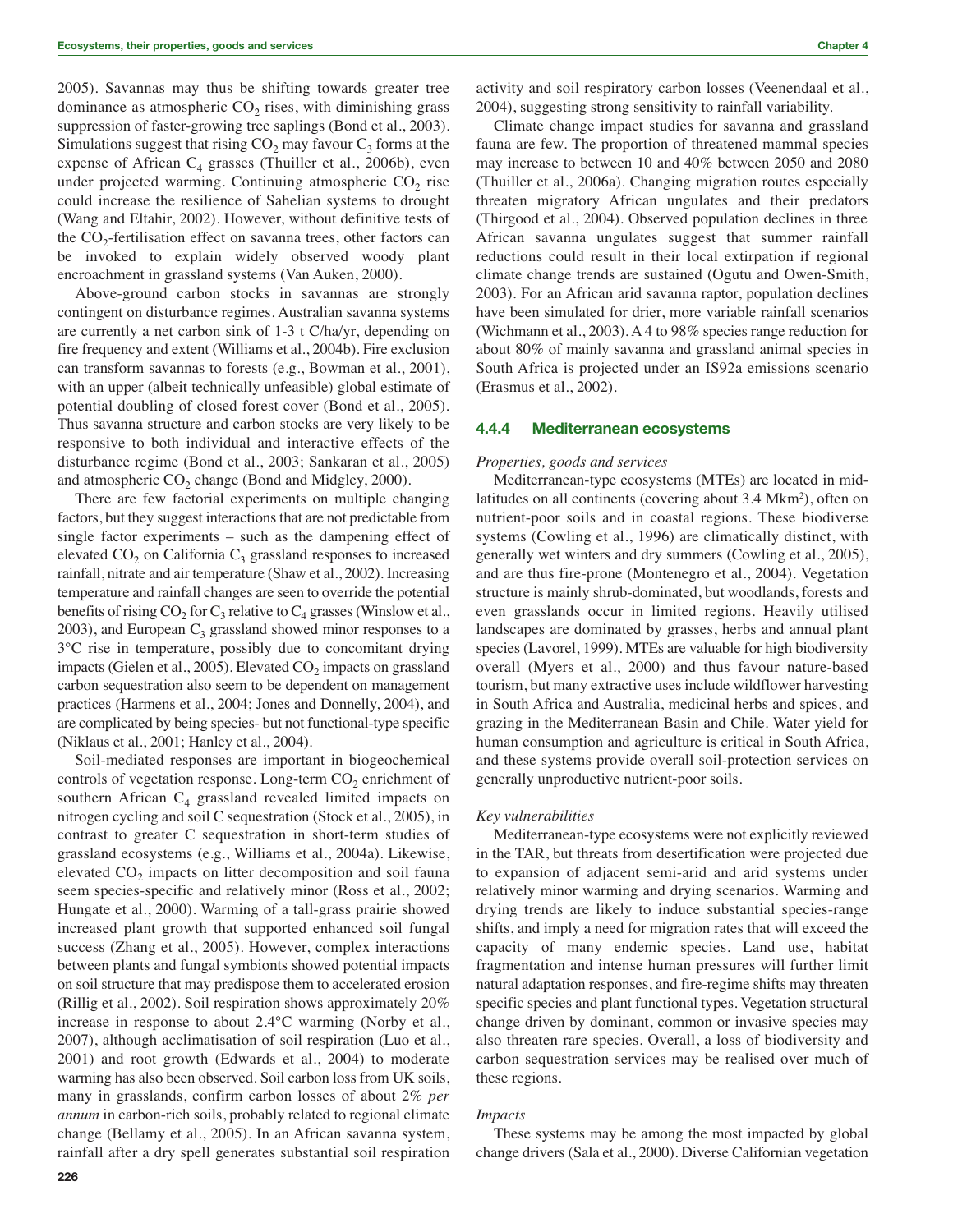2005). Savannas may thus be shifting towards greater tree dominance as atmospheric $CO_2$ rises, with diminishing grass suppression of faster-growing tree saplings (Bond et al., 2003). Simulations suggest that rising $CO_2$ may favour $C_3$ forms at the expense of African $C_4$ grasses (Thuiller et al., 2006b), even under projected warming. Continuing atmospheric $CO_2$ rise could increase the resilience of Sahelian systems to drought (Wang and Eltahir, 2002). However, without definitive tests of the $CO_2$-fertilisation effect on savanna trees, other factors can be invoked to explain widely observed woody plant encroachment in grassland systems (Van Auken, 2000).

Above-ground carbon stocks in savannas are strongly contingent on disturbance regimes. Australian savanna systems are currently a net carbon sink of 1-3 t C/ha/yr, depending on fire frequency and extent (Williams et al., 2004b). Fire exclusion can transform savannas to forests (e.g., Bowman et al., 2001), with an upper (albeit technically unfeasible) global estimate of potential doubling of closed forest cover (Bond et al., 2005). Thus savanna structure and carbon stocks are very likely to be responsive to both individual and interactive effects of the disturbance regime (Bond et al., 2003; Sankaran et al., 2005) and atmospheric $CO_2$ change (Bond and Midgley, 2000).

There are few factorial experiments on multiple changing factors, but they suggest interactions that are not predictable from single factor experiments – such as the dampening effect of elevated $CO_2$ on California $C_3$ grassland responses to increased rainfall, nitrate and air temperature (Shaw et al., 2002). Increasing temperature and rainfall changes are seen to override the potential benefits of rising $CO_2$ for $C_3$ relative to $C_4$ grasses (Winslow et al., 2003), and European $C_3$ grassland showed minor responses to a 3°C rise in temperature, possibly due to concomitant drying impacts (Gielen et al., 2005). Elevated $CO_2$ impacts on grassland carbon sequestration also seem to be dependent on management practices (Harmens et al., 2004; Jones and Donnelly, 2004), and are complicated by being species- but not functional-type specific (Niklaus et al., 2001; Hanley et al., 2004).

Soil-mediated responses are important in biogeochemical controls of vegetation response. Long-term $CO_2$ enrichment of southern African $C_4$ grassland revealed limited impacts on nitrogen cycling and soil C sequestration (Stock et al., 2005), in contrast to greater C sequestration in short-term studies of grassland ecosystems (e.g., Williams et al., 2004a). Likewise, elevated $CO_2$ impacts on litter decomposition and soil fauna seem species-specific and relatively minor (Ross et al., 2002; Hungate et al., 2000). Warming of a tall-grass prairie showed increased plant growth that supported enhanced soil fungal success (Zhang et al., 2005). However, complex interactions between plants and fungal symbionts showed potential impacts on soil structure that may predispose them to accelerated erosion (Rillig et al., 2002). Soil respiration shows approximately 20% increase in response to about 2.4°C warming (Norby et al., 2007), although acclimatisation of soil respiration (Luo et al., 2001) and root growth (Edwards et al., 2004) to moderate warming has also been observed. Soil carbon loss from UK soils, many in grasslands, confirm carbon losses of about 2% *per annum* in carbon-rich soils, probably related to regional climate change (Bellamy et al., 2005). In an African savanna system, rainfall after a dry spell generates substantial soil respiration activity and soil respiratory carbon losses (Veenendaal et al., 2004), suggesting strong sensitivity to rainfall variability.

Climate change impact studies for savanna and grassland fauna are few. The proportion of threatened mammal species may increase to between 10 and 40% between 2050 and 2080 (Thuiller et al., 2006a). Changing migration routes especially threaten migratory African ungulates and their predators (Thirgood et al., 2004). Observed population declines in three African savanna ungulates suggest that summer rainfall reductions could result in their local extirpation if regional climate change trends are sustained (Ogutu and Owen-Smith, 2003). For an African arid savanna raptor, population declines have been simulated for drier, more variable rainfall scenarios (Wichmann et al., 2003). A 4 to 98% species range reduction for about 80% of mainly savanna and grassland animal species in South Africa is projected under an IS92a emissions scenario (Erasmus et al., 2002).

### 4.4.4 Mediterranean ecosystems

*Properties, goods and services*

Mediterranean-type ecosystems (MTEs) are located in mid-latitudes on all continents (covering about 3.4 Mkm$^2$), often on nutrient-poor soils and in coastal regions. These biodiverse systems (Cowling et al., 1996) are climatically distinct, with generally wet winters and dry summers (Cowling et al., 2005), and are thus fire-prone (Montenegro et al., 2004). Vegetation structure is mainly shrub-dominated, but woodlands, forests and even grasslands occur in limited regions. Heavily utilised landscapes are dominated by grasses, herbs and annual plant species (Lavorel, 1999). MTEs are valuable for high biodiversity overall (Myers et al., 2000) and thus favour nature-based tourism, but many extractive uses include wildflower harvesting in South Africa and Australia, medicinal herbs and spices, and grazing in the Mediterranean Basin and Chile. Water yield for human consumption and agriculture is critical in South Africa, and these systems provide overall soil-protection services on generally unproductive nutrient-poor soils.

*Key vulnerabilities*

Mediterranean-type ecosystems were not explicitly reviewed in the TAR, but threats from desertification were projected due to expansion of adjacent semi-arid and arid systems under relatively minor warming and drying scenarios. Warming and drying trends are likely to induce substantial species-range shifts, and imply a need for migration rates that will exceed the capacity of many endemic species. Land use, habitat fragmentation and intense human pressures will further limit natural adaptation responses, and fire-regime shifts may threaten specific species and plant functional types. Vegetation structural change driven by dominant, common or invasive species may also threaten rare species. Overall, a loss of biodiversity and carbon sequestration services may be realised over much of these regions.

*Impacts*

These systems may be among the most impacted by global change drivers (Sala et al., 2000). Diverse Californian vegetation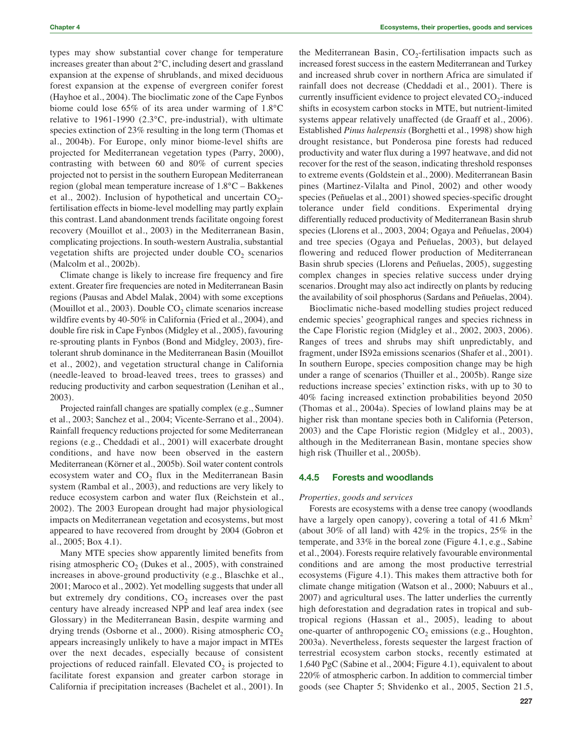types may show substantial cover change for temperature increases greater than about 2°C, including desert and grassland expansion at the expense of shrublands, and mixed deciduous forest expansion at the expense of evergreen conifer forest (Hayhoe et al., 2004). The bioclimatic zone of the Cape Fynbos biome could lose 65% of its area under warming of 1.8°C relative to 1961-1990 (2.3°C, pre-industrial), with ultimate species extinction of 23% resulting in the long term (Thomas et al., 2004b). For Europe, only minor biome-level shifts are projected for Mediterranean vegetation types (Parry, 2000), contrasting with between 60 and 80% of current species projected not to persist in the southern European Mediterranean region (global mean temperature increase of 1.8°C – Bakkenes et al., 2002). Inclusion of hypothetical and uncertain $CO_2$-fertilisation effects in biome-level modelling may partly explain this contrast. Land abandonment trends facilitate ongoing forest recovery (Mouillot et al., 2003) in the Mediterranean Basin, complicating projections. In south-western Australia, substantial vegetation shifts are projected under double $CO_2$ scenarios (Malcolm et al., 2002b).

Climate change is likely to increase fire frequency and fire extent. Greater fire frequencies are noted in Mediterranean Basin regions (Pausas and Abdel Malak, 2004) with some exceptions (Mouillot et al., 2003). Double $CO_2$ climate scenarios increase wildfire events by 40-50% in California (Fried et al., 2004), and double fire risk in Cape Fynbos (Midgley et al., 2005), favouring re-sprouting plants in Fynbos (Bond and Midgley, 2003), fire-tolerant shrub dominance in the Mediterranean Basin (Mouillot et al., 2002), and vegetation structural change in California (needle-leaved to broad-leaved trees, trees to grasses) and reducing productivity and carbon sequestration (Lenihan et al., 2003).

Projected rainfall changes are spatially complex (e.g., Sumner et al., 2003; Sanchez et al., 2004; Vicente-Serrano et al., 2004). Rainfall frequency reductions projected for some Mediterranean regions (e.g., Cheddadi et al., 2001) will exacerbate drought conditions, and have now been observed in the eastern Mediterranean (Körner et al., 2005b). Soil water content controls ecosystem water and $CO_2$ flux in the Mediterranean Basin system (Rambal et al., 2003), and reductions are very likely to reduce ecosystem carbon and water flux (Reichstein et al., 2002). The 2003 European drought had major physiological impacts on Mediterranean vegetation and ecosystems, but most appeared to have recovered from drought by 2004 (Gobron et al., 2005; Box 4.1).

Many MTE species show apparently limited benefits from rising atmospheric $CO_2$ (Dukes et al., 2005), with constrained increases in above-ground productivity (e.g., Blaschke et al., 2001; Maroco et al., 2002). Yet modelling suggests that under all but extremely dry conditions, $CO_2$ increases over the past century have already increased NPP and leaf area index (see Glossary) in the Mediterranean Basin, despite warming and drying trends (Osborne et al., 2000). Rising atmospheric $CO_2$ appears increasingly unlikely to have a major impact in MTEs over the next decades, especially because of consistent projections of reduced rainfall. Elevated $CO_2$ is projected to facilitate forest expansion and greater carbon storage in California if precipitation increases (Bachelet et al., 2001). In the Mediterranean Basin, $CO_2$-fertilisation impacts such as increased forest success in the eastern Mediterranean and Turkey and increased shrub cover in northern Africa are simulated if rainfall does not decrease (Cheddadi et al., 2001). There is currently insufficient evidence to project elevated $CO_2$-induced shifts in ecosystem carbon stocks in MTE, but nutrient-limited systems appear relatively unaffected (de Graaff et al., 2006). Established *Pinus halepensis* (Borghetti et al., 1998) show high drought resistance, but Ponderosa pine forests had reduced productivity and water flux during a 1997 heatwave, and did not recover for the rest of the season, indicating threshold responses to extreme events (Goldstein et al., 2000). Mediterranean Basin pines (Martinez-Vilalta and Pinol, 2002) and other woody species (Peñuelas et al., 2001) showed species-specific drought tolerance under field conditions. Experimental drying differentially reduced productivity of Mediterranean Basin shrub species (Llorens et al., 2003, 2004; Ogaya and Peñuelas, 2004) and tree species (Ogaya and Peñuelas, 2003), but delayed flowering and reduced flower production of Mediterranean Basin shrub species (Llorens and Peñuelas, 2005), suggesting complex changes in species relative success under drying scenarios. Drought may also act indirectly on plants by reducing the availability of soil phosphorus (Sardans and Peñuelas, 2004).

Bioclimatic niche-based modelling studies project reduced endemic species' geographical ranges and species richness in the Cape Floristic region (Midgley et al., 2002, 2003, 2006). Ranges of trees and shrubs may shift unpredictably, and fragment, under IS92a emissions scenarios (Shafer et al., 2001). In southern Europe, species composition change may be high under a range of scenarios (Thuiller et al., 2005b). Range size reductions increase species' extinction risks, with up to 30 to 40% facing increased extinction probabilities beyond 2050 (Thomas et al., 2004a). Species of lowland plains may be at higher risk than montane species both in California (Peterson, 2003) and the Cape Floristic region (Midgley et al., 2003), although in the Mediterranean Basin, montane species show high risk (Thuiller et al., 2005b).

### 4.4.5 Forests and woodlands

*Properties, goods and services*

Forests are ecosystems with a dense tree canopy (woodlands have a largely open canopy), covering a total of 41.6 Mkm$^2$ (about 30% of all land) with 42% in the tropics, 25% in the temperate, and 33% in the boreal zone (Figure 4.1, e.g., Sabine et al., 2004). Forests require relatively favourable environmental conditions and are among the most productive terrestrial ecosystems (Figure 4.1). This makes them attractive both for climate change mitigation (Watson et al., 2000; Nabuurs et al., 2007) and agricultural uses. The latter underlies the currently high deforestation and degradation rates in tropical and sub-tropical regions (Hassan et al., 2005), leading to about one-quarter of anthropogenic $CO_2$ emissions (e.g., Houghton, 2003a). Nevertheless, forests sequester the largest fraction of terrestrial ecosystem carbon stocks, recently estimated at 1,640 PgC (Sabine et al., 2004; Figure 4.1), equivalent to about 220% of atmospheric carbon. In addition to commercial timber goods (see Chapter 5; Shvidenko et al., 2005, Section 21.5,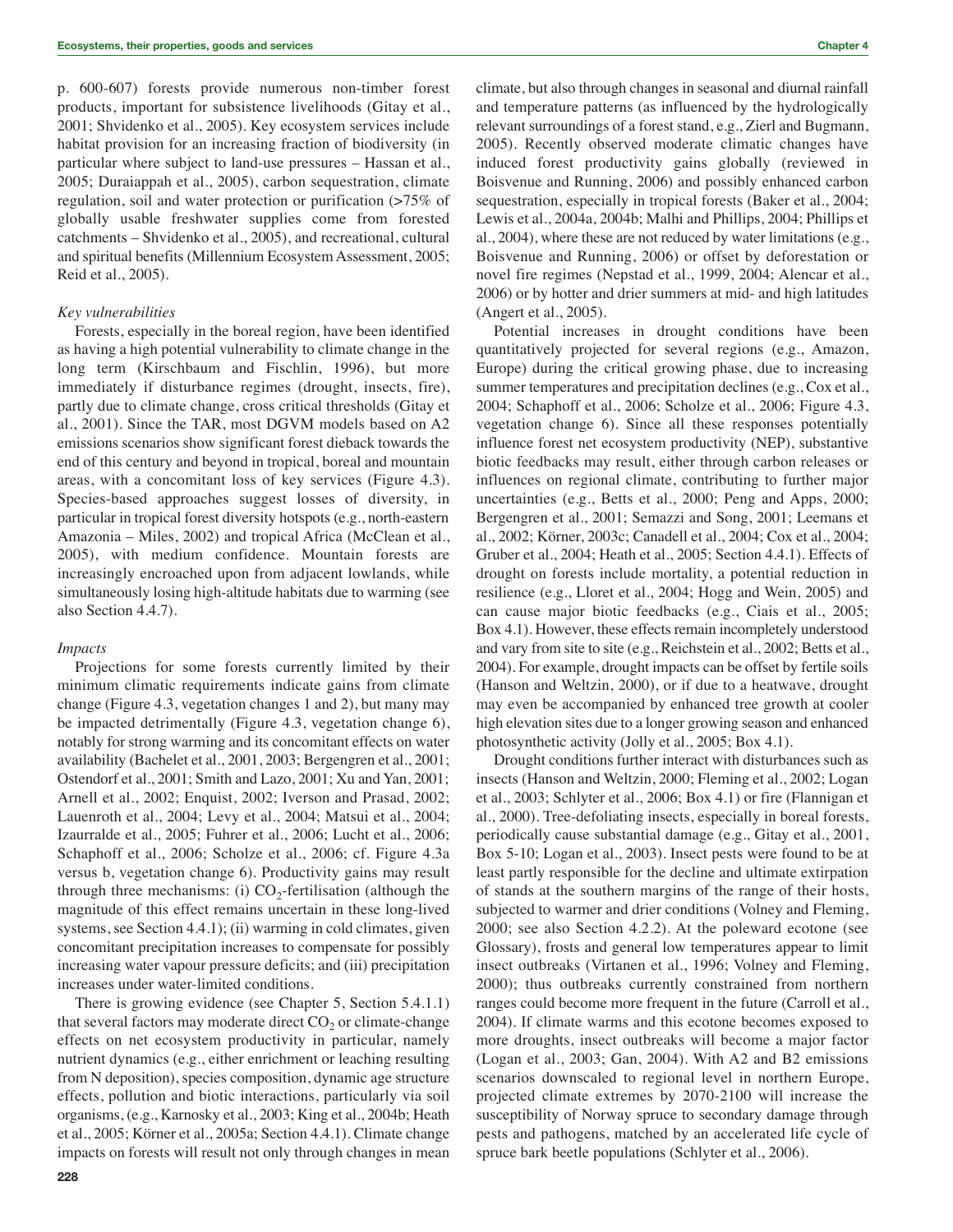p. 600-607) forests provide numerous non-timber forest products, important for subsistence livelihoods (Gitay et al., 2001; Shvidenko et al., 2005). Key ecosystem services include habitat provision for an increasing fraction of biodiversity (in particular where subject to land-use pressures – Hassan et al., 2005; Duraiappah et al., 2005), carbon sequestration, climate regulation, soil and water protection or purification (>75% of globally usable freshwater supplies come from forested catchments – Shvidenko et al., 2005), and recreational, cultural and spiritual benefits (Millennium Ecosystem Assessment, 2005; Reid et al., 2005).

*Key vulnerabilities*

Forests, especially in the boreal region, have been identified as having a high potential vulnerability to climate change in the long term (Kirschbaum and Fischlin, 1996), but more immediately if disturbance regimes (drought, insects, fire), partly due to climate change, cross critical thresholds (Gitay et al., 2001). Since the TAR, most DGVM models based on A2 emissions scenarios show significant forest dieback towards the end of this century and beyond in tropical, boreal and mountain areas, with a concomitant loss of key services (Figure 4.3). Species-based approaches suggest losses of diversity, in particular in tropical forest diversity hotspots (e.g., north-eastern Amazonia – Miles, 2002) and tropical Africa (McClean et al., 2005), with medium confidence. Mountain forests are increasingly encroached upon from adjacent lowlands, while simultaneously losing high-altitude habitats due to warming (see also Section 4.4.7).

*Impacts*

Projections for some forests currently limited by their minimum climatic requirements indicate gains from climate change (Figure 4.3, vegetation changes 1 and 2), but many may be impacted detrimentally (Figure 4.3, vegetation change 6), notably for strong warming and its concomitant effects on water availability (Bachelet et al., 2001, 2003; Bergengren et al., 2001; Ostendorf et al., 2001; Smith and Lazo, 2001; Xu and Yan, 2001; Arnell et al., 2002; Enquist, 2002; Iverson and Prasad, 2002; Lauenroth et al., 2004; Levy et al., 2004; Matsui et al., 2004; Izaurralde et al., 2005; Fuhrer et al., 2006; Lucht et al., 2006; Schaphoff et al., 2006; Scholze et al., 2006; cf. Figure 4.3a versus b, vegetation change 6). Productivity gains may result through three mechanisms: (i) $CO_2$-fertilisation (although the magnitude of this effect remains uncertain in these long-lived systems, see Section 4.4.1); (ii) warming in cold climates, given concomitant precipitation increases to compensate for possibly increasing water vapour pressure deficits; and (iii) precipitation increases under water-limited conditions.

There is growing evidence (see Chapter 5, Section 5.4.1.1) that several factors may moderate direct $CO_2$ or climate-change effects on net ecosystem productivity in particular, namely nutrient dynamics (e.g., either enrichment or leaching resulting from N deposition), species composition, dynamic age structure effects, pollution and biotic interactions, particularly via soil organisms, (e.g., Karnosky et al., 2003; King et al., 2004b; Heath et al., 2005; Körner et al., 2005a; Section 4.4.1). Climate change impacts on forests will result not only through changes in mean climate, but also through changes in seasonal and diurnal rainfall and temperature patterns (as influenced by the hydrologically relevant surroundings of a forest stand, e.g., Zierl and Bugmann, 2005). Recently observed moderate climatic changes have induced forest productivity gains globally (reviewed in Boisvenue and Running, 2006) and possibly enhanced carbon sequestration, especially in tropical forests (Baker et al., 2004; Lewis et al., 2004a, 2004b; Malhi and Phillips, 2004; Phillips et al., 2004), where these are not reduced by water limitations (e.g., Boisvenue and Running, 2006) or offset by deforestation or novel fire regimes (Nepstad et al., 1999, 2004; Alencar et al., 2006) or by hotter and drier summers at mid- and high latitudes (Angert et al., 2005).

Potential increases in drought conditions have been quantitatively projected for several regions (e.g., Amazon, Europe) during the critical growing phase, due to increasing summer temperatures and precipitation declines (e.g., Cox et al., 2004; Schaphoff et al., 2006; Scholze et al., 2006; Figure 4.3, vegetation change 6). Since all these responses potentially influence forest net ecosystem productivity (NEP), substantive biotic feedbacks may result, either through carbon releases or influences on regional climate, contributing to further major uncertainties (e.g., Betts et al., 2000; Peng and Apps, 2000; Bergengren et al., 2001; Semazzi and Song, 2001; Leemans et al., 2002; Körner, 2003c; Canadell et al., 2004; Cox et al., 2004; Gruber et al., 2004; Heath et al., 2005; Section 4.4.1). Effects of drought on forests include mortality, a potential reduction in resilience (e.g., Lloret et al., 2004; Hogg and Wein, 2005) and can cause major biotic feedbacks (e.g., Ciais et al., 2005; Box 4.1). However, these effects remain incompletely understood and vary from site to site (e.g., Reichstein et al., 2002; Betts et al., 2004). For example, drought impacts can be offset by fertile soils (Hanson and Weltzin, 2000), or if due to a heatwave, drought may even be accompanied by enhanced tree growth at cooler high elevation sites due to a longer growing season and enhanced photosynthetic activity (Jolly et al., 2005; Box 4.1).

Drought conditions further interact with disturbances such as insects (Hanson and Weltzin, 2000; Fleming et al., 2002; Logan et al., 2003; Schlyter et al., 2006; Box 4.1) or fire (Flannigan et al., 2000). Tree-defoliating insects, especially in boreal forests, periodically cause substantial damage (e.g., Gitay et al., 2001, Box 5-10; Logan et al., 2003). Insect pests were found to be at least partly responsible for the decline and ultimate extirpation of stands at the southern margins of the range of their hosts, subjected to warmer and drier conditions (Volney and Fleming, 2000; see also Section 4.2.2). At the poleward ecotone (see Glossary), frosts and general low temperatures appear to limit insect outbreaks (Virtanen et al., 1996; Volney and Fleming, 2000); thus outbreaks currently constrained from northern ranges could become more frequent in the future (Carroll et al., 2004). If climate warms and this ecotone becomes exposed to more droughts, insect outbreaks will become a major factor (Logan et al., 2003; Gan, 2004). With A2 and B2 emissions scenarios downscaled to regional level in northern Europe, projected climate extremes by 2070-2100 will increase the susceptibility of Norway spruce to secondary damage through pests and pathogens, matched by an accelerated life cycle of spruce bark beetle populations (Schlyter et al., 2006).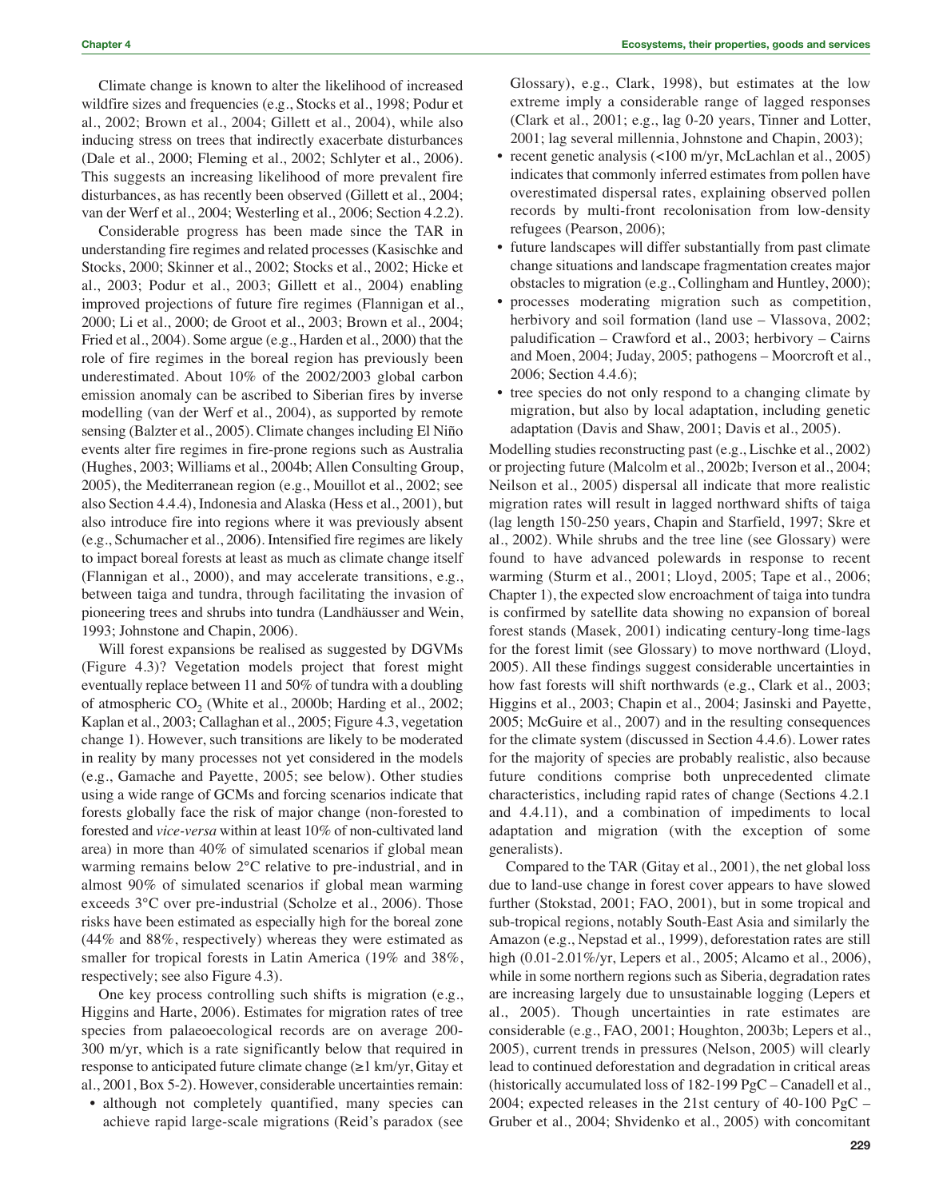Climate change is known to alter the likelihood of increased wildfire sizes and frequencies (e.g., Stocks et al., 1998; Podur et al., 2002; Brown et al., 2004; Gillett et al., 2004), while also inducing stress on trees that indirectly exacerbate disturbances (Dale et al., 2000; Fleming et al., 2002; Schlyter et al., 2006). This suggests an increasing likelihood of more prevalent fire disturbances, as has recently been observed (Gillett et al., 2004; van der Werf et al., 2004; Westerling et al., 2006; Section 4.2.2).

Considerable progress has been made since the TAR in understanding fire regimes and related processes (Kasischke and Stocks, 2000; Skinner et al., 2002; Stocks et al., 2002; Hicke et al., 2003; Podur et al., 2003; Gillett et al., 2004) enabling improved projections of future fire regimes (Flannigan et al., 2000; Li et al., 2000; de Groot et al., 2003; Brown et al., 2004; Fried et al., 2004). Some argue (e.g., Harden et al., 2000) that the role of fire regimes in the boreal region has previously been underestimated. About 10% of the 2002/2003 global carbon emission anomaly can be ascribed to Siberian fires by inverse modelling (van der Werf et al., 2004), as supported by remote sensing (Balzter et al., 2005). Climate changes including El Niño events alter fire regimes in fire-prone regions such as Australia (Hughes, 2003; Williams et al., 2004b; Allen Consulting Group, 2005), the Mediterranean region (e.g., Mouillot et al., 2002; see also Section 4.4.4), Indonesia and Alaska (Hess et al., 2001), but also introduce fire into regions where it was previously absent (e.g., Schumacher et al., 2006). Intensified fire regimes are likely to impact boreal forests at least as much as climate change itself (Flannigan et al., 2000), and may accelerate transitions, e.g., between taiga and tundra, through facilitating the invasion of pioneering trees and shrubs into tundra (Landhäusser and Wein, 1993; Johnstone and Chapin, 2006).

Will forest expansions be realised as suggested by DGVMs (Figure 4.3)? Vegetation models project that forest might eventually replace between 11 and 50% of tundra with a doubling of atmospheric $CO_2$ (White et al., 2000b; Harding et al., 2002; Kaplan et al., 2003; Callaghan et al., 2005; Figure 4.3, vegetation change 1). However, such transitions are likely to be moderated in reality by many processes not yet considered in the models (e.g., Gamache and Payette, 2005; see below). Other studies using a wide range of GCMs and forcing scenarios indicate that forests globally face the risk of major change (non-forested to forested and *vice-versa* within at least 10% of non-cultivated land area) in more than 40% of simulated scenarios if global mean warming remains below 2°C relative to pre-industrial, and in almost 90% of simulated scenarios if global mean warming exceeds 3°C over pre-industrial (Scholze et al., 2006). Those risks have been estimated as especially high for the boreal zone (44% and 88%, respectively) whereas they were estimated as smaller for tropical forests in Latin America (19% and 38%, respectively; see also Figure 4.3).

One key process controlling such shifts is migration (e.g., Higgins and Harte, 2006). Estimates for migration rates of tree species from palaeoecological records are on average 200-300 m/yr, which is a rate significantly below that required in response to anticipated future climate change (≥1 km/yr, Gitay et al., 2001, Box 5-2). However, considerable uncertainties remain:

- although not completely quantified, many species can achieve rapid large-scale migrations (Reid's paradox (see Glossary), e.g., Clark, 1998), but estimates at the low extreme imply a considerable range of lagged responses (Clark et al., 2001; e.g., lag 0-20 years, Tinner and Lotter, 2001; lag several millennia, Johnstone and Chapin, 2003);
- recent genetic analysis (<100 m/yr, McLachlan et al., 2005) indicates that commonly inferred estimates from pollen have overestimated dispersal rates, explaining observed pollen records by multi-front recolonisation from low-density refugees (Pearson, 2006);
- future landscapes will differ substantially from past climate change situations and landscape fragmentation creates major obstacles to migration (e.g., Collingham and Huntley, 2000);
- processes moderating migration such as competition, herbivory and soil formation (land use – Vlassova, 2002; paludification – Crawford et al., 2003; herbivory – Cairns and Moen, 2004; Juday, 2005; pathogens – Moorcroft et al., 2006; Section 4.4.6);
- tree species do not only respond to a changing climate by migration, but also by local adaptation, including genetic adaptation (Davis and Shaw, 2001; Davis et al., 2005).

Modelling studies reconstructing past (e.g., Lischke et al., 2002) or projecting future (Malcolm et al., 2002b; Iverson et al., 2004; Neilson et al., 2005) dispersal all indicate that more realistic migration rates will result in lagged northward shifts of taiga (lag length 150-250 years, Chapin and Starfield, 1997; Skre et al., 2002). While shrubs and the tree line (see Glossary) were found to have advanced polewards in response to recent warming (Sturm et al., 2001; Lloyd, 2005; Tape et al., 2006; Chapter 1), the expected slow encroachment of taiga into tundra is confirmed by satellite data showing no expansion of boreal forest stands (Masek, 2001) indicating century-long time-lags for the forest limit (see Glossary) to move northward (Lloyd, 2005). All these findings suggest considerable uncertainties in how fast forests will shift northwards (e.g., Clark et al., 2003; Higgins et al., 2003; Chapin et al., 2004; Jasinski and Payette, 2005; McGuire et al., 2007) and in the resulting consequences for the climate system (discussed in Section 4.4.6). Lower rates for the majority of species are probably realistic, also because future conditions comprise both unprecedented climate characteristics, including rapid rates of change (Sections 4.2.1 and 4.4.11), and a combination of impediments to local adaptation and migration (with the exception of some generalists).

Compared to the TAR (Gitay et al., 2001), the net global loss due to land-use change in forest cover appears to have slowed further (Stokstad, 2001; FAO, 2001), but in some tropical and sub-tropical regions, notably South-East Asia and similarly the Amazon (e.g., Nepstad et al., 1999), deforestation rates are still high (0.01-2.01%/yr, Lepers et al., 2005; Alcamo et al., 2006), while in some northern regions such as Siberia, degradation rates are increasing largely due to unsustainable logging (Lepers et al., 2005). Though uncertainties in rate estimates are considerable (e.g., FAO, 2001; Houghton, 2003b; Lepers et al., 2005), current trends in pressures (Nelson, 2005) will clearly lead to continued deforestation and degradation in critical areas (historically accumulated loss of 182-199 PgC – Canadell et al., 2004; expected releases in the 21st century of 40-100 PgC – Gruber et al., 2004; Shvidenko et al., 2005) with concomitant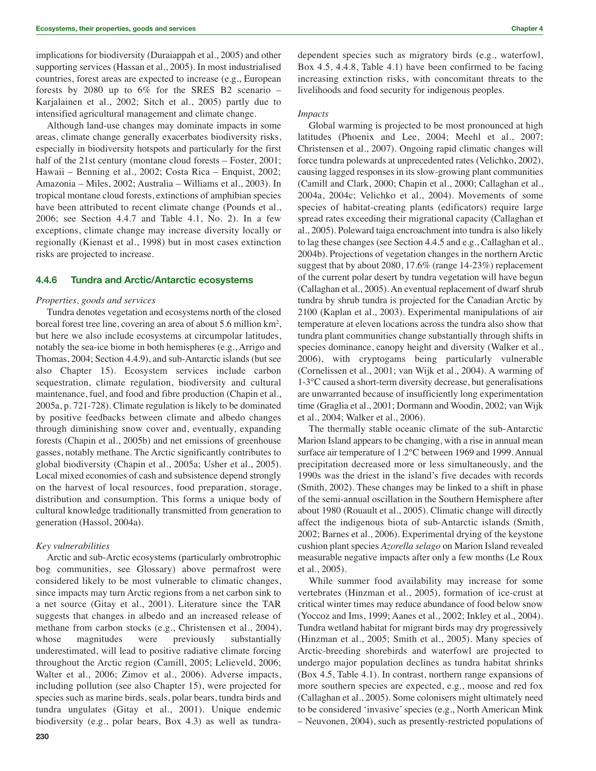implications for biodiversity (Duraiappah et al., 2005) and other supporting services (Hassan et al., 2005). In most industrialised countries, forest areas are expected to increase (e.g., European forests by 2080 up to 6% for the SRES B2 scenario – Karjalainen et al., 2002; Sitch et al., 2005) partly due to intensified agricultural management and climate change.

Although land-use changes may dominate impacts in some areas, climate change generally exacerbates biodiversity risks, especially in biodiversity hotspots and particularly for the first half of the 21st century (montane cloud forests – Foster, 2001; Hawaii – Benning et al., 2002; Costa Rica – Enquist, 2002; Amazonia – Miles, 2002; Australia – Williams et al., 2003). In tropical montane cloud forests, extinctions of amphibian species have been attributed to recent climate change (Pounds et al., 2006; see Section 4.4.7 and Table 4.1, No. 2). In a few exceptions, climate change may increase diversity locally or regionally (Kienast et al., 1998) but in most cases extinction risks are projected to increase.

### 4.4.6 Tundra and Arctic/Antarctic ecosystems

*Properties, goods and services*

Tundra denotes vegetation and ecosystems north of the closed boreal forest tree line, covering an area of about 5.6 million km$^2$, but here we also include ecosystems at circumpolar latitudes, notably the sea-ice biome in both hemispheres (e.g., Arrigo and Thomas, 2004; Section 4.4.9), and sub-Antarctic islands (but see also Chapter 15). Ecosystem services include carbon sequestration, climate regulation, biodiversity and cultural maintenance, fuel, and food and fibre production (Chapin et al., 2005a, p. 721-728). Climate regulation is likely to be dominated by positive feedbacks between climate and albedo changes through diminishing snow cover and, eventually, expanding forests (Chapin et al., 2005b) and net emissions of greenhouse gasses, notably methane. The Arctic significantly contributes to global biodiversity (Chapin et al., 2005a; Usher et al., 2005). Local mixed economies of cash and subsistence depend strongly on the harvest of local resources, food preparation, storage, distribution and consumption. This forms a unique body of cultural knowledge traditionally transmitted from generation to generation (Hassol, 2004a).

*Key vulnerabilities*

Arctic and sub-Arctic ecosystems (particularly ombrotrophic bog communities, see Glossary) above permafrost were considered likely to be most vulnerable to climatic changes, since impacts may turn Arctic regions from a net carbon sink to a net source (Gitay et al., 2001). Literature since the TAR suggests that changes in albedo and an increased release of methane from carbon stocks (e.g., Christensen et al., 2004), whose magnitudes were previously substantially underestimated, will lead to positive radiative climate forcing throughout the Arctic region (Camill, 2005; Lelieveld, 2006; Walter et al., 2006; Zimov et al., 2006). Adverse impacts, including pollution (see also Chapter 15), were projected for species such as marine birds, seals, polar bears, tundra birds and tundra ungulates (Gitay et al., 2001). Unique endemic biodiversity (e.g., polar bears, Box 4.3) as well as tundra-dependent species such as migratory birds (e.g., waterfowl, Box 4.5, 4.4.8, Table 4.1) have been confirmed to be facing increasing extinction risks, with concomitant threats to the livelihoods and food security for indigenous peoples.

*Impacts*

Global warming is projected to be most pronounced at high latitudes (Phoenix and Lee, 2004; Meehl et al., 2007; Christensen et al., 2007). Ongoing rapid climatic changes will force tundra polewards at unprecedented rates (Velichko, 2002), causing lagged responses in its slow-growing plant communities (Camill and Clark, 2000; Chapin et al., 2000; Callaghan et al., 2004a, 2004c; Velichko et al., 2004). Movements of some species of habitat-creating plants (edificators) require large spread rates exceeding their migrational capacity (Callaghan et al., 2005). Poleward taiga encroachment into tundra is also likely to lag these changes (see Section 4.4.5 and e.g., Callaghan et al., 2004b). Projections of vegetation changes in the northern Arctic suggest that by about 2080, 17.6% (range 14-23%) replacement of the current polar desert by tundra vegetation will have begun (Callaghan et al., 2005). An eventual replacement of dwarf shrub tundra by shrub tundra is projected for the Canadian Arctic by 2100 (Kaplan et al., 2003). Experimental manipulations of air temperature at eleven locations across the tundra also show that tundra plant communities change substantially through shifts in species dominance, canopy height and diversity (Walker et al., 2006), with cryptogams being particularly vulnerable (Cornelissen et al., 2001; van Wijk et al., 2004). A warming of 1-3°C caused a short-term diversity decrease, but generalisations are unwarranted because of insufficiently long experimentation time (Graglia et al., 2001; Dormann and Woodin, 2002; van Wijk et al., 2004; Walker et al., 2006).

The thermally stable oceanic climate of the sub-Antarctic Marion Island appears to be changing, with a rise in annual mean surface air temperature of 1.2°C between 1969 and 1999. Annual precipitation decreased more or less simultaneously, and the 1990s was the driest in the island's five decades with records (Smith, 2002). These changes may be linked to a shift in phase of the semi-annual oscillation in the Southern Hemisphere after about 1980 (Rouault et al., 2005). Climatic change will directly affect the indigenous biota of sub-Antarctic islands (Smith, 2002; Barnes et al., 2006). Experimental drying of the keystone cushion plant species *Azorella selago* on Marion Island revealed measurable negative impacts after only a few months (Le Roux et al., 2005).

While summer food availability may increase for some vertebrates (Hinzman et al., 2005), formation of ice-crust at critical winter times may reduce abundance of food below snow (Yoccoz and Ims, 1999; Aanes et al., 2002; Inkley et al., 2004). Tundra wetland habitat for migrant birds may dry progressively (Hinzman et al., 2005; Smith et al., 2005). Many species of Arctic-breeding shorebirds and waterfowl are projected to undergo major population declines as tundra habitat shrinks (Box 4.5, Table 4.1). In contrast, northern range expansions of more southern species are expected, e.g., moose and red fox (Callaghan et al., 2005). Some colonisers might ultimately need to be considered 'invasive' species (e.g., North American Mink – Neuvonen, 2004), such as presently-restricted populations of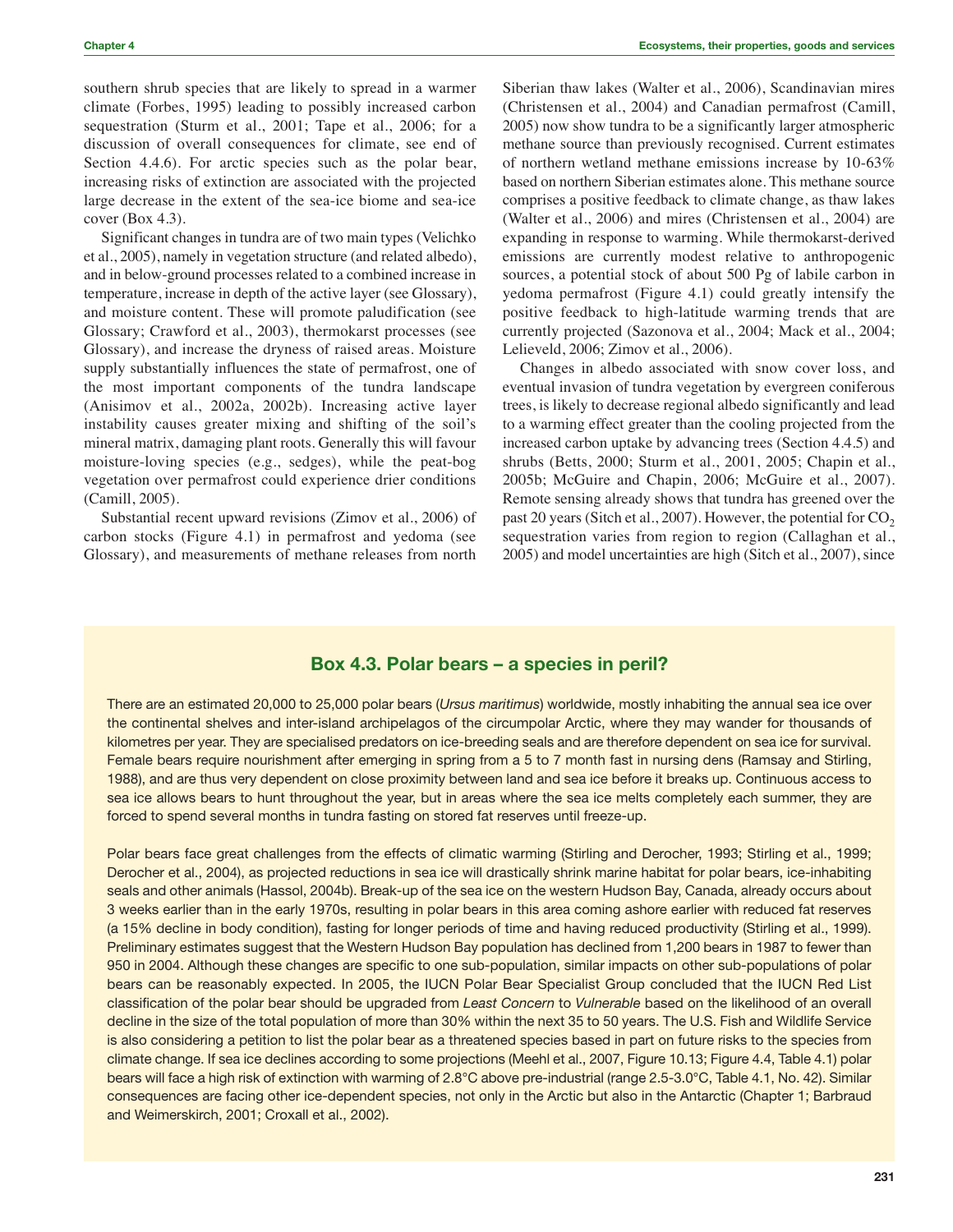southern shrub species that are likely to spread in a warmer climate (Forbes, 1995) leading to possibly increased carbon sequestration (Sturm et al., 2001; Tape et al., 2006; for a discussion of overall consequences for climate, see end of Section 4.4.6). For arctic species such as the polar bear, increasing risks of extinction are associated with the projected large decrease in the extent of the sea-ice biome and sea-ice cover (Box 4.3).

Significant changes in tundra are of two main types (Velichko et al., 2005), namely in vegetation structure (and related albedo), and in below-ground processes related to a combined increase in temperature, increase in depth of the active layer (see Glossary), and moisture content. These will promote paludification (see Glossary; Crawford et al., 2003), thermokarst processes (see Glossary), and increase the dryness of raised areas. Moisture supply substantially influences the state of permafrost, one of the most important components of the tundra landscape (Anisimov et al., 2002a, 2002b). Increasing active layer instability causes greater mixing and shifting of the soil's mineral matrix, damaging plant roots. Generally this will favour moisture-loving species (e.g., sedges), while the peat-bog vegetation over permafrost could experience drier conditions (Camill, 2005).

Substantial recent upward revisions (Zimov et al., 2006) of carbon stocks (Figure 4.1) in permafrost and yedoma (see Glossary), and measurements of methane releases from north Siberian thaw lakes (Walter et al., 2006), Scandinavian mires (Christensen et al., 2004) and Canadian permafrost (Camill, 2005) now show tundra to be a significantly larger atmospheric methane source than previously recognised. Current estimates of northern wetland methane emissions increase by 10-63% based on northern Siberian estimates alone. This methane source comprises a positive feedback to climate change, as thaw lakes (Walter et al., 2006) and mires (Christensen et al., 2004) are expanding in response to warming. While thermokarst-derived emissions are currently modest relative to anthropogenic sources, a potential stock of about 500 Pg of labile carbon in yedoma permafrost (Figure 4.1) could greatly intensify the positive feedback to high-latitude warming trends that are currently projected (Sazonova et al., 2004; Mack et al., 2004; Lelieveld, 2006; Zimov et al., 2006).

Changes in albedo associated with snow cover loss, and eventual invasion of tundra vegetation by evergreen coniferous trees, is likely to decrease regional albedo significantly and lead to a warming effect greater than the cooling projected from the increased carbon uptake by advancing trees (Section 4.4.5) and shrubs (Betts, 2000; Sturm et al., 2001, 2005; Chapin et al., 2005b; McGuire and Chapin, 2006; McGuire et al., 2007). Remote sensing already shows that tundra has greened over the past 20 years (Sitch et al., 2007). However, the potential for $CO_2$ sequestration varies from region to region (Callaghan et al., 2005) and model uncertainties are high (Sitch et al., 2007), since

## Box 4.3. Polar bears – a species in peril?

There are an estimated 20,000 to 25,000 polar bears (*Ursus maritimus*) worldwide, mostly inhabiting the annual sea ice over the continental shelves and inter-island archipelagos of the circumpolar Arctic, where they may wander for thousands of kilometres per year. They are specialised predators on ice-breeding seals and are therefore dependent on sea ice for survival. Female bears require nourishment after emerging in spring from a 5 to 7 month fast in nursing dens (Ramsay and Stirling, 1988), and are thus very dependent on close proximity between land and sea ice before it breaks up. Continuous access to sea ice allows bears to hunt throughout the year, but in areas where the sea ice melts completely each summer, they are forced to spend several months in tundra fasting on stored fat reserves until freeze-up.

Polar bears face great challenges from the effects of climatic warming (Stirling and Derocher, 1993; Stirling et al., 1999; Derocher et al., 2004), as projected reductions in sea ice will drastically shrink marine habitat for polar bears, ice-inhabiting seals and other animals (Hassol, 2004b). Break-up of the sea ice on the western Hudson Bay, Canada, already occurs about 3 weeks earlier than in the early 1970s, resulting in polar bears in this area coming ashore earlier with reduced fat reserves (a 15% decline in body condition), fasting for longer periods of time and having reduced productivity (Stirling et al., 1999). Preliminary estimates suggest that the Western Hudson Bay population has declined from 1,200 bears in 1987 to fewer than 950 in 2004. Although these changes are specific to one sub-population, similar impacts on other sub-populations of polar bears can be reasonably expected. In 2005, the IUCN Polar Bear Specialist Group concluded that the IUCN Red List classification of the polar bear should be upgraded from *Least Concern* to *Vulnerable* based on the likelihood of an overall decline in the size of the total population of more than 30% within the next 35 to 50 years. The U.S. Fish and Wildlife Service is also considering a petition to list the polar bear as a threatened species based in part on future risks to the species from climate change. If sea ice declines according to some projections (Meehl et al., 2007, Figure 10.13; Figure 4.4, Table 4.1) polar bears will face a high risk of extinction with warming of 2.8°C above pre-industrial (range 2.5-3.0°C, Table 4.1, No. 42). Similar consequences are facing other ice-dependent species, not only in the Arctic but also in the Antarctic (Chapter 1; Barbraud and Weimerskirch, 2001; Croxall et al., 2002).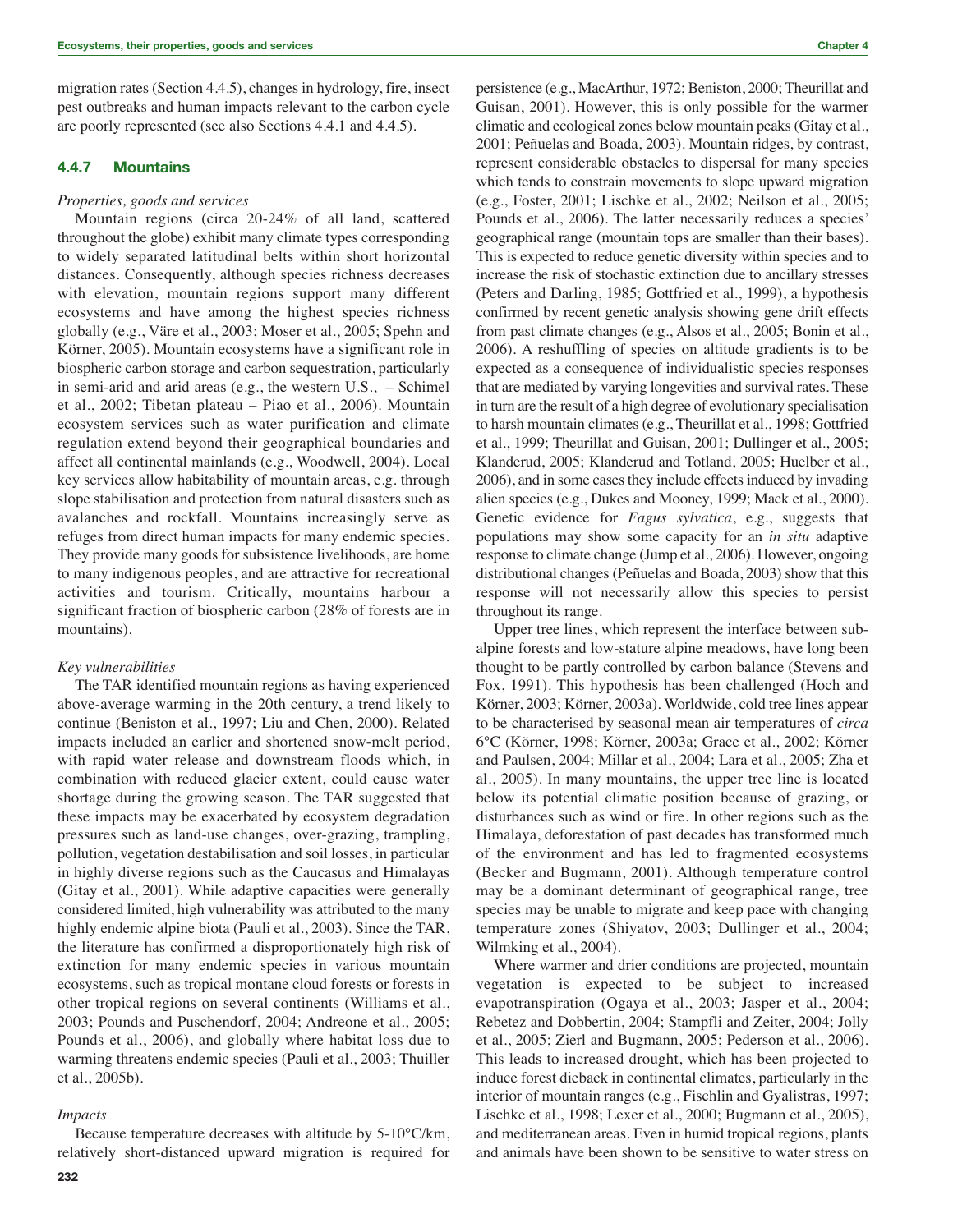migration rates (Section 4.4.5), changes in hydrology, fire, insect pest outbreaks and human impacts relevant to the carbon cycle are poorly represented (see also Sections 4.4.1 and 4.4.5).

### 4.4.7 Mountains

*Properties, goods and services*

Mountain regions (circa 20-24% of all land, scattered throughout the globe) exhibit many climate types corresponding to widely separated latitudinal belts within short horizontal distances. Consequently, although species richness decreases with elevation, mountain regions support many different ecosystems and have among the highest species richness globally (e.g., Väre et al., 2003; Moser et al., 2005; Spehn and Körner, 2005). Mountain ecosystems have a significant role in biospheric carbon storage and carbon sequestration, particularly in semi-arid and arid areas (e.g., the western U.S., – Schimel et al., 2002; Tibetan plateau – Piao et al., 2006). Mountain ecosystem services such as water purification and climate regulation extend beyond their geographical boundaries and affect all continental mainlands (e.g., Woodwell, 2004). Local key services allow habitability of mountain areas, e.g. through slope stabilisation and protection from natural disasters such as avalanches and rockfall. Mountains increasingly serve as refuges from direct human impacts for many endemic species. They provide many goods for subsistence livelihoods, are home to many indigenous peoples, and are attractive for recreational activities and tourism. Critically, mountains harbour a significant fraction of biospheric carbon (28% of forests are in mountains).

*Key vulnerabilities*

The TAR identified mountain regions as having experienced above-average warming in the 20th century, a trend likely to continue (Beniston et al., 1997; Liu and Chen, 2000). Related impacts included an earlier and shortened snow-melt period, with rapid water release and downstream floods which, in combination with reduced glacier extent, could cause water shortage during the growing season. The TAR suggested that these impacts may be exacerbated by ecosystem degradation pressures such as land-use changes, over-grazing, trampling, pollution, vegetation destabilisation and soil losses, in particular in highly diverse regions such as the Caucasus and Himalayas (Gitay et al., 2001). While adaptive capacities were generally considered limited, high vulnerability was attributed to the many highly endemic alpine biota (Pauli et al., 2003). Since the TAR, the literature has confirmed a disproportionately high risk of extinction for many endemic species in various mountain ecosystems, such as tropical montane cloud forests or forests in other tropical regions on several continents (Williams et al., 2003; Pounds and Puschendorf, 2004; Andreone et al., 2005; Pounds et al., 2006), and globally where habitat loss due to warming threatens endemic species (Pauli et al., 2003; Thuiller et al., 2005b).

*Impacts*

Because temperature decreases with altitude by 5-10°C/km, relatively short-distanced upward migration is required for persistence (e.g., MacArthur, 1972; Beniston, 2000; Theurillat and Guisan, 2001). However, this is only possible for the warmer climatic and ecological zones below mountain peaks (Gitay et al., 2001; Peñuelas and Boada, 2003). Mountain ridges, by contrast, represent considerable obstacles to dispersal for many species which tends to constrain movements to slope upward migration (e.g., Foster, 2001; Lischke et al., 2002; Neilson et al., 2005; Pounds et al., 2006). The latter necessarily reduces a species' geographical range (mountain tops are smaller than their bases). This is expected to reduce genetic diversity within species and to increase the risk of stochastic extinction due to ancillary stresses (Peters and Darling, 1985; Gottfried et al., 1999), a hypothesis confirmed by recent genetic analysis showing gene drift effects from past climate changes (e.g., Alsos et al., 2005; Bonin et al., 2006). A reshuffling of species on altitude gradients is to be expected as a consequence of individualistic species responses that are mediated by varying longevities and survival rates. These in turn are the result of a high degree of evolutionary specialisation to harsh mountain climates (e.g., Theurillat et al., 1998; Gottfried et al., 1999; Theurillat and Guisan, 2001; Dullinger et al., 2005; Klanderud, 2005; Klanderud and Totland, 2005; Huelber et al., 2006), and in some cases they include effects induced by invading alien species (e.g., Dukes and Mooney, 1999; Mack et al., 2000). Genetic evidence for *Fagus sylvatica*, e.g., suggests that populations may show some capacity for an *in situ* adaptive response to climate change (Jump et al., 2006). However, ongoing distributional changes (Peñuelas and Boada, 2003) show that this response will not necessarily allow this species to persist throughout its range.

Upper tree lines, which represent the interface between sub-alpine forests and low-stature alpine meadows, have long been thought to be partly controlled by carbon balance (Stevens and Fox, 1991). This hypothesis has been challenged (Hoch and Körner, 2003; Körner, 2003a). Worldwide, cold tree lines appear to be characterised by seasonal mean air temperatures of *circa* 6°C (Körner, 1998; Körner, 2003a; Grace et al., 2002; Körner and Paulsen, 2004; Millar et al., 2004; Lara et al., 2005; Zha et al., 2005). In many mountains, the upper tree line is located below its potential climatic position because of grazing, or disturbances such as wind or fire. In other regions such as the Himalaya, deforestation of past decades has transformed much of the environment and has led to fragmented ecosystems (Becker and Bugmann, 2001). Although temperature control may be a dominant determinant of geographical range, tree species may be unable to migrate and keep pace with changing temperature zones (Shiyatov, 2003; Dullinger et al., 2004; Wilmking et al., 2004).

Where warmer and drier conditions are projected, mountain vegetation is expected to be subject to increased evapotranspiration (Ogaya et al., 2003; Jasper et al., 2004; Rebetez and Dobbertin, 2004; Stampfli and Zeiter, 2004; Jolly et al., 2005; Zierl and Bugmann, 2005; Pederson et al., 2006). This leads to increased drought, which has been projected to induce forest dieback in continental climates, particularly in the interior of mountain ranges (e.g., Fischlin and Gyalistras, 1997; Lischke et al., 1998; Lexer et al., 2000; Bugmann et al., 2005), and mediterranean areas. Even in humid tropical regions, plants and animals have been shown to be sensitive to water stress on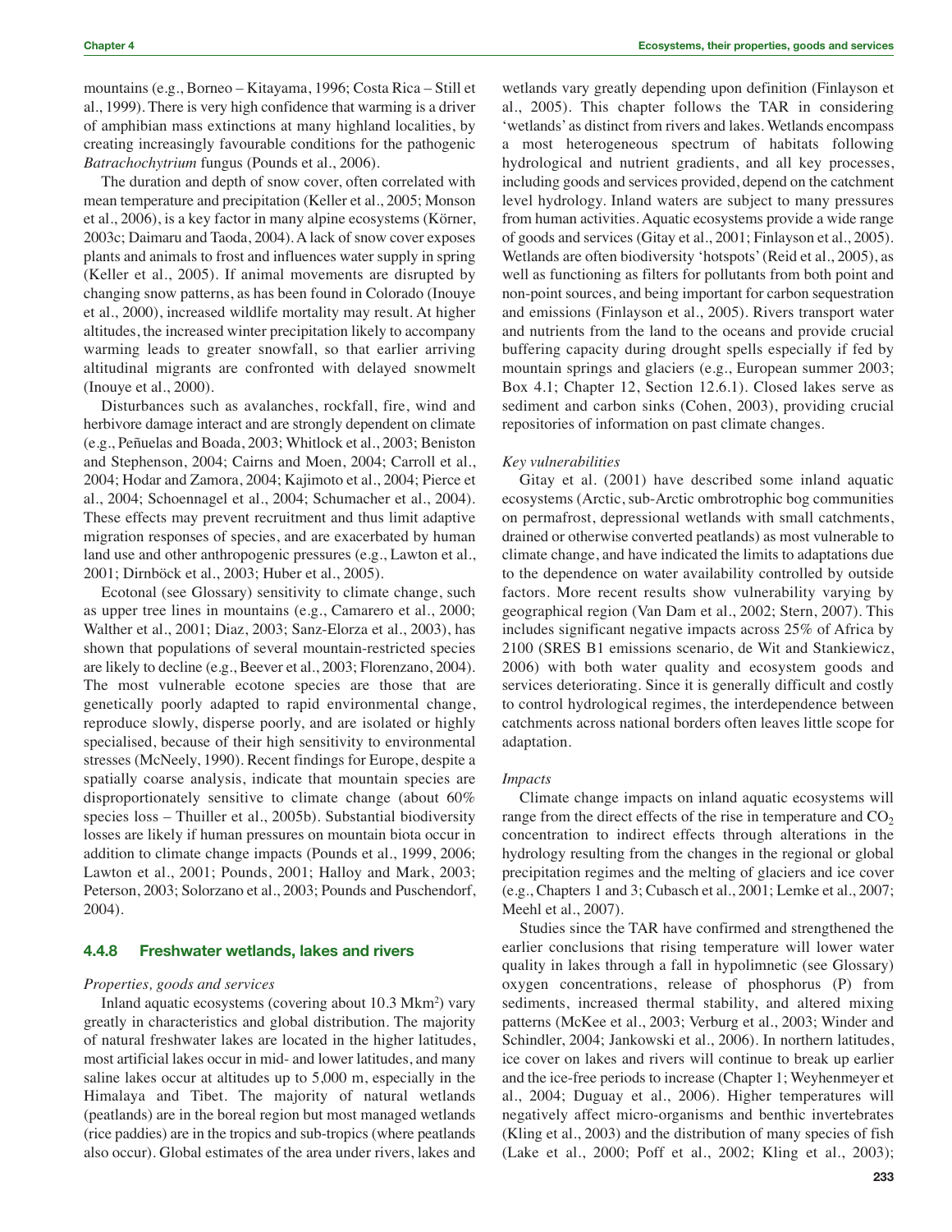mountains (e.g., Borneo – Kitayama, 1996; Costa Rica – Still et al., 1999). There is very high confidence that warming is a driver of amphibian mass extinctions at many highland localities, by creating increasingly favourable conditions for the pathogenic *Batrachochytrium* fungus (Pounds et al., 2006).

The duration and depth of snow cover, often correlated with mean temperature and precipitation (Keller et al., 2005; Monson et al., 2006), is a key factor in many alpine ecosystems (Körner, 2003c; Daimaru and Taoda, 2004). A lack of snow cover exposes plants and animals to frost and influences water supply in spring (Keller et al., 2005). If animal movements are disrupted by changing snow patterns, as has been found in Colorado (Inouye et al., 2000), increased wildlife mortality may result. At higher altitudes, the increased winter precipitation likely to accompany warming leads to greater snowfall, so that earlier arriving altitudinal migrants are confronted with delayed snowmelt (Inouye et al., 2000).

Disturbances such as avalanches, rockfall, fire, wind and herbivore damage interact and are strongly dependent on climate (e.g., Peñuelas and Boada, 2003; Whitlock et al., 2003; Beniston and Stephenson, 2004; Cairns and Moen, 2004; Carroll et al., 2004; Hodar and Zamora, 2004; Kajimoto et al., 2004; Pierce et al., 2004; Schoennagel et al., 2004; Schumacher et al., 2004). These effects may prevent recruitment and thus limit adaptive migration responses of species, and are exacerbated by human land use and other anthropogenic pressures (e.g., Lawton et al., 2001; Dirnböck et al., 2003; Huber et al., 2005).

Ecotonal (see Glossary) sensitivity to climate change, such as upper tree lines in mountains (e.g., Camarero et al., 2000; Walther et al., 2001; Diaz, 2003; Sanz-Elorza et al., 2003), has shown that populations of several mountain-restricted species are likely to decline (e.g., Beever et al., 2003; Florenzano, 2004). The most vulnerable ecotone species are those that are genetically poorly adapted to rapid environmental change, reproduce slowly, disperse poorly, and are isolated or highly specialised, because of their high sensitivity to environmental stresses (McNeely, 1990). Recent findings for Europe, despite a spatially coarse analysis, indicate that mountain species are disproportionately sensitive to climate change (about 60% species loss – Thuiller et al., 2005b). Substantial biodiversity losses are likely if human pressures on mountain biota occur in addition to climate change impacts (Pounds et al., 1999, 2006; Lawton et al., 2001; Pounds, 2001; Halloy and Mark, 2003; Peterson, 2003; Solorzano et al., 2003; Pounds and Puschendorf, 2004).

### 4.4.8 Freshwater wetlands, lakes and rivers

*Properties, goods and services*

Inland aquatic ecosystems (covering about 10.3 $Mkm^2$) vary greatly in characteristics and global distribution. The majority of natural freshwater lakes are located in the higher latitudes, most artificial lakes occur in mid- and lower latitudes, and many saline lakes occur at altitudes up to 5,000 m, especially in the Himalaya and Tibet. The majority of natural wetlands (peatlands) are in the boreal region but most managed wetlands (rice paddies) are in the tropics and sub-tropics (where peatlands also occur). Global estimates of the area under rivers, lakes and wetlands vary greatly depending upon definition (Finlayson et al., 2005). This chapter follows the TAR in considering 'wetlands' as distinct from rivers and lakes. Wetlands encompass a most heterogeneous spectrum of habitats following hydrological and nutrient gradients, and all key processes, including goods and services provided, depend on the catchment level hydrology. Inland waters are subject to many pressures from human activities. Aquatic ecosystems provide a wide range of goods and services (Gitay et al., 2001; Finlayson et al., 2005). Wetlands are often biodiversity 'hotspots' (Reid et al., 2005), as well as functioning as filters for pollutants from both point and non-point sources, and being important for carbon sequestration and emissions (Finlayson et al., 2005). Rivers transport water and nutrients from the land to the oceans and provide crucial buffering capacity during drought spells especially if fed by mountain springs and glaciers (e.g., European summer 2003; Box 4.1; Chapter 12, Section 12.6.1). Closed lakes serve as sediment and carbon sinks (Cohen, 2003), providing crucial repositories of information on past climate changes.

*Key vulnerabilities*

Gitay et al. (2001) have described some inland aquatic ecosystems (Arctic, sub-Arctic ombrotrophic bog communities on permafrost, depressional wetlands with small catchments, drained or otherwise converted peatlands) as most vulnerable to climate change, and have indicated the limits to adaptations due to the dependence on water availability controlled by outside factors. More recent results show vulnerability varying by geographical region (Van Dam et al., 2002; Stern, 2007). This includes significant negative impacts across 25% of Africa by 2100 (SRES B1 emissions scenario, de Wit and Stankiewicz, 2006) with both water quality and ecosystem goods and services deteriorating. Since it is generally difficult and costly to control hydrological regimes, the interdependence between catchments across national borders often leaves little scope for adaptation.

*Impacts*

Climate change impacts on inland aquatic ecosystems will range from the direct effects of the rise in temperature and $CO_2$ concentration to indirect effects through alterations in the hydrology resulting from the changes in the regional or global precipitation regimes and the melting of glaciers and ice cover (e.g., Chapters 1 and 3; Cubasch et al., 2001; Lemke et al., 2007; Meehl et al., 2007).

Studies since the TAR have confirmed and strengthened the earlier conclusions that rising temperature will lower water quality in lakes through a fall in hypolimnetic (see Glossary) oxygen concentrations, release of phosphorus (P) from sediments, increased thermal stability, and altered mixing patterns (McKee et al., 2003; Verburg et al., 2003; Winder and Schindler, 2004; Jankowski et al., 2006). In northern latitudes, ice cover on lakes and rivers will continue to break up earlier and the ice-free periods to increase (Chapter 1; Weyhenmeyer et al., 2004; Duguay et al., 2006). Higher temperatures will negatively affect micro-organisms and benthic invertebrates (Kling et al., 2003) and the distribution of many species of fish (Lake et al., 2000; Poff et al., 2002; Kling et al., 2003);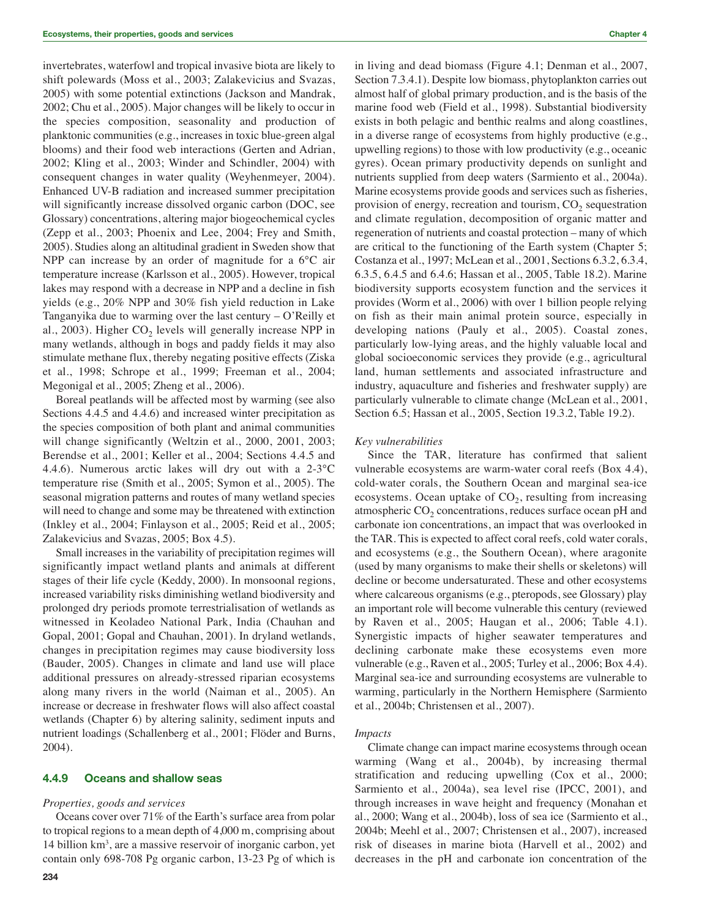invertebrates, waterfowl and tropical invasive biota are likely to shift polewards (Moss et al., 2003; Zalakevicius and Svazas, 2005) with some potential extinctions (Jackson and Mandrak, 2002; Chu et al., 2005). Major changes will be likely to occur in the species composition, seasonality and production of planktonic communities (e.g., increases in toxic blue-green algal blooms) and their food web interactions (Gerten and Adrian, 2002; Kling et al., 2003; Winder and Schindler, 2004) with consequent changes in water quality (Weyhenmeyer, 2004). Enhanced UV-B radiation and increased summer precipitation will significantly increase dissolved organic carbon (DOC, see Glossary) concentrations, altering major biogeochemical cycles (Zepp et al., 2003; Phoenix and Lee, 2004; Frey and Smith, 2005). Studies along an altitudinal gradient in Sweden show that NPP can increase by an order of magnitude for a 6°C air temperature increase (Karlsson et al., 2005). However, tropical lakes may respond with a decrease in NPP and a decline in fish yields (e.g., 20% NPP and 30% fish yield reduction in Lake Tanganyika due to warming over the last century – O'Reilly et al., 2003). Higher $CO_2$ levels will generally increase NPP in many wetlands, although in bogs and paddy fields it may also stimulate methane flux, thereby negating positive effects (Ziska et al., 1998; Schrope et al., 1999; Freeman et al., 2004; Megonigal et al., 2005; Zheng et al., 2006).

Boreal peatlands will be affected most by warming (see also Sections 4.4.5 and 4.4.6) and increased winter precipitation as the species composition of both plant and animal communities will change significantly (Weltzin et al., 2000, 2001, 2003; Berendse et al., 2001; Keller et al., 2004; Sections 4.4.5 and 4.4.6). Numerous arctic lakes will dry out with a 2-3°C temperature rise (Smith et al., 2005; Symon et al., 2005). The seasonal migration patterns and routes of many wetland species will need to change and some may be threatened with extinction (Inkley et al., 2004; Finlayson et al., 2005; Reid et al., 2005; Zalakevicius and Svazas, 2005; Box 4.5).

Small increases in the variability of precipitation regimes will significantly impact wetland plants and animals at different stages of their life cycle (Keddy, 2000). In monsoonal regions, increased variability risks diminishing wetland biodiversity and prolonged dry periods promote terrestrialisation of wetlands as witnessed in Keoladeo National Park, India (Chauhan and Gopal, 2001; Gopal and Chauhan, 2001). In dryland wetlands, changes in precipitation regimes may cause biodiversity loss (Bauder, 2005). Changes in climate and land use will place additional pressures on already-stressed riparian ecosystems along many rivers in the world (Naiman et al., 2005). An increase or decrease in freshwater flows will also affect coastal wetlands (Chapter 6) by altering salinity, sediment inputs and nutrient loadings (Schallenberg et al., 2001; Flöder and Burns, 2004).

### 4.4.9 Oceans and shallow seas

*Properties, goods and services*

Oceans cover over 71% of the Earth's surface area from polar to tropical regions to a mean depth of 4,000 m, comprising about 14 billion km$^3$, are a massive reservoir of inorganic carbon, yet contain only 698-708 Pg organic carbon, 13-23 Pg of which is in living and dead biomass (Figure 4.1; Denman et al., 2007, Section 7.3.4.1). Despite low biomass, phytoplankton carries out almost half of global primary production, and is the basis of the marine food web (Field et al., 1998). Substantial biodiversity exists in both pelagic and benthic realms and along coastlines, in a diverse range of ecosystems from highly productive (e.g., upwelling regions) to those with low productivity (e.g., oceanic gyres). Ocean primary productivity depends on sunlight and nutrients supplied from deep waters (Sarmiento et al., 2004a). Marine ecosystems provide goods and services such as fisheries, provision of energy, recreation and tourism, $CO_2$ sequestration and climate regulation, decomposition of organic matter and regeneration of nutrients and coastal protection – many of which are critical to the functioning of the Earth system (Chapter 5; Costanza et al., 1997; McLean et al., 2001, Sections 6.3.2, 6.3.4, 6.3.5, 6.4.5 and 6.4.6; Hassan et al., 2005, Table 18.2). Marine biodiversity supports ecosystem function and the services it provides (Worm et al., 2006) with over 1 billion people relying on fish as their main animal protein source, especially in developing nations (Pauly et al., 2005). Coastal zones, particularly low-lying areas, and the highly valuable local and global socioeconomic services they provide (e.g., agricultural land, human settlements and associated infrastructure and industry, aquaculture and fisheries and freshwater supply) are particularly vulnerable to climate change (McLean et al., 2001, Section 6.5; Hassan et al., 2005, Section 19.3.2, Table 19.2).

*Key vulnerabilities*

Since the TAR, literature has confirmed that salient vulnerable ecosystems are warm-water coral reefs (Box 4.4), cold-water corals, the Southern Ocean and marginal sea-ice ecosystems. Ocean uptake of $CO_2$, resulting from increasing atmospheric $CO_2$ concentrations, reduces surface ocean pH and carbonate ion concentrations, an impact that was overlooked in the TAR. This is expected to affect coral reefs, cold water corals, and ecosystems (e.g., the Southern Ocean), where aragonite (used by many organisms to make their shells or skeletons) will decline or become undersaturated. These and other ecosystems where calcareous organisms (e.g., pteropods, see Glossary) play an important role will become vulnerable this century (reviewed by Raven et al., 2005; Haugan et al., 2006; Table 4.1). Synergistic impacts of higher seawater temperatures and declining carbonate make these ecosystems even more vulnerable (e.g., Raven et al., 2005; Turley et al., 2006; Box 4.4). Marginal sea-ice and surrounding ecosystems are vulnerable to warming, particularly in the Northern Hemisphere (Sarmiento et al., 2004b; Christensen et al., 2007).

*Impacts*

Climate change can impact marine ecosystems through ocean warming (Wang et al., 2004b), by increasing thermal stratification and reducing upwelling (Cox et al., 2000; Sarmiento et al., 2004a), sea level rise (IPCC, 2001), and through increases in wave height and frequency (Monahan et al., 2000; Wang et al., 2004b), loss of sea ice (Sarmiento et al., 2004b; Meehl et al., 2007; Christensen et al., 2007), increased risk of diseases in marine biota (Harvell et al., 2002) and decreases in the pH and carbonate ion concentration of the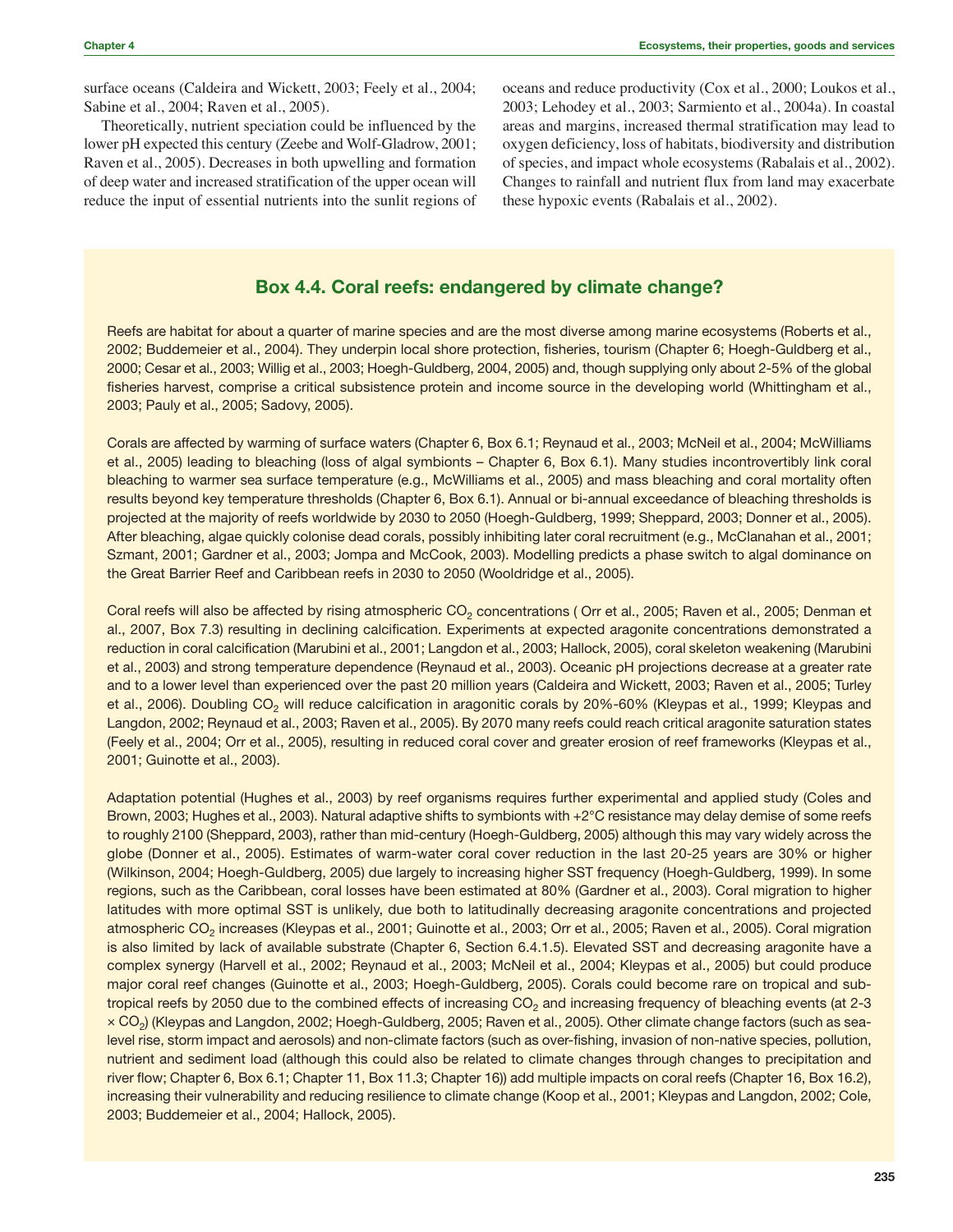surface oceans (Caldeira and Wickett, 2003; Feely et al., 2004; Sabine et al., 2004; Raven et al., 2005).

Theoretically, nutrient speciation could be influenced by the lower pH expected this century (Zeebe and Wolf-Gladrow, 2001; Raven et al., 2005). Decreases in both upwelling and formation of deep water and increased stratification of the upper ocean will reduce the input of essential nutrients into the sunlit regions of oceans and reduce productivity (Cox et al., 2000; Loukos et al., 2003; Lehodey et al., 2003; Sarmiento et al., 2004a). In coastal areas and margins, increased thermal stratification may lead to oxygen deficiency, loss of habitats, biodiversity and distribution of species, and impact whole ecosystems (Rabalais et al., 2002). Changes to rainfall and nutrient flux from land may exacerbate these hypoxic events (Rabalais et al., 2002).

## Box 4.4. Coral reefs: endangered by climate change?

Reefs are habitat for about a quarter of marine species and are the most diverse among marine ecosystems (Roberts et al., 2002; Buddemeier et al., 2004). They underpin local shore protection, fisheries, tourism (Chapter 6; Hoegh-Guldberg et al., 2000; Cesar et al., 2003; Willig et al., 2003; Hoegh-Guldberg, 2004, 2005) and, though supplying only about 2-5% of the global fisheries harvest, comprise a critical subsistence protein and income source in the developing world (Whittingham et al., 2003; Pauly et al., 2005; Sadovy, 2005).

Corals are affected by warming of surface waters (Chapter 6, Box 6.1; Reynaud et al., 2003; McNeil et al., 2004; McWilliams et al., 2005) leading to bleaching (loss of algal symbionts – Chapter 6, Box 6.1). Many studies incontrovertibly link coral bleaching to warmer sea surface temperature (e.g., McWilliams et al., 2005) and mass bleaching and coral mortality often results beyond key temperature thresholds (Chapter 6, Box 6.1). Annual or bi-annual exceedance of bleaching thresholds is projected at the majority of reefs worldwide by 2030 to 2050 (Hoegh-Guldberg, 1999; Sheppard, 2003; Donner et al., 2005). After bleaching, algae quickly colonise dead corals, possibly inhibiting later coral recruitment (e.g., McClanahan et al., 2001; Szmant, 2001; Gardner et al., 2003; Jompa and McCook, 2003). Modelling predicts a phase switch to algal dominance on the Great Barrier Reef and Caribbean reefs in 2030 to 2050 (Wooldridge et al., 2005).

Coral reefs will also be affected by rising atmospheric $CO_2$ concentrations ( Orr et al., 2005; Raven et al., 2005; Denman et al., 2007, Box 7.3) resulting in declining calcification. Experiments at expected aragonite concentrations demonstrated a reduction in coral calcification (Marubini et al., 2001; Langdon et al., 2003; Hallock, 2005), coral skeleton weakening (Marubini et al., 2003) and strong temperature dependence (Reynaud et al., 2003). Oceanic pH projections decrease at a greater rate and to a lower level than experienced over the past 20 million years (Caldeira and Wickett, 2003; Raven et al., 2005; Turley et al., 2006). Doubling $CO_2$ will reduce calcification in aragonitic corals by 20%-60% (Kleypas et al., 1999; Kleypas and Langdon, 2002; Reynaud et al., 2003; Raven et al., 2005). By 2070 many reefs could reach critical aragonite saturation states (Feely et al., 2004; Orr et al., 2005), resulting in reduced coral cover and greater erosion of reef frameworks (Kleypas et al., 2001; Guinotte et al., 2003).

Adaptation potential (Hughes et al., 2003) by reef organisms requires further experimental and applied study (Coles and Brown, 2003; Hughes et al., 2003). Natural adaptive shifts to symbionts with +2°C resistance may delay demise of some reefs to roughly 2100 (Sheppard, 2003), rather than mid-century (Hoegh-Guldberg, 2005) although this may vary widely across the globe (Donner et al., 2005). Estimates of warm-water coral cover reduction in the last 20-25 years are 30% or higher (Wilkinson, 2004; Hoegh-Guldberg, 2005) due largely to increasing higher SST frequency (Hoegh-Guldberg, 1999). In some regions, such as the Caribbean, coral losses have been estimated at 80% (Gardner et al., 2003). Coral migration to higher latitudes with more optimal SST is unlikely, due both to latitudinally decreasing aragonite concentrations and projected atmospheric $CO_2$ increases (Kleypas et al., 2001; Guinotte et al., 2003; Orr et al., 2005; Raven et al., 2005). Coral migration is also limited by lack of available substrate (Chapter 6, Section 6.4.1.5). Elevated SST and decreasing aragonite have a complex synergy (Harvell et al., 2002; Reynaud et al., 2003; McNeil et al., 2004; Kleypas et al., 2005) but could produce major coral reef changes (Guinotte et al., 2003; Hoegh-Guldberg, 2005). Corals could become rare on tropical and sub-tropical reefs by 2050 due to the combined effects of increasing $CO_2$ and increasing frequency of bleaching events (at 2-3 × $CO_2$) (Kleypas and Langdon, 2002; Hoegh-Guldberg, 2005; Raven et al., 2005). Other climate change factors (such as sea-level rise, storm impact and aerosols) and non-climate factors (such as over-fishing, invasion of non-native species, pollution, nutrient and sediment load (although this could also be related to climate changes through changes to precipitation and river flow; Chapter 6, Box 6.1; Chapter 11, Box 11.3; Chapter 16)) add multiple impacts on coral reefs (Chapter 16, Box 16.2), increasing their vulnerability and reducing resilience to climate change (Koop et al., 2001; Kleypas and Langdon, 2002; Cole, 2003; Buddemeier et al., 2004; Hallock, 2005).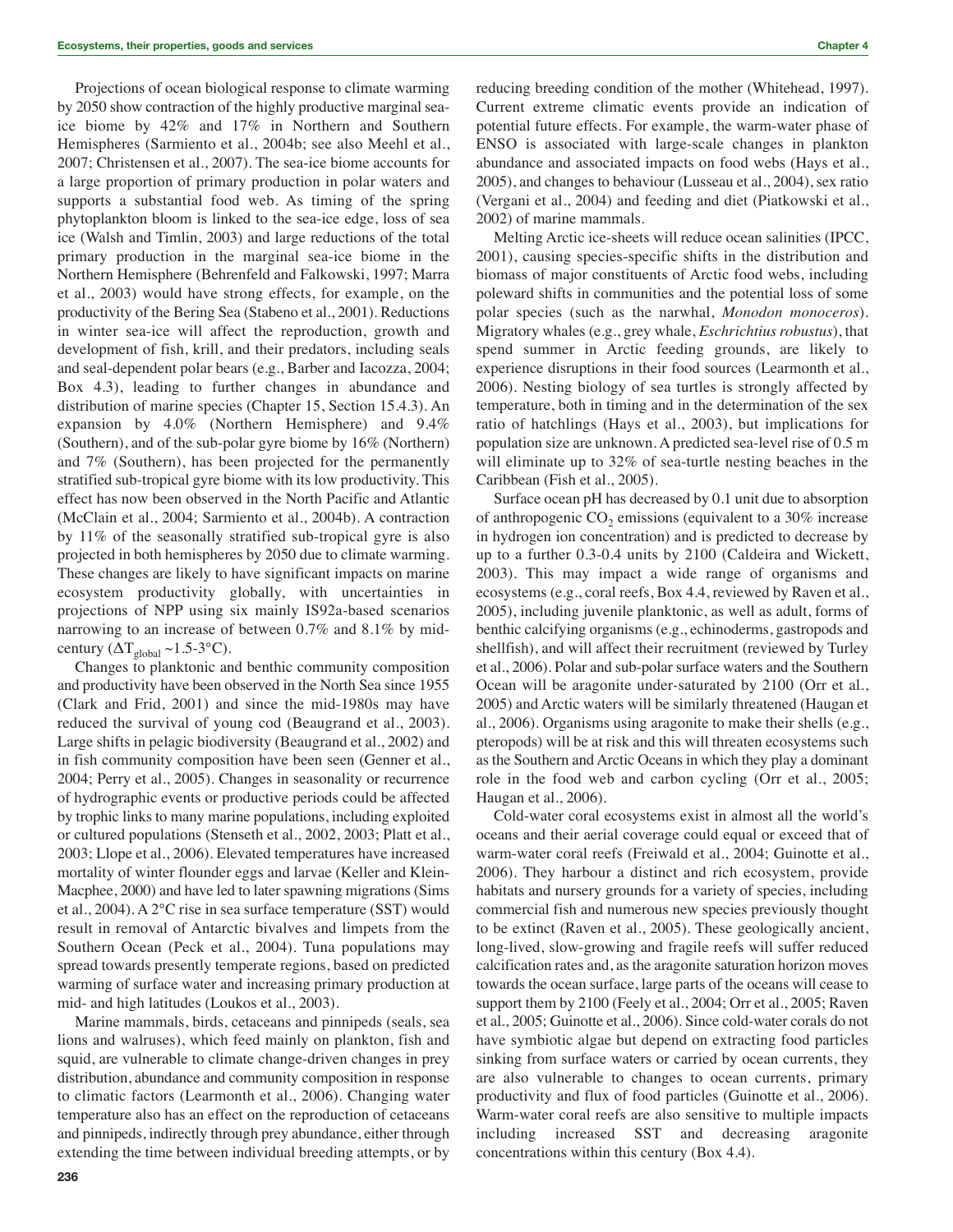Projections of ocean biological response to climate warming by 2050 show contraction of the highly productive marginal sea-ice biome by 42% and 17% in Northern and Southern Hemispheres (Sarmiento et al., 2004b; see also Meehl et al., 2007; Christensen et al., 2007). The sea-ice biome accounts for a large proportion of primary production in polar waters and supports a substantial food web. As timing of the spring phytoplankton bloom is linked to the sea-ice edge, loss of sea ice (Walsh and Timlin, 2003) and large reductions of the total primary production in the marginal sea-ice biome in the Northern Hemisphere (Behrenfeld and Falkowski, 1997; Marra et al., 2003) would have strong effects, for example, on the productivity of the Bering Sea (Stabeno et al., 2001). Reductions in winter sea-ice will affect the reproduction, growth and development of fish, krill, and their predators, including seals and seal-dependent polar bears (e.g., Barber and Iacozza, 2004; Box 4.3), leading to further changes in abundance and distribution of marine species (Chapter 15, Section 15.4.3). An expansion by 4.0% (Northern Hemisphere) and 9.4% (Southern), and of the sub-polar gyre biome by 16% (Northern) and 7% (Southern), has been projected for the permanently stratified sub-tropical gyre biome with its low productivity. This effect has now been observed in the North Pacific and Atlantic (McClain et al., 2004; Sarmiento et al., 2004b). A contraction by 11% of the seasonally stratified sub-tropical gyre is also projected in both hemispheres by 2050 due to climate warming. These changes are likely to have significant impacts on marine ecosystem productivity globally, with uncertainties in projections of NPP using six mainly IS92a-based scenarios narrowing to an increase of between 0.7% and 8.1% by mid-century ($\Delta T_{global}$ ~1.5-3°C).

Changes to planktonic and benthic community composition and productivity have been observed in the North Sea since 1955 (Clark and Frid, 2001) and since the mid-1980s may have reduced the survival of young cod (Beaugrand et al., 2003). Large shifts in pelagic biodiversity (Beaugrand et al., 2002) and in fish community composition have been seen (Genner et al., 2004; Perry et al., 2005). Changes in seasonality or recurrence of hydrographic events or productive periods could be affected by trophic links to many marine populations, including exploited or cultured populations (Stenseth et al., 2002, 2003; Platt et al., 2003; Llope et al., 2006). Elevated temperatures have increased mortality of winter flounder eggs and larvae (Keller and Klein-Macphee, 2000) and have led to later spawning migrations (Sims et al., 2004). A 2°C rise in sea surface temperature (SST) would result in removal of Antarctic bivalves and limpets from the Southern Ocean (Peck et al., 2004). Tuna populations may spread towards presently temperate regions, based on predicted warming of surface water and increasing primary production at mid- and high latitudes (Loukos et al., 2003).

Marine mammals, birds, cetaceans and pinnipeds (seals, sea lions and walruses), which feed mainly on plankton, fish and squid, are vulnerable to climate change-driven changes in prey distribution, abundance and community composition in response to climatic factors (Learmonth et al., 2006). Changing water temperature also has an effect on the reproduction of cetaceans and pinnipeds, indirectly through prey abundance, either through extending the time between individual breeding attempts, or by reducing breeding condition of the mother (Whitehead, 1997). Current extreme climatic events provide an indication of potential future effects. For example, the warm-water phase of ENSO is associated with large-scale changes in plankton abundance and associated impacts on food webs (Hays et al., 2005), and changes to behaviour (Lusseau et al., 2004), sex ratio (Vergani et al., 2004) and feeding and diet (Piatkowski et al., 2002) of marine mammals.

Melting Arctic ice-sheets will reduce ocean salinities (IPCC, 2001), causing species-specific shifts in the distribution and biomass of major constituents of Arctic food webs, including poleward shifts in communities and the potential loss of some polar species (such as the narwhal, *Monodon monoceros*). Migratory whales (e.g., grey whale, *Eschrichtius robustus*), that spend summer in Arctic feeding grounds, are likely to experience disruptions in their food sources (Learmonth et al., 2006). Nesting biology of sea turtles is strongly affected by temperature, both in timing and in the determination of the sex ratio of hatchlings (Hays et al., 2003), but implications for population size are unknown. A predicted sea-level rise of 0.5 m will eliminate up to 32% of sea-turtle nesting beaches in the Caribbean (Fish et al., 2005).

Surface ocean pH has decreased by 0.1 unit due to absorption of anthropogenic $CO_2$ emissions (equivalent to a 30% increase in hydrogen ion concentration) and is predicted to decrease by up to a further 0.3-0.4 units by 2100 (Caldeira and Wickett, 2003). This may impact a wide range of organisms and ecosystems (e.g., coral reefs, Box 4.4, reviewed by Raven et al., 2005), including juvenile planktonic, as well as adult, forms of benthic calcifying organisms (e.g., echinoderms, gastropods and shellfish), and will affect their recruitment (reviewed by Turley et al., 2006). Polar and sub-polar surface waters and the Southern Ocean will be aragonite under-saturated by 2100 (Orr et al., 2005) and Arctic waters will be similarly threatened (Haugan et al., 2006). Organisms using aragonite to make their shells (e.g., pteropods) will be at risk and this will threaten ecosystems such as the Southern and Arctic Oceans in which they play a dominant role in the food web and carbon cycling (Orr et al., 2005; Haugan et al., 2006).

Cold-water coral ecosystems exist in almost all the world's oceans and their aerial coverage could equal or exceed that of warm-water coral reefs (Freiwald et al., 2004; Guinotte et al., 2006). They harbour a distinct and rich ecosystem, provide habitats and nursery grounds for a variety of species, including commercial fish and numerous new species previously thought to be extinct (Raven et al., 2005). These geologically ancient, long-lived, slow-growing and fragile reefs will suffer reduced calcification rates and, as the aragonite saturation horizon moves towards the ocean surface, large parts of the oceans will cease to support them by 2100 (Feely et al., 2004; Orr et al., 2005; Raven et al., 2005; Guinotte et al., 2006). Since cold-water corals do not have symbiotic algae but depend on extracting food particles sinking from surface waters or carried by ocean currents, they are also vulnerable to changes to ocean currents, primary productivity and flux of food particles (Guinotte et al., 2006). Warm-water coral reefs are also sensitive to multiple impacts including increased SST and decreasing aragonite concentrations within this century (Box 4.4).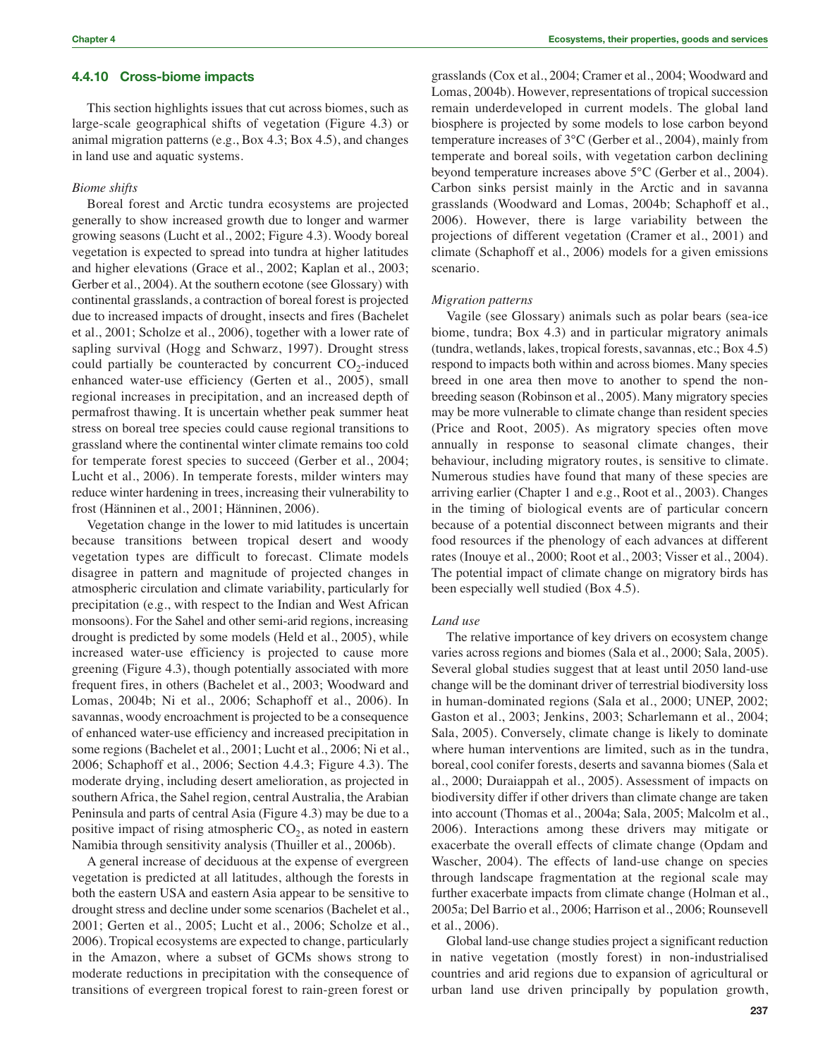### 4.4.10 Cross-biome impacts

This section highlights issues that cut across biomes, such as large-scale geographical shifts of vegetation (Figure 4.3) or animal migration patterns (e.g., Box 4.3; Box 4.5), and changes in land use and aquatic systems.

*Biome shifts*

Boreal forest and Arctic tundra ecosystems are projected generally to show increased growth due to longer and warmer growing seasons (Lucht et al., 2002; Figure 4.3). Woody boreal vegetation is expected to spread into tundra at higher latitudes and higher elevations (Grace et al., 2002; Kaplan et al., 2003; Gerber et al., 2004). At the southern ecotone (see Glossary) with continental grasslands, a contraction of boreal forest is projected due to increased impacts of drought, insects and fires (Bachelet et al., 2001; Scholze et al., 2006), together with a lower rate of sapling survival (Hogg and Schwarz, 1997). Drought stress could partially be counteracted by concurrent $CO_2$-induced enhanced water-use efficiency (Gerten et al., 2005), small regional increases in precipitation, and an increased depth of permafrost thawing. It is uncertain whether peak summer heat stress on boreal tree species could cause regional transitions to grassland where the continental winter climate remains too cold for temperate forest species to succeed (Gerber et al., 2004; Lucht et al., 2006). In temperate forests, milder winters may reduce winter hardening in trees, increasing their vulnerability to frost (Hänninen et al., 2001; Hänninen, 2006).

Vegetation change in the lower to mid latitudes is uncertain because transitions between tropical desert and woody vegetation types are difficult to forecast. Climate models disagree in pattern and magnitude of projected changes in atmospheric circulation and climate variability, particularly for precipitation (e.g., with respect to the Indian and West African monsoons). For the Sahel and other semi-arid regions, increasing drought is predicted by some models (Held et al., 2005), while increased water-use efficiency is projected to cause more greening (Figure 4.3), though potentially associated with more frequent fires, in others (Bachelet et al., 2003; Woodward and Lomas, 2004b; Ni et al., 2006; Schaphoff et al., 2006). In savannas, woody encroachment is projected to be a consequence of enhanced water-use efficiency and increased precipitation in some regions (Bachelet et al., 2001; Lucht et al., 2006; Ni et al., 2006; Schaphoff et al., 2006; Section 4.4.3; Figure 4.3). The moderate drying, including desert amelioration, as projected in southern Africa, the Sahel region, central Australia, the Arabian Peninsula and parts of central Asia (Figure 4.3) may be due to a positive impact of rising atmospheric $CO_2$, as noted in eastern Namibia through sensitivity analysis (Thuiller et al., 2006b).

A general increase of deciduous at the expense of evergreen vegetation is predicted at all latitudes, although the forests in both the eastern USA and eastern Asia appear to be sensitive to drought stress and decline under some scenarios (Bachelet et al., 2001; Gerten et al., 2005; Lucht et al., 2006; Scholze et al., 2006). Tropical ecosystems are expected to change, particularly in the Amazon, where a subset of GCMs shows strong to moderate reductions in precipitation with the consequence of transitions of evergreen tropical forest to rain-green forest or grasslands (Cox et al., 2004; Cramer et al., 2004; Woodward and Lomas, 2004b). However, representations of tropical succession remain underdeveloped in current models. The global land biosphere is projected by some models to lose carbon beyond temperature increases of 3°C (Gerber et al., 2004), mainly from temperate and boreal soils, with vegetation carbon declining beyond temperature increases above 5°C (Gerber et al., 2004). Carbon sinks persist mainly in the Arctic and in savanna grasslands (Woodward and Lomas, 2004b; Schaphoff et al., 2006). However, there is large variability between the projections of different vegetation (Cramer et al., 2001) and climate (Schaphoff et al., 2006) models for a given emissions scenario.

*Migration patterns*

Vagile (see Glossary) animals such as polar bears (sea-ice biome, tundra; Box 4.3) and in particular migratory animals (tundra, wetlands, lakes, tropical forests, savannas, etc.; Box 4.5) respond to impacts both within and across biomes. Many species breed in one area then move to another to spend the non-breeding season (Robinson et al., 2005). Many migratory species may be more vulnerable to climate change than resident species (Price and Root, 2005). As migratory species often move annually in response to seasonal climate changes, their behaviour, including migratory routes, is sensitive to climate. Numerous studies have found that many of these species are arriving earlier (Chapter 1 and e.g., Root et al., 2003). Changes in the timing of biological events are of particular concern because of a potential disconnect between migrants and their food resources if the phenology of each advances at different rates (Inouye et al., 2000; Root et al., 2003; Visser et al., 2004). The potential impact of climate change on migratory birds has been especially well studied (Box 4.5).

*Land use*

The relative importance of key drivers on ecosystem change varies across regions and biomes (Sala et al., 2000; Sala, 2005). Several global studies suggest that at least until 2050 land-use change will be the dominant driver of terrestrial biodiversity loss in human-dominated regions (Sala et al., 2000; UNEP, 2002; Gaston et al., 2003; Jenkins, 2003; Scharlemann et al., 2004; Sala, 2005). Conversely, climate change is likely to dominate where human interventions are limited, such as in the tundra, boreal, cool conifer forests, deserts and savanna biomes (Sala et al., 2000; Duraiappah et al., 2005). Assessment of impacts on biodiversity differ if other drivers than climate change are taken into account (Thomas et al., 2004a; Sala, 2005; Malcolm et al., 2006). Interactions among these drivers may mitigate or exacerbate the overall effects of climate change (Opdam and Wascher, 2004). The effects of land-use change on species through landscape fragmentation at the regional scale may further exacerbate impacts from climate change (Holman et al., 2005a; Del Barrio et al., 2006; Harrison et al., 2006; Rounsevell et al., 2006).

Global land-use change studies project a significant reduction in native vegetation (mostly forest) in non-industrialised countries and arid regions due to expansion of agricultural or urban land use driven principally by population growth,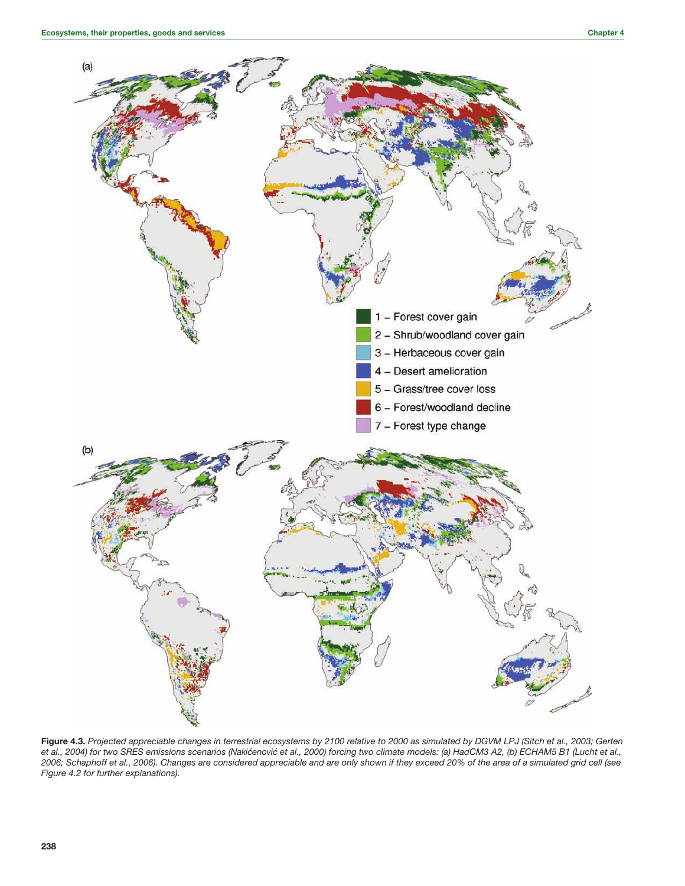(a)

1 – Forest cover gain

2 – Shrub/woodland cover gain

3 – Herbaceous cover gain

4 – Desert amelioration

5 – Grass/tree cover loss

6 – Forest/woodland decline

7 – Forest type change

(b)

**Figure 4.3.** *Projected appreciable changes in terrestrial ecosystems by 2100 relative to 2000 as simulated by DGVM LPJ (Sitch et al., 2003; Gerten et al., 2004) for two SRES emissions scenarios (Nakićenović et al., 2000) forcing two climate models: (a) HadCM3 A2, (b) ECHAM5 B1 (Lucht et al., 2006; Schaphoff et al., 2006). Changes are considered appreciable and are only shown if they exceed 20% of the area of a simulated grid cell (see Figure 4.2 for further explanations).*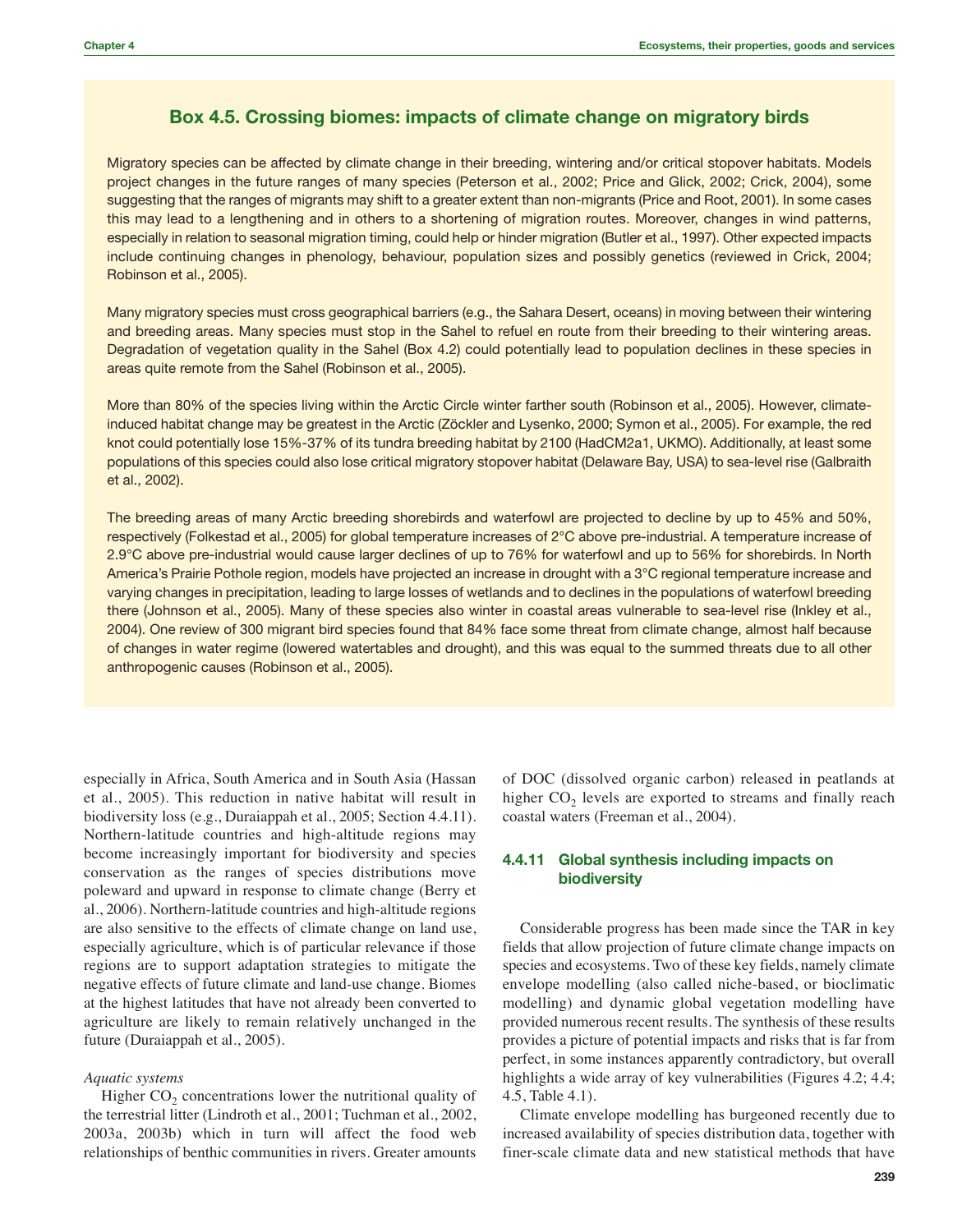## Box 4.5. Crossing biomes: impacts of climate change on migratory birds

Migratory species can be affected by climate change in their breeding, wintering and/or critical stopover habitats. Models project changes in the future ranges of many species (Peterson et al., 2002; Price and Glick, 2002; Crick, 2004), some suggesting that the ranges of migrants may shift to a greater extent than non-migrants (Price and Root, 2001). In some cases this may lead to a lengthening and in others to a shortening of migration routes. Moreover, changes in wind patterns, especially in relation to seasonal migration timing, could help or hinder migration (Butler et al., 1997). Other expected impacts include continuing changes in phenology, behaviour, population sizes and possibly genetics (reviewed in Crick, 2004; Robinson et al., 2005).

Many migratory species must cross geographical barriers (e.g., the Sahara Desert, oceans) in moving between their wintering and breeding areas. Many species must stop in the Sahel to refuel en route from their breeding to their wintering areas. Degradation of vegetation quality in the Sahel (Box 4.2) could potentially lead to population declines in these species in areas quite remote from the Sahel (Robinson et al., 2005).

More than 80% of the species living within the Arctic Circle winter farther south (Robinson et al., 2005). However, climate-induced habitat change may be greatest in the Arctic (Zöckler and Lysenko, 2000; Symon et al., 2005). For example, the red knot could potentially lose 15%-37% of its tundra breeding habitat by 2100 (HadCM2a1, UKMO). Additionally, at least some populations of this species could also lose critical migratory stopover habitat (Delaware Bay, USA) to sea-level rise (Galbraith et al., 2002).

The breeding areas of many Arctic breeding shorebirds and waterfowl are projected to decline by up to 45% and 50%, respectively (Folkestad et al., 2005) for global temperature increases of 2°C above pre-industrial. A temperature increase of 2.9°C above pre-industrial would cause larger declines of up to 76% for waterfowl and up to 56% for shorebirds. In North America's Prairie Pothole region, models have projected an increase in drought with a 3°C regional temperature increase and varying changes in precipitation, leading to large losses of wetlands and to declines in the populations of waterfowl breeding there (Johnson et al., 2005). Many of these species also winter in coastal areas vulnerable to sea-level rise (Inkley et al., 2004). One review of 300 migrant bird species found that 84% face some threat from climate change, almost half because of changes in water regime (lowered watertables and drought), and this was equal to the summed threats due to all other anthropogenic causes (Robinson et al., 2005).

especially in Africa, South America and in South Asia (Hassan et al., 2005). This reduction in native habitat will result in biodiversity loss (e.g., Duraiappah et al., 2005; Section 4.4.11). Northern-latitude countries and high-altitude regions may become increasingly important for biodiversity and species conservation as the ranges of species distributions move poleward and upward in response to climate change (Berry et al., 2006). Northern-latitude countries and high-altitude regions are also sensitive to the effects of climate change on land use, especially agriculture, which is of particular relevance if those regions are to support adaptation strategies to mitigate the negative effects of future climate and land-use change. Biomes at the highest latitudes that have not already been converted to agriculture are likely to remain relatively unchanged in the future (Duraiappah et al., 2005).

*Aquatic systems*

Higher $CO_2$ concentrations lower the nutritional quality of the terrestrial litter (Lindroth et al., 2001; Tuchman et al., 2002, 2003a, 2003b) which in turn will affect the food web relationships of benthic communities in rivers. Greater amounts of DOC (dissolved organic carbon) released in peatlands at higher $CO_2$ levels are exported to streams and finally reach coastal waters (Freeman et al., 2004).

### 4.4.11 Global synthesis including impacts on biodiversity

Considerable progress has been made since the TAR in key fields that allow projection of future climate change impacts on species and ecosystems. Two of these key fields, namely climate envelope modelling (also called niche-based, or bioclimatic modelling) and dynamic global vegetation modelling have provided numerous recent results. The synthesis of these results provides a picture of potential impacts and risks that is far from perfect, in some instances apparently contradictory, but overall highlights a wide array of key vulnerabilities (Figures 4.2; 4.4; 4.5, Table 4.1).

Climate envelope modelling has burgeoned recently due to increased availability of species distribution data, together with finer-scale climate data and new statistical methods that have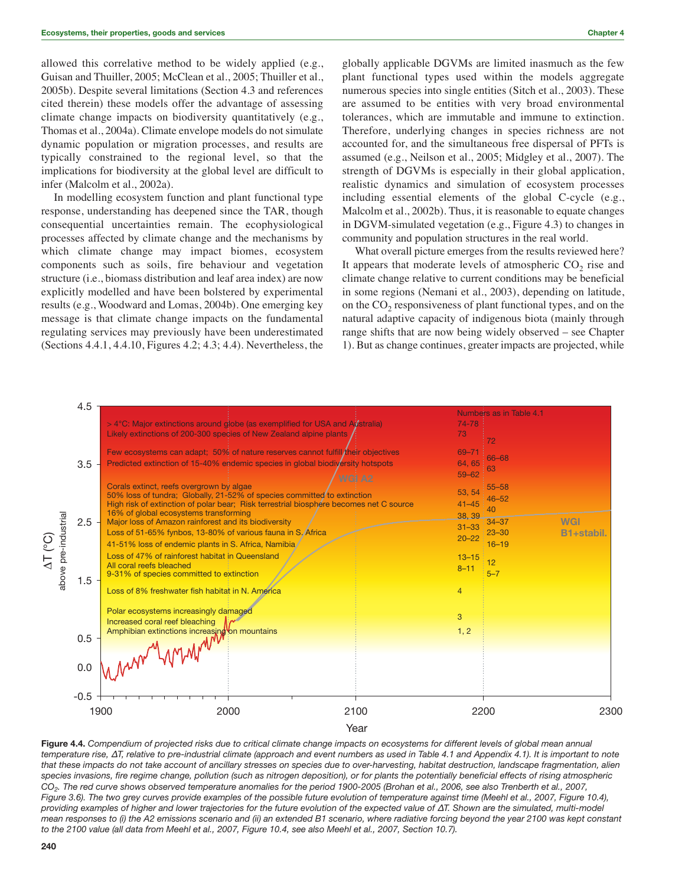allowed this correlative method to be widely applied (e.g., Guisan and Thuiller, 2005; McClean et al., 2005; Thuiller et al., 2005b). Despite several limitations (Section 4.3 and references cited therein) these models offer the advantage of assessing climate change impacts on biodiversity quantitatively (e.g., Thomas et al., 2004a). Climate envelope models do not simulate dynamic population or migration processes, and results are typically constrained to the regional level, so that the implications for biodiversity at the global level are difficult to infer (Malcolm et al., 2002a).

In modelling ecosystem function and plant functional type response, understanding has deepened since the TAR, though consequential uncertainties remain. The ecophysiological processes affected by climate change and the mechanisms by which climate change may impact biomes, ecosystem components such as soils, fire behaviour and vegetation structure (i.e., biomass distribution and leaf area index) are now explicitly modelled and have been bolstered by experimental results (e.g., Woodward and Lomas, 2004b). One emerging key message is that climate change impacts on the fundamental regulating services may previously have been underestimated (Sections 4.4.1, 4.4.10, Figures 4.2; 4.3; 4.4). Nevertheless, the globally applicable DGVMs are limited inasmuch as the few plant functional types used within the models aggregate numerous species into single entities (Sitch et al., 2003). These are assumed to be entities with very broad environmental tolerances, which are immutable and immune to extinction. Therefore, underlying changes in species richness are not accounted for, and the simultaneous free dispersal of PFTs is assumed (e.g., Neilson et al., 2005; Midgley et al., 2007). The strength of DGVMs is especially in their global application, realistic dynamics and simulation of ecosystem processes including essential elements of the global C-cycle (e.g., Malcolm et al., 2002b). Thus, it is reasonable to equate changes in DGVM-simulated vegetation (e.g., Figure 4.3) to changes in community and population structures in the real world.

What overall picture emerges from the results reviewed here? It appears that moderate levels of atmospheric $CO_2$ rise and climate change relative to current conditions may be beneficial in some regions (Nemani et al., 2003), depending on latitude, on the $CO_2$ responsiveness of plant functional types, and on the natural adaptive capacity of indigenous biota (mainly through range shifts that are now being widely observed – see Chapter 1). But as change continues, greater impacts are projected, while

Numbers as in Table 4.1

> 4°C: Major extinctions around globe (as exemplified for USA and Australia) — 74-78
Likely extinctions of 200-300 species of New Zealand alpine plants — 73
72
Few ecosystems can adapt; 50% of nature reserves cannot fulfill their objectives — 69–71
Predicted extinction of 15-40% endemic species in global biodiversity hotspots — 64, 65
66–68
63
59–62
WGI A2
Corals extinct, reefs overgrown by algae
50% loss of tundra; Globally, 21-52% of species committed to extinction — 53, 54
55–58
High risk of extinction of polar bear; Risk terrestrial biosphere becomes net C source — 41–45
46–52
16% of global ecosystems transforming — 38, 39
40
Major loss of Amazon rainforest and its biodiversity — 31–33
34–37
Loss of 51-65% fynbos, 13-80% of various fauna in S. Africa — 20–22
23–30
41-51% loss of endemic plants in S. Africa, Namibia — 16–19
Loss of 47% of rainforest habitat in Queensland — 13–15
All coral reefs bleached — 8–11
12
9-31% of species committed to extinction — 5–7
Loss of 8% freshwater fish habitat in N. America — 4
Polar ecosystems increasingly damaged
Increased coral reef bleaching — 3
Amphibian extinctions increasing on mountains — 1, 2

WGI B1+stabil.

ΔT (°C) above pre-industrial
4.5, 3.5, 2.5, 1.5, 0.5, 0.0, -0.5

Year
1900, 2000, 2100, 2200, 2300

**Figure 4.4.** *Compendium of projected risks due to critical climate change impacts on ecosystems for different levels of global mean annual temperature rise, ΔT, relative to pre-industrial climate (approach and event numbers as used in Table 4.1 and Appendix 4.1). It is important to note that these impacts do not take account of ancillary stresses on species due to over-harvesting, habitat destruction, landscape fragmentation, alien species invasions, fire regime change, pollution (such as nitrogen deposition), or for plants the potentially beneficial effects of rising atmospheric $CO_2$. The red curve shows observed temperature anomalies for the period 1900-2005 (Brohan et al., 2006, see also Trenberth et al., 2007, Figure 3.6). The two grey curves provide examples of the possible future evolution of temperature against time (Meehl et al., 2007, Figure 10.4), providing examples of higher and lower trajectories for the future evolution of the expected value of ΔT. Shown are the simulated, multi-model mean responses to (i) the A2 emissions scenario and (ii) an extended B1 scenario, where radiative forcing beyond the year 2100 was kept constant to the 2100 value (all data from Meehl et al., 2007, Figure 10.4, see also Meehl et al., 2007, Section 10.7).*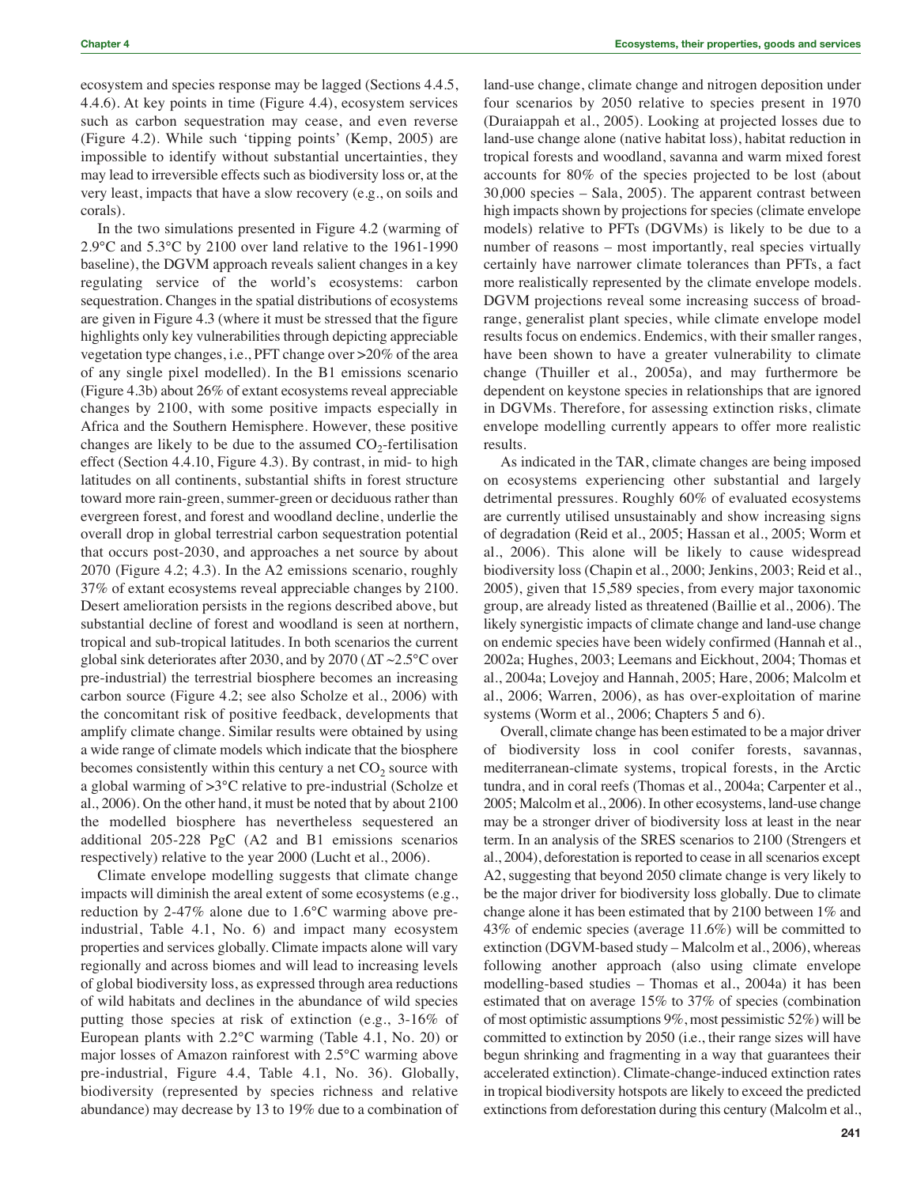ecosystem and species response may be lagged (Sections 4.4.5, 4.4.6). At key points in time (Figure 4.4), ecosystem services such as carbon sequestration may cease, and even reverse (Figure 4.2). While such 'tipping points' (Kemp, 2005) are impossible to identify without substantial uncertainties, they may lead to irreversible effects such as biodiversity loss or, at the very least, impacts that have a slow recovery (e.g., on soils and corals).

In the two simulations presented in Figure 4.2 (warming of 2.9°C and 5.3°C by 2100 over land relative to the 1961-1990 baseline), the DGVM approach reveals salient changes in a key regulating service of the world's ecosystems: carbon sequestration. Changes in the spatial distributions of ecosystems are given in Figure 4.3 (where it must be stressed that the figure highlights only key vulnerabilities through depicting appreciable vegetation type changes, i.e., PFT change over >20% of the area of any single pixel modelled). In the B1 emissions scenario (Figure 4.3b) about 26% of extant ecosystems reveal appreciable changes by 2100, with some positive impacts especially in Africa and the Southern Hemisphere. However, these positive changes are likely to be due to the assumed $CO_2$-fertilisation effect (Section 4.4.10, Figure 4.3). By contrast, in mid- to high latitudes on all continents, substantial shifts in forest structure toward more rain-green, summer-green or deciduous rather than evergreen forest, and forest and woodland decline, underlie the overall drop in global terrestrial carbon sequestration potential that occurs post-2030, and approaches a net source by about 2070 (Figure 4.2; 4.3). In the A2 emissions scenario, roughly 37% of extant ecosystems reveal appreciable changes by 2100. Desert amelioration persists in the regions described above, but substantial decline of forest and woodland is seen at northern, tropical and sub-tropical latitudes. In both scenarios the current global sink deteriorates after 2030, and by 2070 ($\Delta T$ ~2.5°C over pre-industrial) the terrestrial biosphere becomes an increasing carbon source (Figure 4.2; see also Scholze et al., 2006) with the concomitant risk of positive feedback, developments that amplify climate change. Similar results were obtained by using a wide range of climate models which indicate that the biosphere becomes consistently within this century a net $CO_2$ source with a global warming of >3°C relative to pre-industrial (Scholze et al., 2006). On the other hand, it must be noted that by about 2100 the modelled biosphere has nevertheless sequestered an additional 205-228 PgC (A2 and B1 emissions scenarios respectively) relative to the year 2000 (Lucht et al., 2006).

Climate envelope modelling suggests that climate change impacts will diminish the areal extent of some ecosystems (e.g., reduction by 2-47% alone due to 1.6°C warming above pre-industrial, Table 4.1, No. 6) and impact many ecosystem properties and services globally. Climate impacts alone will vary regionally and across biomes and will lead to increasing levels of global biodiversity loss, as expressed through area reductions of wild habitats and declines in the abundance of wild species putting those species at risk of extinction (e.g., 3-16% of European plants with 2.2°C warming (Table 4.1, No. 20) or major losses of Amazon rainforest with 2.5°C warming above pre-industrial, Figure 4.4, Table 4.1, No. 36). Globally, biodiversity (represented by species richness and relative abundance) may decrease by 13 to 19% due to a combination of land-use change, climate change and nitrogen deposition under four scenarios by 2050 relative to species present in 1970 (Duraiappah et al., 2005). Looking at projected losses due to land-use change alone (native habitat loss), habitat reduction in tropical forests and woodland, savanna and warm mixed forest accounts for 80% of the species projected to be lost (about 30,000 species – Sala, 2005). The apparent contrast between high impacts shown by projections for species (climate envelope models) relative to PFTs (DGVMs) is likely to be due to a number of reasons – most importantly, real species virtually certainly have narrower climate tolerances than PFTs, a fact more realistically represented by the climate envelope models. DGVM projections reveal some increasing success of broad-range, generalist plant species, while climate envelope model results focus on endemics. Endemics, with their smaller ranges, have been shown to have a greater vulnerability to climate change (Thuiller et al., 2005a), and may furthermore be dependent on keystone species in relationships that are ignored in DGVMs. Therefore, for assessing extinction risks, climate envelope modelling currently appears to offer more realistic results.

As indicated in the TAR, climate changes are being imposed on ecosystems experiencing other substantial and largely detrimental pressures. Roughly 60% of evaluated ecosystems are currently utilised unsustainably and show increasing signs of degradation (Reid et al., 2005; Hassan et al., 2005; Worm et al., 2006). This alone will be likely to cause widespread biodiversity loss (Chapin et al., 2000; Jenkins, 2003; Reid et al., 2005), given that 15,589 species, from every major taxonomic group, are already listed as threatened (Baillie et al., 2006). The likely synergistic impacts of climate change and land-use change on endemic species have been widely confirmed (Hannah et al., 2002a; Hughes, 2003; Leemans and Eickhout, 2004; Thomas et al., 2004a; Lovejoy and Hannah, 2005; Hare, 2006; Malcolm et al., 2006; Warren, 2006), as has over-exploitation of marine systems (Worm et al., 2006; Chapters 5 and 6).

Overall, climate change has been estimated to be a major driver of biodiversity loss in cool conifer forests, savannas, mediterranean-climate systems, tropical forests, in the Arctic tundra, and in coral reefs (Thomas et al., 2004a; Carpenter et al., 2005; Malcolm et al., 2006). In other ecosystems, land-use change may be a stronger driver of biodiversity loss at least in the near term. In an analysis of the SRES scenarios to 2100 (Strengers et al., 2004), deforestation is reported to cease in all scenarios except A2, suggesting that beyond 2050 climate change is very likely to be the major driver for biodiversity loss globally. Due to climate change alone it has been estimated that by 2100 between 1% and 43% of endemic species (average 11.6%) will be committed to extinction (DGVM-based study – Malcolm et al., 2006), whereas following another approach (also using climate envelope modelling-based studies – Thomas et al., 2004a) it has been estimated that on average 15% to 37% of species (combination of most optimistic assumptions 9%, most pessimistic 52%) will be committed to extinction by 2050 (i.e., their range sizes will have begun shrinking and fragmenting in a way that guarantees their accelerated extinction). Climate-change-induced extinction rates in tropical biodiversity hotspots are likely to exceed the predicted extinctions from deforestation during this century (Malcolm et al.,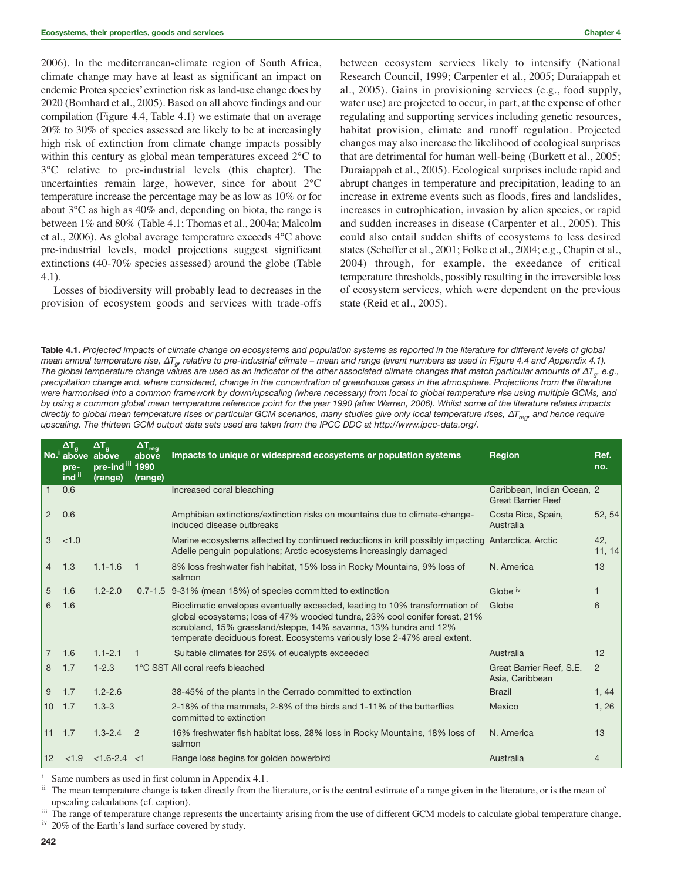2006). In the mediterranean-climate region of South Africa, climate change may have at least as significant an impact on endemic Protea species' extinction risk as land-use change does by 2020 (Bomhard et al., 2005). Based on all above findings and our compilation (Figure 4.4, Table 4.1) we estimate that on average 20% to 30% of species assessed are likely to be at increasingly high risk of extinction from climate change impacts possibly within this century as global mean temperatures exceed 2°C to 3°C relative to pre-industrial levels (this chapter). The uncertainties remain large, however, since for about 2°C temperature increase the percentage may be as low as 10% or for about 3°C as high as 40% and, depending on biota, the range is between 1% and 80% (Table 4.1; Thomas et al., 2004a; Malcolm et al., 2006). As global average temperature exceeds 4°C above pre-industrial levels, model projections suggest significant extinctions (40-70% species assessed) around the globe (Table 4.1).

Losses of biodiversity will probably lead to decreases in the provision of ecosystem goods and services with trade-offs between ecosystem services likely to intensify (National Research Council, 1999; Carpenter et al., 2005; Duraiappah et al., 2005). Gains in provisioning services (e.g., food supply, water use) are projected to occur, in part, at the expense of other regulating and supporting services including genetic resources, habitat provision, climate and runoff regulation. Projected changes may also increase the likelihood of ecological surprises that are detrimental for human well-being (Burkett et al., 2005; Duraiappah et al., 2005). Ecological surprises include rapid and abrupt changes in temperature and precipitation, leading to an increase in extreme events such as floods, fires and landslides, increases in eutrophication, invasion by alien species, or rapid and sudden increases in disease (Carpenter et al., 2005). This could also entail sudden shifts of ecosystems to less desired states (Scheffer et al., 2001; Folke et al., 2004; e.g., Chapin et al., 2004) through, for example, the exeedance of critical temperature thresholds, possibly resulting in the irreversible loss of ecosystem services, which were dependent on the previous state (Reid et al., 2005).

**Table 4.1.** *Projected impacts of climate change on ecosystems and population systems as reported in the literature for different levels of global mean annual temperature rise, $\Delta T_g$, relative to pre-industrial climate – mean and range (event numbers as used in Figure 4.4 and Appendix 4.1). The global temperature change values are used as an indicator of the other associated climate changes that match particular amounts of $\Delta T_g$, e.g., precipitation change and, where considered, change in the concentration of greenhouse gases in the atmosphere. Projections from the literature were harmonised into a common framework by down/upscaling (where necessary) from local to global temperature rise using multiple GCMs, and by using a common global mean temperature reference point for the year 1990 (after Warren, 2006). Whilst some of the literature relates impacts directly to global mean temperature rises or particular GCM scenarios, many studies give only local temperature rises, $\Delta T_{reg}$, and hence require upscaling. The thirteen GCM output data sets used are taken from the IPCC DDC at http://www.ipcc-data.org/.*

| No.[i] | $\Delta T_g$ above pre-ind[ii] | $\Delta T_g$ above pre-ind[iii] (range) | $\Delta T_{reg}$ above 1990 (range) | Impacts to unique or widespread ecosystems or population systems | Region | Ref. no. |
|---|---|---|---|---|---|---|
| 1 | 0.6 | | | Increased coral bleaching | Caribbean, Indian Ocean, Great Barrier Reef | 2 |
| 2 | 0.6 | | | Amphibian extinctions/extinction risks on mountains due to climate-change-induced disease outbreaks | Costa Rica, Spain, Australia | 52, 54 |
| 3 | <1.0 | | | Marine ecosystems affected by continued reductions in krill possibly impacting Adelie penguin populations; Arctic ecosystems increasingly damaged | Antarctica, Arctic | 42, 11, 14 |
| 4 | 1.3 | 1.1-1.6 | 1 | 8% loss freshwater fish habitat, 15% loss in Rocky Mountains, 9% loss of salmon | N. America | 13 |
| 5 | 1.6 | 1.2-2.0 | 0.7-1.5 | 9-31% (mean 18%) of species committed to extinction | Globe [iv] | 1 |
| 6 | 1.6 | | | Bioclimatic envelopes eventually exceeded, leading to 10% transformation of global ecosystems; loss of 47% wooded tundra, 23% cool conifer forest, 21% scrubland, 15% grassland/steppe, 14% savanna, 13% tundra and 12% temperate deciduous forest. Ecosystems variously lose 2-47% areal extent. | Globe | 6 |
| 7 | 1.6 | 1.1-2.1 | 1 | Suitable climates for 25% of eucalypts exceeded | Australia | 12 |
| 8 | 1.7 | 1-2.3 | 1°C SST | All coral reefs bleached | Great Barrier Reef, S.E. Asia, Caribbean | 2 |
| 9 | 1.7 | 1.2-2.6 | | 38-45% of the plants in the Cerrado committed to extinction | Brazil | 1, 44 |
| 10 | 1.7 | 1.3-3 | | 2-18% of the mammals, 2-8% of the birds and 1-11% of the butterflies committed to extinction | Mexico | 1, 26 |
| 11 | 1.7 | 1.3-2.4 | 2 | 16% freshwater fish habitat loss, 28% loss in Rocky Mountains, 18% loss of salmon | N. America | 13 |
| 12 | <1.9 | <1.6-2.4 | <1 | Range loss begins for golden bowerbird | Australia | 4 |

[i] Same numbers as used in first column in Appendix 4.1.

[ii] The mean temperature change is taken directly from the literature, or is the central estimate of a range given in the literature, or is the mean of upscaling calculations (cf. caption).

[iii] The range of temperature change represents the uncertainty arising from the use of different GCM models to calculate global temperature change.

[iv] 20% of the Earth's land surface covered by study.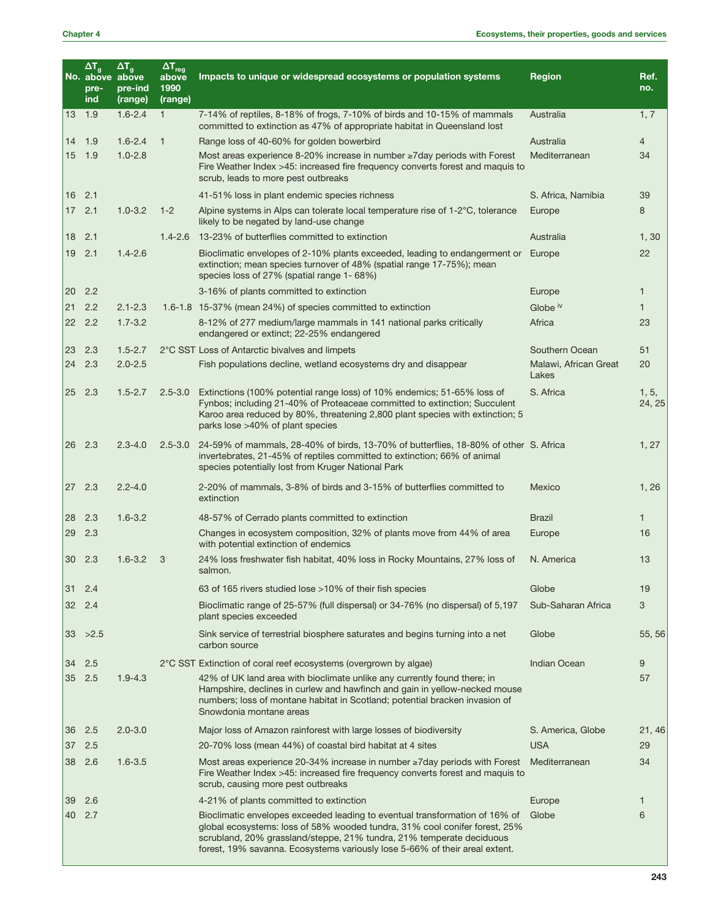| No. | $\Delta T_g$ above pre-ind | $\Delta T_g$ above pre-ind (range) | $\Delta T_{reg}$ above 1990 (range) | Impacts to unique or widespread ecosystems or population systems | Region | Ref. no. |
|---|---|---|---|---|---|---|
| 13 | 1.9 | 1.6-2.4 | 1 | 7-14% of reptiles, 8-18% of frogs, 7-10% of birds and 10-15% of mammals committed to extinction as 47% of appropriate habitat in Queensland lost | Australia | 1, 7 |
| 14 | 1.9 | 1.6-2.4 | 1 | Range loss of 40-60% for golden bowerbird | Australia | 4 |
| 15 | 1.9 | 1.0-2.8 | | Most areas experience 8-20% increase in number ≥7day periods with Forest Fire Weather Index >45: increased fire frequency converts forest and maquis to scrub, leads to more pest outbreaks | Mediterranean | 34 |
| 16 | 2.1 | | | 41-51% loss in plant endemic species richness | S. Africa, Namibia | 39 |
| 17 | 2.1 | 1.0-3.2 | 1-2 | Alpine systems in Alps can tolerate local temperature rise of 1-2°C, tolerance likely to be negated by land-use change | Europe | 8 |
| 18 | 2.1 | | 1.4-2.6 | 13-23% of butterflies committed to extinction | Australia | 1, 30 |
| 19 | 2.1 | 1.4-2.6 | | Bioclimatic envelopes of 2-10% plants exceeded, leading to endangerment or extinction; mean species turnover of 48% (spatial range 17-75%); mean species loss of 27% (spatial range 1- 68%) | Europe | 22 |
| 20 | 2.2 | | | 3-16% of plants committed to extinction | Europe | 1 |
| 21 | 2.2 | 2.1-2.3 | 1.6-1.8 | 15-37% (mean 24%) of species committed to extinction | Globe [iv] | 1 |
| 22 | 2.2 | 1.7-3.2 | | 8-12% of 277 medium/large mammals in 141 national parks critically endangered or extinct; 22-25% endangered | Africa | 23 |
| 23 | 2.3 | 1.5-2.7 | 2°C SST | Loss of Antarctic bivalves and limpets | Southern Ocean | 51 |
| 24 | 2.3 | 2.0-2.5 | | Fish populations decline, wetland ecosystems dry and disappear | Malawi, African Great Lakes | 20 |
| 25 | 2.3 | 1.5-2.7 | 2.5-3.0 | Extinctions (100% potential range loss) of 10% endemics; 51-65% loss of Fynbos; including 21-40% of Proteaceae committed to extinction; Succulent Karoo area reduced by 80%, threatening 2,800 plant species with extinction; 5 parks lose >40% of plant species | S. Africa | 1, 5, 24, 25 |
| 26 | 2.3 | 2.3-4.0 | 2.5-3.0 | 24-59% of mammals, 28-40% of birds, 13-70% of butterflies, 18-80% of other invertebrates, 21-45% of reptiles committed to extinction; 66% of animal species potentially lost from Kruger National Park | S. Africa | 1, 27 |
| 27 | 2.3 | 2.2-4.0 | | 2-20% of mammals, 3-8% of birds and 3-15% of butterflies committed to extinction | Mexico | 1, 26 |
| 28 | 2.3 | 1.6-3.2 | | 48-57% of Cerrado plants committed to extinction | Brazil | 1 |
| 29 | 2.3 | | | Changes in ecosystem composition, 32% of plants move from 44% of area with potential extinction of endemics | Europe | 16 |
| 30 | 2.3 | 1.6-3.2 | 3 | 24% loss freshwater fish habitat, 40% loss in Rocky Mountains, 27% loss of salmon. | N. America | 13 |
| 31 | 2.4 | | | 63 of 165 rivers studied lose >10% of their fish species | Globe | 19 |
| 32 | 2.4 | | | Bioclimatic range of 25-57% (full dispersal) or 34-76% (no dispersal) of 5,197 plant species exceeded | Sub-Saharan Africa | 3 |
| 33 | >2.5 | | | Sink service of terrestrial biosphere saturates and begins turning into a net carbon source | Globe | 55, 56 |
| 34 | 2.5 | | 2°C SST | Extinction of coral reef ecosystems (overgrown by algae) | Indian Ocean | 9 |
| 35 | 2.5 | 1.9-4.3 | | 42% of UK land area with bioclimate unlike any currently found there; in Hampshire, declines in curlew and hawfinch and gain in yellow-necked mouse numbers; loss of montane habitat in Scotland; potential bracken invasion of Snowdonia montane areas | | 57 |
| 36 | 2.5 | 2.0-3.0 | | Major loss of Amazon rainforest with large losses of biodiversity | S. America, Globe | 21, 46 |
| 37 | 2.5 | | | 20-70% loss (mean 44%) of coastal bird habitat at 4 sites | USA | 29 |
| 38 | 2.6 | 1.6-3.5 | | Most areas experience 20-34% increase in number ≥7day periods with Forest Fire Weather Index >45: increased fire frequency converts forest and maquis to scrub, causing more pest outbreaks | Mediterranean | 34 |
| 39 | 2.6 | | | 4-21% of plants committed to extinction | Europe | 1 |
| 40 | 2.7 | | | Bioclimatic envelopes exceeded leading to eventual transformation of 16% of global ecosystems: loss of 58% wooded tundra, 31% cool conifer forest, 25% scrubland, 20% grassland/steppe, 21% tundra, 21% temperate deciduous forest, 19% savanna. Ecosystems variously lose 5-66% of their areal extent. | Globe | 6 |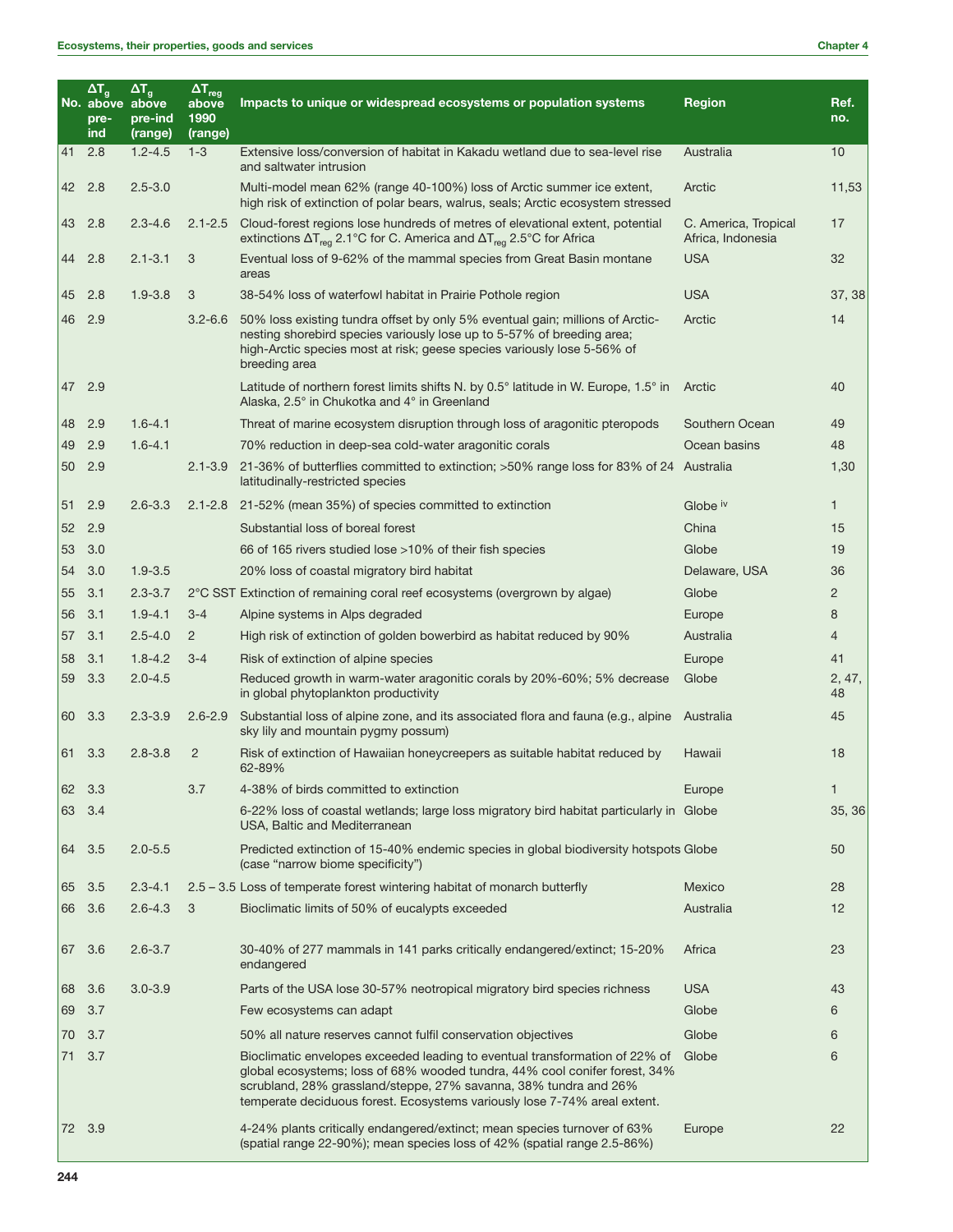| No. | $\Delta T_g$ above pre-ind | $\Delta T_g$ above pre-ind (range) | $\Delta T_{reg}$ above 1990 (range) | Impacts to unique or widespread ecosystems or population systems | Region | Ref. no. |
|---|---|---|---|---|---|---|
| 41 | 2.8 | 1.2-4.5 | 1-3 | Extensive loss/conversion of habitat in Kakadu wetland due to sea-level rise and saltwater intrusion | Australia | 10 |
| 42 | 2.8 | 2.5-3.0 | | Multi-model mean 62% (range 40-100%) loss of Arctic summer ice extent, high risk of extinction of polar bears, walrus, seals; Arctic ecosystem stressed | Arctic | 11,53 |
| 43 | 2.8 | 2.3-4.6 | 2.1-2.5 | Cloud-forest regions lose hundreds of metres of elevational extent, potential extinctions $\Delta T_{reg}$ 2.1°C for C. America and $\Delta T_{reg}$ 2.5°C for Africa | C. America, Tropical Africa, Indonesia | 17 |
| 44 | 2.8 | 2.1-3.1 | 3 | Eventual loss of 9-62% of the mammal species from Great Basin montane areas | USA | 32 |
| 45 | 2.8 | 1.9-3.8 | 3 | 38-54% loss of waterfowl habitat in Prairie Pothole region | USA | 37, 38 |
| 46 | 2.9 | | 3.2-6.6 | 50% loss existing tundra offset by only 5% eventual gain; millions of Arctic-nesting shorebird species variously lose up to 5-57% of breeding area; high-Arctic species most at risk; geese species variously lose 5-56% of breeding area | Arctic | 14 |
| 47 | 2.9 | | | Latitude of northern forest limits shifts N. by 0.5° latitude in W. Europe, 1.5° in Alaska, 2.5° in Chukotka and 4° in Greenland | Arctic | 40 |
| 48 | 2.9 | 1.6-4.1 | | Threat of marine ecosystem disruption through loss of aragonitic pteropods | Southern Ocean | 49 |
| 49 | 2.9 | 1.6-4.1 | | 70% reduction in deep-sea cold-water aragonitic corals | Ocean basins | 48 |
| 50 | 2.9 | | 2.1-3.9 | 21-36% of butterflies committed to extinction; >50% range loss for 83% of 24 latitudinally-restricted species | Australia | 1,30 |
| 51 | 2.9 | 2.6-3.3 | 2.1-2.8 | 21-52% (mean 35%) of species committed to extinction | Globe [iv] | 1 |
| 52 | 2.9 | | | Substantial loss of boreal forest | China | 15 |
| 53 | 3.0 | | | 66 of 165 rivers studied lose >10% of their fish species | Globe | 19 |
| 54 | 3.0 | 1.9-3.5 | | 20% loss of coastal migratory bird habitat | Delaware, USA | 36 |
| 55 | 3.1 | 2.3-3.7 | 2°C SST | Extinction of remaining coral reef ecosystems (overgrown by algae) | Globe | 2 |
| 56 | 3.1 | 1.9-4.1 | 3-4 | Alpine systems in Alps degraded | Europe | 8 |
| 57 | 3.1 | 2.5-4.0 | 2 | High risk of extinction of golden bowerbird as habitat reduced by 90% | Australia | 4 |
| 58 | 3.1 | 1.8-4.2 | 3-4 | Risk of extinction of alpine species | Europe | 41 |
| 59 | 3.3 | 2.0-4.5 | | Reduced growth in warm-water aragonitic corals by 20%-60%; 5% decrease in global phytoplankton productivity | Globe | 2, 47, 48 |
| 60 | 3.3 | 2.3-3.9 | 2.6-2.9 | Substantial loss of alpine zone, and its associated flora and fauna (e.g., alpine sky lily and mountain pygmy possum) | Australia | 45 |
| 61 | 3.3 | 2.8-3.8 | 2 | Risk of extinction of Hawaiian honeycreepers as suitable habitat reduced by 62-89% | Hawaii | 18 |
| 62 | 3.3 | | 3.7 | 4-38% of birds committed to extinction | Europe | 1 |
| 63 | 3.4 | | | 6-22% loss of coastal wetlands; large loss migratory bird habitat particularly in USA, Baltic and Mediterranean | Globe | 35, 36 |
| 64 | 3.5 | 2.0-5.5 | | Predicted extinction of 15-40% endemic species in global biodiversity hotspots (case "narrow biome specificity") | Globe | 50 |
| 65 | 3.5 | 2.3-4.1 | 2.5 – 3.5 | Loss of temperate forest wintering habitat of monarch butterfly | Mexico | 28 |
| 66 | 3.6 | 2.6-4.3 | 3 | Bioclimatic limits of 50% of eucalypts exceeded | Australia | 12 |
| 67 | 3.6 | 2.6-3.7 | | 30-40% of 277 mammals in 141 parks critically endangered/extinct; 15-20% endangered | Africa | 23 |
| 68 | 3.6 | 3.0-3.9 | | Parts of the USA lose 30-57% neotropical migratory bird species richness | USA | 43 |
| 69 | 3.7 | | | Few ecosystems can adapt | Globe | 6 |
| 70 | 3.7 | | | 50% all nature reserves cannot fulfil conservation objectives | Globe | 6 |
| 71 | 3.7 | | | Bioclimatic envelopes exceeded leading to eventual transformation of 22% of global ecosystems; loss of 68% wooded tundra, 44% cool conifer forest, 34% scrubland, 28% grassland/steppe, 27% savanna, 38% tundra and 26% temperate deciduous forest. Ecosystems variously lose 7-74% areal extent. | Globe | 6 |
| 72 | 3.9 | | | 4-24% plants critically endangered/extinct; mean species turnover of 63% (spatial range 22-90%); mean species loss of 42% (spatial range 2.5-86%) | Europe | 22 |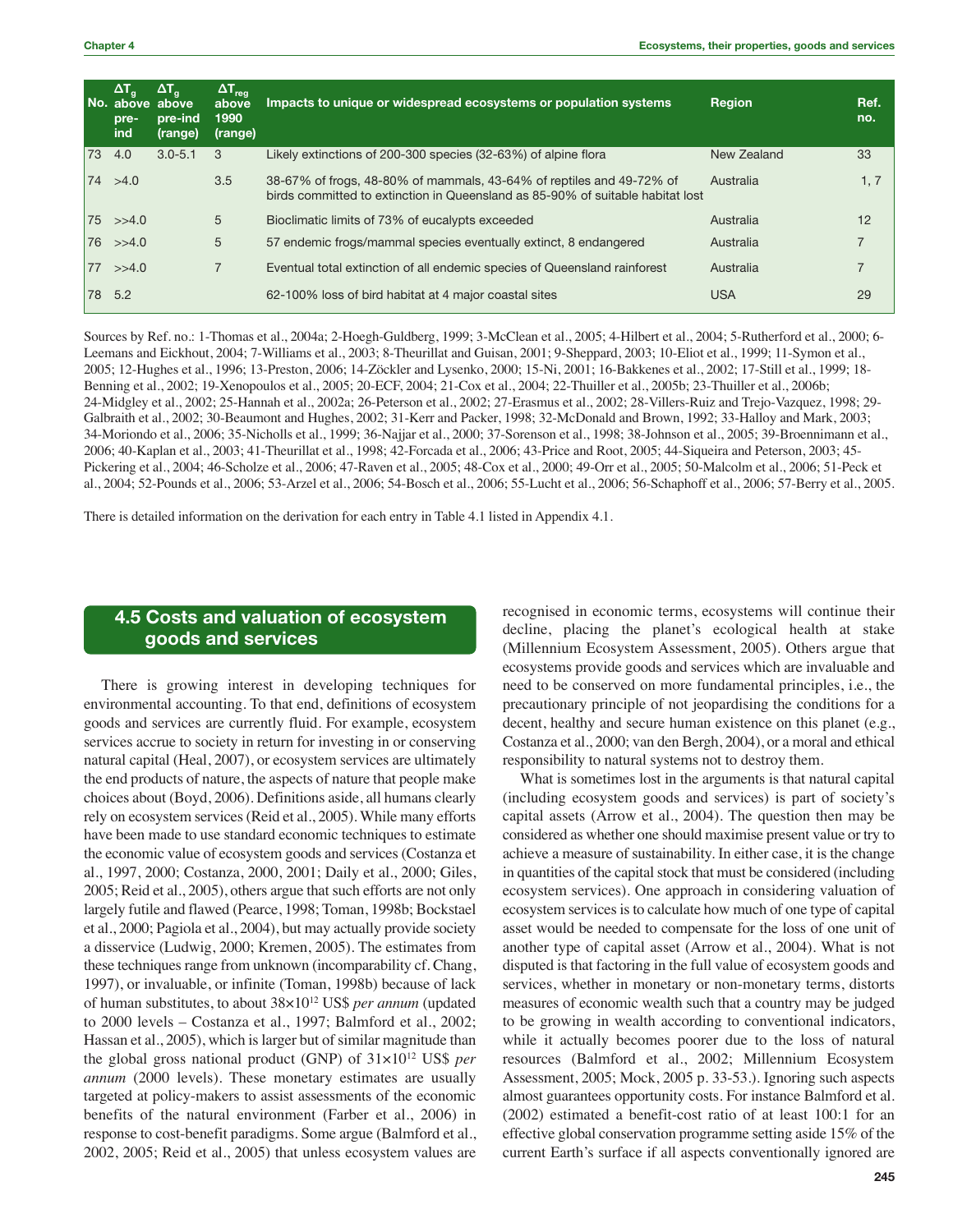| No. | $\Delta T_g$ above pre-ind | $\Delta T_g$ above pre-ind (range) | $\Delta T_{reg}$ above 1990 (range) | Impacts to unique or widespread ecosystems or population systems | Region | Ref. no. |
|---|---|---|---|---|---|---|
| 73 | 4.0 | 3.0-5.1 | 3 | Likely extinctions of 200-300 species (32-63%) of alpine flora | New Zealand | 33 |
| 74 | >4.0 | | 3.5 | 38-67% of frogs, 48-80% of mammals, 43-64% of reptiles and 49-72% of birds committed to extinction in Queensland as 85-90% of suitable habitat lost | Australia | 1, 7 |
| 75 | >>4.0 | | 5 | Bioclimatic limits of 73% of eucalypts exceeded | Australia | 12 |
| 76 | >>4.0 | | 5 | 57 endemic frogs/mammal species eventually extinct, 8 endangered | Australia | 7 |
| 77 | >>4.0 | | 7 | Eventual total extinction of all endemic species of Queensland rainforest | Australia | 7 |
| 78 | 5.2 | | | 62-100% loss of bird habitat at 4 major coastal sites | USA | 29 |

Sources by Ref. no.: 1-Thomas et al., 2004a; 2-Hoegh-Guldberg, 1999; 3-McClean et al., 2005; 4-Hilbert et al., 2004; 5-Rutherford et al., 2000; 6-Leemans and Eickhout, 2004; 7-Williams et al., 2003; 8-Theurillat and Guisan, 2001; 9-Sheppard, 2003; 10-Eliot et al., 1999; 11-Symon et al., 2005; 12-Hughes et al., 1996; 13-Preston, 2006; 14-Zöckler and Lysenko, 2000; 15-Ni, 2001; 16-Bakkenes et al., 2002; 17-Still et al., 1999; 18-Benning et al., 2002; 19-Xenopoulos et al., 2005; 20-ECF, 2004; 21-Cox et al., 2004; 22-Thuiller et al., 2005b; 23-Thuiller et al., 2006b; 24-Midgley et al., 2002; 25-Hannah et al., 2002a; 26-Peterson et al., 2002; 27-Erasmus et al., 2002; 28-Villers-Ruiz and Trejo-Vazquez, 1998; 29-Galbraith et al., 2002; 30-Beaumont and Hughes, 2002; 31-Kerr and Packer, 1998; 32-McDonald and Brown, 1992; 33-Halloy and Mark, 2003; 34-Moriondo et al., 2006; 35-Nicholls et al., 1999; 36-Najjar et al., 2000; 37-Sorenson et al., 1998; 38-Johnson et al., 2005; 39-Broennimann et al., 2006; 40-Kaplan et al., 2003; 41-Theurillat et al., 1998; 42-Forcada et al., 2006; 43-Price and Root, 2005; 44-Siqueira and Peterson, 2003; 45-Pickering et al., 2004; 46-Scholze et al., 2006; 47-Raven et al., 2005; 48-Cox et al., 2000; 49-Orr et al., 2005; 50-Malcolm et al., 2006; 51-Peck et al., 2004; 52-Pounds et al., 2006; 53-Arzel et al., 2006; 54-Bosch et al., 2006; 55-Lucht et al., 2006; 56-Schaphoff et al., 2006; 57-Berry et al., 2005.

There is detailed information on the derivation for each entry in Table 4.1 listed in Appendix 4.1.

## 4.5 Costs and valuation of ecosystem goods and services

There is growing interest in developing techniques for environmental accounting. To that end, definitions of ecosystem goods and services are currently fluid. For example, ecosystem services accrue to society in return for investing in or conserving natural capital (Heal, 2007), or ecosystem services are ultimately the end products of nature, the aspects of nature that people make choices about (Boyd, 2006). Definitions aside, all humans clearly rely on ecosystem services (Reid et al., 2005). While many efforts have been made to use standard economic techniques to estimate the economic value of ecosystem goods and services (Costanza et al., 1997, 2000; Costanza, 2000, 2001; Daily et al., 2000; Giles, 2005; Reid et al., 2005), others argue that such efforts are not only largely futile and flawed (Pearce, 1998; Toman, 1998b; Bockstael et al., 2000; Pagiola et al., 2004), but may actually provide society a disservice (Ludwig, 2000; Kremen, 2005). The estimates from these techniques range from unknown (incomparability cf. Chang, 1997), or invaluable, or infinite (Toman, 1998b) because of lack of human substitutes, to about $38 \times 10^{12}$ US\$ *per annum* (updated to 2000 levels – Costanza et al., 1997; Balmford et al., 2002; Hassan et al., 2005), which is larger but of similar magnitude than the global gross national product (GNP) of $31 \times 10^{12}$ US\$ *per annum* (2000 levels). These monetary estimates are usually targeted at policy-makers to assist assessments of the economic benefits of the natural environment (Farber et al., 2006) in response to cost-benefit paradigms. Some argue (Balmford et al., 2002, 2005; Reid et al., 2005) that unless ecosystem values are recognised in economic terms, ecosystems will continue their decline, placing the planet's ecological health at stake (Millennium Ecosystem Assessment, 2005). Others argue that ecosystems provide goods and services which are invaluable and need to be conserved on more fundamental principles, i.e., the precautionary principle of not jeopardising the conditions for a decent, healthy and secure human existence on this planet (e.g., Costanza et al., 2000; van den Bergh, 2004), or a moral and ethical responsibility to natural systems not to destroy them.

What is sometimes lost in the arguments is that natural capital (including ecosystem goods and services) is part of society's capital assets (Arrow et al., 2004). The question then may be considered as whether one should maximise present value or try to achieve a measure of sustainability. In either case, it is the change in quantities of the capital stock that must be considered (including ecosystem services). One approach in considering valuation of ecosystem services is to calculate how much of one type of capital asset would be needed to compensate for the loss of one unit of another type of capital asset (Arrow et al., 2004). What is not disputed is that factoring in the full value of ecosystem goods and services, whether in monetary or non-monetary terms, distorts measures of economic wealth such that a country may be judged to be growing in wealth according to conventional indicators, while it actually becomes poorer due to the loss of natural resources (Balmford et al., 2002; Millennium Ecosystem Assessment, 2005; Mock, 2005 p. 33-53.). Ignoring such aspects almost guarantees opportunity costs. For instance Balmford et al. (2002) estimated a benefit-cost ratio of at least 100:1 for an effective global conservation programme setting aside 15% of the current Earth's surface if all aspects conventionally ignored are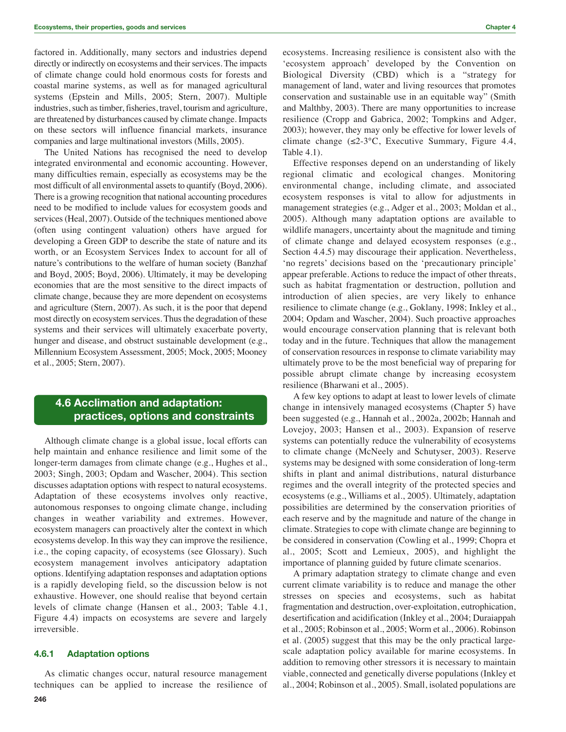factored in. Additionally, many sectors and industries depend directly or indirectly on ecosystems and their services. The impacts of climate change could hold enormous costs for forests and coastal marine systems, as well as for managed agricultural systems (Epstein and Mills, 2005; Stern, 2007). Multiple industries, such as timber, fisheries, travel, tourism and agriculture, are threatened by disturbances caused by climate change. Impacts on these sectors will influence financial markets, insurance companies and large multinational investors (Mills, 2005).

The United Nations has recognised the need to develop integrated environmental and economic accounting. However, many difficulties remain, especially as ecosystems may be the most difficult of all environmental assets to quantify (Boyd, 2006). There is a growing recognition that national accounting procedures need to be modified to include values for ecosystem goods and services (Heal, 2007). Outside of the techniques mentioned above (often using contingent valuation) others have argued for developing a Green GDP to describe the state of nature and its worth, or an Ecosystem Services Index to account for all of nature's contributions to the welfare of human society (Banzhaf and Boyd, 2005; Boyd, 2006). Ultimately, it may be developing economies that are the most sensitive to the direct impacts of climate change, because they are more dependent on ecosystems and agriculture (Stern, 2007). As such, it is the poor that depend most directly on ecosystem services. Thus the degradation of these systems and their services will ultimately exacerbate poverty, hunger and disease, and obstruct sustainable development (e.g., Millennium Ecosystem Assessment, 2005; Mock, 2005; Mooney et al., 2005; Stern, 2007).

## 4.6 Acclimation and adaptation: practices, options and constraints

Although climate change is a global issue, local efforts can help maintain and enhance resilience and limit some of the longer-term damages from climate change (e.g., Hughes et al., 2003; Singh, 2003; Opdam and Wascher, 2004). This section discusses adaptation options with respect to natural ecosystems. Adaptation of these ecosystems involves only reactive, autonomous responses to ongoing climate change, including changes in weather variability and extremes. However, ecosystem managers can proactively alter the context in which ecosystems develop. In this way they can improve the resilience, i.e., the coping capacity, of ecosystems (see Glossary). Such ecosystem management involves anticipatory adaptation options. Identifying adaptation responses and adaptation options is a rapidly developing field, so the discussion below is not exhaustive. However, one should realise that beyond certain levels of climate change (Hansen et al., 2003; Table 4.1, Figure 4.4) impacts on ecosystems are severe and largely irreversible.

### 4.6.1 Adaptation options

As climatic changes occur, natural resource management techniques can be applied to increase the resilience of ecosystems. Increasing resilience is consistent also with the 'ecosystem approach' developed by the Convention on Biological Diversity (CBD) which is a "strategy for management of land, water and living resources that promotes conservation and sustainable use in an equitable way" (Smith and Malthby, 2003). There are many opportunities to increase resilience (Cropp and Gabrica, 2002; Tompkins and Adger, 2003); however, they may only be effective for lower levels of climate change (≤2-3°C, Executive Summary, Figure 4.4, Table 4.1).

Effective responses depend on an understanding of likely regional climatic and ecological changes. Monitoring environmental change, including climate, and associated ecosystem responses is vital to allow for adjustments in management strategies (e.g., Adger et al., 2003; Moldan et al., 2005). Although many adaptation options are available to wildlife managers, uncertainty about the magnitude and timing of climate change and delayed ecosystem responses (e.g., Section 4.4.5) may discourage their application. Nevertheless, 'no regrets' decisions based on the 'precautionary principle' appear preferable. Actions to reduce the impact of other threats, such as habitat fragmentation or destruction, pollution and introduction of alien species, are very likely to enhance resilience to climate change (e.g., Goklany, 1998; Inkley et al., 2004; Opdam and Wascher, 2004). Such proactive approaches would encourage conservation planning that is relevant both today and in the future. Techniques that allow the management of conservation resources in response to climate variability may ultimately prove to be the most beneficial way of preparing for possible abrupt climate change by increasing ecosystem resilience (Bharwani et al., 2005).

A few key options to adapt at least to lower levels of climate change in intensively managed ecosystems (Chapter 5) have been suggested (e.g., Hannah et al., 2002a, 2002b; Hannah and Lovejoy, 2003; Hansen et al., 2003). Expansion of reserve systems can potentially reduce the vulnerability of ecosystems to climate change (McNeely and Schutyser, 2003). Reserve systems may be designed with some consideration of long-term shifts in plant and animal distributions, natural disturbance regimes and the overall integrity of the protected species and ecosystems (e.g., Williams et al., 2005). Ultimately, adaptation possibilities are determined by the conservation priorities of each reserve and by the magnitude and nature of the change in climate. Strategies to cope with climate change are beginning to be considered in conservation (Cowling et al., 1999; Chopra et al., 2005; Scott and Lemieux, 2005), and highlight the importance of planning guided by future climate scenarios.

A primary adaptation strategy to climate change and even current climate variability is to reduce and manage the other stresses on species and ecosystems, such as habitat fragmentation and destruction, over-exploitation, eutrophication, desertification and acidification (Inkley et al., 2004; Duraiappah et al., 2005; Robinson et al., 2005; Worm et al., 2006). Robinson et al. (2005) suggest that this may be the only practical large-scale adaptation policy available for marine ecosystems. In addition to removing other stressors it is necessary to maintain viable, connected and genetically diverse populations (Inkley et al., 2004; Robinson et al., 2005). Small, isolated populations are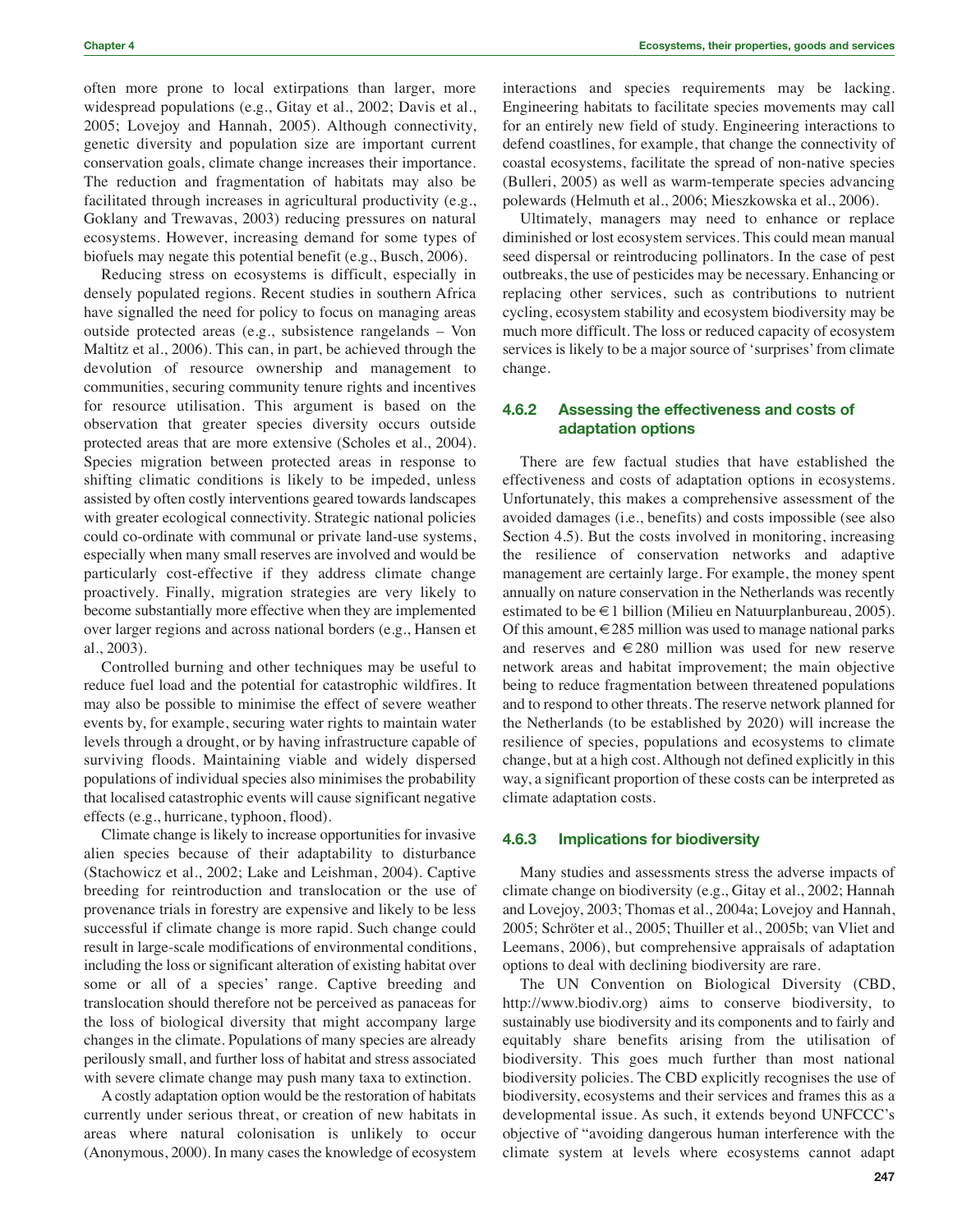often more prone to local extirpations than larger, more widespread populations (e.g., Gitay et al., 2002; Davis et al., 2005; Lovejoy and Hannah, 2005). Although connectivity, genetic diversity and population size are important current conservation goals, climate change increases their importance. The reduction and fragmentation of habitats may also be facilitated through increases in agricultural productivity (e.g., Goklany and Trewavas, 2003) reducing pressures on natural ecosystems. However, increasing demand for some types of biofuels may negate this potential benefit (e.g., Busch, 2006).

Reducing stress on ecosystems is difficult, especially in densely populated regions. Recent studies in southern Africa have signalled the need for policy to focus on managing areas outside protected areas (e.g., subsistence rangelands – Von Maltitz et al., 2006). This can, in part, be achieved through the devolution of resource ownership and management to communities, securing community tenure rights and incentives for resource utilisation. This argument is based on the observation that greater species diversity occurs outside protected areas that are more extensive (Scholes et al., 2004). Species migration between protected areas in response to shifting climatic conditions is likely to be impeded, unless assisted by often costly interventions geared towards landscapes with greater ecological connectivity. Strategic national policies could co-ordinate with communal or private land-use systems, especially when many small reserves are involved and would be particularly cost-effective if they address climate change proactively. Finally, migration strategies are very likely to become substantially more effective when they are implemented over larger regions and across national borders (e.g., Hansen et al., 2003).

Controlled burning and other techniques may be useful to reduce fuel load and the potential for catastrophic wildfires. It may also be possible to minimise the effect of severe weather events by, for example, securing water rights to maintain water levels through a drought, or by having infrastructure capable of surviving floods. Maintaining viable and widely dispersed populations of individual species also minimises the probability that localised catastrophic events will cause significant negative effects (e.g., hurricane, typhoon, flood).

Climate change is likely to increase opportunities for invasive alien species because of their adaptability to disturbance (Stachowicz et al., 2002; Lake and Leishman, 2004). Captive breeding for reintroduction and translocation or the use of provenance trials in forestry are expensive and likely to be less successful if climate change is more rapid. Such change could result in large-scale modifications of environmental conditions, including the loss or significant alteration of existing habitat over some or all of a species' range. Captive breeding and translocation should therefore not be perceived as panaceas for the loss of biological diversity that might accompany large changes in the climate. Populations of many species are already perilously small, and further loss of habitat and stress associated with severe climate change may push many taxa to extinction.

A costly adaptation option would be the restoration of habitats currently under serious threat, or creation of new habitats in areas where natural colonisation is unlikely to occur (Anonymous, 2000). In many cases the knowledge of ecosystem interactions and species requirements may be lacking. Engineering habitats to facilitate species movements may call for an entirely new field of study. Engineering interactions to defend coastlines, for example, that change the connectivity of coastal ecosystems, facilitate the spread of non-native species (Bulleri, 2005) as well as warm-temperate species advancing polewards (Helmuth et al., 2006; Mieszkowska et al., 2006).

Ultimately, managers may need to enhance or replace diminished or lost ecosystem services. This could mean manual seed dispersal or reintroducing pollinators. In the case of pest outbreaks, the use of pesticides may be necessary. Enhancing or replacing other services, such as contributions to nutrient cycling, ecosystem stability and ecosystem biodiversity may be much more difficult. The loss or reduced capacity of ecosystem services is likely to be a major source of 'surprises' from climate change.

### 4.6.2 Assessing the effectiveness and costs of adaptation options

There are few factual studies that have established the effectiveness and costs of adaptation options in ecosystems. Unfortunately, this makes a comprehensive assessment of the avoided damages (i.e., benefits) and costs impossible (see also Section 4.5). But the costs involved in monitoring, increasing the resilience of conservation networks and adaptive management are certainly large. For example, the money spent annually on nature conservation in the Netherlands was recently estimated to be €1 billion (Milieu en Natuurplanbureau, 2005). Of this amount, €285 million was used to manage national parks and reserves and €280 million was used for new reserve network areas and habitat improvement; the main objective being to reduce fragmentation between threatened populations and to respond to other threats. The reserve network planned for the Netherlands (to be established by 2020) will increase the resilience of species, populations and ecosystems to climate change, but at a high cost. Although not defined explicitly in this way, a significant proportion of these costs can be interpreted as climate adaptation costs.

### 4.6.3 Implications for biodiversity

Many studies and assessments stress the adverse impacts of climate change on biodiversity (e.g., Gitay et al., 2002; Hannah and Lovejoy, 2003; Thomas et al., 2004a; Lovejoy and Hannah, 2005; Schröter et al., 2005; Thuiller et al., 2005b; van Vliet and Leemans, 2006), but comprehensive appraisals of adaptation options to deal with declining biodiversity are rare.

The UN Convention on Biological Diversity (CBD, http://www.biodiv.org) aims to conserve biodiversity, to sustainably use biodiversity and its components and to fairly and equitably share benefits arising from the utilisation of biodiversity. This goes much further than most national biodiversity policies. The CBD explicitly recognises the use of biodiversity, ecosystems and their services and frames this as a developmental issue. As such, it extends beyond UNFCCC's objective of "avoiding dangerous human interference with the climate system at levels where ecosystems cannot adapt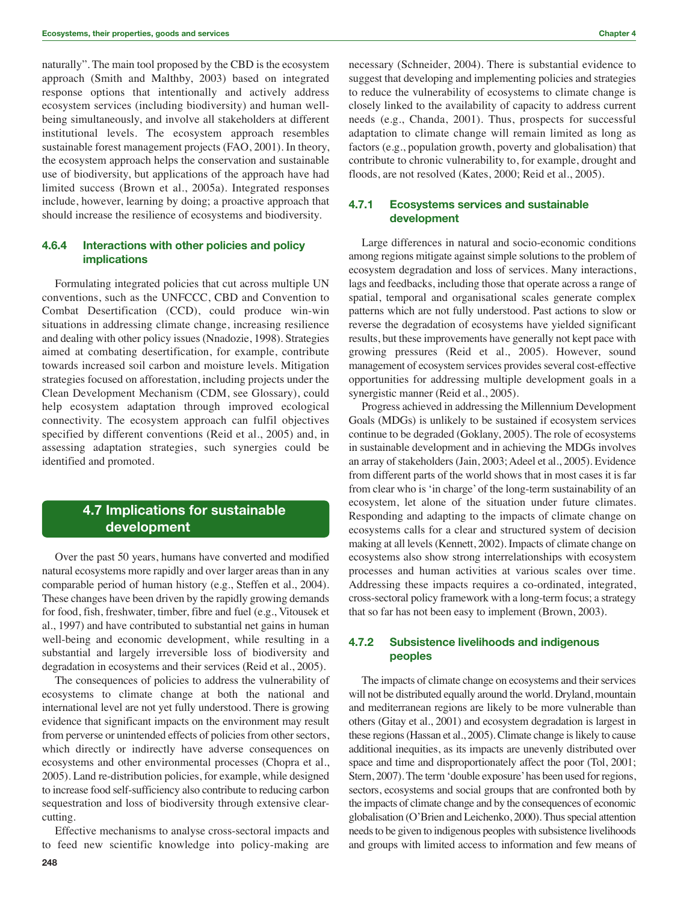naturally". The main tool proposed by the CBD is the ecosystem approach (Smith and Malthby, 2003) based on integrated response options that intentionally and actively address ecosystem services (including biodiversity) and human well-being simultaneously, and involve all stakeholders at different institutional levels. The ecosystem approach resembles sustainable forest management projects (FAO, 2001). In theory, the ecosystem approach helps the conservation and sustainable use of biodiversity, but applications of the approach have had limited success (Brown et al., 2005a). Integrated responses include, however, learning by doing; a proactive approach that should increase the resilience of ecosystems and biodiversity.

### 4.6.4 Interactions with other policies and policy implications

Formulating integrated policies that cut across multiple UN conventions, such as the UNFCCC, CBD and Convention to Combat Desertification (CCD), could produce win-win situations in addressing climate change, increasing resilience and dealing with other policy issues (Nnadozie, 1998). Strategies aimed at combating desertification, for example, contribute towards increased soil carbon and moisture levels. Mitigation strategies focused on afforestation, including projects under the Clean Development Mechanism (CDM, see Glossary), could help ecosystem adaptation through improved ecological connectivity. The ecosystem approach can fulfil objectives specified by different conventions (Reid et al., 2005) and, in assessing adaptation strategies, such synergies could be identified and promoted.

## 4.7 Implications for sustainable development

Over the past 50 years, humans have converted and modified natural ecosystems more rapidly and over larger areas than in any comparable period of human history (e.g., Steffen et al., 2004). These changes have been driven by the rapidly growing demands for food, fish, freshwater, timber, fibre and fuel (e.g., Vitousek et al., 1997) and have contributed to substantial net gains in human well-being and economic development, while resulting in a substantial and largely irreversible loss of biodiversity and degradation in ecosystems and their services (Reid et al., 2005).

The consequences of policies to address the vulnerability of ecosystems to climate change at both the national and international level are not yet fully understood. There is growing evidence that significant impacts on the environment may result from perverse or unintended effects of policies from other sectors, which directly or indirectly have adverse consequences on ecosystems and other environmental processes (Chopra et al., 2005). Land re-distribution policies, for example, while designed to increase food self-sufficiency also contribute to reducing carbon sequestration and loss of biodiversity through extensive clear-cutting.

Effective mechanisms to analyse cross-sectoral impacts and to feed new scientific knowledge into policy-making are necessary (Schneider, 2004). There is substantial evidence to suggest that developing and implementing policies and strategies to reduce the vulnerability of ecosystems to climate change is closely linked to the availability of capacity to address current needs (e.g., Chanda, 2001). Thus, prospects for successful adaptation to climate change will remain limited as long as factors (e.g., population growth, poverty and globalisation) that contribute to chronic vulnerability to, for example, drought and floods, are not resolved (Kates, 2000; Reid et al., 2005).

### 4.7.1 Ecosystems services and sustainable development

Large differences in natural and socio-economic conditions among regions mitigate against simple solutions to the problem of ecosystem degradation and loss of services. Many interactions, lags and feedbacks, including those that operate across a range of spatial, temporal and organisational scales generate complex patterns which are not fully understood. Past actions to slow or reverse the degradation of ecosystems have yielded significant results, but these improvements have generally not kept pace with growing pressures (Reid et al., 2005). However, sound management of ecosystem services provides several cost-effective opportunities for addressing multiple development goals in a synergistic manner (Reid et al., 2005).

Progress achieved in addressing the Millennium Development Goals (MDGs) is unlikely to be sustained if ecosystem services continue to be degraded (Goklany, 2005). The role of ecosystems in sustainable development and in achieving the MDGs involves an array of stakeholders (Jain, 2003; Adeel et al., 2005). Evidence from different parts of the world shows that in most cases it is far from clear who is 'in charge' of the long-term sustainability of an ecosystem, let alone of the situation under future climates. Responding and adapting to the impacts of climate change on ecosystems calls for a clear and structured system of decision making at all levels (Kennett, 2002). Impacts of climate change on ecosystems also show strong interrelationships with ecosystem processes and human activities at various scales over time. Addressing these impacts requires a co-ordinated, integrated, cross-sectoral policy framework with a long-term focus; a strategy that so far has not been easy to implement (Brown, 2003).

### 4.7.2 Subsistence livelihoods and indigenous peoples

The impacts of climate change on ecosystems and their services will not be distributed equally around the world. Dryland, mountain and mediterranean regions are likely to be more vulnerable than others (Gitay et al., 2001) and ecosystem degradation is largest in these regions (Hassan et al., 2005). Climate change is likely to cause additional inequities, as its impacts are unevenly distributed over space and time and disproportionately affect the poor (Tol, 2001; Stern, 2007). The term 'double exposure' has been used for regions, sectors, ecosystems and social groups that are confronted both by the impacts of climate change and by the consequences of economic globalisation (O'Brien and Leichenko, 2000). Thus special attention needs to be given to indigenous peoples with subsistence livelihoods and groups with limited access to information and few means of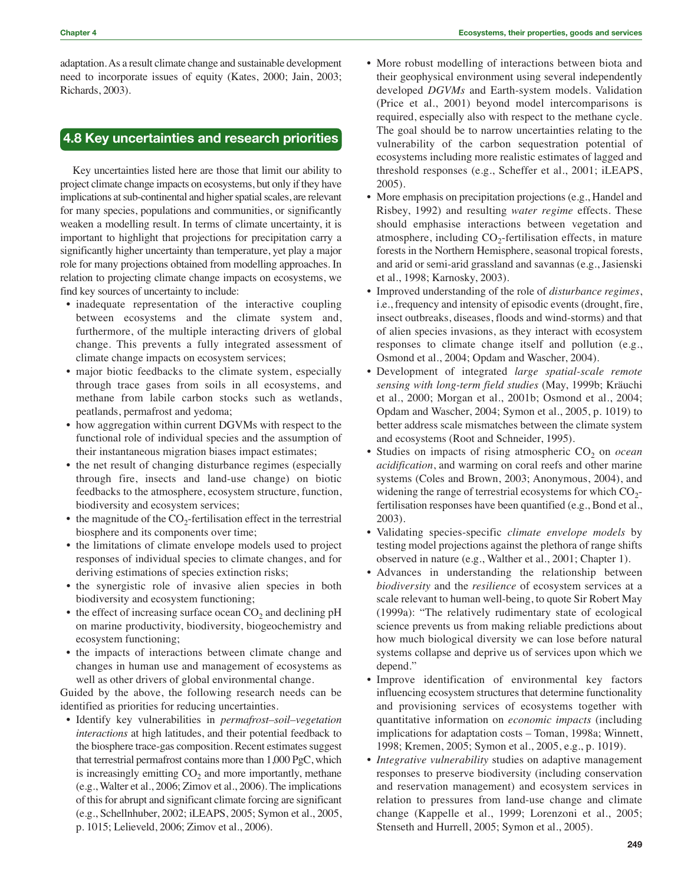adaptation. As a result climate change and sustainable development need to incorporate issues of equity (Kates, 2000; Jain, 2003; Richards, 2003).

## 4.8 Key uncertainties and research priorities

Key uncertainties listed here are those that limit our ability to project climate change impacts on ecosystems, but only if they have implications at sub-continental and higher spatial scales, are relevant for many species, populations and communities, or significantly weaken a modelling result. In terms of climate uncertainty, it is important to highlight that projections for precipitation carry a significantly higher uncertainty than temperature, yet play a major role for many projections obtained from modelling approaches. In relation to projecting climate change impacts on ecosystems, we find key sources of uncertainty to include:

- inadequate representation of the interactive coupling between ecosystems and the climate system and, furthermore, of the multiple interacting drivers of global change. This prevents a fully integrated assessment of climate change impacts on ecosystem services;
- major biotic feedbacks to the climate system, especially through trace gases from soils in all ecosystems, and methane from labile carbon stocks such as wetlands, peatlands, permafrost and yedoma;
- how aggregation within current DGVMs with respect to the functional role of individual species and the assumption of their instantaneous migration biases impact estimates;
- the net result of changing disturbance regimes (especially through fire, insects and land-use change) on biotic feedbacks to the atmosphere, ecosystem structure, function, biodiversity and ecosystem services;
- the magnitude of the $CO_2$-fertilisation effect in the terrestrial biosphere and its components over time;
- the limitations of climate envelope models used to project responses of individual species to climate changes, and for deriving estimations of species extinction risks;
- the synergistic role of invasive alien species in both biodiversity and ecosystem functioning;
- the effect of increasing surface ocean $CO_2$ and declining pH on marine productivity, biodiversity, biogeochemistry and ecosystem functioning;
- the impacts of interactions between climate change and changes in human use and management of ecosystems as well as other drivers of global environmental change.

Guided by the above, the following research needs can be identified as priorities for reducing uncertainties.

- Identify key vulnerabilities in *permafrost–soil–vegetation interactions* at high latitudes, and their potential feedback to the biosphere trace-gas composition. Recent estimates suggest that terrestrial permafrost contains more than 1,000 PgC, which is increasingly emitting $CO_2$ and more importantly, methane (e.g., Walter et al., 2006; Zimov et al., 2006). The implications of this for abrupt and significant climate forcing are significant (e.g., Schellnhuber, 2002; iLEAPS, 2005; Symon et al., 2005, p. 1015; Lelieveld, 2006; Zimov et al., 2006).
- More robust modelling of interactions between biota and their geophysical environment using several independently developed *DGVMs* and Earth-system models. Validation (Price et al., 2001) beyond model intercomparisons is required, especially also with respect to the methane cycle. The goal should be to narrow uncertainties relating to the vulnerability of the carbon sequestration potential of ecosystems including more realistic estimates of lagged and threshold responses (e.g., Scheffer et al., 2001; iLEAPS, 2005).
- More emphasis on precipitation projections (e.g., Handel and Risbey, 1992) and resulting *water regime* effects. These should emphasise interactions between vegetation and atmosphere, including $CO_2$-fertilisation effects, in mature forests in the Northern Hemisphere, seasonal tropical forests, and arid or semi-arid grassland and savannas (e.g., Jasienski et al., 1998; Karnosky, 2003).
- Improved understanding of the role of *disturbance regimes*, i.e., frequency and intensity of episodic events (drought, fire, insect outbreaks, diseases, floods and wind-storms) and that of alien species invasions, as they interact with ecosystem responses to climate change itself and pollution (e.g., Osmond et al., 2004; Opdam and Wascher, 2004).
- Development of integrated *large spatial-scale remote sensing with long-term field studies* (May, 1999b; Kräuchi et al., 2000; Morgan et al., 2001b; Osmond et al., 2004; Opdam and Wascher, 2004; Symon et al., 2005, p. 1019) to better address scale mismatches between the climate system and ecosystems (Root and Schneider, 1995).
- Studies on impacts of rising atmospheric $CO_2$ on *ocean acidification*, and warming on coral reefs and other marine systems (Coles and Brown, 2003; Anonymous, 2004), and widening the range of terrestrial ecosystems for which $CO_2$-fertilisation responses have been quantified (e.g., Bond et al., 2003).
- Validating species-specific *climate envelope models* by testing model projections against the plethora of range shifts observed in nature (e.g., Walther et al., 2001; Chapter 1).
- Advances in understanding the relationship between *biodiversity* and the *resilience* of ecosystem services at a scale relevant to human well-being, to quote Sir Robert May (1999a): "The relatively rudimentary state of ecological science prevents us from making reliable predictions about how much biological diversity we can lose before natural systems collapse and deprive us of services upon which we depend."
- Improve identification of environmental key factors influencing ecosystem structures that determine functionality and provisioning services of ecosystems together with quantitative information on *economic impacts* (including implications for adaptation costs – Toman, 1998a; Winnett, 1998; Kremen, 2005; Symon et al., 2005, e.g., p. 1019).
- *Integrative vulnerability* studies on adaptive management responses to preserve biodiversity (including conservation and reservation management) and ecosystem services in relation to pressures from land-use change and climate change (Kappelle et al., 1999; Lorenzoni et al., 2005; Stenseth and Hurrell, 2005; Symon et al., 2005).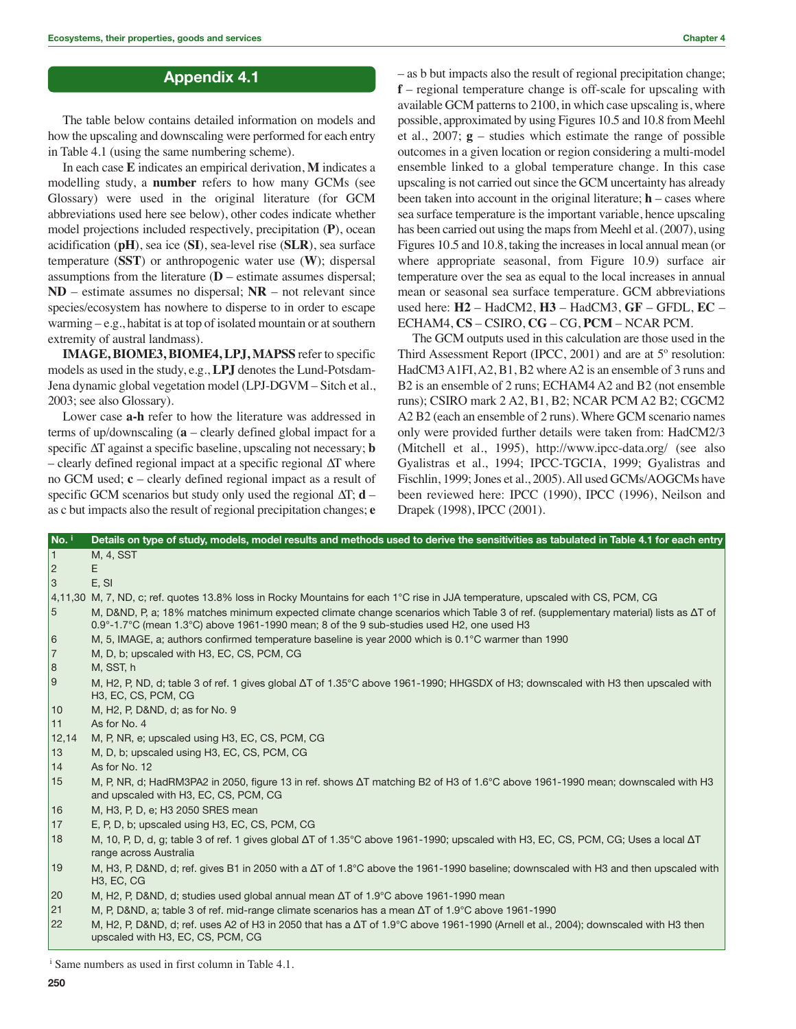## Appendix 4.1

The table below contains detailed information on models and how the upscaling and downscaling were performed for each entry in Table 4.1 (using the same numbering scheme).

In each case **E** indicates an empirical derivation, **M** indicates a modelling study, a **number** refers to how many GCMs (see Glossary) were used in the original literature (for GCM abbreviations used here see below), other codes indicate whether model projections included respectively, precipitation (**P**), ocean acidification (**pH**), sea ice (**SI**), sea-level rise (**SLR**), sea surface temperature (**SST**) or anthropogenic water use (**W**); dispersal assumptions from the literature (**D** – estimate assumes dispersal; **ND** – estimate assumes no dispersal; **NR** – not relevant since species/ecosystem has nowhere to disperse to in order to escape warming – e.g., habitat is at top of isolated mountain or at southern extremity of austral landmass).

**IMAGE, BIOME3, BIOME4, LPJ, MAPSS** refer to specific models as used in the study, e.g., **LPJ** denotes the Lund-Potsdam-Jena dynamic global vegetation model (LPJ-DGVM – Sitch et al., 2003; see also Glossary).

Lower case **a-h** refer to how the literature was addressed in terms of up/downscaling (**a** – clearly defined global impact for a specific ΔT against a specific baseline, upscaling not necessary; **b** – clearly defined regional impact at a specific regional ΔT where no GCM used; **c** – clearly defined regional impact as a result of specific GCM scenarios but study only used the regional ΔT; **d** – as c but impacts also the result of regional precipitation changes; **e** – as b but impacts also the result of regional precipitation change; **f** – regional temperature change is off-scale for upscaling with available GCM patterns to 2100, in which case upscaling is, where possible, approximated by using Figures 10.5 and 10.8 from Meehl et al., 2007; **g** – studies which estimate the range of possible outcomes in a given location or region considering a multi-model ensemble linked to a global temperature change. In this case upscaling is not carried out since the GCM uncertainty has already been taken into account in the original literature; **h** – cases where sea surface temperature is the important variable, hence upscaling has been carried out using the maps from Meehl et al. (2007), using Figures 10.5 and 10.8, taking the increases in local annual mean (or where appropriate seasonal, from Figure 10.9) surface air temperature over the sea as equal to the local increases in annual mean or seasonal sea surface temperature. GCM abbreviations used here: **H2** – HadCM2, **H3** – HadCM3, **GF** – GFDL, **EC** – ECHAM4, **CS** – CSIRO, **CG** – CG, **PCM** – NCAR PCM.

The GCM outputs used in this calculation are those used in the Third Assessment Report (IPCC, 2001) and are at 5º resolution: HadCM3 A1FI, A2, B1, B2 where A2 is an ensemble of 3 runs and B2 is an ensemble of 2 runs; ECHAM4 A2 and B2 (not ensemble runs); CSIRO mark 2 A2, B1, B2; NCAR PCM A2 B2; CGCM2 A2 B2 (each an ensemble of 2 runs). Where GCM scenario names only were provided further details were taken from: HadCM2/3 (Mitchell et al., 1995), http://www.ipcc-data.org/ (see also Gyalistras et al., 1994; IPCC-TGCIA, 1999; Gyalistras and Fischlin, 1999; Jones et al., 2005). All used GCMs/AOGCMs have been reviewed here: IPCC (1990), IPCC (1996), Neilson and Drapek (1998), IPCC (2001).

| No. [i] | Details on type of study, models, model results and methods used to derive the sensitivities as tabulated in Table 4.1 for each entry |
|---|---|
| 1 | M, 4, SST |
| 2 | E |
| 3 | E, SI |
| 4,11,30 | M, 7, ND, c; ref. quotes 13.8% loss in Rocky Mountains for each 1°C rise in JJA temperature, upscaled with CS, PCM, CG |
| 5 | M, D&ND, P, a; 18% matches minimum expected climate change scenarios which Table 3 of ref. (supplementary material) lists as ΔT of 0.9°-1.7°C (mean 1.3°C) above 1961-1990 mean; 8 of the 9 sub-studies used H2, one used H3 |
| 6 | M, 5, IMAGE, a; authors confirmed temperature baseline is year 2000 which is 0.1°C warmer than 1990 |
| 7 | M, D, b; upscaled with H3, EC, CS, PCM, CG |
| 8 | M, SST, h |
| 9 | M, H2, P, ND, d; table 3 of ref. 1 gives global ΔT of 1.35°C above 1961-1990; HHGSDX of H3; downscaled with H3 then upscaled with H3, EC, CS, PCM, CG |
| 10 | M, H2, P, D&ND, d; as for No. 9 |
| 11 | As for No. 4 |
| 12,14 | M, P, NR, e; upscaled using H3, EC, CS, PCM, CG |
| 13 | M, D, b; upscaled using H3, EC, CS, PCM, CG |
| 14 | As for No. 12 |
| 15 | M, P, NR, d; HadRM3PA2 in 2050, figure 13 in ref. shows ΔT matching B2 of H3 of 1.6°C above 1961-1990 mean; downscaled with H3 and upscaled with H3, EC, CS, PCM, CG |
| 16 | M, H3, P, D, e; H3 2050 SRES mean |
| 17 | E, P, D, b; upscaled using H3, EC, CS, PCM, CG |
| 18 | M, 10, P, D, d, g; table 3 of ref. 1 gives global ΔT of 1.35°C above 1961-1990; upscaled with H3, EC, CS, PCM, CG; Uses a local ΔT range across Australia |
| 19 | M, H3, P, D&ND, d; ref. gives B1 in 2050 with a ΔT of 1.8°C above the 1961-1990 baseline; downscaled with H3 and then upscaled with H3, EC, CG |
| 20 | M, H2, P, D&ND, d; studies used global annual mean ΔT of 1.9°C above 1961-1990 mean |
| 21 | M, P, D&ND, a; table 3 of ref. mid-range climate scenarios has a mean ΔT of 1.9°C above 1961-1990 |
| 22 | M, H2, P, D&ND, d; ref. uses A2 of H3 in 2050 that has a ΔT of 1.9°C above 1961-1990 (Arnell et al., 2004); downscaled with H3 then upscaled with H3, EC, CS, PCM, CG |

[i] Same numbers as used in first column in Table 4.1.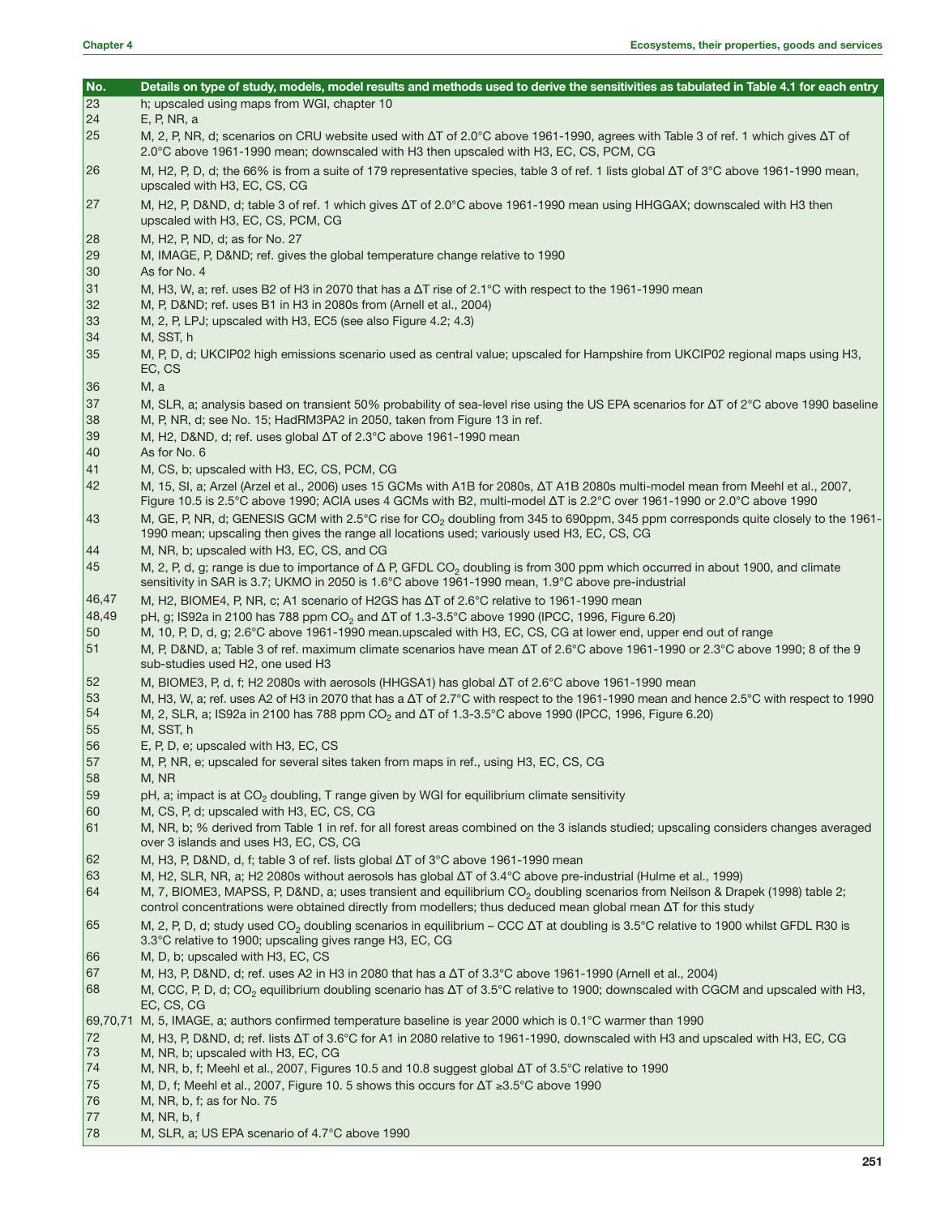| No. | Details on type of study, models, model results and methods used to derive the sensitivities as tabulated in Table 4.1 for each entry |
|---|---|
| 23 | h; upscaled using maps from WGI, chapter 10 |
| 24 | E, P, NR, a |
| 25 | M, 2, P, NR, d; scenarios on CRU website used with ΔT of 2.0°C above 1961-1990, agrees with Table 3 of ref. 1 which gives ΔT of 2.0°C above 1961-1990 mean; downscaled with H3 then upscaled with H3, EC, CS, PCM, CG |
| 26 | M, H2, P, D, d; the 66% is from a suite of 179 representative species, table 3 of ref. 1 lists global ΔT of 3°C above 1961-1990 mean, upscaled with H3, EC, CS, CG |
| 27 | M, H2, P, D&ND, d; table 3 of ref. 1 which gives ΔT of 2.0°C above 1961-1990 mean using HHGGAX; downscaled with H3 then upscaled with H3, EC, CS, PCM, CG |
| 28 | M, H2, P, ND, d; as for No. 27 |
| 29 | M, IMAGE, P, D&ND; ref. gives the global temperature change relative to 1990 |
| 30 | As for No. 4 |
| 31 | M, H3, W, a; ref. uses B2 of H3 in 2070 that has a ΔT rise of 2.1°C with respect to the 1961-1990 mean |
| 32 | M, P, D&ND; ref. uses B1 in H3 in 2080s from (Arnell et al., 2004) |
| 33 | M, 2, P, LPJ; upscaled with H3, EC5 (see also Figure 4.2; 4.3) |
| 34 | M, SST, h |
| 35 | M, P, D, d; UKCIP02 high emissions scenario used as central value; upscaled for Hampshire from UKCIP02 regional maps using H3, EC, CS |
| 36 | M, a |
| 37 | M, SLR, a; analysis based on transient 50% probability of sea-level rise using the US EPA scenarios for ΔT of 2°C above 1990 baseline |
| 38 | M, P, NR, d; see No. 15; HadRM3PA2 in 2050, taken from Figure 13 in ref. |
| 39 | M, H2, D&ND, d; ref. uses global ΔT of 2.3°C above 1961-1990 mean |
| 40 | As for No. 6 |
| 41 | M, CS, b; upscaled with H3, EC, CS, PCM, CG |
| 42 | M, 15, SI, a; Arzel (Arzel et al., 2006) uses 15 GCMs with A1B for 2080s, ΔT A1B 2080s multi-model mean from Meehl et al., 2007, Figure 10.5 is 2.5°C above 1990; ACIA uses 4 GCMs with B2, multi-model ΔT is 2.2°C over 1961-1990 or 2.0°C above 1990 |
| 43 | M, GE, P, NR, d; GENESIS GCM with 2.5°C rise for $CO_2$ doubling from 345 to 690ppm, 345 ppm corresponds quite closely to the 1961-1990 mean; upscaling then gives the range all locations used; variously used H3, EC, CS, CG |
| 44 | M, NR, b; upscaled with H3, EC, CS, and CG |
| 45 | M, 2, P, d, g; range is due to importance of Δ P, GFDL $CO_2$ doubling is from 300 ppm which occurred in about 1900, and climate sensitivity in SAR is 3.7; UKMO in 2050 is 1.6°C above 1961-1990 mean, 1.9°C above pre-industrial |
| 46,47 | M, H2, BIOME4, P, NR, c; A1 scenario of H2GS has ΔT of 2.6°C relative to 1961-1990 mean |
| 48,49 | pH, g; IS92a in 2100 has 788 ppm $CO_2$ and ΔT of 1.3-3.5°C above 1990 (IPCC, 1996, Figure 6.20) |
| 50 | M, 10, P, D, d, g; 2.6°C above 1961-1990 mean.upscaled with H3, EC, CS, CG at lower end, upper end out of range |
| 51 | M, P, D&ND, a; Table 3 of ref. maximum climate scenarios have mean ΔT of 2.6°C above 1961-1990 or 2.3°C above 1990; 8 of the 9 sub-studies used H2, one used H3 |
| 52 | M, BIOME3, P, d, f; H2 2080s with aerosols (HHGSA1) has global ΔT of 2.6°C above 1961-1990 mean |
| 53 | M, H3, W, a; ref. uses A2 of H3 in 2070 that has a ΔT of 2.7°C with respect to the 1961-1990 mean and hence 2.5°C with respect to 1990 |
| 54 | M, 2, SLR, a; IS92a in 2100 has 788 ppm $CO_2$ and ΔT of 1.3-3.5°C above 1990 (IPCC, 1996, Figure 6.20) |
| 55 | M, SST, h |
| 56 | E, P, D, e; upscaled with H3, EC, CS |
| 57 | M, P, NR, e; upscaled for several sites taken from maps in ref., using H3, EC, CS, CG |
| 58 | M, NR |
| 59 | pH, a; impact is at $CO_2$ doubling, T range given by WGI for equilibrium climate sensitivity |
| 60 | M, CS, P, d; upscaled with H3, EC, CS, CG |
| 61 | M, NR, b; % derived from Table 1 in ref. for all forest areas combined on the 3 islands studied; upscaling considers changes averaged over 3 islands and uses H3, EC, CS, CG |
| 62 | M, H3, P, D&ND, d, f; table 3 of ref. lists global ΔT of 3°C above 1961-1990 mean |
| 63 | M, H2, SLR, NR, a; H2 2080s without aerosols has global ΔT of 3.4°C above pre-industrial (Hulme et al., 1999) |
| 64 | M, 7, BIOME3, MAPSS, P, D&ND, a; uses transient and equilibrium $CO_2$ doubling scenarios from Neilson & Drapek (1998) table 2; control concentrations were obtained directly from modellers; thus deduced mean global mean ΔT for this study |
| 65 | M, 2, P, D, d; study used $CO_2$ doubling scenarios in equilibrium – CCC ΔT at doubling is 3.5°C relative to 1900 whilst GFDL R30 is 3.3°C relative to 1900; upscaling gives range H3, EC, CG |
| 66 | M, D, b; upscaled with H3, EC, CS |
| 67 | M, H3, P, D&ND, d; ref. uses A2 in H3 in 2080 that has a ΔT of 3.3°C above 1961-1990 (Arnell et al., 2004) |
| 68 | M, CCC, P, D, d; $CO_2$ equilibrium doubling scenario has ΔT of 3.5°C relative to 1900; downscaled with CGCM and upscaled with H3, EC, CS, CG |
| 69,70,71 | M, 5, IMAGE, a; authors confirmed temperature baseline is year 2000 which is 0.1°C warmer than 1990 |
| 72 | M, H3, P, D&ND, d; ref. lists ΔT of 3.6°C for A1 in 2080 relative to 1961-1990, downscaled with H3 and upscaled with H3, EC, CG |
| 73 | M, NR, b; upscaled with H3, EC, CG |
| 74 | M, NR, b, f; Meehl et al., 2007, Figures 10.5 and 10.8 suggest global ΔT of 3.5°C relative to 1990 |
| 75 | M, D, f; Meehl et al., 2007, Figure 10. 5 shows this occurs for ΔT ≥3.5°C above 1990 |
| 76 | M, NR, b, f; as for No. 75 |
| 77 | M, NR, b, f |
| 78 | M, SLR, a; US EPA scenario of 4.7°C above 1990 |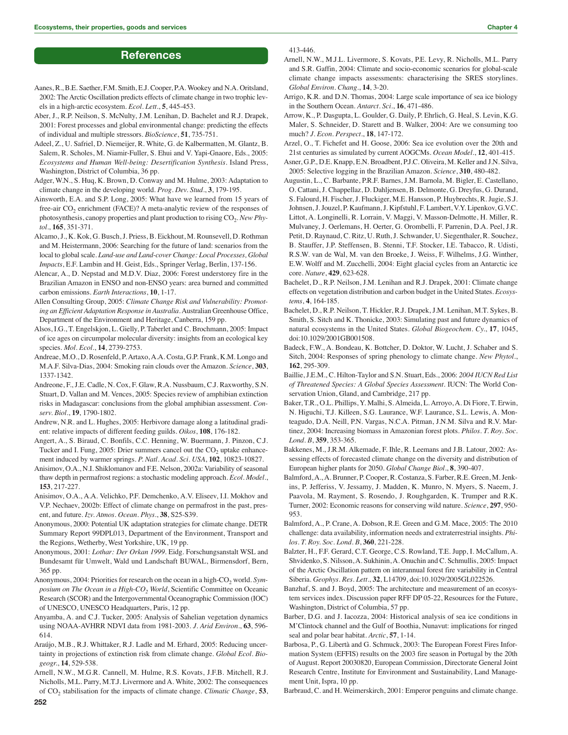## References

Aanes, R., B.E. Saether, F.M. Smith, E.J. Cooper, P.A. Wookey and N.A. Oritsland, 2002: The Arctic Oscillation predicts effects of climate change in two trophic levels in a high-arctic ecosystem. *Ecol. Lett.*, **5**, 445-453.

Aber, J., R.P. Neilson, S. McNulty, J.M. Lenihan, D. Bachelet and R.J. Drapek, 2001: Forest processes and global environmental change: predicting the effects of individual and multiple stressors. *BioScience*, **51**, 735-751.

Adeel, Z., U. Safriel, D. Niemeijer, R. White, G. de Kalbermatten, M. Glantz, B. Salem, R. Scholes, M. Niamir-Fuller, S. Ehui and V. Yapi-Gnaore, Eds., 2005: *Ecosystems and Human Well-being: Desertification Synthesis*. Island Press, Washington, District of Columbia, 36 pp.

Adger, W.N., S. Huq, K. Brown, D. Conway and M. Hulme, 2003: Adaptation to climate change in the developing world. *Prog. Dev. Stud.*, **3**, 179-195.

Ainsworth, E.A. and S.P. Long, 2005: What have we learned from 15 years of free-air $CO_2$ enrichment (FACE)? A meta-analytic review of the responses of photosynthesis, canopy properties and plant production to rising $CO_2$. *New Phytol.*, **165**, 351-371.

Alcamo, J., K. Kok, G. Busch, J. Priess, B. Eickhout, M. Rounsevell, D. Rothman and M. Heistermann, 2006: Searching for the future of land: scenarios from the local to global scale. *Land-use and Land-cover Change: Local Processes, Global Impacts*, E.F. Lambin and H. Geist, Eds., Springer Verlag, Berlin, 137-156.

Alencar, A., D. Nepstad and M.D.V. Diaz, 2006: Forest understorey fire in the Brazilian Amazon in ENSO and non-ENSO years: area burned and committed carbon emissions. *Earth Interactions*, **10**, 1-17.

Allen Consulting Group, 2005: *Climate Change Risk and Vulnerability: Promoting an Efficient Adaptation Response in Australia*. Australian Greenhouse Office, Department of the Environment and Heritage, Canberra, 159 pp.

Alsos, I.G., T. Engelskjon, L. Gielly, P. Taberlet and C. Brochmann, 2005: Impact of ice ages on circumpolar molecular diversity: insights from an ecological key species. *Mol. Ecol.*, **14**, 2739-2753.

Andreae, M.O., D. Rosenfeld, P. Artaxo, A.A. Costa, G.P. Frank, K.M. Longo and M.A.F. Silva-Dias, 2004: Smoking rain clouds over the Amazon. *Science*, **303**, 1337-1342.

Andreone, F., J.E. Cadle, N. Cox, F. Glaw, R.A. Nussbaum, C.J. Raxworthy, S.N. Stuart, D. Vallan and M. Vences, 2005: Species review of amphibian extinction risks in Madagascar: conclusions from the global amphibian assessment. *Conserv. Biol.*, **19**, 1790-1802.

Andrew, N.R. and L. Hughes, 2005: Herbivore damage along a latitudinal gradient: relative impacts of different feeding guilds. *Oikos*, **108**, 176-182.

Angert, A., S. Biraud, C. Bonfils, C.C. Henning, W. Buermann, J. Pinzon, C.J. Tucker and I. Fung, 2005: Drier summers cancel out the $CO_2$ uptake enhancement induced by warmer springs. *P. Natl. Acad. Sci. USA*, **102**, 10823-10827.

Anisimov, O.A., N.I. Shiklomanov and F.E. Nelson, 2002a: Variability of seasonal thaw depth in permafrost regions: a stochastic modeling approach. *Ecol. Model.*, **153**, 217-227.

Anisimov, O.A., A.A. Velichko, P.F. Demchenko, A.V. Eliseev, I.I. Mokhov and V.P. Nechaev, 2002b: Effect of climate change on permafrost in the past, present, and future. *Izv. Atmos. Ocean. Phys.*, **38**, S25-S39.

Anonymous, 2000: Potential UK adaptation strategies for climate change. DETR Summary Report 99DPL013, Department of the Environment, Transport and the Regions, Wetherby, West Yorkshire, UK, 19 pp.

Anonymous, 2001: *Lothar: Der Orkan 1999*. Eidg. Forschungsanstalt WSL and Bundesamt für Umwelt, Wald und Landschaft BUWAL, Birmensdorf, Bern, 365 pp.

Anonymous, 2004: Priorities for research on the ocean in a high-$CO_2$ world. *Symposium on The Ocean in a High-$CO_2$ World*, Scientific Committee on Oceanic Research (SCOR) and the Intergovernmental Oceanographic Commission (IOC) of UNESCO, UNESCO Headquarters, Paris, 12 pp.

Anyamba, A. and C.J. Tucker, 2005: Analysis of Sahelian vegetation dynamics using NOAA-AVHRR NDVI data from 1981-2003. *J. Arid Environ.*, **63**, 596-614.

Araújo, M.B., R.J. Whittaker, R.J. Ladle and M. Erhard, 2005: Reducing uncertainty in projections of extinction risk from climate change. *Global Ecol. Biogeogr.*, **14**, 529-538.

Arnell, N.W., M.G.R. Cannell, M. Hulme, R.S. Kovats, J.F.B. Mitchell, R.J. Nicholls, M.L. Parry, M.T.J. Livermore and A. White, 2002: The consequences of $CO_2$ stabilisation for the impacts of climate change. *Climatic Change*, **53**, 413-446.

Arnell, N.W., M.J.L. Livermore, S. Kovats, P.E. Levy, R. Nicholls, M.L. Parry and S.R. Gaffin, 2004: Climate and socio-economic scenarios for global-scale climate change impacts assessments: characterising the SRES storylines. *Global Environ. Chang.*, **14**, 3-20.

Arrigo, K.R. and D.N. Thomas, 2004: Large scale importance of sea ice biology in the Southern Ocean. *Antarct. Sci.*, **16**, 471-486.

Arrow, K., P. Dasgupta, L. Goulder, G. Daily, P. Ehrlich, G. Heal, S. Levin, K.G. Maler, S. Schneider, D. Starett and B. Walker, 2004: Are we consuming too much? *J. Econ. Perspect.*, **18**, 147-172.

Arzel, O., T. Fichefet and H. Goose, 2006: Sea ice evolution over the 20th and 21st centuries as simulated by current AOGCMs. *Ocean Model.*, **12**, 401-415.

Asner, G.P., D.E. Knapp, E.N. Broadbent, P.J.C. Oliveira, M. Keller and J.N. Silva, 2005: Selective logging in the Brazilian Amazon. *Science*, **310**, 480-482.

Augustin, L., C. Barbante, P.R.F. Barnes, J.M. Barnola, M. Bigler, E. Castellano, O. Cattani, J. Chappellaz, D. Dahljensen, B. Delmonte, G. Dreyfus, G. Durand, S. Falourd, H. Fischer, J. Fluckiger, M.E. Hansson, P. Huybrechts, R. Jugie, S.J. Johnsen, J. Jouzel, P. Kaufmann, J. Kipfstuhl, F. Lambert, V.Y. Lipenkov, G.V.C. Littot, A. Longinelli, R. Lorrain, V. Maggi, V. Masson-Delmotte, H. Miller, R. Mulvaney, J. Oerlemans, H. Oerter, G. Orombelli, F. Parrenin, D.A. Peel, J.R. Petit, D. Raynaud, C. Ritz, U. Ruth, J. Schwander, U. Siegenthaler, R. Souchez, B. Stauffer, J.P. Steffensen, B. Stenni, T.F. Stocker, I.E. Tabacco, R. Udisti, R.S.W. van de Wal, M. van den Broeke, J. Weiss, F. Wilhelms, J.G. Winther, E.W. Wolff and M. Zucchelli, 2004: Eight glacial cycles from an Antarctic ice core. *Nature*, **429**, 623-628.

Bachelet, D., R.P. Neilson, J.M. Lenihan and R.J. Drapek, 2001: Climate change effects on vegetation distribution and carbon budget in the United States. *Ecosystems*, **4**, 164-185.

Bachelet, D., R.P. Neilson, T. Hickler, R.J. Drapek, J.M. Lenihan, M.T. Sykes, B. Smith, S. Sitch and K. Thonicke, 2003: Simulating past and future dynamics of natural ecosystems in the United States. *Global Biogeochem. Cy.*, **17**, 1045, doi:10.1029/2001GB001508.

Badeck, F.W., A. Bondeau, K. Bottcher, D. Doktor, W. Lucht, J. Schaber and S. Sitch, 2004: Responses of spring phenology to climate change. *New Phytol.*, **162**, 295-309.

Baillie, J.E.M., C. Hilton-Taylor and S.N. Stuart, Eds., 2006: *2004 IUCN Red List of Threatened Species: A Global Species Assessment*. IUCN: The World Conservation Union, Gland, and Cambridge, 217 pp.

Baker, T.R., O.L. Phillips, Y. Malhi, S. Almeida, L. Arroyo, A. Di Fiore, T. Erwin, N. Higuchi, T.J. Killeen, S.G. Laurance, W.F. Laurance, S.L. Lewis, A. Monteagudo, D.A. Neill, P.N. Vargas, N.C.A. Pitman, J.N.M. Silva and R.V. Martinez, 2004: Increasing biomass in Amazonian forest plots. *Philos. T. Roy. Soc. Lond. B*, **359**, 353-365.

Bakkenes, M., J.R.M. Alkemade, F. Ihle, R. Leemans and J.B. Latour, 2002: Assessing effects of forecasted climate change on the diversity and distribution of European higher plants for 2050. *Global Change Biol.*, **8**, 390-407.

Balmford, A., A. Brunner, P. Cooper, R. Costanza, S. Farber, R.E. Green, M. Jenkins, P. Jefferiss, V. Jessamy, J. Madden, K. Munro, N. Myers, S. Naeem, J. Paavola, M. Rayment, S. Rosendo, J. Roughgarden, K. Trumper and R.K. Turner, 2002: Economic reasons for conserving wild nature. *Science*, **297**, 950-953.

Balmford, A., P. Crane, A. Dobson, R.E. Green and G.M. Mace, 2005: The 2010 challenge: data availability, information needs and extraterrestrial insights. *Philos. T. Roy. Soc. Lond. B*, **360**, 221-228.

Balzter, H., F.F. Gerard, C.T. George, C.S. Rowland, T.E. Jupp, I. McCallum, A. Shvidenko, S. Nilsson, A. Sukhinin, A. Onuchin and C. Schmullis, 2005: Impact of the Arctic Oscillation pattern on interannual forest fire variability in Central Siberia. *Geophys. Res. Lett.*, **32**, L14709, doi:10.1029/2005GL022526.

Banzhaf, S. and J. Boyd, 2005: The architecture and measurement of an ecosystem services index. Discussion paper RFF DP 05-22, Resources for the Future, Washington, District of Columbia, 57 pp.

Barber, D.G. and J. Iacozza, 2004: Historical analysis of sea ice conditions in M'Clintock channel and the Gulf of Boothia, Nunavut: implications for ringed seal and polar bear habitat. *Arctic*, **57**, 1-14.

Barbosa, P., G. Libertà and G. Schmuck, 2003: The European Forest Fires Information System (EFFIS) results on the 2003 fire season in Portugal by the 20th of August. Report 20030820, European Commission, Directorate General Joint Research Centre, Institute for Environment and Sustainability, Land Management Unit, Ispra, 10 pp.

Barbraud, C. and H. Weimerskirch, 2001: Emperor penguins and climate change.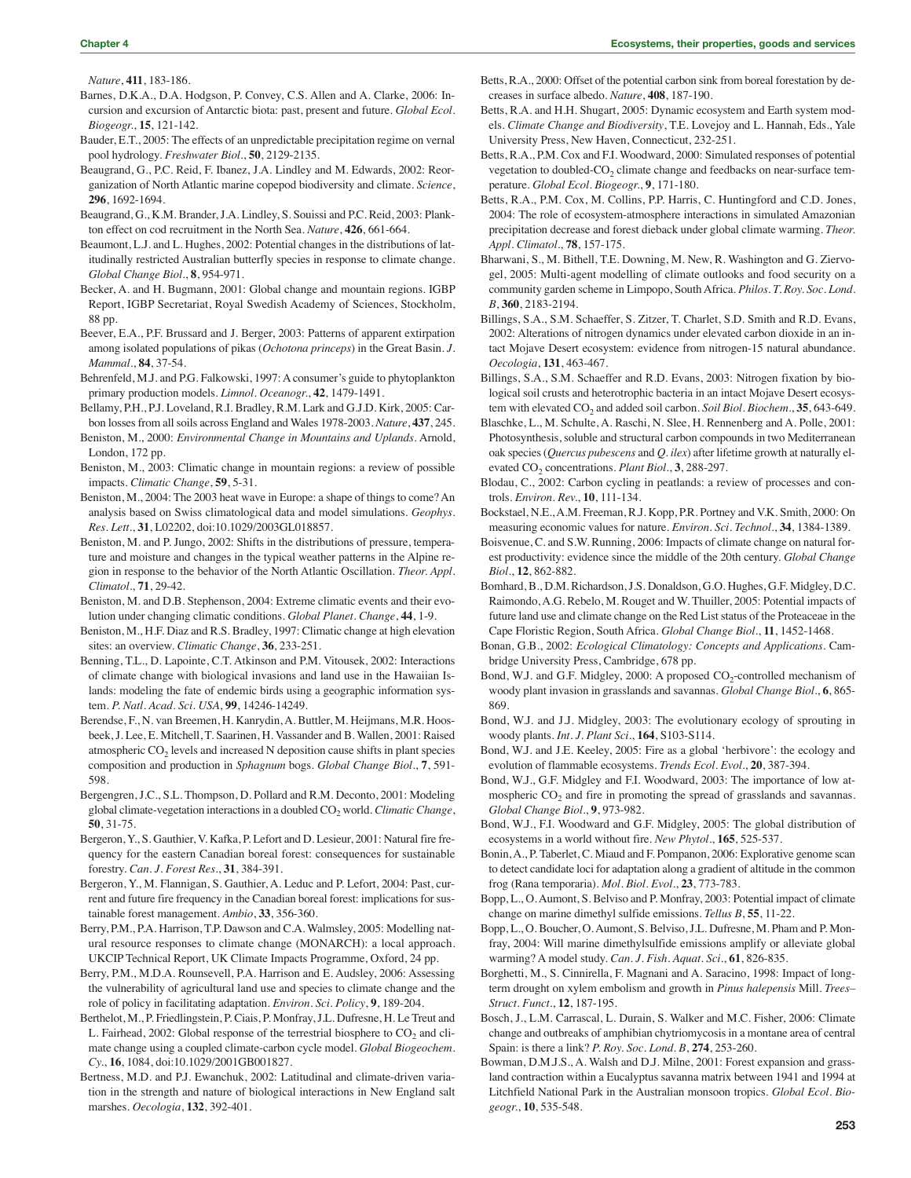*Nature*, **411**, 183-186.

Barnes, D.K.A., D.A. Hodgson, P. Convey, C.S. Allen and A. Clarke, 2006: Incursion and excursion of Antarctic biota: past, present and future. *Global Ecol. Biogeogr.*, **15**, 121-142.

Bauder, E.T., 2005: The effects of an unpredictable precipitation regime on vernal pool hydrology. *Freshwater Biol.*, **50**, 2129-2135.

Beaugrand, G., P.C. Reid, F. Ibanez, J.A. Lindley and M. Edwards, 2002: Reorganization of North Atlantic marine copepod biodiversity and climate. *Science*, **296**, 1692-1694.

Beaugrand, G., K.M. Brander, J.A. Lindley, S. Souissi and P.C. Reid, 2003: Plankton effect on cod recruitment in the North Sea. *Nature*, **426**, 661-664.

Beaumont, L.J. and L. Hughes, 2002: Potential changes in the distributions of latitudinally restricted Australian butterfly species in response to climate change. *Global Change Biol.*, **8**, 954-971.

Becker, A. and H. Bugmann, 2001: Global change and mountain regions. IGBP Report, IGBP Secretariat, Royal Swedish Academy of Sciences, Stockholm, 88 pp.

Beever, E.A., P.F. Brussard and J. Berger, 2003: Patterns of apparent extirpation among isolated populations of pikas (*Ochotona princeps*) in the Great Basin. *J. Mammal.*, **84**, 37-54.

Behrenfeld, M.J. and P.G. Falkowski, 1997: A consumer's guide to phytoplankton primary production models. *Limnol. Oceanogr.*, **42**, 1479-1491.

Bellamy, P.H., P.J. Loveland, R.I. Bradley, R.M. Lark and G.J.D. Kirk, 2005: Carbon losses from all soils across England and Wales 1978-2003. *Nature*, **437**, 245.

Beniston, M., 2000: *Environmental Change in Mountains and Uplands*. Arnold, London, 172 pp.

Beniston, M., 2003: Climatic change in mountain regions: a review of possible impacts. *Climatic Change*, **59**, 5-31.

Beniston, M., 2004: The 2003 heat wave in Europe: a shape of things to come? An analysis based on Swiss climatological data and model simulations. *Geophys. Res. Lett.*, **31**, L02202, doi:10.1029/2003GL018857.

Beniston, M. and P. Jungo, 2002: Shifts in the distributions of pressure, temperature and moisture and changes in the typical weather patterns in the Alpine region in response to the behavior of the North Atlantic Oscillation. *Theor. Appl. Climatol.*, **71**, 29-42.

Beniston, M. and D.B. Stephenson, 2004: Extreme climatic events and their evolution under changing climatic conditions. *Global Planet. Change*, **44**, 1-9.

Beniston, M., H.F. Diaz and R.S. Bradley, 1997: Climatic change at high elevation sites: an overview. *Climatic Change*, **36**, 233-251.

Benning, T.L., D. Lapointe, C.T. Atkinson and P.M. Vitousek, 2002: Interactions of climate change with biological invasions and land use in the Hawaiian Islands: modeling the fate of endemic birds using a geographic information system. *P. Natl. Acad. Sci. USA*, **99**, 14246-14249.

Berendse, F., N. van Breemen, H. Kanrydin, A. Buttler, M. Heijmans, M.R. Hoosbeek, J. Lee, E. Mitchell, T. Saarinen, H. Vassander and B. Wallen, 2001: Raised atmospheric $CO_2$ levels and increased N deposition cause shifts in plant species composition and production in *Sphagnum* bogs. *Global Change Biol.*, **7**, 591-598.

Bergengren, J.C., S.L. Thompson, D. Pollard and R.M. Deconto, 2001: Modeling global climate-vegetation interactions in a doubled $CO_2$ world. *Climatic Change*, **50**, 31-75.

Bergeron, Y., S. Gauthier, V. Kafka, P. Lefort and D. Lesieur, 2001: Natural fire frequency for the eastern Canadian boreal forest: consequences for sustainable forestry. *Can. J. Forest Res.*, **31**, 384-391.

Bergeron, Y., M. Flannigan, S. Gauthier, A. Leduc and P. Lefort, 2004: Past, current and future fire frequency in the Canadian boreal forest: implications for sustainable forest management. *Ambio*, **33**, 356-360.

Berry, P.M., P.A. Harrison, T.P. Dawson and C.A. Walmsley, 2005: Modelling natural resource responses to climate change (MONARCH): a local approach. UKCIP Technical Report, UK Climate Impacts Programme, Oxford, 24 pp.

Berry, P.M., M.D.A. Rounsevell, P.A. Harrison and E. Audsley, 2006: Assessing the vulnerability of agricultural land use and species to climate change and the role of policy in facilitating adaptation. *Environ. Sci. Policy*, **9**, 189-204.

Berthelot, M., P. Friedlingstein, P. Ciais, P. Monfray, J.L. Dufresne, H. Le Treut and L. Fairhead, 2002: Global response of the terrestrial biosphere to $CO_2$ and climate change using a coupled climate-carbon cycle model. *Global Biogeochem. Cy.*, **16**, 1084, doi:10.1029/2001GB001827.

Bertness, M.D. and P.J. Ewanchuk, 2002: Latitudinal and climate-driven variation in the strength and nature of biological interactions in New England salt marshes. *Oecologia*, **132**, 392-401.

Betts, R.A., 2000: Offset of the potential carbon sink from boreal forestation by decreases in surface albedo. *Nature*, **408**, 187-190.

Betts, R.A. and H.H. Shugart, 2005: Dynamic ecosystem and Earth system models. *Climate Change and Biodiversity*, T.E. Lovejoy and L. Hannah, Eds., Yale University Press, New Haven, Connecticut, 232-251.

Betts, R.A., P.M. Cox and F.I. Woodward, 2000: Simulated responses of potential vegetation to doubled-$CO_2$ climate change and feedbacks on near-surface temperature. *Global Ecol. Biogeogr.*, **9**, 171-180.

Betts, R.A., P.M. Cox, M. Collins, P.P. Harris, C. Huntingford and C.D. Jones, 2004: The role of ecosystem-atmosphere interactions in simulated Amazonian precipitation decrease and forest dieback under global climate warming. *Theor. Appl. Climatol.*, **78**, 157-175.

Bharwani, S., M. Bithell, T.E. Downing, M. New, R. Washington and G. Ziervogel, 2005: Multi-agent modelling of climate outlooks and food security on a community garden scheme in Limpopo, South Africa. *Philos. T. Roy. Soc. Lond. B*, **360**, 2183-2194.

Billings, S.A., S.M. Schaeffer, S. Zitzer, T. Charlet, S.D. Smith and R.D. Evans, 2002: Alterations of nitrogen dynamics under elevated carbon dioxide in an intact Mojave Desert ecosystem: evidence from nitrogen-15 natural abundance. *Oecologia*, **131**, 463-467.

Billings, S.A., S.M. Schaeffer and R.D. Evans, 2003: Nitrogen fixation by biological soil crusts and heterotrophic bacteria in an intact Mojave Desert ecosystem with elevated $CO_2$ and added soil carbon. *Soil Biol. Biochem.*, **35**, 643-649.

Blaschke, L., M. Schulte, A. Raschi, N. Slee, H. Rennenberg and A. Polle, 2001: Photosynthesis, soluble and structural carbon compounds in two Mediterranean oak species (*Quercus pubescens* and *Q. ilex*) after lifetime growth at naturally elevated $CO_2$ concentrations. *Plant Biol.*, **3**, 288-297.

Blodau, C., 2002: Carbon cycling in peatlands: a review of processes and controls. *Environ. Rev.*, **10**, 111-134.

Bockstael, N.E., A.M. Freeman, R.J. Kopp, P.R. Portney and V.K. Smith, 2000: On measuring economic values for nature. *Environ. Sci. Technol.*, **34**, 1384-1389.

Boisvenue, C. and S.W. Running, 2006: Impacts of climate change on natural forest productivity: evidence since the middle of the 20th century. *Global Change Biol.*, **12**, 862-882.

Bomhard, B., D.M. Richardson, J.S. Donaldson, G.O. Hughes, G.F. Midgley, D.C. Raimondo, A.G. Rebelo, M. Rouget and W. Thuiller, 2005: Potential impacts of future land use and climate change on the Red List status of the Proteaceae in the Cape Floristic Region, South Africa. *Global Change Biol.*, **11**, 1452-1468.

Bonan, G.B., 2002: *Ecological Climatology: Concepts and Applications*. Cambridge University Press, Cambridge, 678 pp.

Bond, W.J. and G.F. Midgley, 2000: A proposed $CO_2$-controlled mechanism of woody plant invasion in grasslands and savannas. *Global Change Biol.*, **6**, 865-869.

Bond, W.J. and J.J. Midgley, 2003: The evolutionary ecology of sprouting in woody plants. *Int. J. Plant Sci.*, **164**, S103-S114.

Bond, W.J. and J.E. Keeley, 2005: Fire as a global 'herbivore': the ecology and evolution of flammable ecosystems. *Trends Ecol. Evol.*, **20**, 387-394.

Bond, W.J., G.F. Midgley and F.I. Woodward, 2003: The importance of low atmospheric $CO_2$ and fire in promoting the spread of grasslands and savannas. *Global Change Biol.*, **9**, 973-982.

Bond, W.J., F.I. Woodward and G.F. Midgley, 2005: The global distribution of ecosystems in a world without fire. *New Phytol.*, **165**, 525-537.

Bonin, A., P. Taberlet, C. Miaud and F. Pompanon, 2006: Explorative genome scan to detect candidate loci for adaptation along a gradient of altitude in the common frog (Rana temporaria). *Mol. Biol. Evol.*, **23**, 773-783.

Bopp, L., O. Aumont, S. Belviso and P. Monfray, 2003: Potential impact of climate change on marine dimethyl sulfide emissions. *Tellus B*, **55**, 11-22.

Bopp, L., O. Boucher, O. Aumont, S. Belviso, J.L. Dufresne, M. Pham and P. Monfray, 2004: Will marine dimethylsulfide emissions amplify or alleviate global warming? A model study. *Can. J. Fish. Aquat. Sci.*, **61**, 826-835.

Borghetti, M., S. Cinnirella, F. Magnani and A. Saracino, 1998: Impact of long-term drought on xylem embolism and growth in *Pinus halepensis* Mill. *Trees–Struct. Funct.*, **12**, 187-195.

Bosch, J., L.M. Carrascal, L. Durain, S. Walker and M.C. Fisher, 2006: Climate change and outbreaks of amphibian chytriomycosis in a montane area of central Spain: is there a link? *P. Roy. Soc. Lond. B*, **274**, 253-260.

Bowman, D.M.J.S., A. Walsh and D.J. Milne, 2001: Forest expansion and grassland contraction within a Eucalyptus savanna matrix between 1941 and 1994 at Litchfield National Park in the Australian monsoon tropics. *Global Ecol. Biogeogr.*, **10**, 535-548.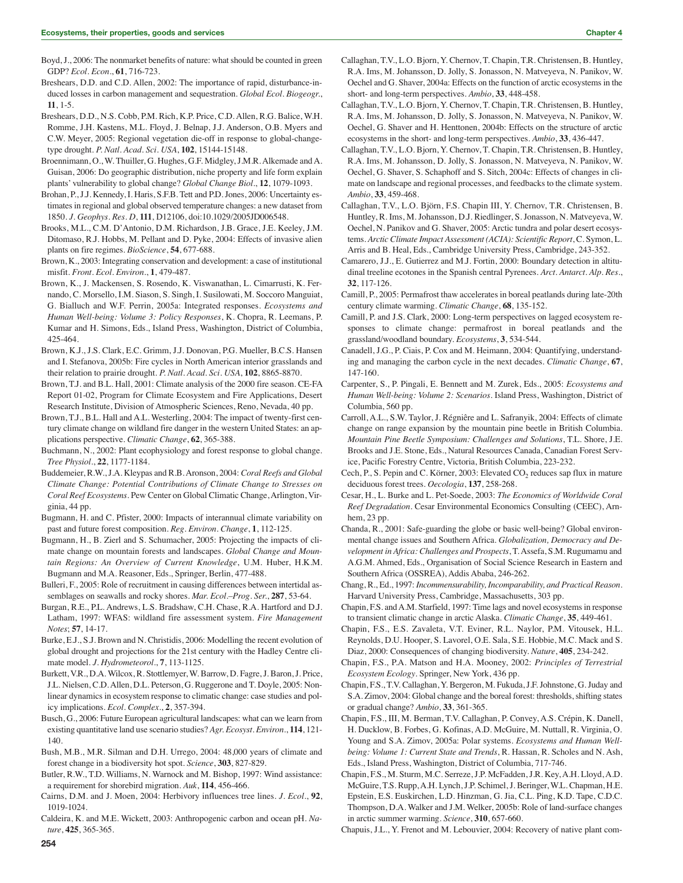Boyd, J., 2006: The nonmarket benefits of nature: what should be counted in green GDP? *Ecol. Econ.*, **61**, 716-723.

Breshears, D.D. and C.D. Allen, 2002: The importance of rapid, disturbance-induced losses in carbon management and sequestration. *Global Ecol. Biogeogr.*, **11**, 1-5.

Breshears, D.D., N.S. Cobb, P.M. Rich, K.P. Price, C.D. Allen, R.G. Balice, W.H. Romme, J.H. Kastens, M.L. Floyd, J. Belnap, J.J. Anderson, O.B. Myers and C.W. Meyer, 2005: Regional vegetation die-off in response to global-change-type drought. *P. Natl. Acad. Sci. USA*, **102**, 15144-15148.

Broennimann, O., W. Thuiller, G. Hughes, G.F. Midgley, J.M.R. Alkemade and A. Guisan, 2006: Do geographic distribution, niche property and life form explain plants' vulnerability to global change? *Global Change Biol.*, **12**, 1079-1093.

Brohan, P., J.J. Kennedy, I. Haris, S.F.B. Tett and P.D. Jones, 2006: Uncertainty estimates in regional and global observed temperature changes: a new dataset from 1850. *J. Geophys. Res. D*, **111**, D12106, doi:10.1029/2005JD006548.

Brooks, M.L., C.M. D'Antonio, D.M. Richardson, J.B. Grace, J.E. Keeley, J.M. Ditomaso, R.J. Hobbs, M. Pellant and D. Pyke, 2004: Effects of invasive alien plants on fire regimes. *BioScience*, **54**, 677-688.

Brown, K., 2003: Integrating conservation and development: a case of institutional misfit. *Front. Ecol. Environ.*, **1**, 479-487.

Brown, K., J. Mackensen, S. Rosendo, K. Viswanathan, L. Cimarrusti, K. Fernando, C. Morsello, I.M. Siason, S. Singh, I. Susilowati, M. Soccoro Manguiat, G. Bialluch and W.F. Perrin, 2005a: Integrated responses. *Ecosystems and Human Well-being: Volume 3: Policy Responses*, K. Chopra, R. Leemans, P. Kumar and H. Simons, Eds., Island Press, Washington, District of Columbia, 425-464.

Brown, K.J., J.S. Clark, E.C. Grimm, J.J. Donovan, P.G. Mueller, B.C.S. Hansen and I. Stefanova, 2005b: Fire cycles in North American interior grasslands and their relation to prairie drought. *P. Natl. Acad. Sci. USA*, **102**, 8865-8870.

Brown, T.J. and B.L. Hall, 2001: Climate analysis of the 2000 fire season. CE-FA Report 01-02, Program for Climate Ecosystem and Fire Applications, Desert Research Institute, Division of Atmospheric Sciences, Reno, Nevada, 40 pp.

Brown, T.J., B.L. Hall and A.L. Westerling, 2004: The impact of twenty-first century climate change on wildland fire danger in the western United States: an applications perspective. *Climatic Change*, **62**, 365-388.

Buchmann, N., 2002: Plant ecophysiology and forest response to global change. *Tree Physiol.*, **22**, 1177-1184.

Buddemeier, R.W., J.A. Kleypas and R.B. Aronson, 2004: *Coral Reefs and Global Climate Change: Potential Contributions of Climate Change to Stresses on Coral Reef Ecosystems*. Pew Center on Global Climatic Change, Arlington, Virginia, 44 pp.

Bugmann, H. and C. Pfister, 2000: Impacts of interannual climate variability on past and future forest composition. *Reg. Environ. Change*, **1**, 112-125.

Bugmann, H., B. Zierl and S. Schumacher, 2005: Projecting the impacts of climate change on mountain forests and landscapes. *Global Change and Mountain Regions: An Overview of Current Knowledge*, U.M. Huber, H.K.M. Bugmann and M.A. Reasoner, Eds., Springer, Berlin, 477-488.

Bulleri, F., 2005: Role of recruitment in causing differences between intertidal assemblages on seawalls and rocky shores. *Mar. Ecol.–Prog. Ser.*, **287**, 53-64.

Burgan, R.E., P.L. Andrews, L.S. Bradshaw, C.H. Chase, R.A. Hartford and D.J. Latham, 1997: WFAS: wildland fire assessment system. *Fire Management Notes*; **57**, 14-17.

Burke, E.J., S.J. Brown and N. Christidis, 2006: Modelling the recent evolution of global drought and projections for the 21st century with the Hadley Centre climate model. *J. Hydrometeorol.*, **7**, 113-1125.

Burkett, V.R., D.A. Wilcox, R. Stottlemyer, W. Barrow, D. Fagre, J. Baron, J. Price, J.L. Nielsen, C.D. Allen, D.L. Peterson, G. Ruggerone and T. Doyle, 2005: Nonlinear dynamics in ecosystem response to climatic change: case studies and policy implications. *Ecol. Complex.*, **2**, 357-394.

Busch, G., 2006: Future European agricultural landscapes: what can we learn from existing quantitative land use scenario studies? *Agr. Ecosyst. Environ.*, **114**, 121-140.

Bush, M.B., M.R. Silman and D.H. Urrego, 2004: 48,000 years of climate and forest change in a biodiversity hot spot. *Science*, **303**, 827-829.

Butler, R.W., T.D. Williams, N. Warnock and M. Bishop, 1997: Wind assistance: a requirement for shorebird migration. *Auk*, **114**, 456-466.

Cairns, D.M. and J. Moen, 2004: Herbivory influences tree lines. *J. Ecol.*, **92**, 1019-1024.

Caldeira, K. and M.E. Wickett, 2003: Anthropogenic carbon and ocean pH. *Nature*, **425**, 365-365.

Callaghan, T.V., L.O. Bjorn, Y. Chernov, T. Chapin, T.R. Christensen, B. Huntley, R.A. Ims, M. Johansson, D. Jolly, S. Jonasson, N. Matveyeva, N. Panikov, W. Oechel and G. Shaver, 2004a: Effects on the function of arctic ecosystems in the short- and long-term perspectives. *Ambio*, **33**, 448-458.

Callaghan, T.V., L.O. Bjorn, Y. Chernov, T. Chapin, T.R. Christensen, B. Huntley, R.A. Ims, M. Johansson, D. Jolly, S. Jonasson, N. Matveyeva, N. Panikov, W. Oechel, G. Shaver and H. Henttonen, 2004b: Effects on the structure of arctic ecosystems in the short- and long-term perspectives. *Ambio*, **33**, 436-447.

Callaghan, T.V., L.O. Bjorn, Y. Chernov, T. Chapin, T.R. Christensen, B. Huntley, R.A. Ims, M. Johansson, D. Jolly, S. Jonasson, N. Matveyeva, N. Panikov, W. Oechel, G. Shaver, S. Schaphoff and S. Sitch, 2004c: Effects of changes in climate on landscape and regional processes, and feedbacks to the climate system. *Ambio*, **33**, 459-468.

Callaghan, T.V., L.O. Björn, F.S. Chapin III, Y. Chernov, T.R. Christensen, B. Huntley, R. Ims, M. Johansson, D.J. Riedlinger, S. Jonasson, N. Matveyeva, W. Oechel, N. Panikov and G. Shaver, 2005: Arctic tundra and polar desert ecosystems. *Arctic Climate Impact Assessment (ACIA): Scientific Report*, C. Symon, L. Arris and B. Heal, Eds., Cambridge University Press, Cambridge, 243-352.

Camarero, J.J., E. Gutierrez and M.J. Fortin, 2000: Boundary detection in altitudinal treeline ecotones in the Spanish central Pyrenees. *Arct. Antarct. Alp. Res.*, **32**, 117-126.

Camill, P., 2005: Permafrost thaw accelerates in boreal peatlands during late-20th century climate warming. *Climatic Change*, **68**, 135-152.

Camill, P. and J.S. Clark, 2000: Long-term perspectives on lagged ecosystem responses to climate change: permafrost in boreal peatlands and the grassland/woodland boundary. *Ecosystems*, **3**, 534-544.

Canadell, J.G., P. Ciais, P. Cox and M. Heimann, 2004: Quantifying, understanding and managing the carbon cycle in the next decades. *Climatic Change*, **67**, 147-160.

Carpenter, S., P. Pingali, E. Bennett and M. Zurek, Eds., 2005: *Ecosystems and Human Well-being: Volume 2: Scenarios*. Island Press, Washington, District of Columbia, 560 pp.

Carroll, A.L., S.W. Taylor, J. Régnière and L. Safranyik, 2004: Effects of climate change on range expansion by the mountain pine beetle in British Columbia. *Mountain Pine Beetle Symposium: Challenges and Solutions*, T.L. Shore, J.E. Brooks and J.E. Stone, Eds., Natural Resources Canada, Canadian Forest Service, Pacific Forestry Centre, Victoria, British Columbia, 223-232.

Cech, P., S. Pepin and C. Körner, 2003: Elevated $CO_2$ reduces sap flux in mature deciduous forest trees. *Oecologia*, **137**, 258-268.

Cesar, H., L. Burke and L. Pet-Soede, 2003: *The Economics of Worldwide Coral Reef Degradation*. Cesar Environmental Economics Consulting (CEEC), Arnhem, 23 pp.

Chanda, R., 2001: Safe-guarding the globe or basic well-being? Global environmental change issues and Southern Africa. *Globalization, Democracy and Development in Africa: Challenges and Prospects*, T. Assefa, S.M. Rugumamu and A.G.M. Ahmed, Eds., Organisation of Social Science Research in Eastern and Southern Africa (OSSREA), Addis Ababa, 246-262.

Chang, R., Ed., 1997: *Incommensurability, Incomparability, and Practical Reason*. Harvard University Press, Cambridge, Massachusetts, 303 pp.

Chapin, F.S. and A.M. Starfield, 1997: Time lags and novel ecosystems in response to transient climatic change in arctic Alaska. *Climatic Change*, **35**, 449-461.

Chapin, F.S., E.S. Zavaleta, V.T. Eviner, R.L. Naylor, P.M. Vitousek, H.L. Reynolds, D.U. Hooper, S. Lavorel, O.E. Sala, S.E. Hobbie, M.C. Mack and S. Diaz, 2000: Consequences of changing biodiversity. *Nature*, **405**, 234-242.

Chapin, F.S., P.A. Matson and H.A. Mooney, 2002: *Principles of Terrestrial Ecosystem Ecology*. Springer, New York, 436 pp.

Chapin, F.S., T.V. Callaghan, Y. Bergeron, M. Fukuda, J.F. Johnstone, G. Juday and S.A. Zimov, 2004: Global change and the boreal forest: thresholds, shifting states or gradual change? *Ambio*, **33**, 361-365.

Chapin, F.S., III, M. Berman, T.V. Callaghan, P. Convey, A.S. Crépin, K. Danell, H. Ducklow, B. Forbes, G. Kofinas, A.D. McGuire, M. Nuttall, R. Virginia, O. Young and S.A. Zimov, 2005a: Polar systems. *Ecosystems and Human Well-being: Volume 1: Current State and Trends*, R. Hassan, R. Scholes and N. Ash, Eds., Island Press, Washington, District of Columbia, 717-746.

Chapin, F.S., M. Sturm, M.C. Serreze, J.P. McFadden, J.R. Key, A.H. Lloyd, A.D. McGuire, T.S. Rupp, A.H. Lynch, J.P. Schimel, J. Beringer, W.L. Chapman, H.E. Epstein, E.S. Euskirchen, L.D. Hinzman, G. Jia, C.L. Ping, K.D. Tape, C.D.C. Thompson, D.A. Walker and J.M. Welker, 2005b: Role of land-surface changes in arctic summer warming. *Science*, **310**, 657-660.

Chapuis, J.L., Y. Frenot and M. Lebouvier, 2004: Recovery of native plant com-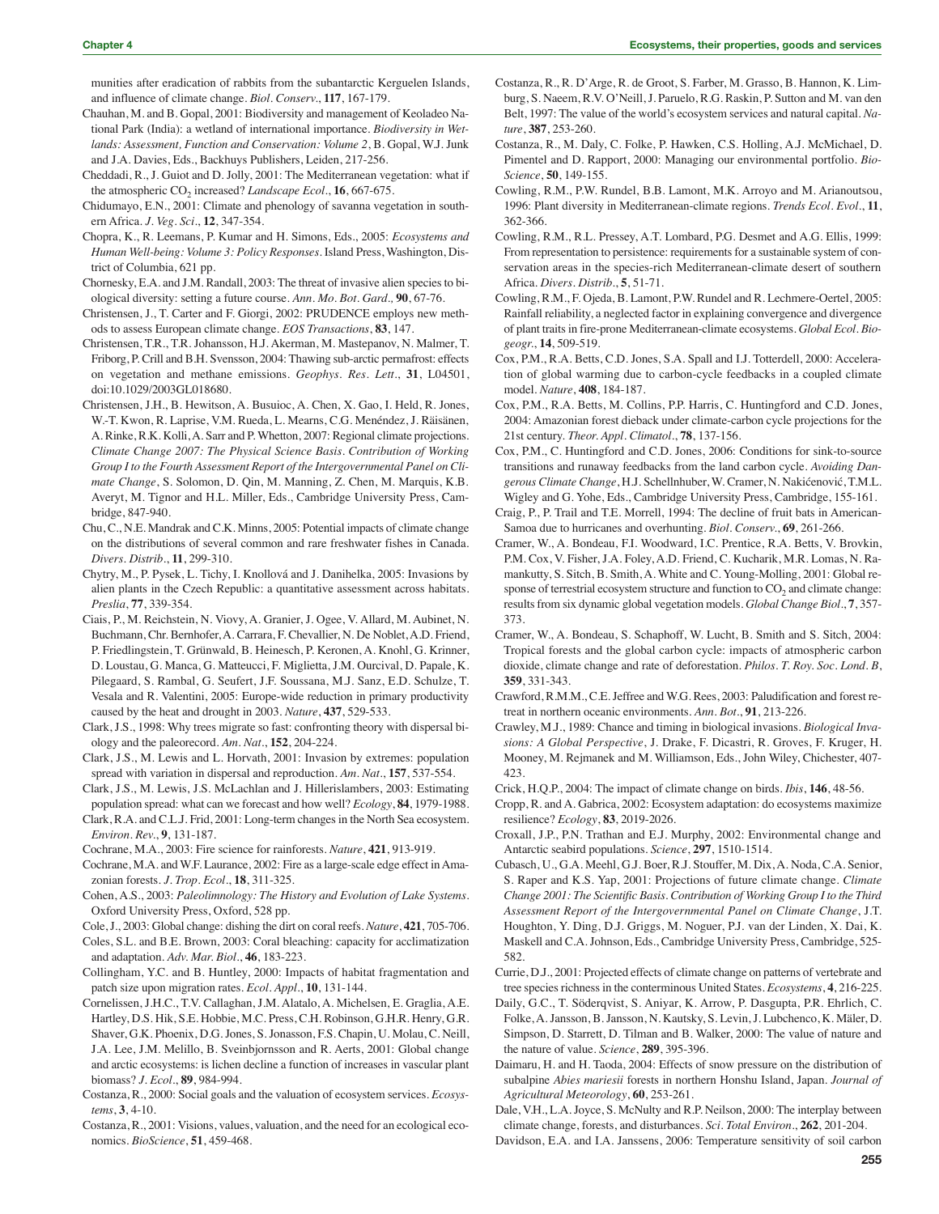munities after eradication of rabbits from the subantarctic Kerguelen Islands, and influence of climate change. *Biol. Conserv.*, **117**, 167-179.

Chauhan, M. and B. Gopal, 2001: Biodiversity and management of Keoladeo National Park (India): a wetland of international importance. *Biodiversity in Wetlands: Assessment, Function and Conservation: Volume 2*, B. Gopal, W.J. Junk and J.A. Davies, Eds., Backhuys Publishers, Leiden, 217-256.

Cheddadi, R., J. Guiot and D. Jolly, 2001: The Mediterranean vegetation: what if the atmospheric $CO_2$ increased? *Landscape Ecol.*, **16**, 667-675.

Chidumayo, E.N., 2001: Climate and phenology of savanna vegetation in southern Africa. *J. Veg. Sci.*, **12**, 347-354.

Chopra, K., R. Leemans, P. Kumar and H. Simons, Eds., 2005: *Ecosystems and Human Well-being: Volume 3: Policy Responses*. Island Press, Washington, District of Columbia, 621 pp.

Chornesky, E.A. and J.M. Randall, 2003: The threat of invasive alien species to biological diversity: setting a future course. *Ann. Mo. Bot. Gard.,* **90**, 67-76.

Christensen, J., T. Carter and F. Giorgi, 2002: PRUDENCE employs new methods to assess European climate change. *EOS Transactions*, **83**, 147.

Christensen, T.R., T.R. Johansson, H.J. Akerman, M. Mastepanov, N. Malmer, T. Friborg, P. Crill and B.H. Svensson, 2004: Thawing sub-arctic permafrost: effects on vegetation and methane emissions. *Geophys. Res. Lett.*, **31**, L04501, doi:10.1029/2003GL018680.

Christensen, J.H., B. Hewitson, A. Busuioc, A. Chen, X. Gao, I. Held, R. Jones, W.-T. Kwon, R. Laprise, V.M. Rueda, L. Mearns, C.G. Menéndez, J. Räisänen, A. Rinke, R.K. Kolli, A. Sarr and P. Whetton, 2007: Regional climate projections. *Climate Change 2007: The Physical Science Basis. Contribution of Working Group I to the Fourth Assessment Report of the Intergovernmental Panel on Climate Change*, S. Solomon, D. Qin, M. Manning, Z. Chen, M. Marquis, K.B. Averyt, M. Tignor and H.L. Miller, Eds., Cambridge University Press, Cambridge, 847-940.

Chu, C., N.E. Mandrak and C.K. Minns, 2005: Potential impacts of climate change on the distributions of several common and rare freshwater fishes in Canada. *Divers. Distrib.*, **11**, 299-310.

Chytry, M., P. Pysek, L. Tichy, I. Knollová and J. Danihelka, 2005: Invasions by alien plants in the Czech Republic: a quantitative assessment across habitats. *Preslia*, **77**, 339-354.

Ciais, P., M. Reichstein, N. Viovy, A. Granier, J. Ogee, V. Allard, M. Aubinet, N. Buchmann, Chr. Bernhofer, A. Carrara, F. Chevallier, N. De Noblet, A.D. Friend, P. Friedlingstein, T. Grünwald, B. Heinesch, P. Keronen, A. Knohl, G. Krinner, D. Loustau, G. Manca, G. Matteucci, F. Miglietta, J.M. Ourcival, D. Papale, K. Pilegaard, S. Rambal, G. Seufert, J.F. Soussana, M.J. Sanz, E.D. Schulze, T. Vesala and R. Valentini, 2005: Europe-wide reduction in primary productivity caused by the heat and drought in 2003. *Nature*, **437**, 529-533.

Clark, J.S., 1998: Why trees migrate so fast: confronting theory with dispersal biology and the paleorecord. *Am. Nat.*, **152**, 204-224.

Clark, J.S., M. Lewis and L. Horvath, 2001: Invasion by extremes: population spread with variation in dispersal and reproduction. *Am. Nat.*, **157**, 537-554.

Clark, J.S., M. Lewis, J.S. McLachlan and J. Hillerislambers, 2003: Estimating population spread: what can we forecast and how well? *Ecology*, **84**, 1979-1988.

Clark, R.A. and C.L.J. Frid, 2001: Long-term changes in the North Sea ecosystem. *Environ. Rev.*, **9**, 131-187.

Cochrane, M.A., 2003: Fire science for rainforests. *Nature*, **421**, 913-919.

Cochrane, M.A. and W.F. Laurance, 2002: Fire as a large-scale edge effect in Amazonian forests. *J. Trop. Ecol.*, **18**, 311-325.

Cohen, A.S., 2003: *Paleolimnology: The History and Evolution of Lake Systems*. Oxford University Press, Oxford, 528 pp.

Cole, J., 2003: Global change: dishing the dirt on coral reefs. *Nature*, **421**, 705-706.

Coles, S.L. and B.E. Brown, 2003: Coral bleaching: capacity for acclimatization and adaptation. *Adv. Mar. Biol.*, **46**, 183-223.

Collingham, Y.C. and B. Huntley, 2000: Impacts of habitat fragmentation and patch size upon migration rates. *Ecol. Appl.*, **10**, 131-144.

Cornelissen, J.H.C., T.V. Callaghan, J.M. Alatalo, A. Michelsen, E. Graglia, A.E. Hartley, D.S. Hik, S.E. Hobbie, M.C. Press, C.H. Robinson, G.H.R. Henry, G.R. Shaver, G.K. Phoenix, D.G. Jones, S. Jonasson, F.S. Chapin, U. Molau, C. Neill, J.A. Lee, J.M. Melillo, B. Sveinbjornsson and R. Aerts, 2001: Global change and arctic ecosystems: is lichen decline a function of increases in vascular plant biomass? *J. Ecol.*, **89**, 984-994.

Costanza, R., 2000: Social goals and the valuation of ecosystem services. *Ecosystems*, **3**, 4-10.

Costanza, R., 2001: Visions, values, valuation, and the need for an ecological economics. *BioScience*, **51**, 459-468.

Costanza, R., R. D'Arge, R. de Groot, S. Farber, M. Grasso, B. Hannon, K. Limburg, S. Naeem, R.V. O'Neill, J. Paruelo, R.G. Raskin, P. Sutton and M. van den Belt, 1997: The value of the world's ecosystem services and natural capital. *Nature*, **387**, 253-260.

Costanza, R., M. Daly, C. Folke, P. Hawken, C.S. Holling, A.J. McMichael, D. Pimentel and D. Rapport, 2000: Managing our environmental portfolio. *BioScience*, **50**, 149-155.

Cowling, R.M., P.W. Rundel, B.B. Lamont, M.K. Arroyo and M. Arianoutsou, 1996: Plant diversity in Mediterranean-climate regions. *Trends Ecol. Evol.*, **11**, 362-366.

Cowling, R.M., R.L. Pressey, A.T. Lombard, P.G. Desmet and A.G. Ellis, 1999: From representation to persistence: requirements for a sustainable system of conservation areas in the species-rich Mediterranean-climate desert of southern Africa. *Divers. Distrib.*, **5**, 51-71.

Cowling, R.M., F. Ojeda, B. Lamont, P.W. Rundel and R. Lechmere-Oertel, 2005: Rainfall reliability, a neglected factor in explaining convergence and divergence of plant traits in fire-prone Mediterranean-climate ecosystems. *Global Ecol. Biogeogr.*, **14**, 509-519.

Cox, P.M., R.A. Betts, C.D. Jones, S.A. Spall and I.J. Totterdell, 2000: Acceleration of global warming due to carbon-cycle feedbacks in a coupled climate model. *Nature*, **408**, 184-187.

Cox, P.M., R.A. Betts, M. Collins, P.P. Harris, C. Huntingford and C.D. Jones, 2004: Amazonian forest dieback under climate-carbon cycle projections for the 21st century. *Theor. Appl. Climatol.*, **78**, 137-156.

Cox, P.M., C. Huntingford and C.D. Jones, 2006: Conditions for sink-to-source transitions and runaway feedbacks from the land carbon cycle. *Avoiding Dangerous Climate Change*, H.J. Schellnhuber, W. Cramer, N. Nakićenović, T.M.L. Wigley and G. Yohe, Eds., Cambridge University Press, Cambridge, 155-161.

Craig, P., P. Trail and T.E. Morrell, 1994: The decline of fruit bats in American-Samoa due to hurricanes and overhunting. *Biol. Conserv.*, **69**, 261-266.

Cramer, W., A. Bondeau, F.I. Woodward, I.C. Prentice, R.A. Betts, V. Brovkin, P.M. Cox, V. Fisher, J.A. Foley, A.D. Friend, C. Kucharik, M.R. Lomas, N. Ramankutty, S. Sitch, B. Smith, A. White and C. Young-Molling, 2001: Global response of terrestrial ecosystem structure and function to $CO_2$ and climate change: results from six dynamic global vegetation models. *Global Change Biol.*, **7**, 357-373.

Cramer, W., A. Bondeau, S. Schaphoff, W. Lucht, B. Smith and S. Sitch, 2004: Tropical forests and the global carbon cycle: impacts of atmospheric carbon dioxide, climate change and rate of deforestation. *Philos. T. Roy. Soc. Lond. B*, **359**, 331-343.

Crawford, R.M.M., C.E. Jeffree and W.G. Rees, 2003: Paludification and forest retreat in northern oceanic environments. *Ann. Bot.*, **91**, 213-226.

Crawley, M.J., 1989: Chance and timing in biological invasions. *Biological Invasions: A Global Perspective*, J. Drake, F. Dicastri, R. Groves, F. Kruger, H. Mooney, M. Rejmanek and M. Williamson, Eds., John Wiley, Chichester, 407-423.

Crick, H.Q.P., 2004: The impact of climate change on birds. *Ibis*, **146**, 48-56.

Cropp, R. and A. Gabrica, 2002: Ecosystem adaptation: do ecosystems maximize resilience? *Ecology*, **83**, 2019-2026.

Croxall, J.P., P.N. Trathan and E.J. Murphy, 2002: Environmental change and Antarctic seabird populations. *Science*, **297**, 1510-1514.

Cubasch, U., G.A. Meehl, G.J. Boer, R.J. Stouffer, M. Dix, A. Noda, C.A. Senior, S. Raper and K.S. Yap, 2001: Projections of future climate change. *Climate Change 2001: The Scientific Basis. Contribution of Working Group I to the Third Assessment Report of the Intergovernmental Panel on Climate Change*, J.T. Houghton, Y. Ding, D.J. Griggs, M. Noguer, P.J. van der Linden, X. Dai, K. Maskell and C.A. Johnson, Eds., Cambridge University Press, Cambridge, 525-582.

Currie, D.J., 2001: Projected effects of climate change on patterns of vertebrate and tree species richness in the conterminous United States. *Ecosystems*, **4**, 216-225.

Daily, G.C., T. Söderqvist, S. Aniyar, K. Arrow, P. Dasgupta, P.R. Ehrlich, C. Folke, A. Jansson, B. Jansson, N. Kautsky, S. Levin, J. Lubchenco, K. Mäler, D. Simpson, D. Starrett, D. Tilman and B. Walker, 2000: The value of nature and the nature of value. *Science*, **289**, 395-396.

Daimaru, H. and H. Taoda, 2004: Effects of snow pressure on the distribution of subalpine *Abies mariesii* forests in northern Honshu Island, Japan. *Journal of Agricultural Meteorology*, **60**, 253-261.

Dale, V.H., L.A. Joyce, S. McNulty and R.P. Neilson, 2000: The interplay between climate change, forests, and disturbances. *Sci. Total Environ.*, **262**, 201-204.

Davidson, E.A. and I.A. Janssens, 2006: Temperature sensitivity of soil carbon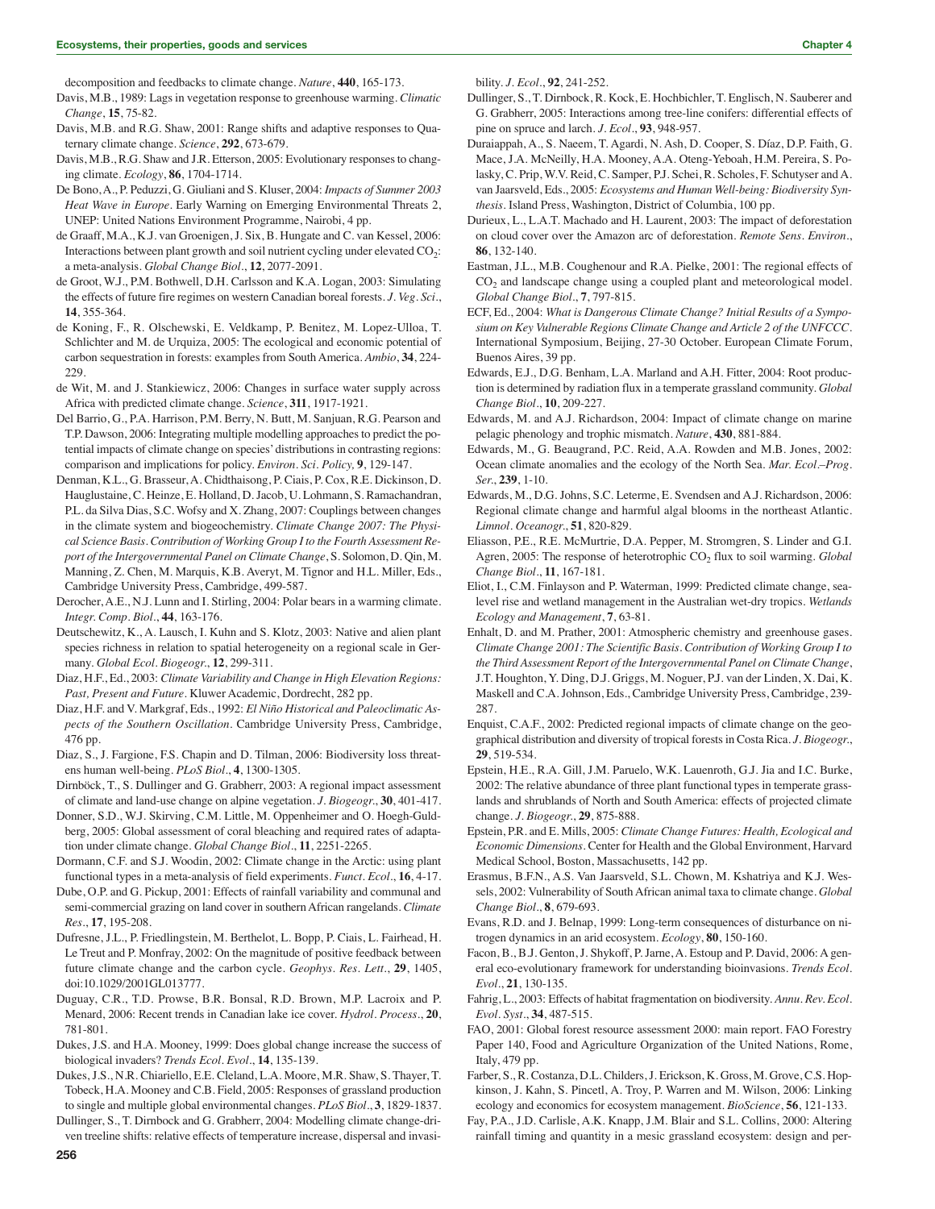decomposition and feedbacks to climate change. *Nature*, **440**, 165-173.

Davis, M.B., 1989: Lags in vegetation response to greenhouse warming. *Climatic Change*, **15**, 75-82.

Davis, M.B. and R.G. Shaw, 2001: Range shifts and adaptive responses to Quaternary climate change. *Science*, **292**, 673-679.

Davis, M.B., R.G. Shaw and J.R. Etterson, 2005: Evolutionary responses to changing climate. *Ecology*, **86**, 1704-1714.

De Bono, A., P. Peduzzi, G. Giuliani and S. Kluser, 2004: *Impacts of Summer 2003 Heat Wave in Europe*. Early Warning on Emerging Environmental Threats 2, UNEP: United Nations Environment Programme, Nairobi, 4 pp.

de Graaff, M.A., K.J. van Groenigen, J. Six, B. Hungate and C. van Kessel, 2006: Interactions between plant growth and soil nutrient cycling under elevated $CO_2$: a meta-analysis. *Global Change Biol*., **12**, 2077-2091.

de Groot, W.J., P.M. Bothwell, D.H. Carlsson and K.A. Logan, 2003: Simulating the effects of future fire regimes on western Canadian boreal forests. *J. Veg. Sci*., **14**, 355-364.

de Koning, F., R. Olschewski, E. Veldkamp, P. Benitez, M. Lopez-Ulloa, T. Schlichter and M. de Urquiza, 2005: The ecological and economic potential of carbon sequestration in forests: examples from South America. *Ambio*, **34**, 224-229.

de Wit, M. and J. Stankiewicz, 2006: Changes in surface water supply across Africa with predicted climate change. *Science*, **311**, 1917-1921.

Del Barrio, G., P.A. Harrison, P.M. Berry, N. Butt, M. Sanjuan, R.G. Pearson and T.P. Dawson, 2006: Integrating multiple modelling approaches to predict the potential impacts of climate change on species' distributions in contrasting regions: comparison and implications for policy. *Environ. Sci. Policy,* **9**, 129-147.

Denman, K.L., G. Brasseur, A. Chidthaisong, P. Ciais, P. Cox, R.E. Dickinson, D. Hauglustaine, C. Heinze, E. Holland, D. Jacob, U. Lohmann, S. Ramachandran, P.L. da Silva Dias, S.C. Wofsy and X. Zhang, 2007: Couplings between changes in the climate system and biogeochemistry. *Climate Change 2007: The Physical Science Basis. Contribution of Working Group I to the Fourth Assessment Report of the Intergovernmental Panel on Climate Change*, S. Solomon, D. Qin, M. Manning, Z. Chen, M. Marquis, K.B. Averyt, M. Tignor and H.L. Miller, Eds., Cambridge University Press, Cambridge, 499-587.

Derocher, A.E., N.J. Lunn and I. Stirling, 2004: Polar bears in a warming climate. *Integr. Comp. Biol*., **44**, 163-176.

Deutschewitz, K., A. Lausch, I. Kuhn and S. Klotz, 2003: Native and alien plant species richness in relation to spatial heterogeneity on a regional scale in Germany. *Global Ecol. Biogeogr.*, **12**, 299-311.

Diaz, H.F., Ed., 2003: *Climate Variability and Change in High Elevation Regions: Past, Present and Future*. Kluwer Academic, Dordrecht, 282 pp.

Diaz, H.F. and V. Markgraf, Eds., 1992: *El Niño Historical and Paleoclimatic Aspects of the Southern Oscillation*. Cambridge University Press, Cambridge, 476 pp.

Diaz, S., J. Fargione, F.S. Chapin and D. Tilman, 2006: Biodiversity loss threatens human well-being. *PLoS Biol*., **4**, 1300-1305.

Dirnböck, T., S. Dullinger and G. Grabherr, 2003: A regional impact assessment of climate and land-use change on alpine vegetation. *J. Biogeogr*., **30**, 401-417.

Donner, S.D., W.J. Skirving, C.M. Little, M. Oppenheimer and O. Hoegh-Guldberg, 2005: Global assessment of coral bleaching and required rates of adaptation under climate change. *Global Change Biol*., **11**, 2251-2265.

Dormann, C.F. and S.J. Woodin, 2002: Climate change in the Arctic: using plant functional types in a meta-analysis of field experiments. *Funct. Ecol*., **16**, 4-17.

Dube, O.P. and G. Pickup, 2001: Effects of rainfall variability and communal and semi-commercial grazing on land cover in southern African rangelands. *Climate Res*., **17**, 195-208.

Dufresne, J.L., P. Friedlingstein, M. Berthelot, L. Bopp, P. Ciais, L. Fairhead, H. Le Treut and P. Monfray, 2002: On the magnitude of positive feedback between future climate change and the carbon cycle. *Geophys. Res. Lett*., **29**, 1405, doi:10.1029/2001GL013777.

Duguay, C.R., T.D. Prowse, B.R. Bonsal, R.D. Brown, M.P. Lacroix and P. Menard, 2006: Recent trends in Canadian lake ice cover. *Hydrol. Process*., **20**, 781-801.

Dukes, J.S. and H.A. Mooney, 1999: Does global change increase the success of biological invaders? *Trends Ecol. Evol*., **14**, 135-139.

Dukes, J.S., N.R. Chiariello, E.E. Cleland, L.A. Moore, M.R. Shaw, S. Thayer, T. Tobeck, H.A. Mooney and C.B. Field, 2005: Responses of grassland production to single and multiple global environmental changes. *PLoS Biol*., **3**, 1829-1837.

Dullinger, S., T. Dirnbock and G. Grabherr, 2004: Modelling climate change-driven treeline shifts: relative effects of temperature increase, dispersal and invasibility. *J. Ecol*., **92**, 241-252.

Dullinger, S., T. Dirnbock, R. Kock, E. Hochbichler, T. Englisch, N. Sauberer and G. Grabherr, 2005: Interactions among tree-line conifers: differential effects of pine on spruce and larch. *J. Ecol*., **93**, 948-957.

Duraiappah, A., S. Naeem, T. Agardi, N. Ash, D. Cooper, S. Díaz, D.P. Faith, G. Mace, J.A. McNeilly, H.A. Mooney, A.A. Oteng-Yeboah, H.M. Pereira, S. Polasky, C. Prip, W.V. Reid, C. Samper, P.J. Schei, R. Scholes, F. Schutyser and A. van Jaarsveld, Eds., 2005: *Ecosystems and Human Well-being: Biodiversity Synthesis*. Island Press, Washington, District of Columbia, 100 pp.

Durieux, L., L.A.T. Machado and H. Laurent, 2003: The impact of deforestation on cloud cover over the Amazon arc of deforestation. *Remote Sens. Environ*., **86**, 132-140.

Eastman, J.L., M.B. Coughenour and R.A. Pielke, 2001: The regional effects of $CO_2$ and landscape change using a coupled plant and meteorological model. *Global Change Biol*., **7**, 797-815.

ECF, Ed., 2004: *What is Dangerous Climate Change? Initial Results of a Symposium on Key Vulnerable Regions Climate Change and Article 2 of the UNFCCC*. International Symposium, Beijing, 27-30 October. European Climate Forum, Buenos Aires, 39 pp.

Edwards, E.J., D.G. Benham, L.A. Marland and A.H. Fitter, 2004: Root production is determined by radiation flux in a temperate grassland community. *Global Change Biol*., **10**, 209-227.

Edwards, M. and A.J. Richardson, 2004: Impact of climate change on marine pelagic phenology and trophic mismatch. *Nature*, **430**, 881-884.

Edwards, M., G. Beaugrand, P.C. Reid, A.A. Rowden and M.B. Jones, 2002: Ocean climate anomalies and the ecology of the North Sea. *Mar. Ecol.–Prog. Ser.*, **239**, 1-10.

Edwards, M., D.G. Johns, S.C. Leterme, E. Svendsen and A.J. Richardson, 2006: Regional climate change and harmful algal blooms in the northeast Atlantic. *Limnol. Oceanogr*., **51**, 820-829.

Eliasson, P.E., R.E. McMurtrie, D.A. Pepper, M. Stromgren, S. Linder and G.I. Agren, 2005: The response of heterotrophic $CO_2$ flux to soil warming. *Global Change Biol*., **11**, 167-181.

Eliot, I., C.M. Finlayson and P. Waterman, 1999: Predicted climate change, sea-level rise and wetland management in the Australian wet-dry tropics. *Wetlands Ecology and Management*, **7**, 63-81.

Enhalt, D. and M. Prather, 2001: Atmospheric chemistry and greenhouse gases. *Climate Change 2001: The Scientific Basis. Contribution of Working Group I to the Third Assessment Report of the Intergovernmental Panel on Climate Change*, J.T. Houghton, Y. Ding, D.J. Griggs, M. Noguer, P.J. van der Linden, X. Dai, K. Maskell and C.A. Johnson, Eds., Cambridge University Press, Cambridge, 239-287.

Enquist, C.A.F., 2002: Predicted regional impacts of climate change on the geographical distribution and diversity of tropical forests in Costa Rica. *J. Biogeogr*., **29**, 519-534.

Epstein, H.E., R.A. Gill, J.M. Paruelo, W.K. Lauenroth, G.J. Jia and I.C. Burke, 2002: The relative abundance of three plant functional types in temperate grasslands and shrublands of North and South America: effects of projected climate change. *J. Biogeogr*., **29**, 875-888.

Epstein, P.R. and E. Mills, 2005: *Climate Change Futures: Health, Ecological and Economic Dimensions*. Center for Health and the Global Environment, Harvard Medical School, Boston, Massachusetts, 142 pp.

Erasmus, B.F.N., A.S. Van Jaarsveld, S.L. Chown, M. Kshatriya and K.J. Wessels, 2002: Vulnerability of South African animal taxa to climate change. *Global Change Biol*., **8**, 679-693.

Evans, R.D. and J. Belnap, 1999: Long-term consequences of disturbance on nitrogen dynamics in an arid ecosystem. *Ecology*, **80**, 150-160.

Facon, B., B.J. Genton, J. Shykoff, P. Jarne, A. Estoup and P. David, 2006: A general eco-evolutionary framework for understanding bioinvasions. *Trends Ecol. Evol*., **21**, 130-135.

Fahrig, L., 2003: Effects of habitat fragmentation on biodiversity. *Annu. Rev. Ecol. Evol. Syst*., **34**, 487-515.

FAO, 2001: Global forest resource assessment 2000: main report. FAO Forestry Paper 140, Food and Agriculture Organization of the United Nations, Rome, Italy, 479 pp.

Farber, S., R. Costanza, D.L. Childers, J. Erickson, K. Gross, M. Grove, C.S. Hopkinson, J. Kahn, S. Pincetl, A. Troy, P. Warren and M. Wilson, 2006: Linking ecology and economics for ecosystem management. *BioScience*, **56**, 121-133.

Fay, P.A., J.D. Carlisle, A.K. Knapp, J.M. Blair and S.L. Collins, 2000: Altering rainfall timing and quantity in a mesic grassland ecosystem: design and per-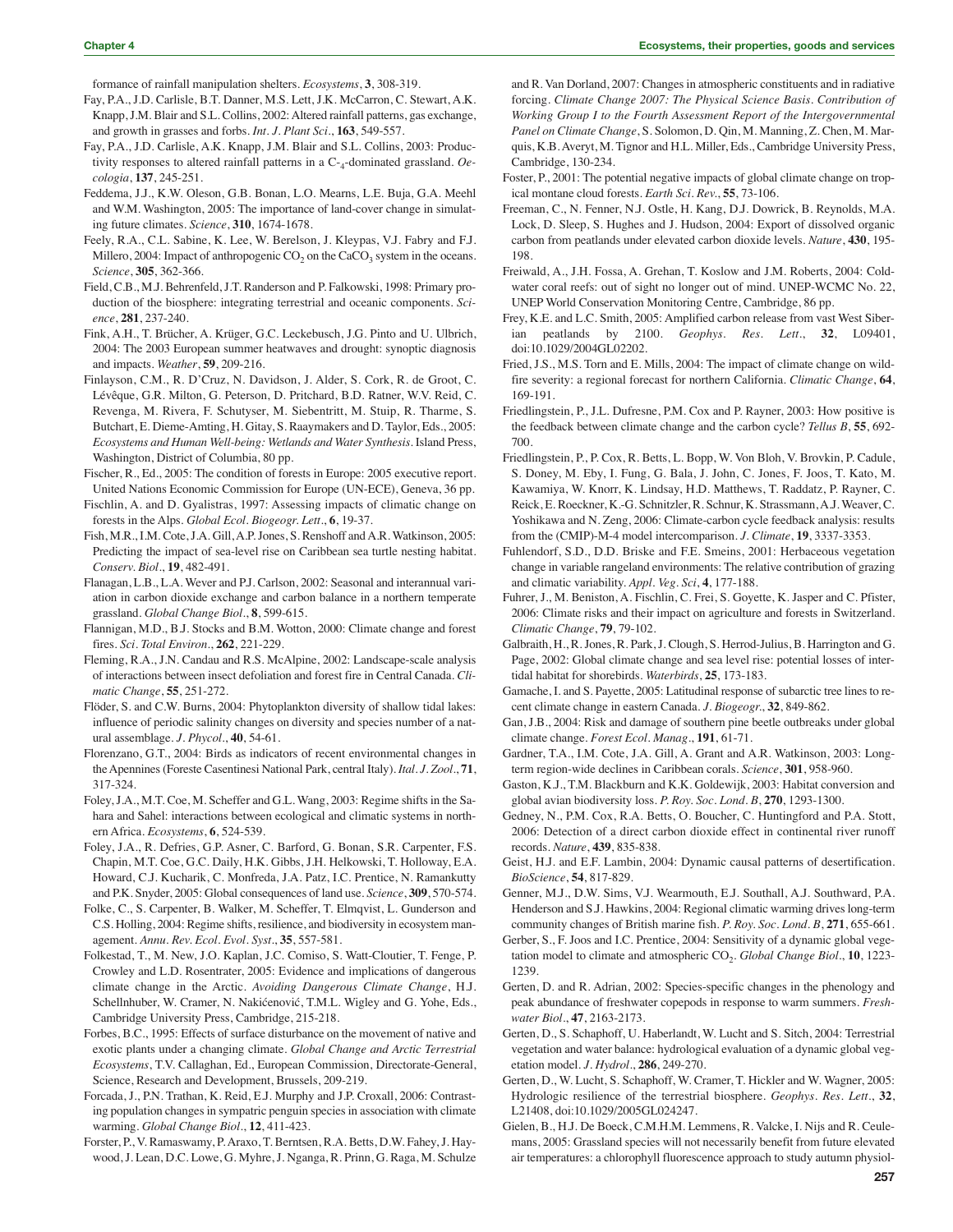formance of rainfall manipulation shelters. *Ecosystems*, **3**, 308-319.

Fay, P.A., J.D. Carlisle, B.T. Danner, M.S. Lett, J.K. McCarron, C. Stewart, A.K. Knapp, J.M. Blair and S.L. Collins, 2002: Altered rainfall patterns, gas exchange, and growth in grasses and forbs. *Int. J. Plant Sci*., **163**, 549-557.

Fay, P.A., J.D. Carlisle, A.K. Knapp, J.M. Blair and S.L. Collins, 2003: Productivity responses to altered rainfall patterns in a $C_4$-dominated grassland. *Oecologia*, **137**, 245-251.

Feddema, J.J., K.W. Oleson, G.B. Bonan, L.O. Mearns, L.E. Buja, G.A. Meehl and W.M. Washington, 2005: The importance of land-cover change in simulating future climates. *Science*, **310**, 1674-1678.

Feely, R.A., C.L. Sabine, K. Lee, W. Berelson, J. Kleypas, V.J. Fabry and F.J. Millero, 2004: Impact of anthropogenic $CO_2$ on the $CaCO_3$ system in the oceans. *Science*, **305**, 362-366.

Field, C.B., M.J. Behrenfeld, J.T. Randerson and P. Falkowski, 1998: Primary production of the biosphere: integrating terrestrial and oceanic components. *Science*, **281**, 237-240.

Fink, A.H., T. Brücher, A. Krüger, G.C. Leckebusch, J.G. Pinto and U. Ulbrich, 2004: The 2003 European summer heatwaves and drought: synoptic diagnosis and impacts. *Weather*, **59**, 209-216.

Finlayson, C.M., R. D'Cruz, N. Davidson, J. Alder, S. Cork, R. de Groot, C. Lévêque, G.R. Milton, G. Peterson, D. Pritchard, B.D. Ratner, W.V. Reid, C. Revenga, M. Rivera, F. Schutyser, M. Siebentritt, M. Stuip, R. Tharme, S. Butchart, E. Dieme-Amting, H. Gitay, S. Raaymakers and D. Taylor, Eds., 2005: *Ecosystems and Human Well-being: Wetlands and Water Synthesis*. Island Press, Washington, District of Columbia, 80 pp.

Fischer, R., Ed., 2005: The condition of forests in Europe: 2005 executive report. United Nations Economic Commission for Europe (UN-ECE), Geneva, 36 pp.

Fischlin, A. and D. Gyalistras, 1997: Assessing impacts of climatic change on forests in the Alps. *Global Ecol. Biogeogr. Lett*., **6**, 19-37.

Fish, M.R., I.M. Cote, J.A. Gill, A.P. Jones, S. Renshoff and A.R. Watkinson, 2005: Predicting the impact of sea-level rise on Caribbean sea turtle nesting habitat. *Conserv. Biol*., **19**, 482-491.

Flanagan, L.B., L.A. Wever and P.J. Carlson, 2002: Seasonal and interannual variation in carbon dioxide exchange and carbon balance in a northern temperate grassland. *Global Change Biol*., **8**, 599-615.

Flannigan, M.D., B.J. Stocks and B.M. Wotton, 2000: Climate change and forest fires. *Sci. Total Environ*., **262**, 221-229.

Fleming, R.A., J.N. Candau and R.S. McAlpine, 2002: Landscape-scale analysis of interactions between insect defoliation and forest fire in Central Canada. *Climatic Change*, **55**, 251-272.

Flöder, S. and C.W. Burns, 2004: Phytoplankton diversity of shallow tidal lakes: influence of periodic salinity changes on diversity and species number of a natural assemblage. *J. Phycol*., **40**, 54-61.

Florenzano, G.T., 2004: Birds as indicators of recent environmental changes in the Apennines (Foreste Casentinesi National Park, central Italy). *Ital. J. Zool*., **71**, 317-324.

Foley, J.A., M.T. Coe, M. Scheffer and G.L. Wang, 2003: Regime shifts in the Sahara and Sahel: interactions between ecological and climatic systems in northern Africa. *Ecosystems*, **6**, 524-539.

Foley, J.A., R. Defries, G.P. Asner, C. Barford, G. Bonan, S.R. Carpenter, F.S. Chapin, M.T. Coe, G.C. Daily, H.K. Gibbs, J.H. Helkowski, T. Holloway, E.A. Howard, C.J. Kucharik, C. Monfreda, J.A. Patz, I.C. Prentice, N. Ramankutty and P.K. Snyder, 2005: Global consequences of land use. *Science*, **309**, 570-574.

Folke, C., S. Carpenter, B. Walker, M. Scheffer, T. Elmqvist, L. Gunderson and C.S. Holling, 2004: Regime shifts, resilience, and biodiversity in ecosystem management. *Annu. Rev. Ecol. Evol. Syst*., **35**, 557-581.

Folkestad, T., M. New, J.O. Kaplan, J.C. Comiso, S. Watt-Cloutier, T. Fenge, P. Crowley and L.D. Rosentrater, 2005: Evidence and implications of dangerous climate change in the Arctic. *Avoiding Dangerous Climate Change*, H.J. Schellnhuber, W. Cramer, N. Nakićenović, T.M.L. Wigley and G. Yohe, Eds., Cambridge University Press, Cambridge, 215-218.

Forbes, B.C., 1995: Effects of surface disturbance on the movement of native and exotic plants under a changing climate. *Global Change and Arctic Terrestrial Ecosystems*, T.V. Callaghan, Ed., European Commission, Directorate-General, Science, Research and Development, Brussels, 209-219.

Forcada, J., P.N. Trathan, K. Reid, E.J. Murphy and J.P. Croxall, 2006: Contrasting population changes in sympatric penguin species in association with climate warming. *Global Change Biol*., **12**, 411-423.

Forster, P., V. Ramaswamy, P. Araxo, T. Berntsen, R.A. Betts, D.W. Fahey, J. Haywood, J. Lean, D.C. Lowe, G. Myhre, J. Nganga, R. Prinn, G. Raga, M. Schulze and R. Van Dorland, 2007: Changes in atmospheric constituents and in radiative forcing. *Climate Change 2007: The Physical Science Basis. Contribution of Working Group I to the Fourth Assessment Report of the Intergovernmental Panel on Climate Change*, S. Solomon, D. Qin, M. Manning, Z. Chen, M. Marquis, K.B. Averyt, M. Tignor and H.L. Miller, Eds., Cambridge University Press, Cambridge, 130-234.

Foster, P., 2001: The potential negative impacts of global climate change on tropical montane cloud forests. *Earth Sci. Rev*., **55**, 73-106.

Freeman, C., N. Fenner, N.J. Ostle, H. Kang, D.J. Dowrick, B. Reynolds, M.A. Lock, D. Sleep, S. Hughes and J. Hudson, 2004: Export of dissolved organic carbon from peatlands under elevated carbon dioxide levels. *Nature*, **430**, 195-198.

Freiwald, A., J.H. Fossa, A. Grehan, T. Koslow and J.M. Roberts, 2004: Cold-water coral reefs: out of sight no longer out of mind. UNEP-WCMC No. 22, UNEP World Conservation Monitoring Centre, Cambridge, 86 pp.

Frey, K.E. and L.C. Smith, 2005: Amplified carbon release from vast West Siberian peatlands by 2100. *Geophys. Res. Lett*., **32**, L09401, doi:10.1029/2004GL02202.

Fried, J.S., M.S. Torn and E. Mills, 2004: The impact of climate change on wildfire severity: a regional forecast for northern California. *Climatic Change*, **64**, 169-191.

Friedlingstein, P., J.L. Dufresne, P.M. Cox and P. Rayner, 2003: How positive is the feedback between climate change and the carbon cycle? *Tellus B*, **55**, 692-700.

Friedlingstein, P., P. Cox, R. Betts, L. Bopp, W. Von Bloh, V. Brovkin, P. Cadule, S. Doney, M. Eby, I. Fung, G. Bala, J. John, C. Jones, F. Joos, T. Kato, M. Kawamiya, W. Knorr, K. Lindsay, H.D. Matthews, T. Raddatz, P. Rayner, C. Reick, E. Roeckner, K.-G. Schnitzler, R. Schnur, K. Strassmann, A.J. Weaver, C. Yoshikawa and N. Zeng, 2006: Climate-carbon cycle feedback analysis: results from the (CMIP)-M-4 model intercomparison. *J. Climate*, **19**, 3337-3353.

Fuhlendorf, S.D., D.D. Briske and F.E. Smeins, 2001: Herbaceous vegetation change in variable rangeland environments: The relative contribution of grazing and climatic variability. *Appl. Veg. Sci*, **4**, 177-188.

Fuhrer, J., M. Beniston, A. Fischlin, C. Frei, S. Goyette, K. Jasper and C. Pfister, 2006: Climate risks and their impact on agriculture and forests in Switzerland. *Climatic Change*, **79**, 79-102.

Galbraith, H., R. Jones, R. Park, J. Clough, S. Herrod-Julius, B. Harrington and G. Page, 2002: Global climate change and sea level rise: potential losses of intertidal habitat for shorebirds. *Waterbirds*, **25**, 173-183.

Gamache, I. and S. Payette, 2005: Latitudinal response of subarctic tree lines to recent climate change in eastern Canada. *J. Biogeogr*., **32**, 849-862.

Gan, J.B., 2004: Risk and damage of southern pine beetle outbreaks under global climate change. *Forest Ecol. Manag*., **191**, 61-71.

Gardner, T.A., I.M. Cote, J.A. Gill, A. Grant and A.R. Watkinson, 2003: Long-term region-wide declines in Caribbean corals. *Science*, **301**, 958-960.

Gaston, K.J., T.M. Blackburn and K.K. Goldewijk, 2003: Habitat conversion and global avian biodiversity loss. *P. Roy. Soc. Lond. B*, **270**, 1293-1300.

Gedney, N., P.M. Cox, R.A. Betts, O. Boucher, C. Huntingford and P.A. Stott, 2006: Detection of a direct carbon dioxide effect in continental river runoff records. *Nature*, **439**, 835-838.

Geist, H.J. and E.F. Lambin, 2004: Dynamic causal patterns of desertification. *BioScience*, **54**, 817-829.

Genner, M.J., D.W. Sims, V.J. Wearmouth, E.J. Southall, A.J. Southward, P.A. Henderson and S.J. Hawkins, 2004: Regional climatic warming drives long-term community changes of British marine fish. *P. Roy. Soc. Lond. B*, **271**, 655-661.

Gerber, S., F. Joos and I.C. Prentice, 2004: Sensitivity of a dynamic global vegetation model to climate and atmospheric $CO_2$. *Global Change Biol*., **10**, 1223-1239.

Gerten, D. and R. Adrian, 2002: Species-specific changes in the phenology and peak abundance of freshwater copepods in response to warm summers. *Freshwater Biol*., **47**, 2163-2173.

Gerten, D., S. Schaphoff, U. Haberlandt, W. Lucht and S. Sitch, 2004: Terrestrial vegetation and water balance: hydrological evaluation of a dynamic global vegetation model. *J. Hydrol*., **286**, 249-270.

Gerten, D., W. Lucht, S. Schaphoff, W. Cramer, T. Hickler and W. Wagner, 2005: Hydrologic resilience of the terrestrial biosphere. *Geophys. Res. Lett*., **32**, L21408, doi:10.1029/2005GL024247.

Gielen, B., H.J. De Boeck, C.M.H.M. Lemmens, R. Valcke, I. Nijs and R. Ceulemans, 2005: Grassland species will not necessarily benefit from future elevated air temperatures: a chlorophyll fluorescence approach to study autumn physiol-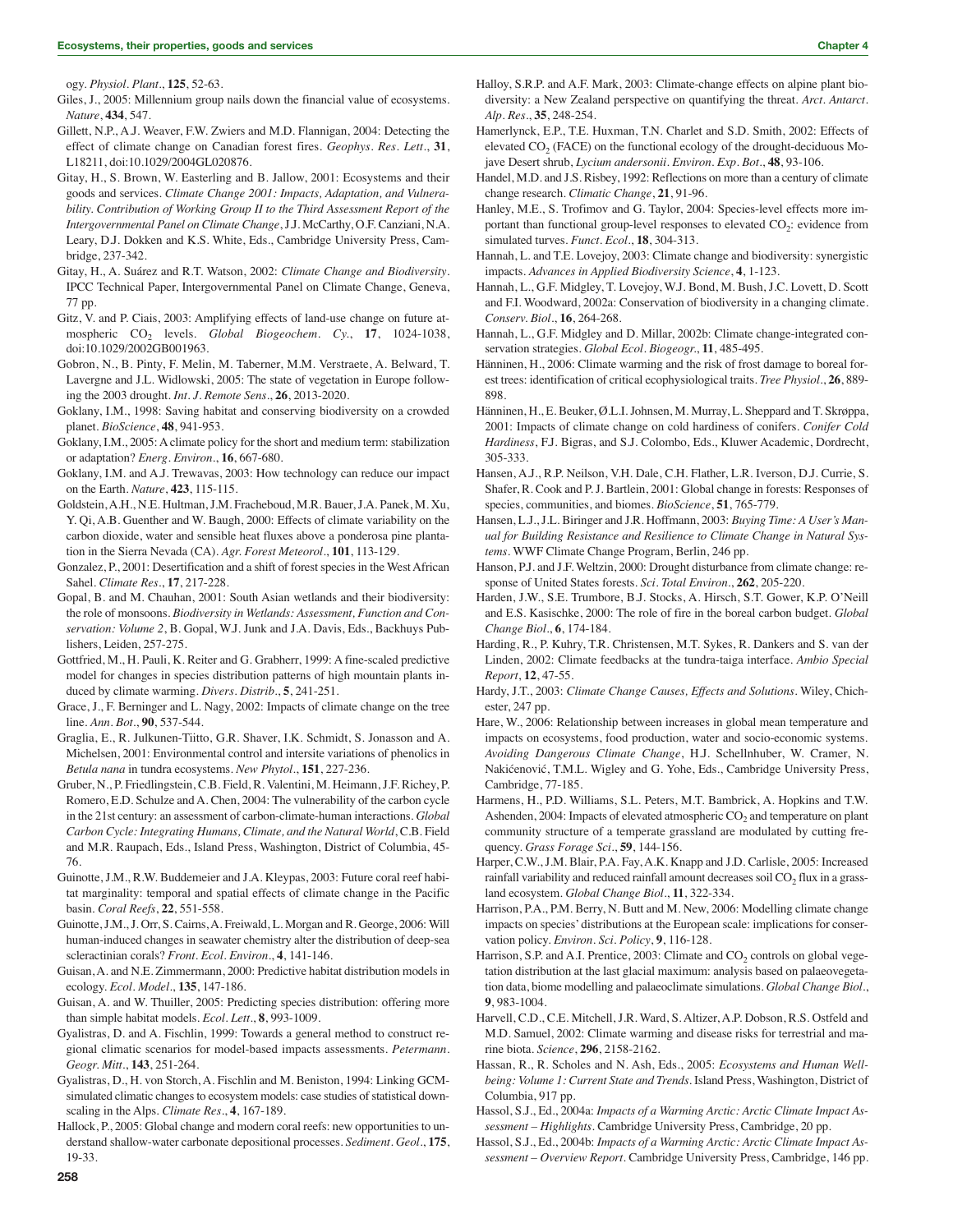ogy. *Physiol. Plant.*, **125**, 52-63.

Giles, J., 2005: Millennium group nails down the financial value of ecosystems. *Nature*, **434**, 547.

Gillett, N.P., A.J. Weaver, F.W. Zwiers and M.D. Flannigan, 2004: Detecting the effect of climate change on Canadian forest fires. *Geophys. Res. Lett.*, **31**, L18211, doi:10.1029/2004GL020876.

Gitay, H., S. Brown, W. Easterling and B. Jallow, 2001: Ecosystems and their goods and services. *Climate Change 2001: Impacts, Adaptation, and Vulnerability. Contribution of Working Group II to the Third Assessment Report of the Intergovernmental Panel on Climate Change*, J.J. McCarthy, O.F. Canziani, N.A. Leary, D.J. Dokken and K.S. White, Eds., Cambridge University Press, Cambridge, 237-342.

Gitay, H., A. Suárez and R.T. Watson, 2002: *Climate Change and Biodiversity*. IPCC Technical Paper, Intergovernmental Panel on Climate Change, Geneva, 77 pp.

Gitz, V. and P. Ciais, 2003: Amplifying effects of land-use change on future atmospheric $CO_2$ levels. *Global Biogeochem. Cy.*, **17**, 1024-1038, doi:10.1029/2002GB001963.

Gobron, N., B. Pinty, F. Melin, M. Taberner, M.M. Verstraete, A. Belward, T. Lavergne and J.L. Widlowski, 2005: The state of vegetation in Europe following the 2003 drought. *Int. J. Remote Sens.*, **26**, 2013-2020.

Goklany, I.M., 1998: Saving habitat and conserving biodiversity on a crowded planet. *BioScience*, **48**, 941-953.

Goklany, I.M., 2005: A climate policy for the short and medium term: stabilization or adaptation? *Energ. Environ.*, **16**, 667-680.

Goklany, I.M. and A.J. Trewavas, 2003: How technology can reduce our impact on the Earth. *Nature*, **423**, 115-115.

Goldstein, A.H., N.E. Hultman, J.M. Fracheboud, M.R. Bauer, J.A. Panek, M. Xu, Y. Qi, A.B. Guenther and W. Baugh, 2000: Effects of climate variability on the carbon dioxide, water and sensible heat fluxes above a ponderosa pine plantation in the Sierra Nevada (CA). *Agr. Forest Meteorol.*, **101**, 113-129.

Gonzalez, P., 2001: Desertification and a shift of forest species in the West African Sahel. *Climate Res.*, **17**, 217-228.

Gopal, B. and M. Chauhan, 2001: South Asian wetlands and their biodiversity: the role of monsoons. *Biodiversity in Wetlands: Assessment, Function and Conservation: Volume 2*, B. Gopal, W.J. Junk and J.A. Davis, Eds., Backhuys Publishers, Leiden, 257-275.

Gottfried, M., H. Pauli, K. Reiter and G. Grabherr, 1999: A fine-scaled predictive model for changes in species distribution patterns of high mountain plants induced by climate warming. *Divers. Distrib.*, **5**, 241-251.

Grace, J., F. Berninger and L. Nagy, 2002: Impacts of climate change on the tree line. *Ann. Bot.*, **90**, 537-544.

Graglia, E., R. Julkunen-Tiitto, G.R. Shaver, I.K. Schmidt, S. Jonasson and A. Michelsen, 2001: Environmental control and intersite variations of phenolics in *Betula nana* in tundra ecosystems. *New Phytol.*, **151**, 227-236.

Gruber, N., P. Friedlingstein, C.B. Field, R. Valentini, M. Heimann, J.F. Richey, P. Romero, E.D. Schulze and A. Chen, 2004: The vulnerability of the carbon cycle in the 21st century: an assessment of carbon-climate-human interactions. *Global Carbon Cycle: Integrating Humans, Climate, and the Natural World*, C.B. Field and M.R. Raupach, Eds., Island Press, Washington, District of Columbia, 45-76.

Guinotte, J.M., R.W. Buddemeier and J.A. Kleypas, 2003: Future coral reef habitat marginality: temporal and spatial effects of climate change in the Pacific basin. *Coral Reefs*, **22**, 551-558.

Guinotte, J.M., J. Orr, S. Cairns, A. Freiwald, L. Morgan and R. George, 2006: Will human-induced changes in seawater chemistry alter the distribution of deep-sea scleractinian corals? *Front. Ecol. Environ.*, **4**, 141-146.

Guisan, A. and N.E. Zimmermann, 2000: Predictive habitat distribution models in ecology. *Ecol. Model.*, **135**, 147-186.

Guisan, A. and W. Thuiller, 2005: Predicting species distribution: offering more than simple habitat models. *Ecol. Lett.*, **8**, 993-1009.

Gyalistras, D. and A. Fischlin, 1999: Towards a general method to construct regional climatic scenarios for model-based impacts assessments. *Petermann. Geogr. Mitt.*, **143**, 251-264.

Gyalistras, D., H. von Storch, A. Fischlin and M. Beniston, 1994: Linking GCM-simulated climatic changes to ecosystem models: case studies of statistical downscaling in the Alps. *Climate Res.*, **4**, 167-189.

Hallock, P., 2005: Global change and modern coral reefs: new opportunities to understand shallow-water carbonate depositional processes. *Sediment. Geol.*, **175**, 19-33.

Halloy, S.R.P. and A.F. Mark, 2003: Climate-change effects on alpine plant biodiversity: a New Zealand perspective on quantifying the threat. *Arct. Antarct. Alp. Res.*, **35**, 248-254.

Hamerlynck, E.P., T.E. Huxman, T.N. Charlet and S.D. Smith, 2002: Effects of elevated $CO_2$ (FACE) on the functional ecology of the drought-deciduous Mojave Desert shrub, *Lycium andersonii*. *Environ. Exp. Bot.*, **48**, 93-106.

Handel, M.D. and J.S. Risbey, 1992: Reflections on more than a century of climate change research. *Climatic Change*, **21**, 91-96.

Hanley, M.E., S. Trofimov and G. Taylor, 2004: Species-level effects more important than functional group-level responses to elevated $CO_2$: evidence from simulated turves. *Funct. Ecol.*, **18**, 304-313.

Hannah, L. and T.E. Lovejoy, 2003: Climate change and biodiversity: synergistic impacts. *Advances in Applied Biodiversity Science*, **4**, 1-123.

Hannah, L., G.F. Midgley, T. Lovejoy, W.J. Bond, M. Bush, J.C. Lovett, D. Scott and F.I. Woodward, 2002a: Conservation of biodiversity in a changing climate. *Conserv. Biol.*, **16**, 264-268.

Hannah, L., G.F. Midgley and D. Millar, 2002b: Climate change-integrated conservation strategies. *Global Ecol. Biogeogr.*, **11**, 485-495.

Hänninen, H., 2006: Climate warming and the risk of frost damage to boreal forest trees: identification of critical ecophysiological traits. *Tree Physiol.*, **26**, 889-898.

Hänninen, H., E. Beuker, Ø.L.I. Johnsen, M. Murray, L. Sheppard and T. Skrøppa, 2001: Impacts of climate change on cold hardiness of conifers. *Conifer Cold Hardiness*, F.J. Bigras, and S.J. Colombo, Eds., Kluwer Academic, Dordrecht, 305-333.

Hansen, A.J., R.P. Neilson, V.H. Dale, C.H. Flather, L.R. Iverson, D.J. Currie, S. Shafer, R. Cook and P. J. Bartlein, 2001: Global change in forests: Responses of species, communities, and biomes. *BioScience*, **51**, 765-779.

Hansen, L.J., J.L. Biringer and J.R. Hoffmann, 2003: *Buying Time: A User's Manual for Building Resistance and Resilience to Climate Change in Natural Systems*. WWF Climate Change Program, Berlin, 246 pp.

Hanson, P.J. and J.F. Weltzin, 2000: Drought disturbance from climate change: response of United States forests. *Sci. Total Environ.*, **262**, 205-220.

Harden, J.W., S.E. Trumbore, B.J. Stocks, A. Hirsch, S.T. Gower, K.P. O'Neill and E.S. Kasischke, 2000: The role of fire in the boreal carbon budget. *Global Change Biol.*, **6**, 174-184.

Harding, R., P. Kuhry, T.R. Christensen, M.T. Sykes, R. Dankers and S. van der Linden, 2002: Climate feedbacks at the tundra-taiga interface. *Ambio Special Report*, **12**, 47-55.

Hardy, J.T., 2003: *Climate Change Causes, Effects and Solutions*. Wiley, Chichester, 247 pp.

Hare, W., 2006: Relationship between increases in global mean temperature and impacts on ecosystems, food production, water and socio-economic systems. *Avoiding Dangerous Climate Change*, H.J. Schellnhuber, W. Cramer, N. Nakićenović, T.M.L. Wigley and G. Yohe, Eds., Cambridge University Press, Cambridge, 77-185.

Harmens, H., P.D. Williams, S.L. Peters, M.T. Bambrick, A. Hopkins and T.W. Ashenden, 2004: Impacts of elevated atmospheric $CO_2$ and temperature on plant community structure of a temperate grassland are modulated by cutting frequency. *Grass Forage Sci.*, **59**, 144-156.

Harper, C.W., J.M. Blair, P.A. Fay, A.K. Knapp and J.D. Carlisle, 2005: Increased rainfall variability and reduced rainfall amount decreases soil $CO_2$ flux in a grassland ecosystem. *Global Change Biol.*, **11**, 322-334.

Harrison, P.A., P.M. Berry, N. Butt and M. New, 2006: Modelling climate change impacts on species' distributions at the European scale: implications for conservation policy. *Environ. Sci. Policy*, **9**, 116-128.

Harrison, S.P. and A.I. Prentice, 2003: Climate and $CO_2$ controls on global vegetation distribution at the last glacial maximum: analysis based on palaeovegetation data, biome modelling and palaeoclimate simulations. *Global Change Biol.*, **9**, 983-1004.

Harvell, C.D., C.E. Mitchell, J.R. Ward, S. Altizer, A.P. Dobson, R.S. Ostfeld and M.D. Samuel, 2002: Climate warming and disease risks for terrestrial and marine biota. *Science*, **296**, 2158-2162.

Hassan, R., R. Scholes and N. Ash, Eds., 2005: *Ecosystems and Human Well-being: Volume 1: Current State and Trends*. Island Press, Washington, District of Columbia, 917 pp.

Hassol, S.J., Ed., 2004a: *Impacts of a Warming Arctic: Arctic Climate Impact Assessment – Highlights*. Cambridge University Press, Cambridge, 20 pp.

Hassol, S.J., Ed., 2004b: *Impacts of a Warming Arctic: Arctic Climate Impact Assessment – Overview Report*. Cambridge University Press, Cambridge, 146 pp.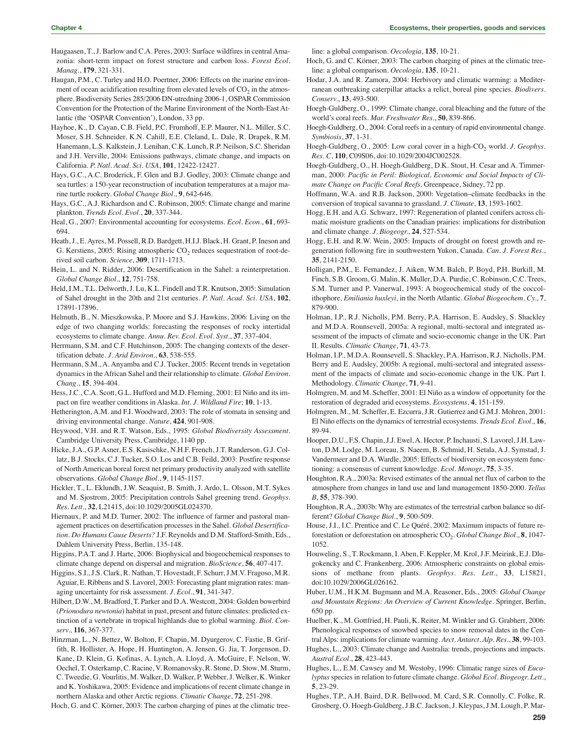Haugaasen, T., J. Barlow and C.A. Peres, 2003: Surface wildfires in central Amazonia: short-term impact on forest structure and carbon loss. *Forest Ecol. Manag.*, **179**, 321-331.

Haugan, P.M., C. Turley and H.O. Poertner, 2006: Effects on the marine environment of ocean acidification resulting from elevated levels of $CO_2$ in the atmosphere. Biodiversity Series 285/2006 DN-utredning 2006-1, OSPAR Commission Convention for the Protection of the Marine Environment of the North-East Atlantic (the 'OSPAR Convention'), London, 33 pp.

Hayhoe, K., D. Cayan, C.B. Field, P.C. Frumhoff, E.P. Maurer, N.L. Miller, S.C. Moser, S.H. Schneider, K.N. Cahill, E.E. Cleland, L. Dale, R. Drapek, R.M. Hanemann, L.S. Kalkstein, J. Lenihan, C.K. Lunch, R.P. Neilson, S.C. Sheridan and J.H. Verville, 2004: Emissions pathways, climate change, and impacts on California. *P. Natl. Acad. Sci. USA*, **101**, 12422-12427.

Hays, G.C., A.C. Broderick, F. Glen and B.J. Godley, 2003: Climate change and sea turtles: a 150-year reconstruction of incubation temperatures at a major marine turtle rookery. *Global Change Biol.*, **9**, 642-646.

Hays, G.C., A.J. Richardson and C. Robinson, 2005: Climate change and marine plankton. *Trends Ecol. Evol.*, **20**, 337-344.

Heal, G., 2007: Environmental accounting for ecosystems. *Ecol. Econ.*, **61**, 693-694.

Heath, J., E. Ayres, M. Possell, R.D. Bardgett, H.I.J. Black, H. Grant, P. Ineson and G. Kerstiens, 2005: Rising atmospheric $CO_2$ reduces sequestration of root-derived soil carbon. *Science*, **309**, 1711-1713.

Hein, L. and N. Ridder, 2006: Desertification in the Sahel: a reinterpretation. *Global Change Biol.*, **12**, 751-758.

Held, I.M., T.L. Delworth, J. Lu, K.L. Findell and T.R. Knutson, 2005: Simulation of Sahel drought in the 20th and 21st centuries. *P. Natl. Acad. Sci. USA*, **102**, 17891-17896.

Helmuth, B., N. Mieszkowska, P. Moore and S.J. Hawkins, 2006: Living on the edge of two changing worlds: forecasting the responses of rocky intertidal ecosystems to climate change. *Annu. Rev. Ecol. Evol. Syst.*, **37**, 337-404.

Herrmann, S.M. and C.F. Hutchinson, 2005: The changing contexts of the desertification debate. *J. Arid Environ.*, **63**, 538-555.

Herrmann, S.M., A. Anyamba and C.J. Tucker, 2005: Recent trends in vegetation dynamics in the African Sahel and their relationship to climate. *Global Environ. Chang.*, **15**, 394-404.

Hess, J.C., C.A. Scott, G.L. Hufford and M.D. Fleming, 2001: El Niño and its impact on fire weather conditions in Alaska. *Int. J. Wildland Fire*; **10**, 1-13.

Hetherington, A.M. and F.I. Woodward, 2003: The role of stomata in sensing and driving environmental change. *Nature*, **424**, 901-908.

Heywood, V.H. and R.T. Watson, Eds., 1995: *Global Biodiversity Assessment*. Cambridge University Press, Cambridge, 1140 pp.

Hicke, J.A., G.P. Asner, E.S. Kasischke, N.H.F. French, J.T. Randerson, G.J. Collatz, B.J. Stocks, C.J. Tucker, S.O. Los and C.B. Feild, 2003: Postfire response of North American boreal forest net primary productivity analyzed with satellite observations. *Global Change Biol.*, **9**, 1145-1157.

Hickler, T., L. Eklundh, J.W. Seaquist, B. Smith, J. Ardo, L. Olsson, M.T. Sykes and M. Sjostrom, 2005: Precipitation controls Sahel greening trend. *Geophys. Res. Lett.*, **32**, L21415, doi:10.1029/2005GL024370.

Hiernaux, P. and M.D. Turner, 2002: The influence of farmer and pastoral management practices on desertification processes in the Sahel. *Global Desertification. Do Humans Cause Deserts?* J.F. Reynolds and D.M. Stafford-Smith, Eds., Dahlem University Press, Berlin, 135-148.

Higgins, P.A.T. and J. Harte, 2006: Biophysical and biogeochemical responses to climate change depend on dispersal and migration. *BioScience*, **56**, 407-417.

Higgins, S.I., J.S. Clark, R. Nathan, T. Hovestadt, F. Schurr, J.M.V. Fragoso, M.R. Aguiar, E. Ribbens and S. Lavorel, 2003: Forecasting plant migration rates: managing uncertainty for risk assessment. *J. Ecol.*, **91**, 341-347.

Hilbert, D.W., M. Bradford, T. Parker and D.A. Westcott, 2004: Golden bowerbird (*Prionodura newtonia*) habitat in past, present and future climates: predicted extinction of a vertebrate in tropical highlands due to global warming. *Biol. Conserv.*, **116**, 367-377.

Hinzman, L., N. Bettez, W. Bolton, F. Chapin, M. Dyurgerov, C. Fastie, B. Griffith, R. Hollister, A. Hope, H. Huntington, A. Jensen, G. Jia, T. Jorgenson, D. Kane, D. Klein, G. Kofinas, A. Lynch, A. Lloyd, A. McGuire, F. Nelson, W. Oechel, T. Osterkamp, C. Racine, V. Romanovsky, R. Stone, D. Stow, M. Sturm, C. Tweedie, G. Vourlitis, M. Walker, D. Walker, P. Webber, J. Welker, K. Winker and K. Yoshikawa, 2005: Evidence and implications of recent climate change in northern Alaska and other Arctic regions. *Climatic Change*, **72**, 251-298.

Hoch, G. and C. Körner, 2003: The carbon charging of pines at the climatic treeline: a global comparison. *Oecologia*, **135**, 10-21.

Hoch, G. and C. Körner, 2003: The carbon charging of pines at the climatic treeline: a global comparison. *Oecologia*, **135**, 10-21.

Hodar, J.A. and R. Zamora, 2004: Herbivory and climatic warming: a Mediterranean outbreaking caterpillar attacks a relict, boreal pine species. *Biodivers. Conserv.*, **13**, 493-500.

Hoegh-Guldberg, O., 1999: Climate change, coral bleaching and the future of the world's coral reefs. *Mar. Freshwater Res.*, **50**, 839-866.

Hoegh-Guldberg, O., 2004: Coral reefs in a century of rapid environmental change. *Symbiosis*, **37**, 1-31.

Hoegh-Guldberg, O., 2005: Low coral cover in a high-$CO_2$ world. *J. Geophys. Res. C*, **110**, C09S06, doi:10.1029/2004JC002528.

Hoegh-Guldberg, O., H. Hoegh-Guldberg, D.K. Stout, H. Cesar and A. Timmerman, 2000: *Pacific in Peril: Biological, Economic and Social Impacts of Climate Change on Pacific Coral Reefs*. Greenpeace, Sidney, 72 pp.

Hoffmann, W.A. and R.B. Jackson, 2000: Vegetation–climate feedbacks in the conversion of tropical savanna to grassland. *J. Climate*, **13**, 1593-1602.

Hogg, E.H. and A.G. Schwarz, 1997: Regeneration of planted conifers across climatic moisture gradients on the Canadian prairies: implications for distribution and climate change. *J. Biogeogr.*, **24**, 527-534.

Hogg, E.H. and R.W. Wein, 2005: Impacts of drought on forest growth and regeneration following fire in southwestern Yukon, Canada. *Can. J. Forest Res.*, **35**, 2141-2150.

Holligan, P.M., E. Fernandez, J. Aiken, W.M. Balch, P. Boyd, P.H. Burkill, M. Finch, S.B. Groom, G. Malin, K. Muller, D.A. Purdie, C. Robinson, C.C. Trees, S.M. Turner and P. Vanerwal, 1993: A biogeochemical study of the coccolithophore, *Emiliania huxleyi*, in the North Atlantic. *Global Biogeochem. Cy.*, **7**, 879-900.

Holman, I.P., R.J. Nicholls, P.M. Berry, P.A. Harrison, E. Audsley, S. Shackley and M.D.A. Rounsevell, 2005a: A regional, multi-sectoral and integrated assessment of the impacts of climate and socio-economic change in the UK. Part II. Results. *Climatic Change*, **71**, 43-73.

Holman, I.P., M.D.A. Rounsevell, S. Shackley, P.A. Harrison, R.J. Nicholls, P.M. Berry and E. Audsley, 2005b: A regional, multi-sectoral and integrated assessment of the impacts of climate and socio-economic change in the UK. Part I. Methodology. *Climatic Change*, **71**, 9-41.

Holmgren, M. and M. Scheffer, 2001: El Niño as a window of opportunity for the restoration of degraded arid ecosystems. *Ecosystems*, **4**, 151-159.

Holmgren, M., M. Scheffer, E. Ezcurra, J.R. Gutierrez and G.M.J. Mohren, 2001: El Niño effects on the dynamics of terrestrial ecosystems. *Trends Ecol. Evol.*, **16**, 89-94.

Hooper, D.U., F.S. Chapin, J.J. Ewel, A. Hector, P. Inchausti, S. Lavorel, J.H. Lawton, D.M. Lodge, M. Loreau, S. Naeem, B. Schmid, H. Setala, A.J. Symstad, J. Vandermeer and D.A. Wardle, 2005: Effects of biodiversity on ecosystem functioning: a consensus of current knowledge. *Ecol. Monogr.*, **75**, 3-35.

Houghton, R.A., 2003a: Revised estimates of the annual net flux of carbon to the atmosphere from changes in land use and land management 1850-2000. *Tellus B*, **55**, 378-390.

Houghton, R.A., 2003b: Why are estimates of the terrestrial carbon balance so different? *Global Change Biol.*, **9**, 500-509.

House, J.I., I.C. Prentice and C. Le Quéré, 2002: Maximum impacts of future reforestation or deforestation on atmospheric $CO_2$. *Global Change Biol.*, **8**, 1047-1052.

Houweling, S., T. Rockmann, I. Aben, F. Keppler, M. Krol, J.F. Meirink, E.J. Dlugokencky and C. Frankenberg, 2006: Atmospheric constraints on global emissions of methane from plants. *Geophys. Res. Lett.*, **33**, L15821, doi:10.1029/2006GL026162.

Huber, U.M., H.K.M. Bugmann and M.A. Reasoner, Eds., 2005: *Global Change and Mountain Regions: An Overview of Current Knowledge*. Springer, Berlin, 650 pp.

Huelber, K., M. Gottfried, H. Pauli, K. Reiter, M. Winkler and G. Grabherr, 2006: Phenological responses of snowbed species to snow removal dates in the Central Alps: implications for climate warming. *Arct. Antarct. Alp. Res.*, **38**, 99-103.

Hughes, L., 2003: Climate change and Australia: trends, projections and impacts. *Austral Ecol.*, **28**, 423-443.

Hughes, L., E.M. Cawsey and M. Westoby, 1996: Climatic range sizes of *Eucalyptus* species in relation to future climate change. *Global Ecol. Biogeogr. Lett.*, **5**, 23-29.

Hughes, T.P., A.H. Baird, D.R. Bellwood, M. Card, S.R. Connolly, C. Folke, R. Grosberg, O. Hoegh-Guldberg, J.B.C. Jackson, J. Kleypas, J.M. Lough, P. Mar-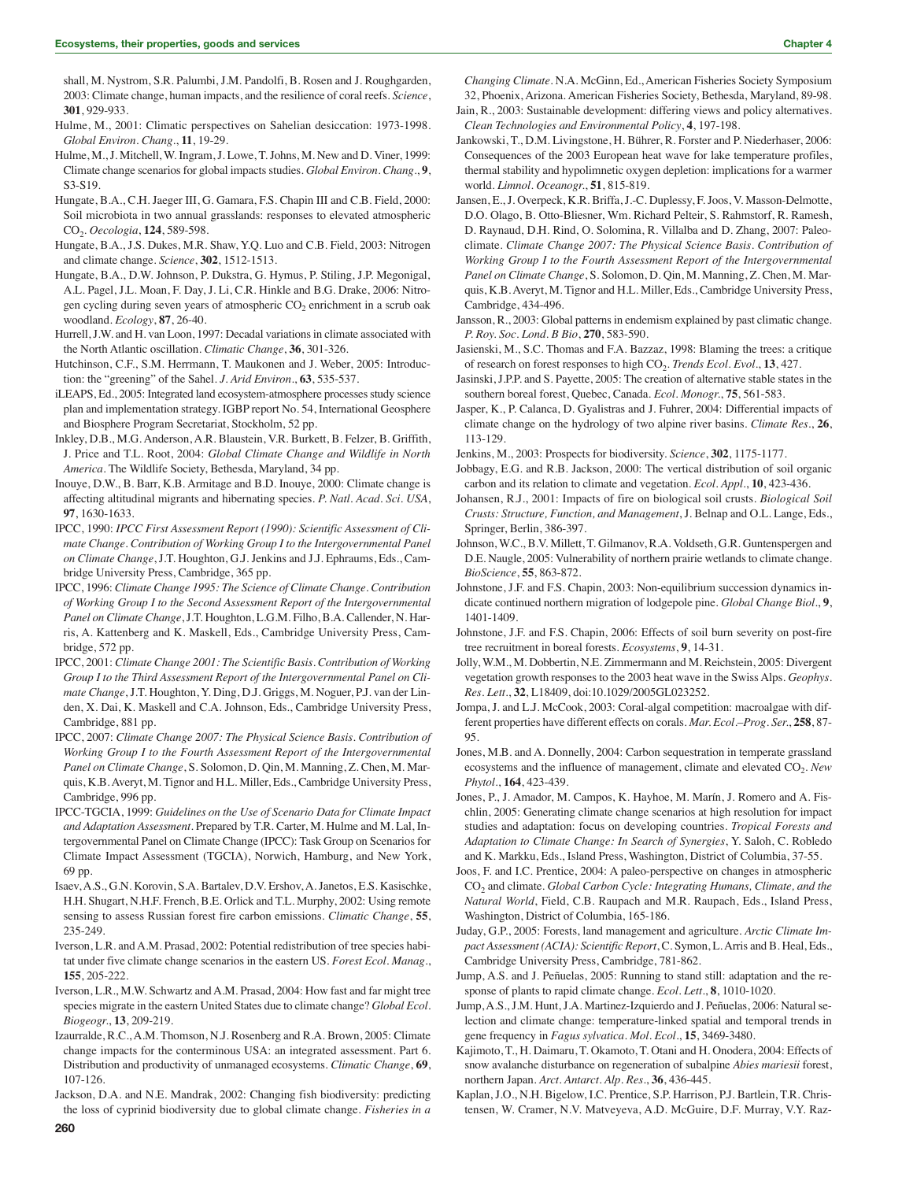shall, M. Nystrom, S.R. Palumbi, J.M. Pandolfi, B. Rosen and J. Roughgarden, 2003: Climate change, human impacts, and the resilience of coral reefs. *Science*, **301**, 929-933.

Hulme, M., 2001: Climatic perspectives on Sahelian desiccation: 1973-1998. *Global Environ. Chang.*, **11**, 19-29.

Hulme, M., J. Mitchell, W. Ingram, J. Lowe, T. Johns, M. New and D. Viner, 1999: Climate change scenarios for global impacts studies. *Global Environ. Chang.*, **9**, S3-S19.

Hungate, B.A., C.H. Jaeger III, G. Gamara, F.S. Chapin III and C.B. Field, 2000: Soil microbiota in two annual grasslands: responses to elevated atmospheric $CO_2$. *Oecologia*, **124**, 589-598.

Hungate, B.A., J.S. Dukes, M.R. Shaw, Y.Q. Luo and C.B. Field, 2003: Nitrogen and climate change. *Science*, **302**, 1512-1513.

Hungate, B.A., D.W. Johnson, P. Dukstra, G. Hymus, P. Stiling, J.P. Megonigal, A.L. Pagel, J.L. Moan, F. Day, J. Li, C.R. Hinkle and B.G. Drake, 2006: Nitrogen cycling during seven years of atmospheric $CO_2$ enrichment in a scrub oak woodland. *Ecology*, **87**, 26-40.

Hurrell, J.W. and H. van Loon, 1997: Decadal variations in climate associated with the North Atlantic oscillation. *Climatic Change*, **36**, 301-326.

Hutchinson, C.F., S.M. Herrmann, T. Maukonen and J. Weber, 2005: Introduction: the "greening" of the Sahel. *J. Arid Environ.*, **63**, 535-537.

iLEAPS, Ed., 2005: Integrated land ecosystem-atmosphere processes study science plan and implementation strategy. IGBP report No. 54, International Geosphere and Biosphere Program Secretariat, Stockholm, 52 pp.

Inkley, D.B., M.G. Anderson, A.R. Blaustein, V.R. Burkett, B. Felzer, B. Griffith, J. Price and T.L. Root, 2004: *Global Climate Change and Wildlife in North America*. The Wildlife Society, Bethesda, Maryland, 34 pp.

Inouye, D.W., B. Barr, K.B. Armitage and B.D. Inouye, 2000: Climate change is affecting altitudinal migrants and hibernating species. *P. Natl. Acad. Sci. USA*, **97**, 1630-1633.

IPCC, 1990: *IPCC First Assessment Report (1990): Scientific Assessment of Climate Change. Contribution of Working Group I to the Intergovernmental Panel on Climate Change*, J.T. Houghton, G.J. Jenkins and J.J. Ephraums, Eds., Cambridge University Press, Cambridge, 365 pp.

IPCC, 1996: *Climate Change 1995: The Science of Climate Change. Contribution of Working Group I to the Second Assessment Report of the Intergovernmental Panel on Climate Change*, J.T. Houghton, L.G.M. Filho, B.A. Callender, N. Harris, A. Kattenberg and K. Maskell, Eds., Cambridge University Press, Cambridge, 572 pp.

IPCC, 2001: *Climate Change 2001: The Scientific Basis. Contribution of Working Group I to the Third Assessment Report of the Intergovernmental Panel on Climate Change*, J.T. Houghton, Y. Ding, D.J. Griggs, M. Noguer, P.J. van der Linden, X. Dai, K. Maskell and C.A. Johnson, Eds., Cambridge University Press, Cambridge, 881 pp.

IPCC, 2007: *Climate Change 2007: The Physical Science Basis. Contribution of Working Group I to the Fourth Assessment Report of the Intergovernmental Panel on Climate Change*, S. Solomon, D. Qin, M. Manning, Z. Chen, M. Marquis, K.B. Averyt, M. Tignor and H.L. Miller, Eds., Cambridge University Press, Cambridge, 996 pp.

IPCC-TGCIA, 1999: *Guidelines on the Use of Scenario Data for Climate Impact and Adaptation Assessment*. Prepared by T.R. Carter, M. Hulme and M. Lal, Intergovernmental Panel on Climate Change (IPCC): Task Group on Scenarios for Climate Impact Assessment (TGCIA), Norwich, Hamburg, and New York, 69 pp.

Isaev, A.S., G.N. Korovin, S.A. Bartalev, D.V. Ershov, A. Janetos, E.S. Kasischke, H.H. Shugart, N.H.F. French, B.E. Orlick and T.L. Murphy, 2002: Using remote sensing to assess Russian forest fire carbon emissions. *Climatic Change*, **55**, 235-249.

Iverson, L.R. and A.M. Prasad, 2002: Potential redistribution of tree species habitat under five climate change scenarios in the eastern US. *Forest Ecol. Manag.*, **155**, 205-222.

Iverson, L.R., M.W. Schwartz and A.M. Prasad, 2004: How fast and far might tree species migrate in the eastern United States due to climate change? *Global Ecol. Biogeogr.*, **13**, 209-219.

Izaurralde, R.C., A.M. Thomson, N.J. Rosenberg and R.A. Brown, 2005: Climate change impacts for the conterminous USA: an integrated assessment. Part 6. Distribution and productivity of unmanaged ecosystems. *Climatic Change*, **69**, 107-126.

Jackson, D.A. and N.E. Mandrak, 2002: Changing fish biodiversity: predicting the loss of cyprinid biodiversity due to global climate change. *Fisheries in a Changing Climate*. N.A. McGinn, Ed., American Fisheries Society Symposium 32, Phoenix, Arizona. American Fisheries Society, Bethesda, Maryland, 89-98.

Jain, R., 2003: Sustainable development: differing views and policy alternatives. *Clean Technologies and Environmental Policy*, **4**, 197-198.

Jankowski, T., D.M. Livingstone, H. Bührer, R. Forster and P. Niederhaser, 2006: Consequences of the 2003 European heat wave for lake temperature profiles, thermal stability and hypolimnetic oxygen depletion: implications for a warmer world. *Limnol. Oceanogr.*, **51**, 815-819.

Jansen, E., J. Overpeck, K.R. Briffa, J.-C. Duplessy, F. Joos, V. Masson-Delmotte, D.O. Olago, B. Otto-Bliesner, Wm. Richard Peltier, S. Rahmstorf, R. Ramesh, D. Raynaud, D.H. Rind, O. Solomina, R. Villalba and D. Zhang, 2007: Paleoclimate. *Climate Change 2007: The Physical Science Basis. Contribution of Working Group I to the Fourth Assessment Report of the Intergovernmental Panel on Climate Change*, S. Solomon, D. Qin, M. Manning, Z. Chen, M. Marquis, K.B. Averyt, M. Tignor and H.L. Miller, Eds., Cambridge University Press, Cambridge, 434-496.

Jansson, R., 2003: Global patterns in endemism explained by past climatic change. *P. Roy. Soc. Lond. B Bio*, **270**, 583-590.

Jasienski, M., S.C. Thomas and F.A. Bazzaz, 1998: Blaming the trees: a critique of research on forest responses to high $CO_2$. *Trends Ecol. Evol.*, **13**, 427.

Jasinski, J.P.P. and S. Payette, 2005: The creation of alternative stable states in the southern boreal forest, Quebec, Canada. *Ecol. Monogr.*, **75**, 561-583.

Jasper, K., P. Calanca, D. Gyalistras and J. Fuhrer, 2004: Differential impacts of climate change on the hydrology of two alpine river basins. *Climate Res.*, **26**, 113-129.

Jenkins, M., 2003: Prospects for biodiversity. *Science*, **302**, 1175-1177.

Jobbagy, E.G. and R.B. Jackson, 2000: The vertical distribution of soil organic carbon and its relation to climate and vegetation. *Ecol. Appl.*, **10**, 423-436.

Johansen, R.J., 2001: Impacts of fire on biological soil crusts. *Biological Soil Crusts: Structure, Function, and Management*, J. Belnap and O.L. Lange, Eds., Springer, Berlin, 386-397.

Johnson, W.C., B.V. Millett, T. Gilmanov, R.A. Voldseth, G.R. Guntenspergen and D.E. Naugle, 2005: Vulnerability of northern prairie wetlands to climate change. *BioScience*, **55**, 863-872.

Johnstone, J.F. and F.S. Chapin, 2003: Non-equilibrium succession dynamics indicate continued northern migration of lodgepole pine. *Global Change Biol.*, **9**, 1401-1409.

Johnstone, J.F. and F.S. Chapin, 2006: Effects of soil burn severity on post-fire tree recruitment in boreal forests. *Ecosystems*, **9**, 14-31.

Jolly, W.M., M. Dobbertin, N.E. Zimmermann and M. Reichstein, 2005: Divergent vegetation growth responses to the 2003 heat wave in the Swiss Alps. *Geophys. Res. Lett.*, **32**, L18409, doi:10.1029/2005GL023252.

Jompa, J. and L.J. McCook, 2003: Coral-algal competition: macroalgae with different properties have different effects on corals. *Mar. Ecol.–Prog. Ser.*, **258**, 87-95.

Jones, M.B. and A. Donnelly, 2004: Carbon sequestration in temperate grassland ecosystems and the influence of management, climate and elevated $CO_2$. *New Phytol.*, **164**, 423-439.

Jones, P., J. Amador, M. Campos, K. Hayhoe, M. Marín, J. Romero and A. Fischlin, 2005: Generating climate change scenarios at high resolution for impact studies and adaptation: focus on developing countries. *Tropical Forests and Adaptation to Climate Change: In Search of Synergies*, Y. Saloh, C. Robledo and K. Markku, Eds., Island Press, Washington, District of Columbia, 37-55.

Joos, F. and I.C. Prentice, 2004: A paleo-perspective on changes in atmospheric $CO_2$ and climate. *Global Carbon Cycle: Integrating Humans, Climate, and the Natural World*, Field, C.B. Raupach and M.R. Raupach, Eds., Island Press, Washington, District of Columbia, 165-186.

Juday, G.P., 2005: Forests, land management and agriculture. *Arctic Climate Impact Assessment (ACIA): Scientific Report*, C. Symon, L. Arris and B. Heal, Eds., Cambridge University Press, Cambridge, 781-862.

Jump, A.S. and J. Peñuelas, 2005: Running to stand still: adaptation and the response of plants to rapid climate change. *Ecol. Lett.*, **8**, 1010-1020.

Jump, A.S., J.M. Hunt, J.A. Martinez-Izquierdo and J. Peñuelas, 2006: Natural selection and climate change: temperature-linked spatial and temporal trends in gene frequency in *Fagus sylvatica*. *Mol. Ecol.*, **15**, 3469-3480.

Kajimoto, T., H. Daimaru, T. Okamoto, T. Otani and H. Onodera, 2004: Effects of snow avalanche disturbance on regeneration of subalpine *Abies mariesii* forest, northern Japan. *Arct. Antarct. Alp. Res.*, **36**, 436-445.

Kaplan, J.O., N.H. Bigelow, I.C. Prentice, S.P. Harrison, P.J. Bartlein, T.R. Christensen, W. Cramer, N.V. Matveyeva, A.D. McGuire, D.F. Murray, V.Y. Raz-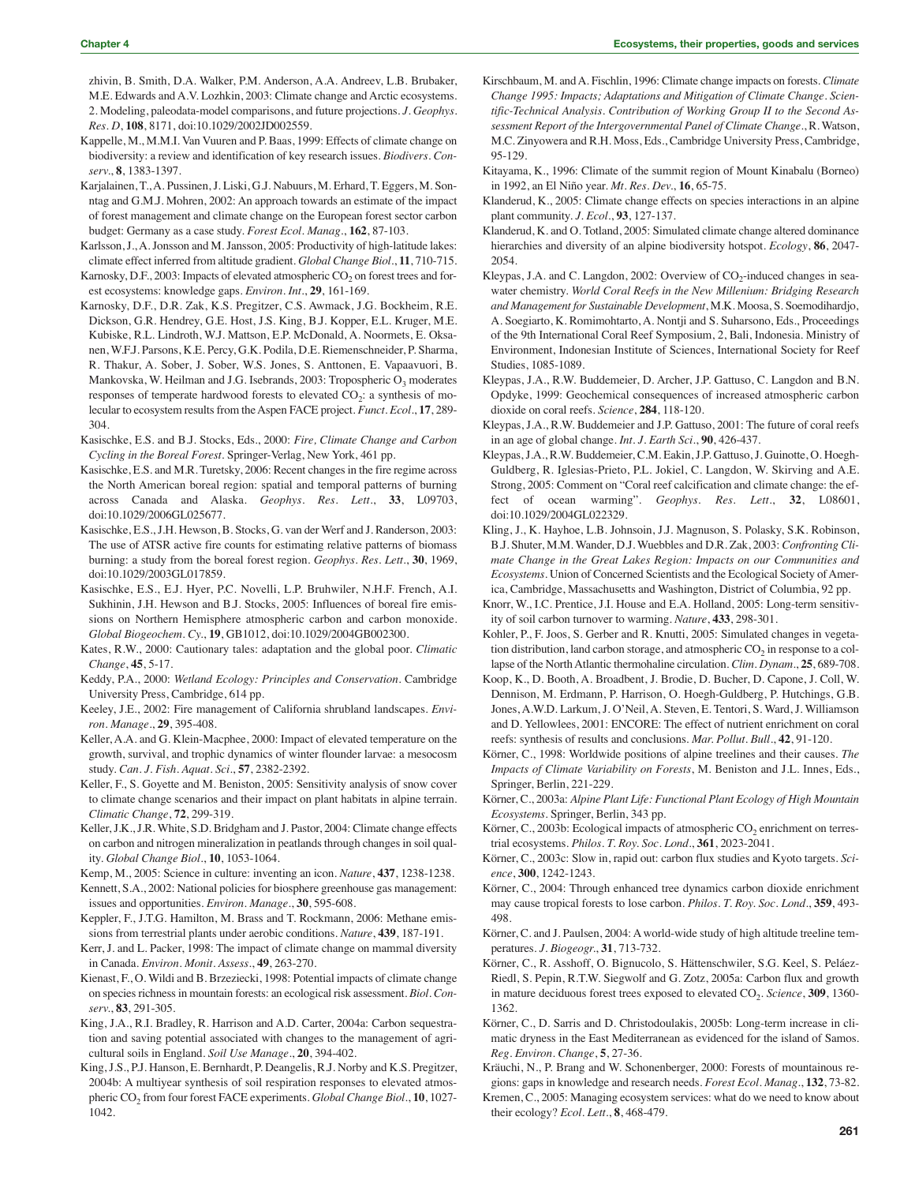zhivin, B. Smith, D.A. Walker, P.M. Anderson, A.A. Andreev, L.B. Brubaker, M.E. Edwards and A.V. Lozhkin, 2003: Climate change and Arctic ecosystems. 2. Modeling, paleodata-model comparisons, and future projections. *J. Geophys. Res. D*, **108**, 8171, doi:10.1029/2002JD002559.

Kappelle, M., M.M.I. Van Vuuren and P. Baas, 1999: Effects of climate change on biodiversity: a review and identification of key research issues. *Biodivers. Conserv.*, **8**, 1383-1397.

Karjalainen, T., A. Pussinen, J. Liski, G.J. Nabuurs, M. Erhard, T. Eggers, M. Sonntag and G.M.J. Mohren, 2002: An approach towards an estimate of the impact of forest management and climate change on the European forest sector carbon budget: Germany as a case study. *Forest Ecol. Manag.*, **162**, 87-103.

Karlsson, J., A. Jonsson and M. Jansson, 2005: Productivity of high-latitude lakes: climate effect inferred from altitude gradient. *Global Change Biol.*, **11**, 710-715.

Karnosky, D.F., 2003: Impacts of elevated atmospheric $CO_2$ on forest trees and forest ecosystems: knowledge gaps. *Environ. Int.*, **29**, 161-169.

Karnosky, D.F., D.R. Zak, K.S. Pregitzer, C.S. Awmack, J.G. Bockheim, R.E. Dickson, G.R. Hendrey, G.E. Host, J.S. King, B.J. Kopper, E.L. Kruger, M.E. Kubiske, R.L. Lindroth, W.J. Mattson, E.P. McDonald, A. Noormets, E. Oksanen, W.F.J. Parsons, K.E. Percy, G.K. Podila, D.E. Riemenschneider, P. Sharma, R. Thakur, A. Sober, J. Sober, W.S. Jones, S. Anttonen, E. Vapaavuori, B. Mankovska, W. Heilman and J.G. Isebrands, 2003: Tropospheric $O_3$ moderates responses of temperate hardwood forests to elevated $CO_2$: a synthesis of molecular to ecosystem results from the Aspen FACE project. *Funct. Ecol.*, **17**, 289-304.

Kasischke, E.S. and B.J. Stocks, Eds., 2000: *Fire, Climate Change and Carbon Cycling in the Boreal Forest*. Springer-Verlag, New York, 461 pp.

Kasischke, E.S. and M.R. Turetsky, 2006: Recent changes in the fire regime across the North American boreal region: spatial and temporal patterns of burning across Canada and Alaska. *Geophys. Res. Lett.*, **33**, L09703, doi:10.1029/2006GL025677.

Kasischke, E.S., J.H. Hewson, B. Stocks, G. van der Werf and J. Randerson, 2003: The use of ATSR active fire counts for estimating relative patterns of biomass burning: a study from the boreal forest region. *Geophys. Res. Lett.*, **30**, 1969, doi:10.1029/2003GL017859.

Kasischke, E.S., E.J. Hyer, P.C. Novelli, L.P. Bruhwiler, N.H.F. French, A.I. Sukhinin, J.H. Hewson and B.J. Stocks, 2005: Influences of boreal fire emissions on Northern Hemisphere atmospheric carbon and carbon monoxide. *Global Biogeochem. Cy.*, **19**, GB1012, doi:10.1029/2004GB002300.

Kates, R.W., 2000: Cautionary tales: adaptation and the global poor. *Climatic Change*, **45**, 5-17.

Keddy, P.A., 2000: *Wetland Ecology: Principles and Conservation*. Cambridge University Press, Cambridge, 614 pp.

Keeley, J.E., 2002: Fire management of California shrubland landscapes. *Environ. Manage.*, **29**, 395-408.

Keller, A.A. and G. Klein-Macphee, 2000: Impact of elevated temperature on the growth, survival, and trophic dynamics of winter flounder larvae: a mesocosm study. *Can. J. Fish. Aquat. Sci.*, **57**, 2382-2392.

Keller, F., S. Goyette and M. Beniston, 2005: Sensitivity analysis of snow cover to climate change scenarios and their impact on plant habitats in alpine terrain. *Climatic Change*, **72**, 299-319.

Keller, J.K., J.R. White, S.D. Bridgham and J. Pastor, 2004: Climate change effects on carbon and nitrogen mineralization in peatlands through changes in soil quality. *Global Change Biol.*, **10**, 1053-1064.

Kemp, M., 2005: Science in culture: inventing an icon. *Nature*, **437**, 1238-1238.

Kennett, S.A., 2002: National policies for biosphere greenhouse gas management: issues and opportunities. *Environ. Manage.*, **30**, 595-608.

Keppler, F., J.T.G. Hamilton, M. Brass and T. Rockmann, 2006: Methane emissions from terrestrial plants under aerobic conditions. *Nature*, **439**, 187-191.

Kerr, J. and L. Packer, 1998: The impact of climate change on mammal diversity in Canada. *Environ. Monit. Assess.*, **49**, 263-270.

Kienast, F., O. Wildi and B. Brzeziecki, 1998: Potential impacts of climate change on species richness in mountain forests: an ecological risk assessment. *Biol. Conserv.*, **83**, 291-305.

King, J.A., R.I. Bradley, R. Harrison and A.D. Carter, 2004a: Carbon sequestration and saving potential associated with changes to the management of agricultural soils in England. *Soil Use Manage.*, **20**, 394-402.

King, J.S., P.J. Hanson, E. Bernhardt, P. Deangelis, R.J. Norby and K.S. Pregitzer, 2004b: A multiyear synthesis of soil respiration responses to elevated atmospheric $CO_2$ from four forest FACE experiments. *Global Change Biol.*, **10**, 1027-1042.

Kirschbaum, M. and A. Fischlin, 1996: Climate change impacts on forests. *Climate Change 1995: Impacts; Adaptations and Mitigation of Climate Change. Scientific-Technical Analysis. Contribution of Working Group II to the Second Assessment Report of the Intergovernmental Panel of Climate Change.*, R. Watson, M.C. Zinyowera and R.H. Moss, Eds., Cambridge University Press, Cambridge, 95-129.

Kitayama, K., 1996: Climate of the summit region of Mount Kinabalu (Borneo) in 1992, an El Niño year. *Mt. Res. Dev.*, **16**, 65-75.

Klanderud, K., 2005: Climate change effects on species interactions in an alpine plant community. *J. Ecol.*, **93**, 127-137.

Klanderud, K. and O. Totland, 2005: Simulated climate change altered dominance hierarchies and diversity of an alpine biodiversity hotspot. *Ecology*, **86**, 2047-2054.

Kleypas, J.A. and C. Langdon, 2002: Overview of $CO_2$-induced changes in seawater chemistry. *World Coral Reefs in the New Millenium: Bridging Research and Management for Sustainable Development*, M.K. Moosa, S. Soemodihardjo, A. Soegiarto, K. Romimohtarto, A. Nontji and S. Suharsono, Eds., Proceedings of the 9th International Coral Reef Symposium, 2, Bali, Indonesia. Ministry of Environment, Indonesian Institute of Sciences, International Society for Reef Studies, 1085-1089.

Kleypas, J.A., R.W. Buddemeier, D. Archer, J.P. Gattuso, C. Langdon and B.N. Opdyke, 1999: Geochemical consequences of increased atmospheric carbon dioxide on coral reefs. *Science*, **284**, 118-120.

Kleypas, J.A., R.W. Buddemeier and J.P. Gattuso, 2001: The future of coral reefs in an age of global change. *Int. J. Earth Sci.*, **90**, 426-437.

Kleypas, J.A., R.W. Buddemeier, C.M. Eakin, J.P. Gattuso, J. Guinotte, O. Hoegh-Guldberg, R. Iglesias-Prieto, P.L. Jokiel, C. Langdon, W. Skirving and A.E. Strong, 2005: Comment on "Coral reef calcification and climate change: the effect of ocean warming". *Geophys. Res. Lett.*, **32**, L08601, doi:10.1029/2004GL022329.

Kling, J., K. Hayhoe, L.B. Johnsoin, J.J. Magnuson, S. Polasky, S.K. Robinson, B.J. Shuter, M.M. Wander, D.J. Wuebbles and D.R. Zak, 2003: *Confronting Climate Change in the Great Lakes Region: Impacts on our Communities and Ecosystems*. Union of Concerned Scientists and the Ecological Society of America, Cambridge, Massachusetts and Washington, District of Columbia, 92 pp.

Knorr, W., I.C. Prentice, J.I. House and E.A. Holland, 2005: Long-term sensitivity of soil carbon turnover to warming. *Nature*, **433**, 298-301.

Kohler, P., F. Joos, S. Gerber and R. Knutti, 2005: Simulated changes in vegetation distribution, land carbon storage, and atmospheric $CO_2$ in response to a collapse of the North Atlantic thermohaline circulation. *Clim. Dynam.*, **25**, 689-708.

Koop, K., D. Booth, A. Broadbent, J. Brodie, D. Bucher, D. Capone, J. Coll, W. Dennison, M. Erdmann, P. Harrison, O. Hoegh-Guldberg, P. Hutchings, G.B. Jones, A.W.D. Larkum, J. O'Neil, A. Steven, E. Tentori, S. Ward, J. Williamson and D. Yellowlees, 2001: ENCORE: The effect of nutrient enrichment on coral reefs: synthesis of results and conclusions. *Mar. Pollut. Bull.*, **42**, 91-120.

Körner, C., 1998: Worldwide positions of alpine treelines and their causes. *The Impacts of Climate Variability on Forests*, M. Beniston and J.L. Innes, Eds., Springer, Berlin, 221-229.

Körner, C., 2003a: *Alpine Plant Life: Functional Plant Ecology of High Mountain Ecosystems*. Springer, Berlin, 343 pp.

Körner, C., 2003b: Ecological impacts of atmospheric $CO_2$ enrichment on terrestrial ecosystems. *Philos. T. Roy. Soc. Lond.*, **361**, 2023-2041.

Körner, C., 2003c: Slow in, rapid out: carbon flux studies and Kyoto targets. *Science*, **300**, 1242-1243.

Körner, C., 2004: Through enhanced tree dynamics carbon dioxide enrichment may cause tropical forests to lose carbon. *Philos. T. Roy. Soc. Lond.*, **359**, 493-498.

Körner, C. and J. Paulsen, 2004: A world-wide study of high altitude treeline temperatures. *J. Biogeogr.*, **31**, 713-732.

Körner, C., R. Asshoff, O. Bignucolo, S. Hättenschwiler, S.G. Keel, S. Peláez-Riedl, S. Pepin, R.T.W. Siegwolf and G. Zotz, 2005a: Carbon flux and growth in mature deciduous forest trees exposed to elevated $CO_2$. *Science*, **309**, 1360-1362.

Körner, C., D. Sarris and D. Christodoulakis, 2005b: Long-term increase in climatic dryness in the East Mediterranean as evidenced for the island of Samos. *Reg. Environ. Change*, **5**, 27-36.

Kräuchi, N., P. Brang and W. Schonenberger, 2000: Forests of mountainous regions: gaps in knowledge and research needs. *Forest Ecol. Manag.*, **132**, 73-82.

Kremen, C., 2005: Managing ecosystem services: what do we need to know about their ecology? *Ecol. Lett.*, **8**, 468-479.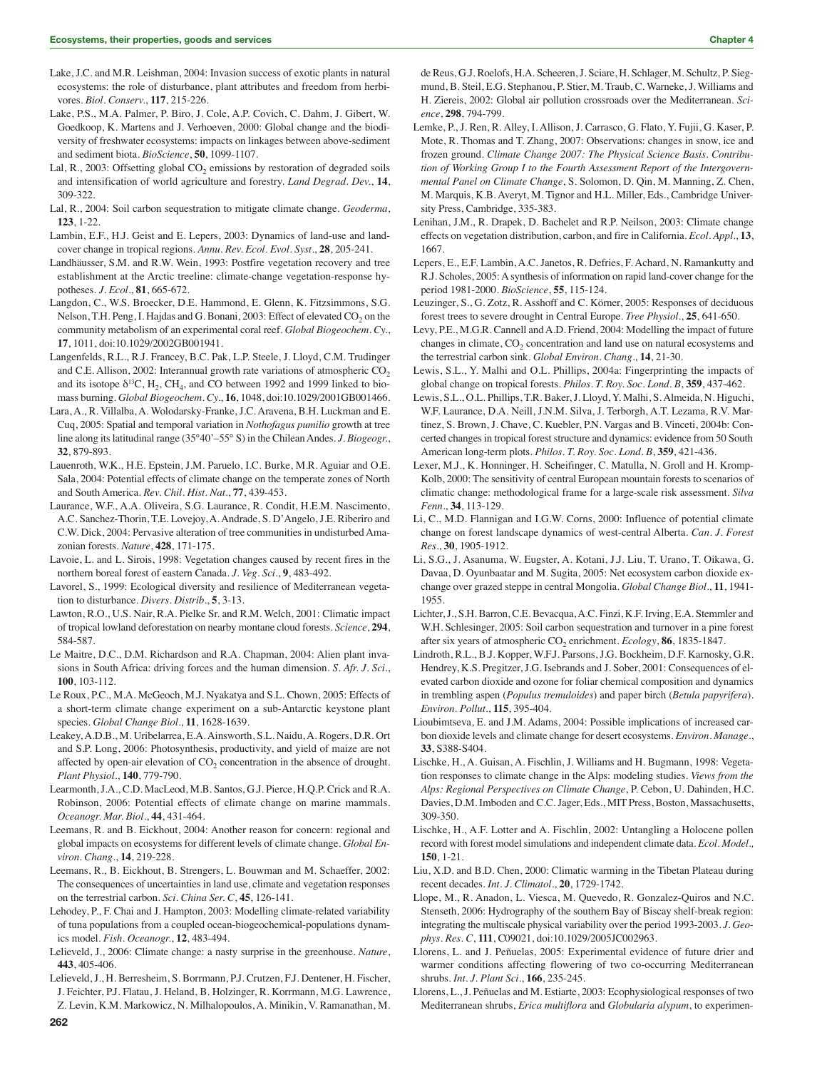Lake, J.C. and M.R. Leishman, 2004: Invasion success of exotic plants in natural ecosystems: the role of disturbance, plant attributes and freedom from herbivores. *Biol. Conserv.*, **117**, 215-226.

Lake, P.S., M.A. Palmer, P. Biro, J. Cole, A.P. Covich, C. Dahm, J. Gibert, W. Goedkoop, K. Martens and J. Verhoeven, 2000: Global change and the biodiversity of freshwater ecosystems: impacts on linkages between above-sediment and sediment biota. *BioScience*, **50**, 1099-1107.

Lal, R., 2003: Offsetting global $CO_2$ emissions by restoration of degraded soils and intensification of world agriculture and forestry. *Land Degrad. Dev.*, **14**, 309-322.

Lal, R., 2004: Soil carbon sequestration to mitigate climate change. *Geoderma*, **123**, 1-22.

Lambin, E.F., H.J. Geist and E. Lepers, 2003: Dynamics of land-use and land-cover change in tropical regions. *Annu. Rev. Ecol. Evol. Syst.*, **28**, 205-241.

Landhäusser, S.M. and R.W. Wein, 1993: Postfire vegetation recovery and tree establishment at the Arctic treeline: climate-change vegetation-response hypotheses. *J. Ecol.*, **81**, 665-672.

Langdon, C., W.S. Broecker, D.E. Hammond, E. Glenn, K. Fitzsimmons, S.G. Nelson, T.H. Peng, I. Hajdas and G. Bonani, 2003: Effect of elevated $CO_2$ on the community metabolism of an experimental coral reef. *Global Biogeochem. Cy.*, **17**, 1011, doi:10.1029/2002GB001941.

Langenfelds, R.L., R.J. Francey, B.C. Pak, L.P. Steele, J. Lloyd, C.M. Trudinger and C.E. Allison, 2002: Interannual growth rate variations of atmospheric $CO_2$ and its isotope $\delta^{13}C$, $H_2$, $CH_4$, and CO between 1992 and 1999 linked to biomass burning. *Global Biogeochem. Cy.*, **16**, 1048, doi:10.1029/2001GB001466.

Lara, A., R. Villalba, A. Wolodarsky-Franke, J.C. Aravena, B.H. Luckman and E. Cuq, 2005: Spatial and temporal variation in *Nothofagus pumilio* growth at tree line along its latitudinal range (35°40'–55° S) in the Chilean Andes. *J. Biogeogr.*, **32**, 879-893.

Lauenroth, W.K., H.E. Epstein, J.M. Paruelo, I.C. Burke, M.R. Aguiar and O.E. Sala, 2004: Potential effects of climate change on the temperate zones of North and South America. *Rev. Chil. Hist. Nat.*, **77**, 439-453.

Laurance, W.F., A.A. Oliveira, S.G. Laurance, R. Condit, H.E.M. Nascimento, A.C. Sanchez-Thorin, T.E. Lovejoy, A. Andrade, S. D'Angelo, J.E. Riberiro and C.W. Dick, 2004: Pervasive alteration of tree communities in undisturbed Amazonian forests. *Nature*, **428**, 171-175.

Lavoie, L. and L. Sirois, 1998: Vegetation changes caused by recent fires in the northern boreal forest of eastern Canada. *J. Veg. Sci.*, **9**, 483-492.

Lavorel, S., 1999: Ecological diversity and resilience of Mediterranean vegetation to disturbance. *Divers. Distrib.*, **5**, 3-13.

Lawton, R.O., U.S. Nair, R.A. Pielke Sr. and R.M. Welch, 2001: Climatic impact of tropical lowland deforestation on nearby montane cloud forests. *Science*, **294**, 584-587.

Le Maitre, D.C., D.M. Richardson and R.A. Chapman, 2004: Alien plant invasions in South Africa: driving forces and the human dimension. *S. Afr. J. Sci.*, **100**, 103-112.

Le Roux, P.C., M.A. McGeoch, M.J. Nyakatya and S.L. Chown, 2005: Effects of a short-term climate change experiment on a sub-Antarctic keystone plant species. *Global Change Biol.*, **11**, 1628-1639.

Leakey, A.D.B., M. Uribelarrea, E.A. Ainsworth, S.L. Naidu, A. Rogers, D.R. Ort and S.P. Long, 2006: Photosynthesis, productivity, and yield of maize are not affected by open-air elevation of $CO_2$ concentration in the absence of drought. *Plant Physiol.*, **140**, 779-790.

Learmonth, J.A., C.D. MacLeod, M.B. Santos, G.J. Pierce, H.Q.P. Crick and R.A. Robinson, 2006: Potential effects of climate change on marine mammals. *Oceanogr. Mar. Biol.*, **44**, 431-464.

Leemans, R. and B. Eickhout, 2004: Another reason for concern: regional and global impacts on ecosystems for different levels of climate change. *Global Environ. Chang.*, **14**, 219-228.

Leemans, R., B. Eickhout, B. Strengers, L. Bouwman and M. Schaeffer, 2002: The consequences of uncertainties in land use, climate and vegetation responses on the terrestrial carbon. *Sci. China Ser. C*, **45**, 126-141.

Lehodey, P., F. Chai and J. Hampton, 2003: Modelling climate-related variability of tuna populations from a coupled ocean-biogeochemical-populations dynamics model. *Fish. Oceanogr.*, **12**, 483-494.

Lelieveld, J., 2006: Climate change: a nasty surprise in the greenhouse. *Nature*, **443**, 405-406.

Lelieveld, J., H. Berresheim, S. Borrmann, P.J. Crutzen, F.J. Dentener, H. Fischer, J. Feichter, P.J. Flatau, J. Heland, B. Holzinger, R. Korrmann, M.G. Lawrence, Z. Levin, K.M. Markowicz, N. Milhalopoulos, A. Minikin, V. Ramanathan, M. de Reus, G.J. Roelofs, H.A. Scheeren, J. Sciare, H. Schlager, M. Schultz, P. Siegmund, B. Steil, E.G. Stephanou, P. Stier, M. Traub, C. Warneke, J. Williams and H. Ziereis, 2002: Global air pollution crossroads over the Mediterranean. *Science*, **298**, 794-799.

Lemke, P., J. Ren, R. Alley, I. Allison, J. Carrasco, G. Flato, Y. Fujii, G. Kaser, P. Mote, R. Thomas and T. Zhang, 2007: Observations: changes in snow, ice and frozen ground. *Climate Change 2007: The Physical Science Basis. Contribution of Working Group I to the Fourth Assessment Report of the Intergovernmental Panel on Climate Change*, S. Solomon, D. Qin, M. Manning, Z. Chen, M. Marquis, K.B. Averyt, M. Tignor and H.L. Miller, Eds., Cambridge University Press, Cambridge, 335-383.

Lenihan, J.M., R. Drapek, D. Bachelet and R.P. Neilson, 2003: Climate change effects on vegetation distribution, carbon, and fire in California. *Ecol. Appl.*, **13**, 1667.

Lepers, E., E.F. Lambin, A.C. Janetos, R. Defries, F. Achard, N. Ramankutty and R.J. Scholes, 2005: A synthesis of information on rapid land-cover change for the period 1981-2000. *BioScience*, **55**, 115-124.

Leuzinger, S., G. Zotz, R. Asshoff and C. Körner, 2005: Responses of deciduous forest trees to severe drought in Central Europe. *Tree Physiol.*, **25**, 641-650.

Levy, P.E., M.G.R. Cannell and A.D. Friend, 2004: Modelling the impact of future changes in climate, $CO_2$ concentration and land use on natural ecosystems and the terrestrial carbon sink. *Global Environ. Chang.*, **14**, 21-30.

Lewis, S.L., Y. Malhi and O.L. Phillips, 2004a: Fingerprinting the impacts of global change on tropical forests. *Philos. T. Roy. Soc. Lond. B*, **359**, 437-462.

Lewis, S.L., O.L. Phillips, T.R. Baker, J. Lloyd, Y. Malhi, S. Almeida, N. Higuchi, W.F. Laurance, D.A. Neill, J.N.M. Silva, J. Terborgh, A.T. Lezama, R.V. Martinez, S. Brown, J. Chave, C. Kuebler, P.N. Vargas and B. Vinceti, 2004b: Concerted changes in tropical forest structure and dynamics: evidence from 50 South American long-term plots. *Philos. T. Roy. Soc. Lond. B*, **359**, 421-436.

Lexer, M.J., K. Honninger, H. Scheifinger, C. Matulla, N. Groll and H. Kromp-Kolb, 2000: The sensitivity of central European mountain forests to scenarios of climatic change: methodological frame for a large-scale risk assessment. *Silva Fenn.*, **34**, 113-129.

Li, C., M.D. Flannigan and I.G.W. Corns, 2000: Influence of potential climate change on forest landscape dynamics of west-central Alberta. *Can. J. Forest Res.*, **30**, 1905-1912.

Li, S.G., J. Asanuma, W. Eugster, A. Kotani, J.J. Liu, T. Urano, T. Oikawa, G. Davaa, D. Oyunbaatar and M. Sugita, 2005: Net ecosystem carbon dioxide exchange over grazed steppe in central Mongolia. *Global Change Biol.*, **11**, 1941-1955.

Lichter, J., S.H. Barron, C.E. Bevacqua, A.C. Finzi, K.F. Irving, E.A. Stemmler and W.H. Schlesinger, 2005: Soil carbon sequestration and turnover in a pine forest after six years of atmospheric $CO_2$ enrichment. *Ecology*, **86**, 1835-1847.

Lindroth, R.L., B.J. Kopper, W.F.J. Parsons, J.G. Bockheim, D.F. Karnosky, G.R. Hendrey, K.S. Pregitzer, J.G. Isebrands and J. Sober, 2001: Consequences of elevated carbon dioxide and ozone for foliar chemical composition and dynamics in trembling aspen (*Populus tremuloides*) and paper birch (*Betula papyrifera*). *Environ. Pollut.*, **115**, 395-404.

Lioubimtseva, E. and J.M. Adams, 2004: Possible implications of increased carbon dioxide levels and climate change for desert ecosystems. *Environ. Manage.*, **33**, S388-S404.

Lischke, H., A. Guisan, A. Fischlin, J. Williams and H. Bugmann, 1998: Vegetation responses to climate change in the Alps: modeling studies. *Views from the Alps: Regional Perspectives on Climate Change*, P. Cebon, U. Dahinden, H.C. Davies, D.M. Imboden and C.C. Jager, Eds., MIT Press, Boston, Massachusetts, 309-350.

Lischke, H., A.F. Lotter and A. Fischlin, 2002: Untangling a Holocene pollen record with forest model simulations and independent climate data. *Ecol. Model.,* **150**, 1-21.

Liu, X.D. and B.D. Chen, 2000: Climatic warming in the Tibetan Plateau during recent decades. *Int. J. Climatol.*, **20**, 1729-1742.

Llope, M., R. Anadon, L. Viesca, M. Quevedo, R. Gonzalez-Quiros and N.C. Stenseth, 2006: Hydrography of the southern Bay of Biscay shelf-break region: integrating the multiscale physical variability over the period 1993-2003. *J. Geophys. Res. C*, **111**, C09021, doi:10.1029/2005JC002963.

Llorens, L. and J. Peñuelas, 2005: Experimental evidence of future drier and warmer conditions affecting flowering of two co-occurring Mediterranean shrubs. *Int. J. Plant Sci.*, **166**, 235-245.

Llorens, L., J. Peñuelas and M. Estiarte, 2003: Ecophysiological responses of two Mediterranean shrubs, *Erica multiflora* and *Globularia alypum*, to experimen-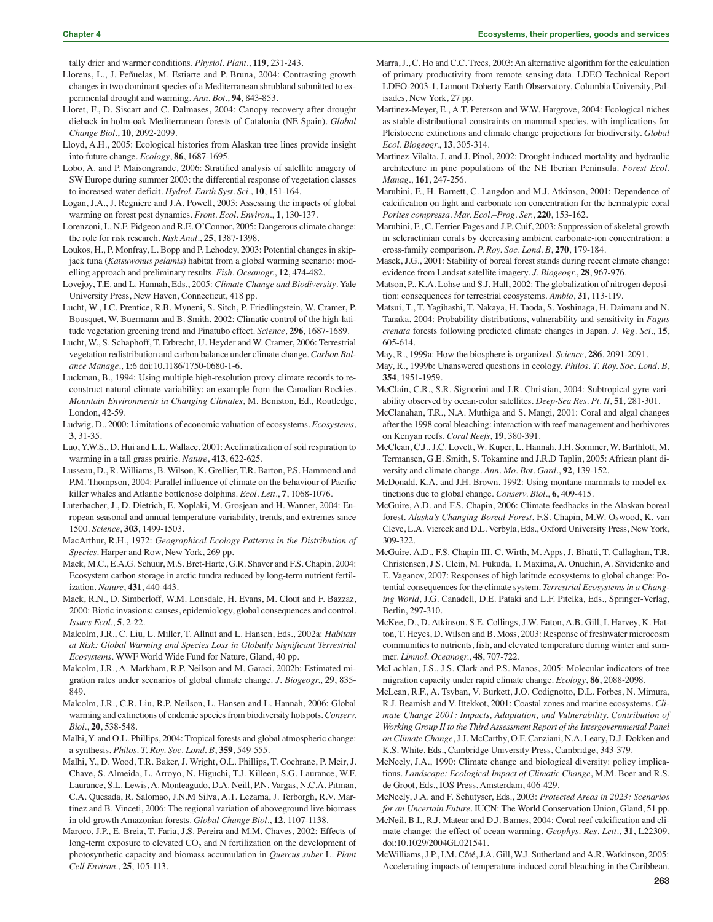tally drier and warmer conditions. *Physiol. Plant.*, **119**, 231-243.

Llorens, L., J. Peñuelas, M. Estiarte and P. Bruna, 2004: Contrasting growth changes in two dominant species of a Mediterranean shrubland submitted to experimental drought and warming. *Ann. Bot.*, **94**, 843-853.

Lloret, F., D. Siscart and C. Dalmases, 2004: Canopy recovery after drought dieback in holm-oak Mediterranean forests of Catalonia (NE Spain). *Global Change Biol.*, **10**, 2092-2099.

Lloyd, A.H., 2005: Ecological histories from Alaskan tree lines provide insight into future change. *Ecology*, **86**, 1687-1695.

Lobo, A. and P. Maisongrande, 2006: Stratified analysis of satellite imagery of SW Europe during summer 2003: the differential response of vegetation classes to increased water deficit. *Hydrol. Earth Syst. Sci.*, **10**, 151-164.

Logan, J.A., J. Regniere and J.A. Powell, 2003: Assessing the impacts of global warming on forest pest dynamics. *Front. Ecol. Environ.*, **1**, 130-137.

Lorenzoni, I., N.F. Pidgeon and R.E. O'Connor, 2005: Dangerous climate change: the role for risk research. *Risk Anal.*, **25**, 1387-1398.

Loukos, H., P. Monfray, L. Bopp and P. Lehodey, 2003: Potential changes in skipjack tuna (*Katsuwonus pelamis*) habitat from a global warming scenario: modelling approach and preliminary results. *Fish. Oceanogr.*, **12**, 474-482.

Lovejoy, T.E. and L. Hannah, Eds., 2005: *Climate Change and Biodiversity*. Yale University Press, New Haven, Connecticut, 418 pp.

Lucht, W., I.C. Prentice, R.B. Myneni, S. Sitch, P. Friedlingstein, W. Cramer, P. Bousquet, W. Buermann and B. Smith, 2002: Climatic control of the high-latitude vegetation greening trend and Pinatubo effect. *Science*, **296**, 1687-1689.

Lucht, W., S. Schaphoff, T. Erbrecht, U. Heyder and W. Cramer, 2006: Terrestrial vegetation redistribution and carbon balance under climate change. *Carbon Balance Manage.*, **1**:6 doi:10.1186/1750-0680-1-6.

Luckman, B., 1994: Using multiple high-resolution proxy climate records to reconstruct natural climate variability: an example from the Canadian Rockies. *Mountain Environments in Changing Climates*, M. Beniston, Ed., Routledge, London, 42-59.

Ludwig, D., 2000: Limitations of economic valuation of ecosystems. *Ecosystems*, **3**, 31-35.

Luo, Y.W.S., D. Hui and L.L. Wallace, 2001: Acclimatization of soil respiration to warming in a tall grass prairie. *Nature*, **413**, 622-625.

Lusseau, D., R. Williams, B. Wilson, K. Grellier, T.R. Barton, P.S. Hammond and P.M. Thompson, 2004: Parallel influence of climate on the behaviour of Pacific killer whales and Atlantic bottlenose dolphins. *Ecol. Lett.*, **7**, 1068-1076.

Luterbacher, J., D. Dietrich, E. Xoplaki, M. Grosjean and H. Wanner, 2004: European seasonal and annual temperature variability, trends, and extremes since 1500. *Science*, **303**, 1499-1503.

MacArthur, R.H., 1972: *Geographical Ecology Patterns in the Distribution of Species*. Harper and Row, New York, 269 pp.

Mack, M.C., E.A.G. Schuur, M.S. Bret-Harte, G.R. Shaver and F.S. Chapin, 2004: Ecosystem carbon storage in arctic tundra reduced by long-term nutrient fertilization. *Nature*, **431**, 440-443.

Mack, R.N., D. Simberloff, W.M. Lonsdale, H. Evans, M. Clout and F. Bazzaz, 2000: Biotic invasions: causes, epidemiology, global consequences and control. *Issues Ecol.*, **5**, 2-22.

Malcolm, J.R., C. Liu, L. Miller, T. Allnut and L. Hansen, Eds., 2002a: *Habitats at Risk: Global Warming and Species Loss in Globally Significant Terrestrial Ecosystems*. WWF World Wide Fund for Nature, Gland, 40 pp.

Malcolm, J.R., A. Markham, R.P. Neilson and M. Garaci, 2002b: Estimated migration rates under scenarios of global climate change. *J. Biogeogr.*, **29**, 835-849.

Malcolm, J.R., C.R. Liu, R.P. Neilson, L. Hansen and L. Hannah, 2006: Global warming and extinctions of endemic species from biodiversity hotspots. *Conserv. Biol.*, **20**, 538-548.

Malhi, Y. and O.L. Phillips, 2004: Tropical forests and global atmospheric change: a synthesis. *Philos. T. Roy. Soc. Lond. B*, **359**, 549-555.

Malhi, Y., D. Wood, T.R. Baker, J. Wright, O.L. Phillips, T. Cochrane, P. Meir, J. Chave, S. Almeida, L. Arroyo, N. Higuchi, T.J. Killeen, S.G. Laurance, W.F. Laurance, S.L. Lewis, A. Monteagudo, D.A. Neill, P.N. Vargas, N.C.A. Pitman, C.A. Quesada, R. Salomao, J.N.M Silva, A.T. Lezama, J. Terborgh, R.V. Martinez and B. Vinceti, 2006: The regional variation of aboveground live biomass in old-growth Amazonian forests. *Global Change Biol.*, **12**, 1107-1138.

Maroco, J.P., E. Breia, T. Faria, J.S. Pereira and M.M. Chaves, 2002: Effects of long-term exposure to elevated $CO_2$ and N fertilization on the development of photosynthetic capacity and biomass accumulation in *Quercus suber* L. *Plant Cell Environ.*, **25**, 105-113.

Marra, J., C. Ho and C.C. Trees, 2003: An alternative algorithm for the calculation of primary productivity from remote sensing data. LDEO Technical Report LDEO-2003-1, Lamont-Doherty Earth Observatory, Columbia University, Palisades, New York, 27 pp.

Martinez-Meyer, E., A.T. Peterson and W.W. Hargrove, 2004: Ecological niches as stable distributional constraints on mammal species, with implications for Pleistocene extinctions and climate change projections for biodiversity. *Global Ecol. Biogeogr.*, **13**, 305-314.

Martinez-Vilalta, J. and J. Pinol, 2002: Drought-induced mortality and hydraulic architecture in pine populations of the NE Iberian Peninsula. *Forest Ecol. Manag.*, **161**, 247-256.

Marubini, F., H. Barnett, C. Langdon and M.J. Atkinson, 2001: Dependence of calcification on light and carbonate ion concentration for the hermatypic coral *Porites compressa*. *Mar. Ecol.–Prog. Ser.*, **220**, 153-162.

Marubini, F., C. Ferrier-Pages and J.P. Cuif, 2003: Suppression of skeletal growth in scleractinian corals by decreasing ambient carbonate-ion concentration: a cross-family comparison. *P. Roy. Soc. Lond. B*, **270**, 179-184.

Masek, J.G., 2001: Stability of boreal forest stands during recent climate change: evidence from Landsat satellite imagery. *J. Biogeogr.*, **28**, 967-976.

Matson, P., K.A. Lohse and S.J. Hall, 2002: The globalization of nitrogen deposition: consequences for terrestrial ecosystems. *Ambio*, **31**, 113-119.

Matsui, T., T. Yagihashi, T. Nakaya, H. Taoda, S. Yoshinaga, H. Daimaru and N. Tanaka, 2004: Probability distributions, vulnerability and sensitivity in *Fagus crenata* forests following predicted climate changes in Japan. *J. Veg. Sci.*, **15**, 605-614.

May, R., 1999a: How the biosphere is organized. *Science*, **286**, 2091-2091.

May, R., 1999b: Unanswered questions in ecology. *Philos. T. Roy. Soc. Lond. B*, **354**, 1951-1959.

McClain, C.R., S.R. Signorini and J.R. Christian, 2004: Subtropical gyre variability observed by ocean-color satellites. *Deep-Sea Res. Pt. II*, **51**, 281-301.

McClanahan, T.R., N.A. Muthiga and S. Mangi, 2001: Coral and algal changes after the 1998 coral bleaching: interaction with reef management and herbivores on Kenyan reefs. *Coral Reefs*, **19**, 380-391.

McClean, C.J., J.C. Lovett, W. Kuper, L. Hannah, J.H. Sommer, W. Barthlott, M. Termansen, G.E. Smith, S. Tokamine and J.R.D Taplin, 2005: African plant diversity and climate change. *Ann. Mo. Bot. Gard.*, **92**, 139-152.

McDonald, K.A. and J.H. Brown, 1992: Using montane mammals to model extinctions due to global change. *Conserv. Biol.*, **6**, 409-415.

McGuire, A.D. and F.S. Chapin, 2006: Climate feedbacks in the Alaskan boreal forest. *Alaska's Changing Boreal Forest*, F.S. Chapin, M.W. Oswood, K. van Cleve, L.A. Viereck and D.L. Verbyla, Eds., Oxford University Press, New York, 309-322.

McGuire, A.D., F.S. Chapin III, C. Wirth, M. Apps, J. Bhatti, T. Callaghan, T.R. Christensen, J.S. Clein, M. Fukuda, T. Maxima, A. Onuchin, A. Shvidenko and E. Vaganov, 2007: Responses of high latitude ecosystems to global change: Potential consequences for the climate system. *Terrestrial Ecosystems in a Changing World*, J.G. Canadell, D.E. Pataki and L.F. Pitelka, Eds., Springer-Verlag, Berlin, 297-310.

McKee, D., D. Atkinson, S.E. Collings, J.W. Eaton, A.B. Gill, I. Harvey, K. Hatton, T. Heyes, D. Wilson and B. Moss, 2003: Response of freshwater microcosm communities to nutrients, fish, and elevated temperature during winter and summer. *Limnol. Oceanogr.*, **48**, 707-722.

McLachlan, J.S., J.S. Clark and P.S. Manos, 2005: Molecular indicators of tree migration capacity under rapid climate change. *Ecology*, **86**, 2088-2098.

McLean, R.F., A. Tsyban, V. Burkett, J.O. Codignotto, D.L. Forbes, N. Mimura, R.J. Beamish and V. Ittekkot, 2001: Coastal zones and marine ecosystems. *Climate Change 2001: Impacts, Adaptation, and Vulnerability. Contribution of Working Group II to the Third Assessment Report of the Intergovernmental Panel on Climate Change*, J.J. McCarthy, O.F. Canziani, N.A. Leary, D.J. Dokken and K.S. White, Eds., Cambridge University Press, Cambridge, 343-379.

McNeely, J.A., 1990: Climate change and biological diversity: policy implications. *Landscape: Ecological Impact of Climatic Change*, M.M. Boer and R.S. de Groot, Eds., IOS Press, Amsterdam, 406-429.

McNeely, J.A. and F. Schutyser, Eds., 2003: *Protected Areas in 2023: Scenarios for an Uncertain Future*. IUCN: The World Conservation Union, Gland, 51 pp.

McNeil, B.I., R.J. Matear and D.J. Barnes, 2004: Coral reef calcification and climate change: the effect of ocean warming. *Geophys. Res. Lett.*, **31**, L22309, doi:10.1029/2004GL021541.

McWilliams, J.P., I.M. Côté, J.A. Gill, W.J. Sutherland and A.R. Watkinson, 2005: Accelerating impacts of temperature-induced coral bleaching in the Caribbean.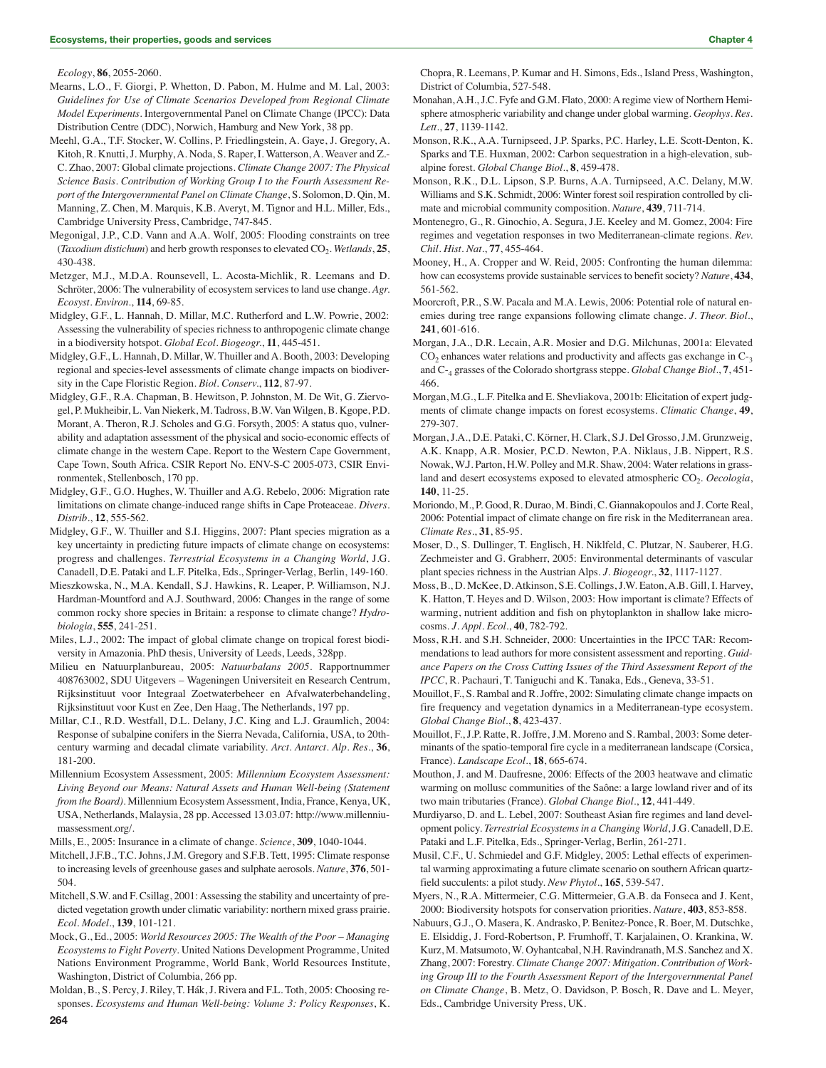*Ecology*, **86**, 2055-2060.

Mearns, L.O., F. Giorgi, P. Whetton, D. Pabon, M. Hulme and M. Lal, 2003: *Guidelines for Use of Climate Scenarios Developed from Regional Climate Model Experiments*. Intergovernmental Panel on Climate Change (IPCC): Data Distribution Centre (DDC), Norwich, Hamburg and New York, 38 pp.

Meehl, G.A., T.F. Stocker, W. Collins, P. Friedlingstein, A. Gaye, J. Gregory, A. Kitoh, R. Knutti, J. Murphy, A. Noda, S. Raper, I. Watterson, A. Weaver and Z.-C. Zhao, 2007: Global climate projections. *Climate Change 2007: The Physical Science Basis. Contribution of Working Group I to the Fourth Assessment Report of the Intergovernmental Panel on Climate Change*, S. Solomon, D. Qin, M. Manning, Z. Chen, M. Marquis, K.B. Averyt, M. Tignor and H.L. Miller, Eds., Cambridge University Press, Cambridge, 747-845.

Megonigal, J.P., C.D. Vann and A.A. Wolf, 2005: Flooding constraints on tree (*Taxodium distichum*) and herb growth responses to elevated $CO_2$. *Wetlands*, **25**, 430-438.

Metzger, M.J., M.D.A. Rounsevell, L. Acosta-Michlik, R. Leemans and D. Schröter, 2006: The vulnerability of ecosystem services to land use change. *Agr. Ecosyst. Environ.*, **114**, 69-85.

Midgley, G.F., L. Hannah, D. Millar, M.C. Rutherford and L.W. Powrie, 2002: Assessing the vulnerability of species richness to anthropogenic climate change in a biodiversity hotspot. *Global Ecol. Biogeogr.*, **11**, 445-451.

Midgley, G.F., L. Hannah, D. Millar, W. Thuiller and A. Booth, 2003: Developing regional and species-level assessments of climate change impacts on biodiversity in the Cape Floristic Region. *Biol. Conserv.*, **112**, 87-97.

Midgley, G.F., R.A. Chapman, B. Hewitson, P. Johnston, M. De Wit, G. Ziervogel, P. Mukheibir, L. Van Niekerk, M. Tadross, B.W. Van Wilgen, B. Kgope, P.D. Morant, A. Theron, R.J. Scholes and G.G. Forsyth, 2005: A status quo, vulnerability and adaptation assessment of the physical and socio-economic effects of climate change in the western Cape. Report to the Western Cape Government, Cape Town, South Africa. CSIR Report No. ENV-S-C 2005-073, CSIR Environmentek, Stellenbosch, 170 pp.

Midgley, G.F., G.O. Hughes, W. Thuiller and A.G. Rebelo, 2006: Migration rate limitations on climate change-induced range shifts in Cape Proteaceae. *Divers. Distrib.*, **12**, 555-562.

Midgley, G.F., W. Thuiller and S.I. Higgins, 2007: Plant species migration as a key uncertainty in predicting future impacts of climate change on ecosystems: progress and challenges. *Terrestrial Ecosystems in a Changing World*, J.G. Canadell, D.E. Pataki and L.F. Pitelka, Eds., Springer-Verlag, Berlin, 149-160.

Mieszkowska, N., M.A. Kendall, S.J. Hawkins, R. Leaper, P. Williamson, N.J. Hardman-Mountford and A.J. Southward, 2006: Changes in the range of some common rocky shore species in Britain: a response to climate change? *Hydrobiologia*, **555**, 241-251.

Miles, L.J., 2002: The impact of global climate change on tropical forest biodiversity in Amazonia. PhD thesis, University of Leeds, Leeds, 328pp.

Milieu en Natuurplanbureau, 2005: *Natuurbalans 2005*. Rapportnummer 408763002, SDU Uitgevers – Wageningen Universiteit en Research Centrum, Rijksinstituut voor Integraal Zoetwaterbeheer en Afvalwaterbehandeling, Rijksinstituut voor Kust en Zee, Den Haag, The Netherlands, 197 pp.

Millar, C.I., R.D. Westfall, D.L. Delany, J.C. King and L.J. Graumlich, 2004: Response of subalpine conifers in the Sierra Nevada, California, USA, to 20th-century warming and decadal climate variability. *Arct. Antarct. Alp. Res.*, **36**, 181-200.

Millennium Ecosystem Assessment, 2005: *Millennium Ecosystem Assessment: Living Beyond our Means: Natural Assets and Human Well-being (Statement from the Board)*. Millennium Ecosystem Assessment, India, France, Kenya, UK, USA, Netherlands, Malaysia, 28 pp. Accessed 13.03.07: http://www.millenniumassessment.org/.

Mills, E., 2005: Insurance in a climate of change. *Science*, **309**, 1040-1044.

Mitchell, J.F.B., T.C. Johns, J.M. Gregory and S.F.B. Tett, 1995: Climate response to increasing levels of greenhouse gases and sulphate aerosols. *Nature*, **376**, 501-504.

Mitchell, S.W. and F. Csillag, 2001: Assessing the stability and uncertainty of predicted vegetation growth under climatic variability: northern mixed grass prairie. *Ecol. Model.*, **139**, 101-121.

Mock, G., Ed., 2005: *World Resources 2005: The Wealth of the Poor – Managing Ecosystems to Fight Poverty*. United Nations Development Programme, United Nations Environment Programme, World Bank, World Resources Institute, Washington, District of Columbia, 266 pp.

Moldan, B., S. Percy, J. Riley, T. Hák, J. Rivera and F.L. Toth, 2005: Choosing responses. *Ecosystems and Human Well-being: Volume 3: Policy Responses*, K. Chopra, R. Leemans, P. Kumar and H. Simons, Eds., Island Press, Washington, District of Columbia, 527-548.

Monahan, A.H., J.C. Fyfe and G.M. Flato, 2000: A regime view of Northern Hemisphere atmospheric variability and change under global warming. *Geophys. Res. Lett.*, **27**, 1139-1142.

Monson, R.K., A.A. Turnipseed, J.P. Sparks, P.C. Harley, L.E. Scott-Denton, K. Sparks and T.E. Huxman, 2002: Carbon sequestration in a high-elevation, subalpine forest. *Global Change Biol.*, **8**, 459-478.

Monson, R.K., D.L. Lipson, S.P. Burns, A.A. Turnipseed, A.C. Delany, M.W. Williams and S.K. Schmidt, 2006: Winter forest soil respiration controlled by climate and microbial community composition. *Nature*, **439**, 711-714.

Montenegro, G., R. Ginochio, A. Segura, J.E. Keeley and M. Gomez, 2004: Fire regimes and vegetation responses in two Mediterranean-climate regions. *Rev. Chil. Hist. Nat.*, **77**, 455-464.

Mooney, H., A. Cropper and W. Reid, 2005: Confronting the human dilemma: how can ecosystems provide sustainable services to benefit society? *Nature*, **434**, 561-562.

Moorcroft, P.R., S.W. Pacala and M.A. Lewis, 2006: Potential role of natural enemies during tree range expansions following climate change. *J. Theor. Biol.*, **241**, 601-616.

Morgan, J.A., D.R. Lecain, A.R. Mosier and D.G. Milchunas, 2001a: Elevated $CO_2$ enhances water relations and productivity and affects gas exchange in $C_3$ and $C_4$ grasses of the Colorado shortgrass steppe. *Global Change Biol.*, **7**, 451-466.

Morgan, M.G., L.F. Pitelka and E. Shevliakova, 2001b: Elicitation of expert judgments of climate change impacts on forest ecosystems. *Climatic Change*, **49**, 279-307.

Morgan, J.A., D.E. Pataki, C. Körner, H. Clark, S.J. Del Grosso, J.M. Grunzweig, A.K. Knapp, A.R. Mosier, P.C.D. Newton, P.A. Niklaus, J.B. Nippert, R.S. Nowak, W.J. Parton, H.W. Polley and M.R. Shaw, 2004: Water relations in grassland and desert ecosystems exposed to elevated atmospheric $CO_2$. *Oecologia*, **140**, 11-25.

Moriondo, M., P. Good, R. Durao, M. Bindi, C. Giannakopoulos and J. Corte Real, 2006: Potential impact of climate change on fire risk in the Mediterranean area. *Climate Res.*, **31**, 85-95.

Moser, D., S. Dullinger, T. Englisch, H. Niklfeld, C. Plutzar, N. Sauberer, H.G. Zechmeister and G. Grabherr, 2005: Environmental determinants of vascular plant species richness in the Austrian Alps. *J. Biogeogr.*, **32**, 1117-1127.

Moss, B., D. McKee, D. Atkinson, S.E. Collings, J.W. Eaton, A.B. Gill, I. Harvey, K. Hatton, T. Heyes and D. Wilson, 2003: How important is climate? Effects of warming, nutrient addition and fish on phytoplankton in shallow lake microcosms. *J. Appl. Ecol.*, **40**, 782-792.

Moss, R.H. and S.H. Schneider, 2000: Uncertainties in the IPCC TAR: Recommendations to lead authors for more consistent assessment and reporting. *Guidance Papers on the Cross Cutting Issues of the Third Assessment Report of the IPCC*, R. Pachauri, T. Taniguchi and K. Tanaka, Eds., Geneva, 33-51.

Mouillot, F., S. Rambal and R. Joffre, 2002: Simulating climate change impacts on fire frequency and vegetation dynamics in a Mediterranean-type ecosystem. *Global Change Biol.*, **8**, 423-437.

Mouillot, F., J.P. Ratte, R. Joffre, J.M. Moreno and S. Rambal, 2003: Some determinants of the spatio-temporal fire cycle in a mediterranean landscape (Corsica, France). *Landscape Ecol.*, **18**, 665-674.

Mouthon, J. and M. Daufresne, 2006: Effects of the 2003 heatwave and climatic warming on mollusc communities of the Saône: a large lowland river and of its two main tributaries (France). *Global Change Biol.*, **12**, 441-449.

Murdiyarso, D. and L. Lebel, 2007: Southeast Asian fire regimes and land development policy. *Terrestrial Ecosystems in a Changing World*, J.G. Canadell, D.E. Pataki and L.F. Pitelka, Eds., Springer-Verlag, Berlin, 261-271.

Musil, C.F., U. Schmiedel and G.F. Midgley, 2005: Lethal effects of experimental warming approximating a future climate scenario on southern African quartz-field succulents: a pilot study. *New Phytol.*, **165**, 539-547.

Myers, N., R.A. Mittermeier, C.G. Mittermeier, G.A.B. da Fonseca and J. Kent, 2000: Biodiversity hotspots for conservation priorities. *Nature*, **403**, 853-858.

Nabuurs, G.J., O. Masera, K. Andrasko, P. Benitez-Ponce, R. Boer, M. Dutschke, E. Elsiddig, J. Ford-Robertson, P. Frumhoff, T. Karjalainen, O. Krankina, W. Kurz, M. Matsumoto, W. Oyhantcabal, N.H. Ravindranath, M.S. Sanchez and X. Zhang, 2007: Forestry. *Climate Change 2007: Mitigation. Contribution of Working Group III to the Fourth Assessment Report of the Intergovernmental Panel on Climate Change*, B. Metz, O. Davidson, P. Bosch, R. Dave and L. Meyer, Eds., Cambridge University Press, UK.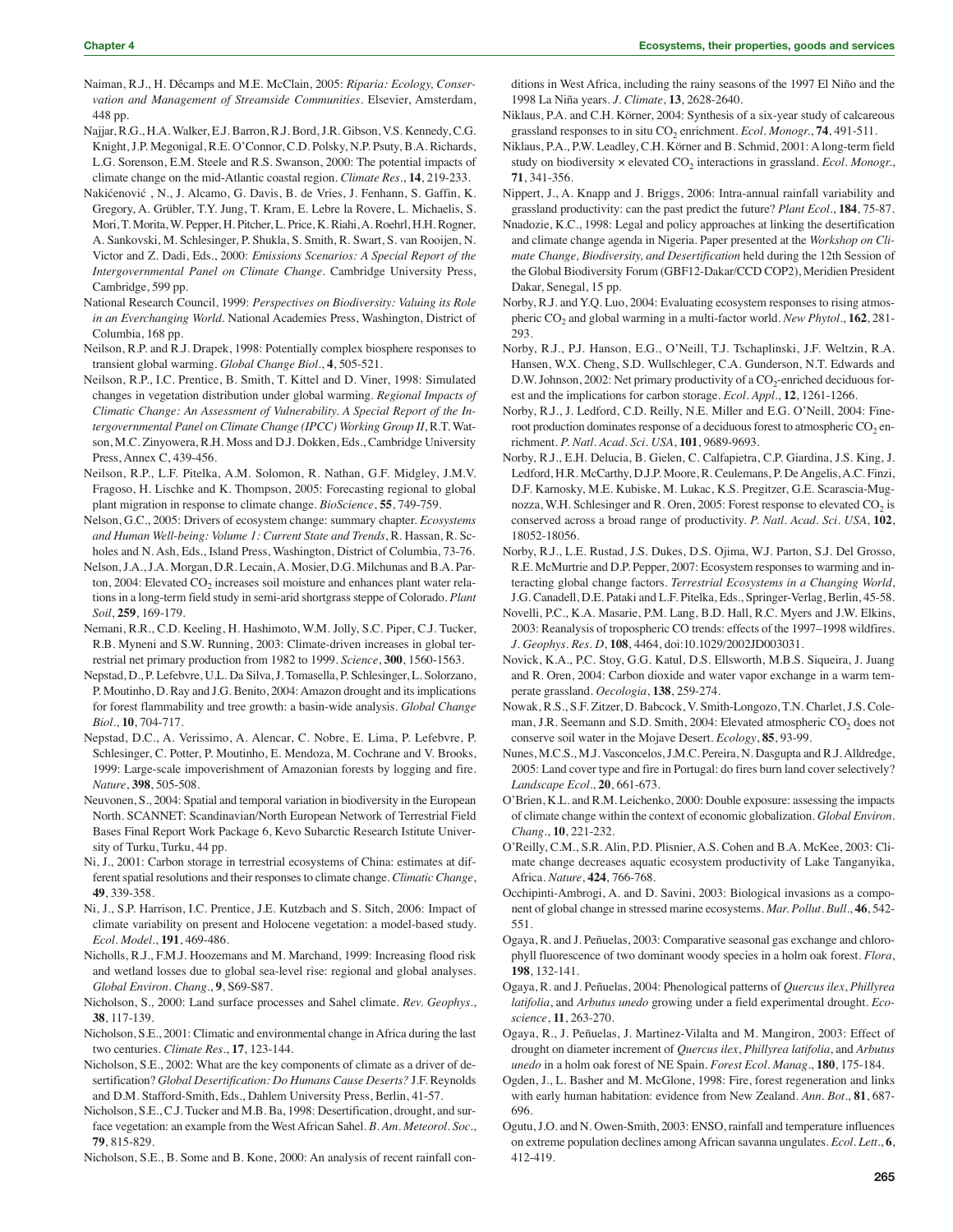Naiman, R.J., H. Dêcamps and M.E. McClain, 2005: *Riparia: Ecology, Conservation and Management of Streamside Communities*. Elsevier, Amsterdam, 448 pp.

Najjar, R.G., H.A. Walker, E.J. Barron, R.J. Bord, J.R. Gibson, V.S. Kennedy, C.G. Knight, J.P. Megonigal, R.E. O'Connor, C.D. Polsky, N.P. Psuty, B.A. Richards, L.G. Sorenson, E.M. Steele and R.S. Swanson, 2000: The potential impacts of climate change on the mid-Atlantic coastal region. *Climate Res*., **14**, 219-233.

Nakićenović , N., J. Alcamo, G. Davis, B. de Vries, J. Fenhann, S. Gaffin, K. Gregory, A. Grübler, T.Y. Jung, T. Kram, E. Lebre la Rovere, L. Michaelis, S. Mori, T. Morita, W. Pepper, H. Pitcher, L. Price, K. Riahi, A. Roehrl, H.H. Rogner, A. Sankovski, M. Schlesinger, P. Shukla, S. Smith, R. Swart, S. van Rooijen, N. Victor and Z. Dadi, Eds., 2000: *Emissions Scenarios: A Special Report of the Intergovernmental Panel on Climate Change*. Cambridge University Press, Cambridge, 599 pp.

National Research Council, 1999: *Perspectives on Biodiversity: Valuing its Role in an Everchanging World*. National Academies Press, Washington, District of Columbia, 168 pp.

Neilson, R.P. and R.J. Drapek, 1998: Potentially complex biosphere responses to transient global warming. *Global Change Biol*., **4**, 505-521.

Neilson, R.P., I.C. Prentice, B. Smith, T. Kittel and D. Viner, 1998: Simulated changes in vegetation distribution under global warming. *Regional Impacts of Climatic Change: An Assessment of Vulnerability. A Special Report of the Intergovernmental Panel on Climate Change (IPCC) Working Group II*, R.T. Watson, M.C. Zinyowera, R.H. Moss and D.J. Dokken, Eds., Cambridge University Press, Annex C, 439-456.

Neilson, R.P., L.F. Pitelka, A.M. Solomon, R. Nathan, G.F. Midgley, J.M.V. Fragoso, H. Lischke and K. Thompson, 2005: Forecasting regional to global plant migration in response to climate change. *BioScience*, **55**, 749-759.

Nelson, G.C., 2005: Drivers of ecosystem change: summary chapter. *Ecosystems and Human Well-being: Volume 1: Current State and Trends*, R. Hassan, R. Scholes and N. Ash, Eds., Island Press, Washington, District of Columbia, 73-76.

Nelson, J.A., J.A. Morgan, D.R. Lecain, A. Mosier, D.G. Milchunas and B.A. Parton, 2004: Elevated $CO_2$ increases soil moisture and enhances plant water relations in a long-term field study in semi-arid shortgrass steppe of Colorado. *Plant Soil*, **259**, 169-179.

Nemani, R.R., C.D. Keeling, H. Hashimoto, W.M. Jolly, S.C. Piper, C.J. Tucker, R.B. Myneni and S.W. Running, 2003: Climate-driven increases in global terrestrial net primary production from 1982 to 1999. *Science*, **300**, 1560-1563.

Nepstad, D., P. Lefebvre, U.L. Da Silva, J. Tomasella, P. Schlesinger, L. Solorzano, P. Moutinho, D. Ray and J.G. Benito, 2004: Amazon drought and its implications for forest flammability and tree growth: a basin-wide analysis. *Global Change Biol*., **10**, 704-717.

Nepstad, D.C., A. Verissimo, A. Alencar, C. Nobre, E. Lima, P. Lefebvre, P. Schlesinger, C. Potter, P. Moutinho, E. Mendoza, M. Cochrane and V. Brooks, 1999: Large-scale impoverishment of Amazonian forests by logging and fire. *Nature*, **398**, 505-508.

Neuvonen, S., 2004: Spatial and temporal variation in biodiversity in the European North. SCANNET: Scandinavian/North European Network of Terrestrial Field Bases Final Report Work Package 6, Kevo Subarctic Research Istitute University of Turku, Turku, 44 pp.

Ni, J., 2001: Carbon storage in terrestrial ecosystems of China: estimates at different spatial resolutions and their responses to climate change. *Climatic Change*, **49**, 339-358.

Ni, J., S.P. Harrison, I.C. Prentice, J.E. Kutzbach and S. Sitch, 2006: Impact of climate variability on present and Holocene vegetation: a model-based study. *Ecol. Model*., **191**, 469-486.

Nicholls, R.J., F.M.J. Hoozemans and M. Marchand, 1999: Increasing flood risk and wetland losses due to global sea-level rise: regional and global analyses. *Global Environ. Chang*., **9**, S69-S87.

Nicholson, S., 2000: Land surface processes and Sahel climate. *Rev. Geophys*., **38**, 117-139.

Nicholson, S.E., 2001: Climatic and environmental change in Africa during the last two centuries. *Climate Res*., **17**, 123-144.

Nicholson, S.E., 2002: What are the key components of climate as a driver of desertification? *Global Desertification: Do Humans Cause Deserts?* J.F. Reynolds and D.M. Stafford-Smith, Eds., Dahlem University Press, Berlin, 41-57.

Nicholson, S.E., C.J. Tucker and M.B. Ba, 1998: Desertification, drought, and surface vegetation: an example from the West African Sahel. *B. Am. Meteorol. Soc*., **79**, 815-829.

Nicholson, S.E., B. Some and B. Kone, 2000: An analysis of recent rainfall conditions in West Africa, including the rainy seasons of the 1997 El Niño and the 1998 La Niña years. *J. Climate*, **13**, 2628-2640.

Niklaus, P.A. and C.H. Körner, 2004: Synthesis of a six-year study of calcareous grassland responses to in situ $CO_2$ enrichment. *Ecol. Monogr*., **74**, 491-511.

Niklaus, P.A., P.W. Leadley, C.H. Körner and B. Schmid, 2001: A long-term field study on biodiversity × elevated $CO_2$ interactions in grassland. *Ecol. Monogr*., **71**, 341-356.

Nippert, J., A. Knapp and J. Briggs, 2006: Intra-annual rainfall variability and grassland productivity: can the past predict the future? *Plant Ecol*., **184**, 75-87.

Nnadozie, K.C., 1998: Legal and policy approaches at linking the desertification and climate change agenda in Nigeria. Paper presented at the *Workshop on Climate Change, Biodiversity, and Desertification* held during the 12th Session of the Global Biodiversity Forum (GBF12-Dakar/CCD COP2), Meridien President Dakar, Senegal, 15 pp.

Norby, R.J. and Y.Q. Luo, 2004: Evaluating ecosystem responses to rising atmospheric $CO_2$ and global warming in a multi-factor world. *New Phytol*., **162**, 281-293.

Norby, R.J., P.J. Hanson, E.G., O'Neill, T.J. Tschaplinski, J.F. Weltzin, R.A. Hansen, W.X. Cheng, S.D. Wullschleger, C.A. Gunderson, N.T. Edwards and D.W. Johnson, 2002: Net primary productivity of a $CO_2$-enriched deciduous forest and the implications for carbon storage. *Ecol. Appl*., **12**, 1261-1266.

Norby, R.J., J. Ledford, C.D. Reilly, N.E. Miller and E.G. O'Neill, 2004: Fine-root production dominates response of a deciduous forest to atmospheric $CO_2$ enrichment. *P. Natl. Acad. Sci. USA*, **101**, 9689-9693.

Norby, R.J., E.H. Delucia, B. Gielen, C. Calfapietra, C.P. Giardina, J.S. King, J. Ledford, H.R. McCarthy, D.J.P. Moore, R. Ceulemans, P. De Angelis, A.C. Finzi, D.F. Karnosky, M.E. Kubiske, M. Lukac, K.S. Pregitzer, G.E. Scarascia-Mugnozza, W.H. Schlesinger and R. Oren, 2005: Forest response to elevated $CO_2$ is conserved across a broad range of productivity. *P. Natl. Acad. Sci. USA*, **102**, 18052-18056.

Norby, R.J., L.E. Rustad, J.S. Dukes, D.S. Ojima, W.J. Parton, S.J. Del Grosso, R.E. McMurtrie and D.P. Pepper, 2007: Ecosystem responses to warming and interacting global change factors. *Terrestrial Ecosystems in a Changing World*, J.G. Canadell, D.E. Pataki and L.F. Pitelka, Eds., Springer-Verlag, Berlin, 45-58.

Novelli, P.C., K.A. Masarie, P.M. Lang, B.D. Hall, R.C. Myers and J.W. Elkins, 2003: Reanalysis of tropospheric CO trends: effects of the 1997–1998 wildfires. *J. Geophys. Res. D*, **108**, 4464, doi:10.1029/2002JD003031.

Novick, K.A., P.C. Stoy, G.G. Katul, D.S. Ellsworth, M.B.S. Siqueira, J. Juang and R. Oren, 2004: Carbon dioxide and water vapor exchange in a warm temperate grassland. *Oecologia*, **138**, 259-274.

Nowak, R.S., S.F. Zitzer, D. Babcock, V. Smith-Longozo, T.N. Charlet, J.S. Coleman, J.R. Seemann and S.D. Smith, 2004: Elevated atmospheric $CO_2$ does not conserve soil water in the Mojave Desert. *Ecology*, **85**, 93-99.

Nunes, M.C.S., M.J. Vasconcelos, J.M.C. Pereira, N. Dasgupta and R.J. Alldredge, 2005: Land cover type and fire in Portugal: do fires burn land cover selectively? *Landscape Ecol*., **20**, 661-673.

O'Brien, K.L. and R.M. Leichenko, 2000: Double exposure: assessing the impacts of climate change within the context of economic globalization. *Global Environ. Chang*., **10**, 221-232.

O'Reilly, C.M., S.R. Alin, P.D. Plisnier, A.S. Cohen and B.A. McKee, 2003: Climate change decreases aquatic ecosystem productivity of Lake Tanganyika, Africa. *Nature*, **424**, 766-768.

Occhipinti-Ambrogi, A. and D. Savini, 2003: Biological invasions as a component of global change in stressed marine ecosystems. *Mar. Pollut. Bull*., **46**, 542-551.

Ogaya, R. and J. Peñuelas, 2003: Comparative seasonal gas exchange and chlorophyll fluorescence of two dominant woody species in a holm oak forest. *Flora*, **198**, 132-141.

Ogaya, R. and J. Peñuelas, 2004: Phenological patterns of *Quercus ilex*, *Phillyrea latifolia*, and *Arbutus unedo* growing under a field experimental drought. *Ecoscience*, **11**, 263-270.

Ogaya, R., J. Peñuelas, J. Martinez-Vilalta and M. Mangiron, 2003: Effect of drought on diameter increment of *Quercus ilex*, *Phillyrea latifolia*, and *Arbutus unedo* in a holm oak forest of NE Spain. *Forest Ecol. Manag*., **180**, 175-184.

Ogden, J., L. Basher and M. McGlone, 1998: Fire, forest regeneration and links with early human habitation: evidence from New Zealand. *Ann. Bot*., **81**, 687-696.

Ogutu, J.O. and N. Owen-Smith, 2003: ENSO, rainfall and temperature influences on extreme population declines among African savanna ungulates. *Ecol. Lett*., **6**, 412-419.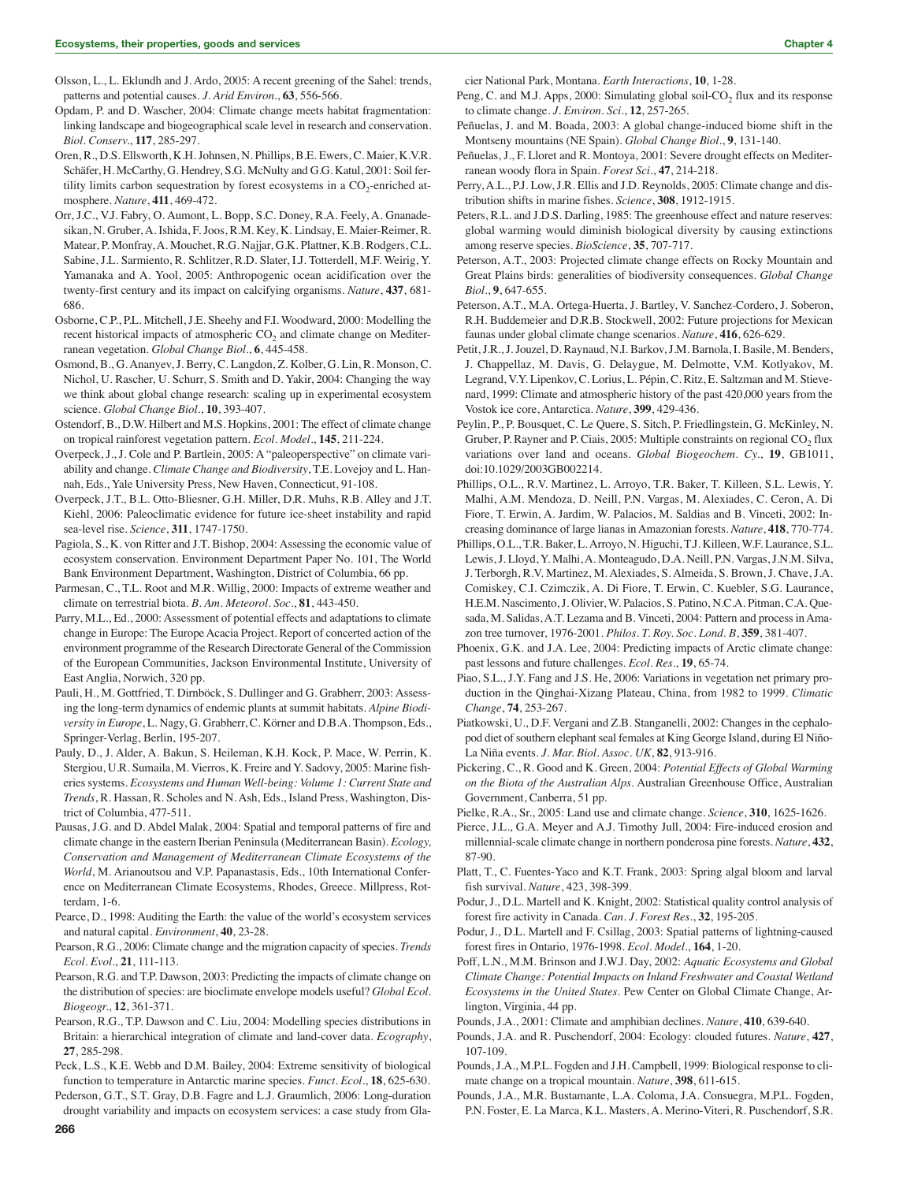Olsson, L., L. Eklundh and J. Ardo, 2005: A recent greening of the Sahel: trends, patterns and potential causes. *J. Arid Environ.*, **63**, 556-566.

Opdam, P. and D. Wascher, 2004: Climate change meets habitat fragmentation: linking landscape and biogeographical scale level in research and conservation. *Biol. Conserv.*, **117**, 285-297.

Oren, R., D.S. Ellsworth, K.H. Johnsen, N. Phillips, B.E. Ewers, C. Maier, K.V.R. Schäfer, H. McCarthy, G. Hendrey, S.G. McNulty and G.G. Katul, 2001: Soil fertility limits carbon sequestration by forest ecosystems in a $CO_2$-enriched atmosphere. *Nature*, **411**, 469-472.

Orr, J.C., V.J. Fabry, O. Aumont, L. Bopp, S.C. Doney, R.A. Feely, A. Gnanadesikan, N. Gruber, A. Ishida, F. Joos, R.M. Key, K. Lindsay, E. Maier-Reimer, R. Matear, P. Monfray, A. Mouchet, R.G. Najjar, G.K. Plattner, K.B. Rodgers, C.L. Sabine, J.L. Sarmiento, R. Schlitzer, R.D. Slater, I.J. Totterdell, M.F. Weirig, Y. Yamanaka and A. Yool, 2005: Anthropogenic ocean acidification over the twenty-first century and its impact on calcifying organisms. *Nature*, **437**, 681-686.

Osborne, C.P., P.L. Mitchell, J.E. Sheehy and F.I. Woodward, 2000: Modelling the recent historical impacts of atmospheric $CO_2$ and climate change on Mediterranean vegetation. *Global Change Biol.*, **6**, 445-458.

Osmond, B., G. Ananyev, J. Berry, C. Langdon, Z. Kolber, G. Lin, R. Monson, C. Nichol, U. Rascher, U. Schurr, S. Smith and D. Yakir, 2004: Changing the way we think about global change research: scaling up in experimental ecosystem science. *Global Change Biol.*, **10**, 393-407.

Ostendorf, B., D.W. Hilbert and M.S. Hopkins, 2001: The effect of climate change on tropical rainforest vegetation pattern. *Ecol. Model.*, **145**, 211-224.

Overpeck, J., J. Cole and P. Bartlein, 2005: A "paleoperspective" on climate variability and change. *Climate Change and Biodiversity*, T.E. Lovejoy and L. Hannah, Eds., Yale University Press, New Haven, Connecticut, 91-108.

Overpeck, J.T., B.L. Otto-Bliesner, G.H. Miller, D.R. Muhs, R.B. Alley and J.T. Kiehl, 2006: Paleoclimatic evidence for future ice-sheet instability and rapid sea-level rise. *Science*, **311**, 1747-1750.

Pagiola, S., K. von Ritter and J.T. Bishop, 2004: Assessing the economic value of ecosystem conservation. Environment Department Paper No. 101, The World Bank Environment Department, Washington, District of Columbia, 66 pp.

Parmesan, C., T.L. Root and M.R. Willig, 2000: Impacts of extreme weather and climate on terrestrial biota. *B. Am. Meteorol. Soc.*, **81**, 443-450.

Parry, M.L., Ed., 2000: Assessment of potential effects and adaptations to climate change in Europe: The Europe Acacia Project. Report of concerted action of the environment programme of the Research Directorate General of the Commission of the European Communities, Jackson Environmental Institute, University of East Anglia, Norwich, 320 pp.

Pauli, H., M. Gottfried, T. Dirnböck, S. Dullinger and G. Grabherr, 2003: Assessing the long-term dynamics of endemic plants at summit habitats. *Alpine Biodiversity in Europe*, L. Nagy, G. Grabherr, C. Körner and D.B.A. Thompson, Eds., Springer-Verlag, Berlin, 195-207.

Pauly, D., J. Alder, A. Bakun, S. Heileman, K.H. Kock, P. Mace, W. Perrin, K. Stergiou, U.R. Sumaila, M. Vierros, K. Freire and Y. Sadovy, 2005: Marine fisheries systems. *Ecosystems and Human Well-being: Volume 1: Current State and Trends*, R. Hassan, R. Scholes and N. Ash, Eds., Island Press, Washington, District of Columbia, 477-511.

Pausas, J.G. and D. Abdel Malak, 2004: Spatial and temporal patterns of fire and climate change in the eastern Iberian Peninsula (Mediterranean Basin). *Ecology, Conservation and Management of Mediterranean Climate Ecosystems of the World*, M. Arianoutsou and V.P. Papanastasis, Eds., 10th International Conference on Mediterranean Climate Ecosystems, Rhodes, Greece. Millpress, Rotterdam, 1-6.

Pearce, D., 1998: Auditing the Earth: the value of the world's ecosystem services and natural capital. *Environment*, **40**, 23-28.

Pearson, R.G., 2006: Climate change and the migration capacity of species. *Trends Ecol. Evol.*, **21**, 111-113.

Pearson, R.G. and T.P. Dawson, 2003: Predicting the impacts of climate change on the distribution of species: are bioclimate envelope models useful? *Global Ecol. Biogeogr.*, **12**, 361-371.

Pearson, R.G., T.P. Dawson and C. Liu, 2004: Modelling species distributions in Britain: a hierarchical integration of climate and land-cover data. *Ecography*, **27**, 285-298.

Peck, L.S., K.E. Webb and D.M. Bailey, 2004: Extreme sensitivity of biological function to temperature in Antarctic marine species. *Funct. Ecol.*, **18**, 625-630.

Pederson, G.T., S.T. Gray, D.B. Fagre and L.J. Graumlich, 2006: Long-duration drought variability and impacts on ecosystem services: a case study from Glacier National Park, Montana. *Earth Interactions*, **10**, 1-28.

Peng, C. and M.J. Apps, 2000: Simulating global soil-$CO_2$ flux and its response to climate change. *J. Environ. Sci.*, **12**, 257-265.

Peñuelas, J. and M. Boada, 2003: A global change-induced biome shift in the Montseny mountains (NE Spain). *Global Change Biol.*, **9**, 131-140.

Peñuelas, J., F. Lloret and R. Montoya, 2001: Severe drought effects on Mediterranean woody flora in Spain. *Forest Sci.*, **47**, 214-218.

Perry, A.L., P.J. Low, J.R. Ellis and J.D. Reynolds, 2005: Climate change and distribution shifts in marine fishes. *Science*, **308**, 1912-1915.

Peters, R.L. and J.D.S. Darling, 1985: The greenhouse effect and nature reserves: global warming would diminish biological diversity by causing extinctions among reserve species. *BioScience*, **35**, 707-717.

Peterson, A.T., 2003: Projected climate change effects on Rocky Mountain and Great Plains birds: generalities of biodiversity consequences. *Global Change Biol.*, **9**, 647-655.

Peterson, A.T., M.A. Ortega-Huerta, J. Bartley, V. Sanchez-Cordero, J. Soberon, R.H. Buddemeier and D.R.B. Stockwell, 2002: Future projections for Mexican faunas under global climate change scenarios. *Nature*, **416**, 626-629.

Petit, J.R., J. Jouzel, D. Raynaud, N.I. Barkov, J.M. Barnola, I. Basile, M. Benders, J. Chappellaz, M. Davis, G. Delaygue, M. Delmotte, V.M. Kotlyakov, M. Legrand, V.Y. Lipenkov, C. Lorius, L. Pépin, C. Ritz, E. Saltzman and M. Stievenard, 1999: Climate and atmospheric history of the past 420,000 years from the Vostok ice core, Antarctica. *Nature*, **399**, 429-436.

Peylin, P., P. Bousquet, C. Le Quere, S. Sitch, P. Friedlingstein, G. McKinley, N. Gruber, P. Rayner and P. Ciais, 2005: Multiple constraints on regional $CO_2$ flux variations over land and oceans. *Global Biogeochem. Cy.*, **19**, GB1011, doi:10.1029/2003GB002214.

Phillips, O.L., R.V. Martinez, L. Arroyo, T.R. Baker, T. Killeen, S.L. Lewis, Y. Malhi, A.M. Mendoza, D. Neill, P.N. Vargas, M. Alexiades, C. Ceron, A. Di Fiore, T. Erwin, A. Jardim, W. Palacios, M. Saldias and B. Vinceti, 2002: Increasing dominance of large lianas in Amazonian forests. *Nature*, **418**, 770-774.

Phillips, O.L., T.R. Baker, L. Arroyo, N. Higuchi, T.J. Killeen, W.F. Laurance, S.L. Lewis, J. Lloyd, Y. Malhi, A. Monteagudo, D.A. Neill, P.N. Vargas, J.N.M. Silva, J. Terborgh, R.V. Martinez, M. Alexiades, S. Almeida, S. Brown, J. Chave, J.A. Comiskey, C.I. Czimczik, A. Di Fiore, T. Erwin, C. Kuebler, S.G. Laurance, H.E.M. Nascimento, J. Olivier, W. Palacios, S. Patino, N.C.A. Pitman, C.A. Quesada, M. Salidas, A.T. Lezama and B. Vinceti, 2004: Pattern and process in Amazon tree turnover, 1976-2001. *Philos. T. Roy. Soc. Lond. B*, **359**, 381-407.

Phoenix, G.K. and J.A. Lee, 2004: Predicting impacts of Arctic climate change: past lessons and future challenges. *Ecol. Res.*, **19**, 65-74.

Piao, S.L., J.Y. Fang and J.S. He, 2006: Variations in vegetation net primary production in the Qinghai-Xizang Plateau, China, from 1982 to 1999. *Climatic Change*, **74**, 253-267.

Piatkowski, U., D.F. Vergani and Z.B. Stanganelli, 2002: Changes in the cephalopod diet of southern elephant seal females at King George Island, during El Niño-La Niña events. *J. Mar. Biol. Assoc. UK*, **82**, 913-916.

Pickering, C., R. Good and K. Green, 2004: *Potential Effects of Global Warming on the Biota of the Australian Alps*. Australian Greenhouse Office, Australian Government, Canberra, 51 pp.

Pielke, R.A., Sr., 2005: Land use and climate change. *Science*, **310**, 1625-1626.

Pierce, J.L., G.A. Meyer and A.J. Timothy Jull, 2004: Fire-induced erosion and millennial-scale climate change in northern ponderosa pine forests. *Nature*, **432**, 87-90.

Platt, T., C. Fuentes-Yaco and K.T. Frank, 2003: Spring algal bloom and larval fish survival. *Nature*, 423, 398-399.

Podur, J., D.L. Martell and K. Knight, 2002: Statistical quality control analysis of forest fire activity in Canada. *Can. J. Forest Res.*, **32**, 195-205.

Podur, J., D.L. Martell and F. Csillag, 2003: Spatial patterns of lightning-caused forest fires in Ontario, 1976-1998. *Ecol. Model.*, **164**, 1-20.

Poff, L.N., M.M. Brinson and J.W.J. Day, 2002: *Aquatic Ecosystems and Global Climate Change: Potential Impacts on Inland Freshwater and Coastal Wetland Ecosystems in the United States*. Pew Center on Global Climate Change, Arlington, Virginia, 44 pp.

Pounds, J.A., 2001: Climate and amphibian declines. *Nature*, **410**, 639-640.

Pounds, J.A. and R. Puschendorf, 2004: Ecology: clouded futures. *Nature*, **427**, 107-109.

Pounds, J.A., M.P.L. Fogden and J.H. Campbell, 1999: Biological response to climate change on a tropical mountain. *Nature*, **398**, 611-615.

Pounds, J.A., M.R. Bustamante, L.A. Coloma, J.A. Consuegra, M.P.L. Fogden, P.N. Foster, E. La Marca, K.L. Masters, A. Merino-Viteri, R. Puschendorf, S.R.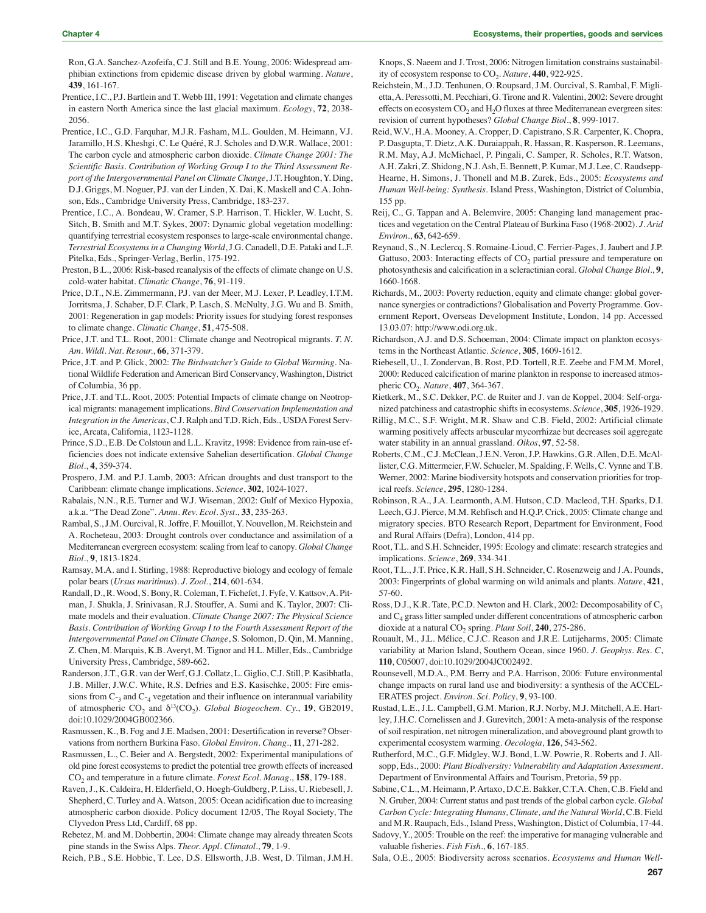Ron, G.A. Sanchez-Azofeifa, C.J. Still and B.E. Young, 2006: Widespread amphibian extinctions from epidemic disease driven by global warming. *Nature*, **439**, 161-167.

Prentice, I.C., P.J. Bartlein and T. Webb III, 1991: Vegetation and climate changes in eastern North America since the last glacial maximum. *Ecology*, **72**, 2038-2056.

Prentice, I.C., G.D. Farquhar, M.J.R. Fasham, M.L. Goulden, M. Heimann, V.J. Jaramillo, H.S. Kheshgi, C. Le Quéré, R.J. Scholes and D.W.R. Wallace, 2001: The carbon cycle and atmospheric carbon dioxide. *Climate Change 2001: The Scientific Basis. Contribution of Working Group I to the Third Assessment Report of the Intergovernmental Panel on Climate Change*, J.T. Houghton, Y. Ding, D.J. Griggs, M. Noguer, P.J. van der Linden, X. Dai, K. Maskell and C.A. Johnson, Eds., Cambridge University Press, Cambridge, 183-237.

Prentice, I.C., A. Bondeau, W. Cramer, S.P. Harrison, T. Hickler, W. Lucht, S. Sitch, B. Smith and M.T. Sykes, 2007: Dynamic global vegetation modelling: quantifying terrestrial ecosystem responses to large-scale environmental change. *Terrestrial Ecosystems in a Changing World*, J.G. Canadell, D.E. Pataki and L.F. Pitelka, Eds., Springer-Verlag, Berlin, 175-192.

Preston, B.L., 2006: Risk-based reanalysis of the effects of climate change on U.S. cold-water habitat. *Climatic Change*, **76**, 91-119.

Price, D.T., N.E. Zimmermann, P.J. van der Meer, M.J. Lexer, P. Leadley, I.T.M. Jorritsma, J. Schaber, D.F. Clark, P. Lasch, S. McNulty, J.G. Wu and B. Smith, 2001: Regeneration in gap models: Priority issues for studying forest responses to climate change. *Climatic Change*, **51**, 475-508.

Price, J.T. and T.L. Root, 2001: Climate change and Neotropical migrants. *T. N. Am. Wildl. Nat. Resour.*, **66**, 371-379.

Price, J.T. and P. Glick, 2002: *The Birdwatcher's Guide to Global Warming*. National Wildlife Federation and American Bird Conservancy, Washington, District of Columbia, 36 pp.

Price, J.T. and T.L. Root, 2005: Potential Impacts of climate change on Neotropical migrants: management implications. *Bird Conservation Implementation and Integration in the Americas*, C.J. Ralph and T.D. Rich, Eds., USDA Forest Service, Arcata, California, 1123-1128.

Prince, S.D., E.B. De Colstoun and L.L. Kravitz, 1998: Evidence from rain-use efficiencies does not indicate extensive Sahelian desertification. *Global Change Biol.*, **4**, 359-374.

Prospero, J.M. and P.J. Lamb, 2003: African droughts and dust transport to the Caribbean: climate change implications. *Science*, **302**, 1024-1027.

Rabalais, N.N., R.E. Turner and W.J. Wiseman, 2002: Gulf of Mexico Hypoxia, a.k.a. "The Dead Zone". *Annu. Rev. Ecol. Syst.*, **33**, 235-263.

Rambal, S., J.M. Ourcival, R. Joffre, F. Mouillot, Y. Nouvellon, M. Reichstein and A. Rocheteau, 2003: Drought controls over conductance and assimilation of a Mediterranean evergreen ecosystem: scaling from leaf to canopy. *Global Change Biol.*, **9**, 1813-1824.

Ramsay, M.A. and I. Stirling, 1988: Reproductive biology and ecology of female polar bears (*Ursus maritimus*). *J. Zool.*, **214**, 601-634.

Randall, D., R. Wood, S. Bony, R. Coleman, T. Fichefet, J. Fyfe, V. Kattsov, A. Pitman, J. Shukla, J. Srinivasan, R.J. Stouffer, A. Sumi and K. Taylor, 2007: Climate models and their evaluation. *Climate Change 2007: The Physical Science Basis. Contribution of Working Group I to the Fourth Assessment Report of the Intergovernmental Panel on Climate Change*, S. Solomon, D. Qin, M. Manning, Z. Chen, M. Marquis, K.B. Averyt, M. Tignor and H.L. Miller, Eds., Cambridge University Press, Cambridge, 589-662.

Randerson, J.T., G.R. van der Werf, G.J. Collatz, L. Giglio, C.J. Still, P. Kasibhatla, J.B. Miller, J.W.C. White, R.S. Defries and E.S. Kasischke, 2005: Fire emissions from $C_{-3}$ and $C_{-4}$ vegetation and their influence on interannual variability of atmospheric $CO_2$ and $\delta^{13}(CO_2)$. *Global Biogeochem. Cy.*, **19**, GB2019, doi:10.1029/2004GB002366.

Rasmussen, K., B. Fog and J.E. Madsen, 2001: Desertification in reverse? Observations from northern Burkina Faso. *Global Environ. Chang.*, **11**, 271-282.

Rasmussen, L., C. Beier and A. Bergstedt, 2002: Experimental manipulations of old pine forest ecosystems to predict the potential tree growth effects of increased $CO_2$ and temperature in a future climate. *Forest Ecol. Manag.*, **158**, 179-188.

Raven, J., K. Caldeira, H. Elderfield, O. Hoegh-Guldberg, P. Liss, U. Riebesell, J. Shepherd, C. Turley and A. Watson, 2005: Ocean acidification due to increasing atmospheric carbon dioxide. Policy document 12/05, The Royal Society, The Clyvedon Press Ltd, Cardiff, 68 pp.

Rebetez, M. and M. Dobbertin, 2004: Climate change may already threaten Scots pine stands in the Swiss Alps. *Theor. Appl. Climatol.*, **79**, 1-9.

Reich, P.B., S.E. Hobbie, T. Lee, D.S. Ellsworth, J.B. West, D. Tilman, J.M.H. Knops, S. Naeem and J. Trost, 2006: Nitrogen limitation constrains sustainability of ecosystem response to $CO_2$. *Nature*, **440**, 922-925.

Reichstein, M., J.D. Tenhunen, O. Roupsard, J.M. Ourcival, S. Rambal, F. Miglietta, A. Peressotti, M. Pecchiari, G. Tirone and R. Valentini, 2002: Severe drought effects on ecosystem $CO_2$ and $H_2O$ fluxes at three Mediterranean evergreen sites: revision of current hypotheses? *Global Change Biol.*, **8**, 999-1017.

Reid, W.V., H.A. Mooney, A. Cropper, D. Capistrano, S.R. Carpenter, K. Chopra, P. Dasgupta, T. Dietz, A.K. Duraiappah, R. Hassan, R. Kasperson, R. Leemans, R.M. May, A.J. McMichael, P. Pingali, C. Samper, R. Scholes, R.T. Watson, A.H. Zakri, Z. Shidong, N.J. Ash, E. Bennett, P. Kumar, M.J. Lee, C. Raudsepp-Hearne, H. Simons, J. Thonell and M.B. Zurek, Eds., 2005: *Ecosystems and Human Well-being: Synthesis*. Island Press, Washington, District of Columbia, 155 pp.

Reij, C., G. Tappan and A. Belemvire, 2005: Changing land management practices and vegetation on the Central Plateau of Burkina Faso (1968-2002). *J. Arid Environ.*, **63**, 642-659.

Reynaud, S., N. Leclercq, S. Romaine-Lioud, C. Ferrier-Pages, J. Jaubert and J.P. Gattuso, 2003: Interacting effects of $CO_2$ partial pressure and temperature on photosynthesis and calcification in a scleractinian coral. *Global Change Biol.*, **9**, 1660-1668.

Richards, M., 2003: Poverty reduction, equity and climate change: global governance synergies or contradictions? Globalisation and Poverty Programme. Government Report, Overseas Development Institute, London, 14 pp. Accessed 13.03.07: http://www.odi.org.uk.

Richardson, A.J. and D.S. Schoeman, 2004: Climate impact on plankton ecosystems in the Northeast Atlantic. *Science*, **305**, 1609-1612.

Riebesell, U., I. Zondervan, B. Rost, P.D. Tortell, R.E. Zeebe and F.M.M. Morel, 2000: Reduced calcification of marine plankton in response to increased atmospheric $CO_2$. *Nature*, **407**, 364-367.

Rietkerk, M., S.C. Dekker, P.C. de Ruiter and J. van de Koppel, 2004: Self-organized patchiness and catastrophic shifts in ecosystems. *Science*, **305**, 1926-1929.

Rillig, M.C., S.F. Wright, M.R. Shaw and C.B. Field, 2002: Artificial climate warming positively affects arbuscular mycorrhizae but decreases soil aggregate water stability in an annual grassland. *Oikos*, **97**, 52-58.

Roberts, C.M., C.J. McClean, J.E.N. Veron, J.P. Hawkins, G.R. Allen, D.E. McAllister, C.G. Mittermeier, F.W. Schueler, M. Spalding, F. Wells, C. Vynne and T.B. Werner, 2002: Marine biodiversity hotspots and conservation priorities for tropical reefs. *Science*, **295**, 1280-1284.

Robinson, R.A., J.A. Learmonth, A.M. Hutson, C.D. Macleod, T.H. Sparks, D.I. Leech, G.J. Pierce, M.M. Rehfisch and H.Q.P. Crick, 2005: Climate change and migratory species. BTO Research Report, Department for Environment, Food and Rural Affairs (Defra), London, 414 pp.

Root, T.L. and S.H. Schneider, 1995: Ecology and climate: research strategies and implications. *Science*, **269**, 334-341.

Root, T.L., J.T. Price, K.R. Hall, S.H. Schneider, C. Rosenzweig and J.A. Pounds, 2003: Fingerprints of global warming on wild animals and plants. *Nature*, **421**, 57-60.

Ross, D.J., K.R. Tate, P.C.D. Newton and H. Clark, 2002: Decomposability of $C_3$ and $C_4$ grass litter sampled under different concentrations of atmospheric carbon dioxide at a natural $CO_2$ spring. *Plant Soil*, **240**, 275-286.

Rouault, M., J.L. Mélice, C.J.C. Reason and J.R.E. Lutijeharms, 2005: Climate variability at Marion Island, Southern Ocean, since 1960. *J. Geophys. Res. C*, **110**, C05007, doi:10.1029/2004JC002492.

Rounsevell, M.D.A., P.M. Berry and P.A. Harrison, 2006: Future environmental change impacts on rural land use and biodiversity: a synthesis of the ACCELERATES project. *Environ. Sci. Policy*, **9**, 93-100.

Rustad, L.E., J.L. Campbell, G.M. Marion, R.J. Norby, M.J. Mitchell, A.E. Hartley, J.H.C. Cornelissen and J. Gurevitch, 2001: A meta-analysis of the response of soil respiration, net nitrogen mineralization, and aboveground plant growth to experimental ecosystem warming. *Oecologia*, **126**, 543-562.

Rutherford, M.C., G.F. Midgley, W.J. Bond, L.W. Powrie, R. Roberts and J. Allsopp, Eds., 2000: *Plant Biodiversity: Vulnerability and Adaptation Assessment*. Department of Environmental Affairs and Tourism, Pretoria, 59 pp.

Sabine, C.L., M. Heimann, P. Artaxo, D.C.E. Bakker, C.T.A. Chen, C.B. Field and N. Gruber, 2004: Current status and past trends of the global carbon cycle. *Global Carbon Cycle: Integrating Humans, Climate, and the Natural World*, C.B. Field and M.R. Raupach, Eds., Island Press, Washington, Distict of Columbia, 17-44.

Sadovy, Y., 2005: Trouble on the reef: the imperative for managing vulnerable and valuable fisheries. *Fish Fish.*, **6**, 167-185.

Sala, O.E., 2005: Biodiversity across scenarios. *Ecosystems and Human Well-*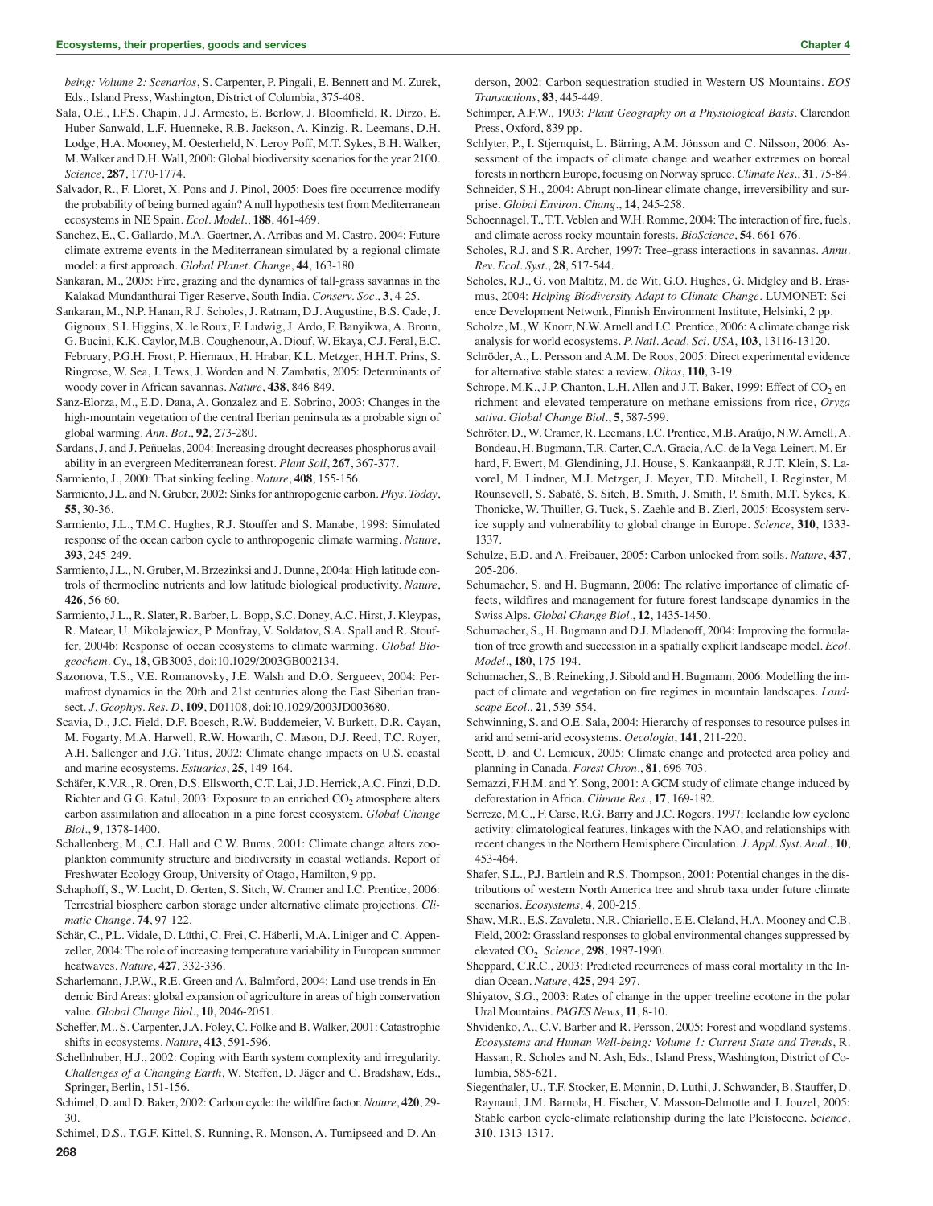being: Volume 2: Scenarios*, S. Carpenter, P. Pingali, E. Bennett and M. Zurek, Eds., Island Press, Washington, District of Columbia, 375-408.

Sala, O.E., I.F.S. Chapin, J.J. Armesto, E. Berlow, J. Bloomfield, R. Dirzo, E. Huber Sanwald, L.F. Huenneke, R.B. Jackson, A. Kinzig, R. Leemans, D.H. Lodge, H.A. Mooney, M. Oesterheld, N. Leroy Poff, M.T. Sykes, B.H. Walker, M. Walker and D.H. Wall, 2000: Global biodiversity scenarios for the year 2100. *Science*, **287**, 1770-1774.

Salvador, R., F. Lloret, X. Pons and J. Pinol, 2005: Does fire occurrence modify the probability of being burned again? A null hypothesis test from Mediterranean ecosystems in NE Spain. *Ecol. Model.*, **188**, 461-469.

Sanchez, E., C. Gallardo, M.A. Gaertner, A. Arribas and M. Castro, 2004: Future climate extreme events in the Mediterranean simulated by a regional climate model: a first approach. *Global Planet. Change*, **44**, 163-180.

Sankaran, M., 2005: Fire, grazing and the dynamics of tall-grass savannas in the Kalakad-Mundanthurai Tiger Reserve, South India. *Conserv. Soc.*, **3**, 4-25.

Sankaran, M., N.P. Hanan, R.J. Scholes, J. Ratnam, D.J. Augustine, B.S. Cade, J. Gignoux, S.I. Higgins, X. le Roux, F. Ludwig, J. Ardo, F. Banyikwa, A. Bronn, G. Bucini, K.K. Caylor, M.B. Coughenour, A. Diouf, W. Ekaya, C.J. Feral, E.C. February, P.G.H. Frost, P. Hiernaux, H. Hrabar, K.L. Metzger, H.H.T. Prins, S. Ringrose, W. Sea, J. Tews, J. Worden and N. Zambatis, 2005: Determinants of woody cover in African savannas. *Nature*, **438**, 846-849.

Sanz-Elorza, M., E.D. Dana, A. Gonzalez and E. Sobrino, 2003: Changes in the high-mountain vegetation of the central Iberian peninsula as a probable sign of global warming. *Ann. Bot.*, **92**, 273-280.

Sardans, J. and J. Peñuelas, 2004: Increasing drought decreases phosphorus availability in an evergreen Mediterranean forest. *Plant Soil*, **267**, 367-377.

Sarmiento, J., 2000: That sinking feeling. *Nature*, **408**, 155-156.

Sarmiento, J.L. and N. Gruber, 2002: Sinks for anthropogenic carbon. *Phys. Today*, **55**, 30-36.

Sarmiento, J.L., T.M.C. Hughes, R.J. Stouffer and S. Manabe, 1998: Simulated response of the ocean carbon cycle to anthropogenic climate warming. *Nature*, **393**, 245-249.

Sarmiento, J.L., N. Gruber, M. Brzezinksi and J. Dunne, 2004a: High latitude controls of thermocline nutrients and low latitude biological productivity. *Nature*, **426**, 56-60.

Sarmiento, J.L., R. Slater, R. Barber, L. Bopp, S.C. Doney, A.C. Hirst, J. Kleypas, R. Matear, U. Mikolajewicz, P. Monfray, V. Soldatov, S.A. Spall and R. Stouffer, 2004b: Response of ocean ecosystems to climate warming. *Global Biogeochem. Cy.*, **18**, GB3003, doi:10.1029/2003GB002134.

Sazonova, T.S., V.E. Romanovsky, J.E. Walsh and D.O. Sergueev, 2004: Permafrost dynamics in the 20th and 21st centuries along the East Siberian transect. *J. Geophys. Res. D*, **109**, D01108, doi:10.1029/2003JD003680.

Scavia, D., J.C. Field, D.F. Boesch, R.W. Buddemeier, V. Burkett, D.R. Cayan, M. Fogarty, M.A. Harwell, R.W. Howarth, C. Mason, D.J. Reed, T.C. Royer, A.H. Sallenger and J.G. Titus, 2002: Climate change impacts on U.S. coastal and marine ecosystems. *Estuaries*, **25**, 149-164.

Schäfer, K.V.R., R. Oren, D.S. Ellsworth, C.T. Lai, J.D. Herrick, A.C. Finzi, D.D. Richter and G.G. Katul, 2003: Exposure to an enriched $CO_2$ atmosphere alters carbon assimilation and allocation in a pine forest ecosystem. *Global Change Biol.*, **9**, 1378-1400.

Schallenberg, M., C.J. Hall and C.W. Burns, 2001: Climate change alters zooplankton community structure and biodiversity in coastal wetlands. Report of Freshwater Ecology Group, University of Otago, Hamilton, 9 pp.

Schaphoff, S., W. Lucht, D. Gerten, S. Sitch, W. Cramer and I.C. Prentice, 2006: Terrestrial biosphere carbon storage under alternative climate projections. *Climatic Change*, **74**, 97-122.

Schär, C., P.L. Vidale, D. Lüthi, C. Frei, C. Häberli, M.A. Liniger and C. Appenzeller, 2004: The role of increasing temperature variability in European summer heatwaves. *Nature*, **427**, 332-336.

Scharlemann, J.P.W., R.E. Green and A. Balmford, 2004: Land-use trends in Endemic Bird Areas: global expansion of agriculture in areas of high conservation value. *Global Change Biol.*, **10**, 2046-2051.

Scheffer, M., S. Carpenter, J.A. Foley, C. Folke and B. Walker, 2001: Catastrophic shifts in ecosystems. *Nature*, **413**, 591-596.

Schellnhuber, H.J., 2002: Coping with Earth system complexity and irregularity. *Challenges of a Changing Earth*, W. Steffen, D. Jäger and C. Bradshaw, Eds., Springer, Berlin, 151-156.

Schimel, D. and D. Baker, 2002: Carbon cycle: the wildfire factor. *Nature*, **420**, 29-30.

Schimel, D.S., T.G.F. Kittel, S. Running, R. Monson, A. Turnipseed and D. Anderson, 2002: Carbon sequestration studied in Western US Mountains. *EOS Transactions*, **83**, 445-449.

Schimper, A.F.W., 1903: *Plant Geography on a Physiological Basis*. Clarendon Press, Oxford, 839 pp.

Schlyter, P., I. Stjernquist, L. Bärring, A.M. Jönsson and C. Nilsson, 2006: Assessment of the impacts of climate change and weather extremes on boreal forests in northern Europe, focusing on Norway spruce. *Climate Res.*, **31**, 75-84.

Schneider, S.H., 2004: Abrupt non-linear climate change, irreversibility and surprise. *Global Environ. Chang.*, **14**, 245-258.

Schoennagel, T., T.T. Veblen and W.H. Romme, 2004: The interaction of fire, fuels, and climate across rocky mountain forests. *BioScience*, **54**, 661-676.

Scholes, R.J. and S.R. Archer, 1997: Tree–grass interactions in savannas. *Annu. Rev. Ecol. Syst.*, **28**, 517-544.

Scholes, R.J., G. von Maltitz, M. de Wit, G.O. Hughes, G. Midgley and B. Erasmus, 2004: *Helping Biodiversity Adapt to Climate Change*. LUMONET: Science Development Network, Finnish Environment Institute, Helsinki, 2 pp.

Scholze, M., W. Knorr, N.W. Arnell and I.C. Prentice, 2006: A climate change risk analysis for world ecosystems. *P. Natl. Acad. Sci. USA*, **103**, 13116-13120.

Schröder, A., L. Persson and A.M. De Roos, 2005: Direct experimental evidence for alternative stable states: a review. *Oikos*, **110**, 3-19.

Schrope, M.K., J.P. Chanton, L.H. Allen and J.T. Baker, 1999: Effect of $CO_2$ enrichment and elevated temperature on methane emissions from rice, *Oryza sativa*. *Global Change Biol.*, **5**, 587-599.

Schröter, D., W. Cramer, R. Leemans, I.C. Prentice, M.B. Araújo, N.W. Arnell, A. Bondeau, H. Bugmann, T.R. Carter, C.A. Gracia, A.C. de la Vega-Leinert, M. Erhard, F. Ewert, M. Glendining, J.I. House, S. Kankaanpää, R.J.T. Klein, S. Lavorel, M. Lindner, M.J. Metzger, J. Meyer, T.D. Mitchell, I. Reginster, M. Rounsevell, S. Sabaté, S. Sitch, B. Smith, J. Smith, P. Smith, M.T. Sykes, K. Thonicke, W. Thuiller, G. Tuck, S. Zaehle and B. Zierl, 2005: Ecosystem service supply and vulnerability to global change in Europe. *Science*, **310**, 1333-1337.

Schulze, E.D. and A. Freibauer, 2005: Carbon unlocked from soils. *Nature*, **437**, 205-206.

Schumacher, S. and H. Bugmann, 2006: The relative importance of climatic effects, wildfires and management for future forest landscape dynamics in the Swiss Alps. *Global Change Biol.*, **12**, 1435-1450.

Schumacher, S., H. Bugmann and D.J. Mladenoff, 2004: Improving the formulation of tree growth and succession in a spatially explicit landscape model. *Ecol. Model.*, **180**, 175-194.

Schumacher, S., B. Reineking, J. Sibold and H. Bugmann, 2006: Modelling the impact of climate and vegetation on fire regimes in mountain landscapes. *Landscape Ecol.*, **21**, 539-554.

Schwinning, S. and O.E. Sala, 2004: Hierarchy of responses to resource pulses in arid and semi-arid ecosystems. *Oecologia*, **141**, 211-220.

Scott, D. and C. Lemieux, 2005: Climate change and protected area policy and planning in Canada. *Forest Chron.*, **81**, 696-703.

Semazzi, F.H.M. and Y. Song, 2001: A GCM study of climate change induced by deforestation in Africa. *Climate Res.*, **17**, 169-182.

Serreze, M.C., F. Carse, R.G. Barry and J.C. Rogers, 1997: Icelandic low cyclone activity: climatological features, linkages with the NAO, and relationships with recent changes in the Northern Hemisphere Circulation. *J. Appl. Syst. Anal.*, **10**, 453-464.

Shafer, S.L., P.J. Bartlein and R.S. Thompson, 2001: Potential changes in the distributions of western North America tree and shrub taxa under future climate scenarios. *Ecosystems*, **4**, 200-215.

Shaw, M.R., E.S. Zavaleta, N.R. Chiariello, E.E. Cleland, H.A. Mooney and C.B. Field, 2002: Grassland responses to global environmental changes suppressed by elevated $CO_2$. *Science*, **298**, 1987-1990.

Sheppard, C.R.C., 2003: Predicted recurrences of mass coral mortality in the Indian Ocean. *Nature*, **425**, 294-297.

Shiyatov, S.G., 2003: Rates of change in the upper treeline ecotone in the polar Ural Mountains. *PAGES News*, **11**, 8-10.

Shvidenko, A., C.V. Barber and R. Persson, 2005: Forest and woodland systems. *Ecosystems and Human Well-being: Volume 1: Current State and Trends*, R. Hassan, R. Scholes and N. Ash, Eds., Island Press, Washington, District of Columbia, 585-621.

Siegenthaler, U., T.F. Stocker, E. Monnin, D. Luthi, J. Schwander, B. Stauffer, D. Raynaud, J.M. Barnola, H. Fischer, V. Masson-Delmotte and J. Jouzel, 2005: Stable carbon cycle-climate relationship during the late Pleistocene. *Science*, **310**, 1313-1317.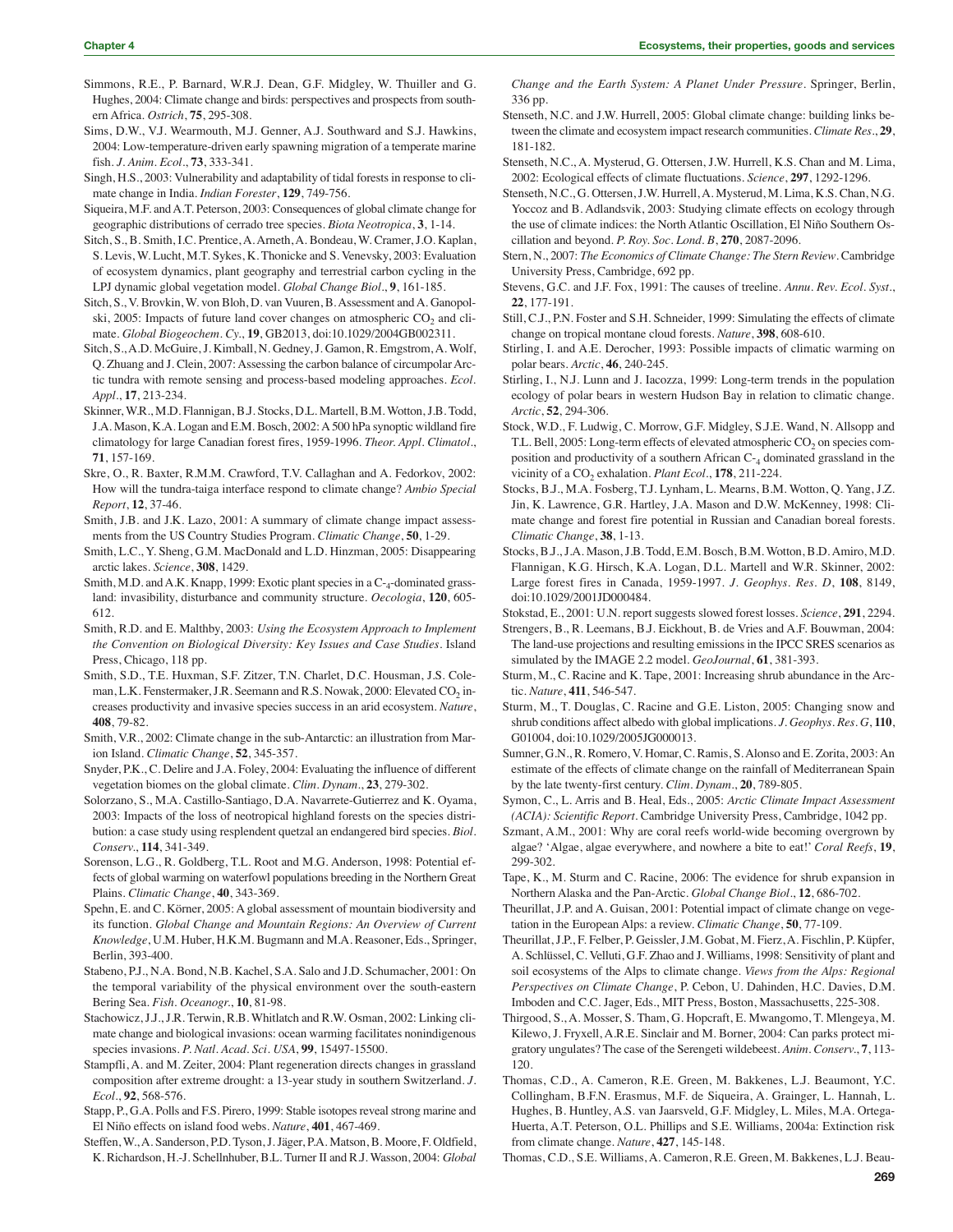Simmons, R.E., P. Barnard, W.R.J. Dean, G.F. Midgley, W. Thuiller and G. Hughes, 2004: Climate change and birds: perspectives and prospects from southern Africa. *Ostrich*, **75**, 295-308.

Sims, D.W., V.J. Wearmouth, M.J. Genner, A.J. Southward and S.J. Hawkins, 2004: Low-temperature-driven early spawning migration of a temperate marine fish. *J. Anim. Ecol*., **73**, 333-341.

Singh, H.S., 2003: Vulnerability and adaptability of tidal forests in response to climate change in India. *Indian Forester*, **129**, 749-756.

Siqueira, M.F. and A.T. Peterson, 2003: Consequences of global climate change for geographic distributions of cerrado tree species. *Biota Neotropica*, **3**, 1-14.

Sitch, S., B. Smith, I.C. Prentice, A. Arneth, A. Bondeau, W. Cramer, J.O. Kaplan, S. Levis, W. Lucht, M.T. Sykes, K. Thonicke and S. Venevsky, 2003: Evaluation of ecosystem dynamics, plant geography and terrestrial carbon cycling in the LPJ dynamic global vegetation model. *Global Change Biol*., **9**, 161-185.

Sitch, S., V. Brovkin, W. von Bloh, D. van Vuuren, B. Assessment and A. Ganopolski, 2005: Impacts of future land cover changes on atmospheric $CO_2$ and climate. *Global Biogeochem. Cy*., **19**, GB2013, doi:10.1029/2004GB002311.

Sitch, S., A.D. McGuire, J. Kimball, N. Gedney, J. Gamon, R. Emgstrom, A. Wolf, Q. Zhuang and J. Clein, 2007: Assessing the carbon balance of circumpolar Arctic tundra with remote sensing and process-based modeling approaches. *Ecol. Appl*., **17**, 213-234.

Skinner, W.R., M.D. Flannigan, B.J. Stocks, D.L. Martell, B.M. Wotton, J.B. Todd, J.A. Mason, K.A. Logan and E.M. Bosch, 2002: A 500 hPa synoptic wildland fire climatology for large Canadian forest fires, 1959-1996. *Theor. Appl. Climatol*., **71**, 157-169.

Skre, O., R. Baxter, R.M.M. Crawford, T.V. Callaghan and A. Fedorkov, 2002: How will the tundra-taiga interface respond to climate change? *Ambio Special Report*, **12**, 37-46.

Smith, J.B. and J.K. Lazo, 2001: A summary of climate change impact assessments from the US Country Studies Program. *Climatic Change*, **50**, 1-29.

Smith, L.C., Y. Sheng, G.M. MacDonald and L.D. Hinzman, 2005: Disappearing arctic lakes. *Science*, **308**, 1429.

Smith, M.D. and A.K. Knapp, 1999: Exotic plant species in a $C_4$-dominated grassland: invasibility, disturbance and community structure. *Oecologia*, **120**, 605-612.

Smith, R.D. and E. Maltby, 2003: *Using the Ecosystem Approach to Implement the Convention on Biological Diversity: Key Issues and Case Studies*. Island Press, Chicago, 118 pp.

Smith, S.D., T.E. Huxman, S.F. Zitzer, T.N. Charlet, D.C. Housman, J.S. Coleman, L.K. Fenstermaker, J.R. Seemann and R.S. Nowak, 2000: Elevated $CO_2$ increases productivity and invasive species success in an arid ecosystem. *Nature*, **408**, 79-82.

Smith, V.R., 2002: Climate change in the sub-Antarctic: an illustration from Marion Island. *Climatic Change*, **52**, 345-357.

Snyder, P.K., C. Delire and J.A. Foley, 2004: Evaluating the influence of different vegetation biomes on the global climate. *Clim. Dynam*., **23**, 279-302.

Solorzano, S., M.A. Castillo-Santiago, D.A. Navarrete-Gutierrez and K. Oyama, 2003: Impacts of the loss of neotropical highland forests on the species distribution: a case study using resplendent quetzal an endangered bird species. *Biol. Conserv*., **114**, 341-349.

Sorenson, L.G., R. Goldberg, T.L. Root and M.G. Anderson, 1998: Potential effects of global warming on waterfowl populations breeding in the Northern Great Plains. *Climatic Change*, **40**, 343-369.

Spehn, E. and C. Körner, 2005: A global assessment of mountain biodiversity and its function. *Global Change and Mountain Regions: An Overview of Current Knowledge*, U.M. Huber, H.K.M. Bugmann and M.A. Reasoner, Eds., Springer, Berlin, 393-400.

Stabeno, P.J., N.A. Bond, N.B. Kachel, S.A. Salo and J.D. Schumacher, 2001: On the temporal variability of the physical environment over the south-eastern Bering Sea. *Fish. Oceanogr*., **10**, 81-98.

Stachowicz, J.J., J.R. Terwin, R.B. Whitlatch and R.W. Osman, 2002: Linking climate change and biological invasions: ocean warming facilitates nonindigenous species invasions. *P. Natl. Acad. Sci. USA*, **99**, 15497-15500.

Stampfli, A. and M. Zeiter, 2004: Plant regeneration directs changes in grassland composition after extreme drought: a 13-year study in southern Switzerland. *J. Ecol*., **92**, 568-576.

Stapp, P., G.A. Polls and F.S. Pirero, 1999: Stable isotopes reveal strong marine and El Niño effects on island food webs. *Nature*, **401**, 467-469.

Steffen, W., A. Sanderson, P.D. Tyson, J. Jäger, P.A. Matson, B. Moore, F. Oldfield, K. Richardson, H.-J. Schellnhuber, B.L. Turner II and R.J. Wasson, 2004: *Global Change and the Earth System: A Planet Under Pressure*. Springer, Berlin, 336 pp.

Stenseth, N.C. and J.W. Hurrell, 2005: Global climate change: building links between the climate and ecosystem impact research communities. *Climate Res*., **29**, 181-182.

Stenseth, N.C., A. Mysterud, G. Ottersen, J.W. Hurrell, K.S. Chan and M. Lima, 2002: Ecological effects of climate fluctuations. *Science*, **297**, 1292-1296.

Stenseth, N.C., G. Ottersen, J.W. Hurrell, A. Mysterud, M. Lima, K.S. Chan, N.G. Yoccoz and B. Adlandsvik, 2003: Studying climate effects on ecology through the use of climate indices: the North Atlantic Oscillation, El Niño Southern Oscillation and beyond. *P. Roy. Soc. Lond. B*, **270**, 2087-2096.

Stern, N., 2007: *The Economics of Climate Change: The Stern Review*. Cambridge University Press, Cambridge, 692 pp.

Stevens, G.C. and J.F. Fox, 1991: The causes of treeline. *Annu. Rev. Ecol. Syst*., **22**, 177-191.

Still, C.J., P.N. Foster and S.H. Schneider, 1999: Simulating the effects of climate change on tropical montane cloud forests. *Nature*, **398**, 608-610.

Stirling, I. and A.E. Derocher, 1993: Possible impacts of climatic warming on polar bears. *Arctic*, **46**, 240-245.

Stirling, I., N.J. Lunn and J. Iacozza, 1999: Long-term trends in the population ecology of polar bears in western Hudson Bay in relation to climatic change. *Arctic*, **52**, 294-306.

Stock, W.D., F. Ludwig, C. Morrow, G.F. Midgley, S.J.E. Wand, N. Allsopp and T.L. Bell, 2005: Long-term effects of elevated atmospheric $CO_2$ on species composition and productivity of a southern African $C_4$ dominated grassland in the vicinity of a $CO_2$ exhalation. *Plant Ecol*., **178**, 211-224.

Stocks, B.J., M.A. Fosberg, T.J. Lynham, L. Mearns, B.M. Wotton, Q. Yang, J.Z. Jin, K. Lawrence, G.R. Hartley, J.A. Mason and D.W. McKenney, 1998: Climate change and forest fire potential in Russian and Canadian boreal forests. *Climatic Change*, **38**, 1-13.

Stocks, B.J., J.A. Mason, J.B. Todd, E.M. Bosch, B.M. Wotton, B.D. Amiro, M.D. Flannigan, K.G. Hirsch, K.A. Logan, D.L. Martell and W.R. Skinner, 2002: Large forest fires in Canada, 1959-1997. *J. Geophys. Res. D*, **108**, 8149, doi:10.1029/2001JD000484.

Stokstad, E., 2001: U.N. report suggests slowed forest losses. *Science*, **291**, 2294.

Strengers, B., R. Leemans, B.J. Eickhout, B. de Vries and A.F. Bouwman, 2004: The land-use projections and resulting emissions in the IPCC SRES scenarios as simulated by the IMAGE 2.2 model. *GeoJournal*, **61**, 381-393.

Sturm, M., C. Racine and K. Tape, 2001: Increasing shrub abundance in the Arctic. *Nature*, **411**, 546-547.

Sturm, M., T. Douglas, C. Racine and G.E. Liston, 2005: Changing snow and shrub conditions affect albedo with global implications. *J. Geophys. Res. G*, **110**, G01004, doi:10.1029/2005JG000013.

Sumner, G.N., R. Romero, V. Homar, C. Ramis, S. Alonso and E. Zorita, 2003: An estimate of the effects of climate change on the rainfall of Mediterranean Spain by the late twenty-first century. *Clim. Dynam*., **20**, 789-805.

Symon, C., L. Arris and B. Heal, Eds., 2005: *Arctic Climate Impact Assessment (ACIA): Scientific Report*. Cambridge University Press, Cambridge, 1042 pp.

Szmant, A.M., 2001: Why are coral reefs world-wide becoming overgrown by algae? 'Algae, algae everywhere, and nowhere a bite to eat!' *Coral Reefs*, **19**, 299-302.

Tape, K., M. Sturm and C. Racine, 2006: The evidence for shrub expansion in Northern Alaska and the Pan-Arctic. *Global Change Biol*., **12**, 686-702.

Theurillat, J.P. and A. Guisan, 2001: Potential impact of climate change on vegetation in the European Alps: a review. *Climatic Change*, **50**, 77-109.

Theurillat, J.P., F. Felber, P. Geissler, J.M. Gobat, M. Fierz, A. Fischlin, P. Küpfer, A. Schlüssel, C. Velluti, G.F. Zhao and J. Williams, 1998: Sensitivity of plant and soil ecosystems of the Alps to climate change. *Views from the Alps: Regional Perspectives on Climate Change*, P. Cebon, U. Dahinden, H.C. Davies, D.M. Imboden and C.C. Jager, Eds., MIT Press, Boston, Massachusetts, 225-308.

Thirgood, S., A. Mosser, S. Tham, G. Hopcraft, E. Mwangomo, T. Mlengeya, M. Kilewo, J. Fryxell, A.R.E. Sinclair and M. Borner, 2004: Can parks protect migratory ungulates? The case of the Serengeti wildebeest. *Anim. Conserv*., **7**, 113-120.

Thomas, C.D., A. Cameron, R.E. Green, M. Bakkenes, L.J. Beaumont, Y.C. Collingham, B.F.N. Erasmus, M.F. de Siqueira, A. Grainger, L. Hannah, L. Hughes, B. Huntley, A.S. van Jaarsveld, G.F. Midgley, L. Miles, M.A. Ortega-Huerta, A.T. Peterson, O.L. Phillips and S.E. Williams, 2004a: Extinction risk from climate change. *Nature*, **427**, 145-148.

Thomas, C.D., S.E. Williams, A. Cameron, R.E. Green, M. Bakkenes, L.J. Beau-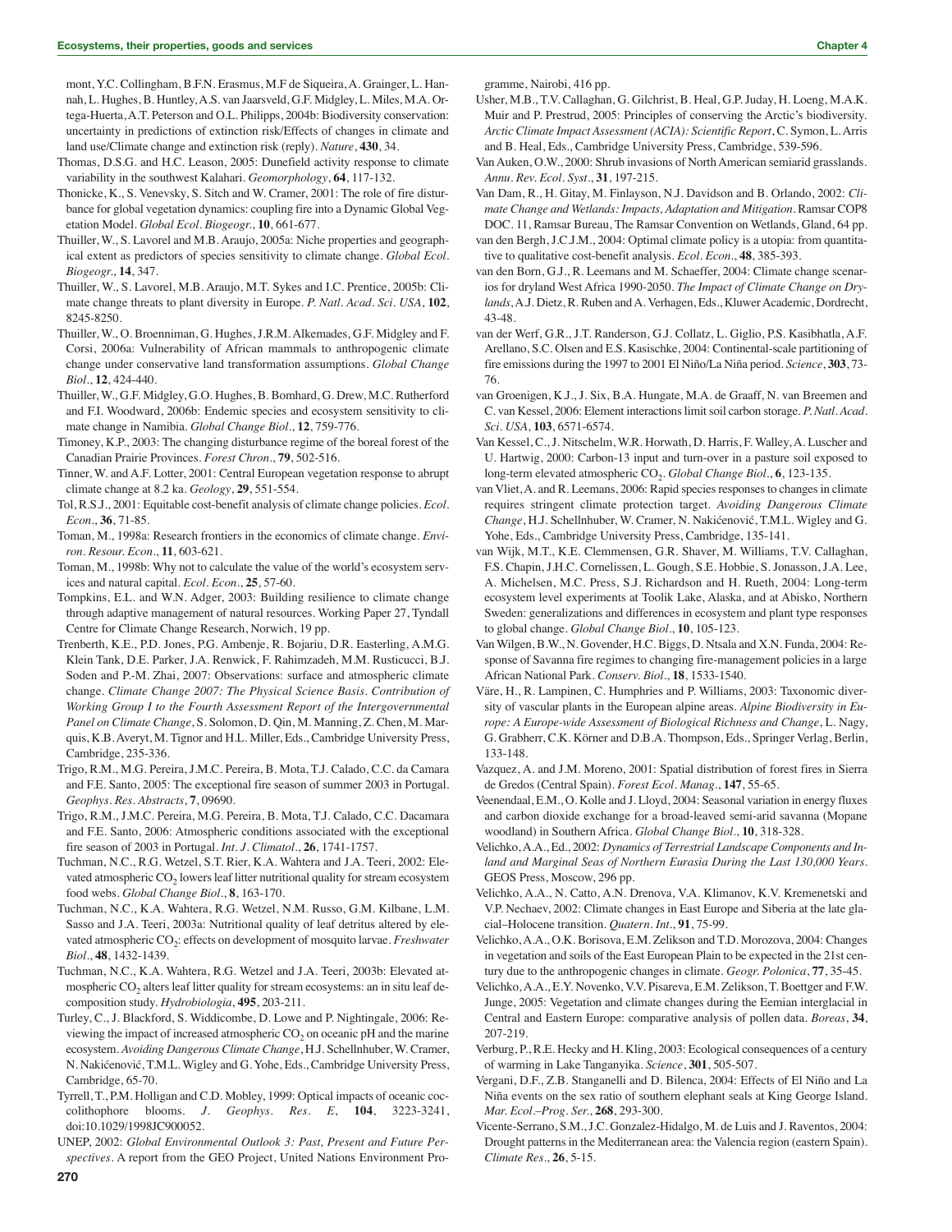mont, Y.C. Collingham, B.F.N. Erasmus, M.F de Siqueira, A. Grainger, L. Hannah, L. Hughes, B. Huntley, A.S. van Jaarsveld, G.F. Midgley, L. Miles, M.A. Ortega-Huerta, A.T. Peterson and O.L. Philipps, 2004b: Biodiversity conservation: uncertainty in predictions of extinction risk/Effects of changes in climate and land use/Climate change and extinction risk (reply). *Nature*, **430**, 34.

Thomas, D.S.G. and H.C. Leason, 2005: Dunefield activity response to climate variability in the southwest Kalahari. *Geomorphology*, **64**, 117-132.

Thonicke, K., S. Venevsky, S. Sitch and W. Cramer, 2001: The role of fire disturbance for global vegetation dynamics: coupling fire into a Dynamic Global Vegetation Model. *Global Ecol. Biogeogr.*, **10**, 661-677.

Thuiller, W., S. Lavorel and M.B. Araujo, 2005a: Niche properties and geographical extent as predictors of species sensitivity to climate change. *Global Ecol. Biogeogr.*, **14**, 347.

Thuiller, W., S. Lavorel, M.B. Araujo, M.T. Sykes and I.C. Prentice, 2005b: Climate change threats to plant diversity in Europe. *P. Natl. Acad. Sci. USA*, **102**, 8245-8250.

Thuiller, W., O. Broenniman, G. Hughes, J.R.M. Alkemades, G.F. Midgley and F. Corsi, 2006a: Vulnerability of African mammals to anthropogenic climate change under conservative land transformation assumptions. *Global Change Biol.*, **12**, 424-440.

Thuiller, W., G.F. Midgley, G.O. Hughes, B. Bomhard, G. Drew, M.C. Rutherford and F.I. Woodward, 2006b: Endemic species and ecosystem sensitivity to climate change in Namibia. *Global Change Biol.*, **12**, 759-776.

Timoney, K.P., 2003: The changing disturbance regime of the boreal forest of the Canadian Prairie Provinces. *Forest Chron.*, **79**, 502-516.

Tinner, W. and A.F. Lotter, 2001: Central European vegetation response to abrupt climate change at 8.2 ka. *Geology*, **29**, 551-554.

Tol, R.S.J., 2001: Equitable cost-benefit analysis of climate change policies. *Ecol. Econ.*, **36**, 71-85.

Toman, M., 1998a: Research frontiers in the economics of climate change. *Environ. Resour. Econ.*, **11**, 603-621.

Toman, M., 1998b: Why not to calculate the value of the world's ecosystem services and natural capital. *Ecol. Econ.*, **25**, 57-60.

Tompkins, E.L. and W.N. Adger, 2003: Building resilience to climate change through adaptive management of natural resources. Working Paper 27, Tyndall Centre for Climate Change Research, Norwich, 19 pp.

Trenberth, K.E., P.D. Jones, P.G. Ambenje, R. Bojariu, D.R. Easterling, A.M.G. Klein Tank, D.E. Parker, J.A. Renwick, F. Rahimzadeh, M.M. Rusticucci, B.J. Soden and P.-M. Zhai, 2007: Observations: surface and atmospheric climate change. *Climate Change 2007: The Physical Science Basis. Contribution of Working Group I to the Fourth Assessment Report of the Intergovernmental Panel on Climate Change*, S. Solomon, D. Qin, M. Manning, Z. Chen, M. Marquis, K.B. Averyt, M. Tignor and H.L. Miller, Eds., Cambridge University Press, Cambridge, 235-336.

Trigo, R.M., M.G. Pereira, J.M.C. Pereira, B. Mota, T.J. Calado, C.C. da Camara and F.E. Santo, 2005: The exceptional fire season of summer 2003 in Portugal. *Geophys. Res. Abstracts*, **7**, 09690.

Trigo, R.M., J.M.C. Pereira, M.G. Pereira, B. Mota, T.J. Calado, C.C. Dacamara and F.E. Santo, 2006: Atmospheric conditions associated with the exceptional fire season of 2003 in Portugal. *Int. J. Climatol.*, **26**, 1741-1757.

Tuchman, N.C., R.G. Wetzel, S.T. Rier, K.A. Wahtera and J.A. Teeri, 2002: Elevated atmospheric $CO_2$ lowers leaf litter nutritional quality for stream ecosystem food webs. *Global Change Biol.*, **8**, 163-170.

Tuchman, N.C., K.A. Wahtera, R.G. Wetzel, N.M. Russo, G.M. Kilbane, L.M. Sasso and J.A. Teeri, 2003a: Nutritional quality of leaf detritus altered by elevated atmospheric $CO_2$: effects on development of mosquito larvae. *Freshwater Biol.*, **48**, 1432-1439.

Tuchman, N.C., K.A. Wahtera, R.G. Wetzel and J.A. Teeri, 2003b: Elevated atmospheric $CO_2$ alters leaf litter quality for stream ecosystems: an in situ leaf decomposition study. *Hydrobiologia*, **495**, 203-211.

Turley, C., J. Blackford, S. Widdicombe, D. Lowe and P. Nightingale, 2006: Reviewing the impact of increased atmospheric $CO_2$ on oceanic pH and the marine ecosystem. *Avoiding Dangerous Climate Change*, H.J. Schellnhuber, W. Cramer, N. Nakićenović, T.M.L. Wigley and G. Yohe, Eds., Cambridge University Press, Cambridge, 65-70.

Tyrrell, T., P.M. Holligan and C.D. Mobley, 1999: Optical impacts of oceanic coccolithophore blooms. *J. Geophys. Res. E*, **104**, 3223-3241, doi:10.1029/1998JC900052.

UNEP, 2002: *Global Environmental Outlook 3: Past, Present and Future Perspectives*. A report from the GEO Project, United Nations Environment Programme, Nairobi, 416 pp.

Usher, M.B., T.V. Callaghan, G. Gilchrist, B. Heal, G.P. Juday, H. Loeng, M.A.K. Muir and P. Prestrud, 2005: Principles of conserving the Arctic's biodiversity. *Arctic Climate Impact Assessment (ACIA): Scientific Report*, C. Symon, L. Arris and B. Heal, Eds., Cambridge University Press, Cambridge, 539-596.

Van Auken, O.W., 2000: Shrub invasions of North American semiarid grasslands. *Annu. Rev. Ecol. Syst.*, **31**, 197-215.

Van Dam, R., H. Gitay, M. Finlayson, N.J. Davidson and B. Orlando, 2002: *Climate Change and Wetlands: Impacts, Adaptation and Mitigation*. Ramsar COP8 DOC. 11, Ramsar Bureau, The Ramsar Convention on Wetlands, Gland, 64 pp.

van den Bergh, J.C.J.M., 2004: Optimal climate policy is a utopia: from quantitative to qualitative cost-benefit analysis. *Ecol. Econ.*, **48**, 385-393.

van den Born, G.J., R. Leemans and M. Schaeffer, 2004: Climate change scenarios for dryland West Africa 1990-2050. *The Impact of Climate Change on Drylands*, A.J. Dietz, R. Ruben and A. Verhagen, Eds., Kluwer Academic, Dordrecht, 43-48.

van der Werf, G.R., J.T. Randerson, G.J. Collatz, L. Giglio, P.S. Kasibhatla, A.F. Arellano, S.C. Olsen and E.S. Kasischke, 2004: Continental-scale partitioning of fire emissions during the 1997 to 2001 El Niño/La Niña period. *Science*, **303**, 73-76.

van Groenigen, K.J., J. Six, B.A. Hungate, M.A. de Graaff, N. van Breemen and C. van Kessel, 2006: Element interactions limit soil carbon storage. *P. Natl. Acad. Sci. USA*, **103**, 6571-6574.

Van Kessel, C., J. Nitschelm, W.R. Horwath, D. Harris, F. Walley, A. Luscher and U. Hartwig, 2000: Carbon-13 input and turn-over in a pasture soil exposed to long-term elevated atmospheric $CO_2$. *Global Change Biol.*, **6**, 123-135.

van Vliet, A. and R. Leemans, 2006: Rapid species responses to changes in climate requires stringent climate protection target. *Avoiding Dangerous Climate Change*, H.J. Schellnhuber, W. Cramer, N. Nakićenović, T.M.L. Wigley and G. Yohe, Eds., Cambridge University Press, Cambridge, 135-141.

van Wijk, M.T., K.E. Clemmensen, G.R. Shaver, M. Williams, T.V. Callaghan, F.S. Chapin, J.H.C. Cornelissen, L. Gough, S.E. Hobbie, S. Jonasson, J.A. Lee, A. Michelsen, M.C. Press, S.J. Richardson and H. Rueth, 2004: Long-term ecosystem level experiments at Toolik Lake, Alaska, and at Abisko, Northern Sweden: generalizations and differences in ecosystem and plant type responses to global change. *Global Change Biol.*, **10**, 105-123.

Van Wilgen, B.W., N. Govender, H.C. Biggs, D. Ntsala and X.N. Funda, 2004: Response of Savanna fire regimes to changing fire-management policies in a large African National Park. *Conserv. Biol.*, **18**, 1533-1540.

Väre, H., R. Lampinen, C. Humphries and P. Williams, 2003: Taxonomic diversity of vascular plants in the European alpine areas. *Alpine Biodiversity in Europe: A Europe-wide Assessment of Biological Richness and Change*, L. Nagy, G. Grabherr, C.K. Körner and D.B.A. Thompson, Eds., Springer Verlag, Berlin, 133-148.

Vazquez, A. and J.M. Moreno, 2001: Spatial distribution of forest fires in Sierra de Gredos (Central Spain). *Forest Ecol. Manag.*, **147**, 55-65.

Veenendaal, E.M., O. Kolle and J. Lloyd, 2004: Seasonal variation in energy fluxes and carbon dioxide exchange for a broad-leaved semi-arid savanna (Mopane woodland) in Southern Africa. *Global Change Biol.*, **10**, 318-328.

Velichko, A.A., Ed., 2002: *Dynamics of Terrestrial Landscape Components and Inland and Marginal Seas of Northern Eurasia During the Last 130,000 Years*. GEOS Press, Moscow, 296 pp.

Velichko, A.A., N. Catto, A.N. Drenova, V.A. Klimanov, K.V. Kremenetski and V.P. Nechaev, 2002: Climate changes in East Europe and Siberia at the late glacial–Holocene transition. *Quatern. Int.*, **91**, 75-99.

Velichko, A.A., O.K. Borisova, E.M. Zelikson and T.D. Morozova, 2004: Changes in vegetation and soils of the East European Plain to be expected in the 21st century due to the anthropogenic changes in climate. *Geogr. Polonica*, **77**, 35-45.

Velichko, A.A., E.Y. Novenko, V.V. Pisareva, E.M. Zelikson, T. Boettger and F.W. Junge, 2005: Vegetation and climate changes during the Eemian interglacial in Central and Eastern Europe: comparative analysis of pollen data. *Boreas*, **34**, 207-219.

Verburg, P., R.E. Hecky and H. Kling, 2003: Ecological consequences of a century of warming in Lake Tanganyika. *Science*, **301**, 505-507.

Vergani, D.F., Z.B. Stanganelli and D. Bilenca, 2004: Effects of El Niño and La Niña events on the sex ratio of southern elephant seals at King George Island. *Mar. Ecol.–Prog. Ser.*, **268**, 293-300.

Vicente-Serrano, S.M., J.C. Gonzalez-Hidalgo, M. de Luis and J. Raventos, 2004: Drought patterns in the Mediterranean area: the Valencia region (eastern Spain). *Climate Res.*, **26**, 5-15.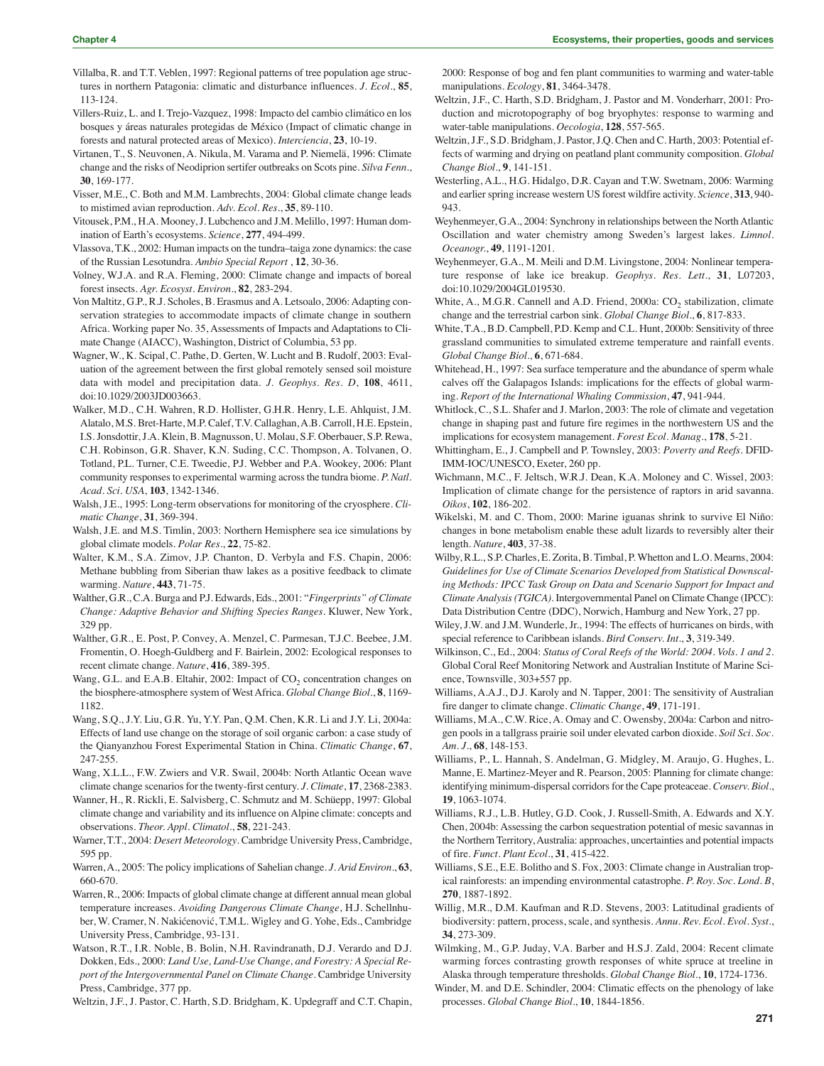Villalba, R. and T.T. Veblen, 1997: Regional patterns of tree population age structures in northern Patagonia: climatic and disturbance influences. *J. Ecol*., **85**, 113-124.

Villers-Ruiz, L. and I. Trejo-Vazquez, 1998: Impacto del cambio climático en los bosques y áreas naturales protegidas de México (Impact of climatic change in forests and natural protected areas of Mexico). *Interciencia*, **23**, 10-19.

Virtanen, T., S. Neuvonen, A. Nikula, M. Varama and P. Niemelä, 1996: Climate change and the risks of Neodiprion sertifer outbreaks on Scots pine. *Silva Fenn*., **30**, 169-177.

Visser, M.E., C. Both and M.M. Lambrechts, 2004: Global climate change leads to mistimed avian reproduction. *Adv. Ecol. Res*., **35**, 89-110.

Vitousek, P.M., H.A. Mooney, J. Lubchenco and J.M. Melillo, 1997: Human domination of Earth's ecosystems. *Science*, **277**, 494-499.

Vlassova, T.K., 2002: Human impacts on the tundra–taiga zone dynamics: the case of the Russian Lesotundra. *Ambio Special Report* , **12**, 30-36.

Volney, W.J.A. and R.A. Fleming, 2000: Climate change and impacts of boreal forest insects. *Agr. Ecosyst. Environ*., **82**, 283-294.

Von Maltitz, G.P., R.J. Scholes, B. Erasmus and A. Letsoalo, 2006: Adapting conservation strategies to accommodate impacts of climate change in southern Africa. Working paper No. 35, Assessments of Impacts and Adaptations to Climate Change (AIACC), Washington, District of Columbia, 53 pp.

Wagner, W., K. Scipal, C. Pathe, D. Gerten, W. Lucht and B. Rudolf, 2003: Evaluation of the agreement between the first global remotely sensed soil moisture data with model and precipitation data. *J. Geophys. Res. D*, **108**, 4611, doi:10.1029/2003JD003663.

Walker, M.D., C.H. Wahren, R.D. Hollister, G.H.R. Henry, L.E. Ahlquist, J.M. Alatalo, M.S. Bret-Harte, M.P. Calef, T.V. Callaghan, A.B. Carroll, H.E. Epstein, I.S. Jonsdottir, J.A. Klein, B. Magnusson, U. Molau, S.F. Oberbauer, S.P. Rewa, C.H. Robinson, G.R. Shaver, K.N. Suding, C.C. Thompson, A. Tolvanen, O. Totland, P.L. Turner, C.E. Tweedie, P.J. Webber and P.A. Wookey, 2006: Plant community responses to experimental warming across the tundra biome. *P. Natl. Acad. Sci. USA*, **103**, 1342-1346.

Walsh, J.E., 1995: Long-term observations for monitoring of the cryosphere. *Climatic Change*, **31**, 369-394.

Walsh, J.E. and M.S. Timlin, 2003: Northern Hemisphere sea ice simulations by global climate models. *Polar Res*., **22**, 75-82.

Walter, K.M., S.A. Zimov, J.P. Chanton, D. Verbyla and F.S. Chapin, 2006: Methane bubbling from Siberian thaw lakes as a positive feedback to climate warming. *Nature*, **443**, 71-75.

Walther, G.R., C.A. Burga and P.J. Edwards, Eds., 2001: "*Fingerprints" of Climate Change: Adaptive Behavior and Shifting Species Ranges*. Kluwer, New York, 329 pp.

Walther, G.R., E. Post, P. Convey, A. Menzel, C. Parmesan, T.J.C. Beebee, J.M. Fromentin, O. Hoegh-Guldberg and F. Bairlein, 2002: Ecological responses to recent climate change. *Nature*, **416**, 389-395.

Wang, G.L. and E.A.B. Eltahir, 2002: Impact of $CO_2$ concentration changes on the biosphere-atmosphere system of West Africa. *Global Change Biol*., **8**, 1169-1182.

Wang, S.Q., J.Y. Liu, G.R. Yu, Y.Y. Pan, Q.M. Chen, K.R. Li and J.Y. Li, 2004a: Effects of land use change on the storage of soil organic carbon: a case study of the Qianyanzhou Forest Experimental Station in China. *Climatic Change*, **67**, 247-255.

Wang, X.L.L., F.W. Zwiers and V.R. Swail, 2004b: North Atlantic Ocean wave climate change scenarios for the twenty-first century. *J. Climate*, **17**, 2368-2383.

Wanner, H., R. Rickli, E. Salvisberg, C. Schmutz and M. Schüepp, 1997: Global climate change and variability and its influence on Alpine climate: concepts and observations. *Theor. Appl. Climatol*., **58**, 221-243.

Warner, T.T., 2004: *Desert Meteorology*. Cambridge University Press, Cambridge, 595 pp.

Warren, A., 2005: The policy implications of Sahelian change. *J. Arid Environ*., **63**, 660-670.

Warren, R., 2006: Impacts of global climate change at different annual mean global temperature increases. *Avoiding Dangerous Climate Change*, H.J. Schellnhuber, W. Cramer, N. Nakićenović, T.M.L. Wigley and G. Yohe, Eds., Cambridge University Press, Cambridge, 93-131.

Watson, R.T., I.R. Noble, B. Bolin, N.H. Ravindranath, D.J. Verardo and D.J. Dokken, Eds., 2000: *Land Use, Land-Use Change, and Forestry: A Special Report of the Intergovernmental Panel on Climate Change*. Cambridge University Press, Cambridge, 377 pp.

Weltzin, J.F., J. Pastor, C. Harth, S.D. Bridgham, K. Updegraff and C.T. Chapin, 2000: Response of bog and fen plant communities to warming and water-table manipulations. *Ecology*, **81**, 3464-3478.

Weltzin, J.F., C. Harth, S.D. Bridgham, J. Pastor and M. Vonderharr, 2001: Production and microtopography of bog bryophytes: response to warming and water-table manipulations. *Oecologia*, **128**, 557-565.

Weltzin, J.F., S.D. Bridgham, J. Pastor, J.Q. Chen and C. Harth, 2003: Potential effects of warming and drying on peatland plant community composition. *Global Change Biol*., **9**, 141-151.

Westerling, A.L., H.G. Hidalgo, D.R. Cayan and T.W. Swetnam, 2006: Warming and earlier spring increase western US forest wildfire activity. *Science*, **313**, 940-943.

Weyhenmeyer, G.A., 2004: Synchrony in relationships between the North Atlantic Oscillation and water chemistry among Sweden's largest lakes. *Limnol. Oceanogr*., **49**, 1191-1201.

Weyhenmeyer, G.A., M. Meili and D.M. Livingstone, 2004: Nonlinear temperature response of lake ice breakup. *Geophys. Res. Lett*., **31**, L07203, doi:10.1029/2004GL019530.

White, A., M.G.R. Cannell and A.D. Friend, 2000a: $CO_2$ stabilization, climate change and the terrestrial carbon sink. *Global Change Biol*., **6**, 817-833.

White, T.A., B.D. Campbell, P.D. Kemp and C.L. Hunt, 2000b: Sensitivity of three grassland communities to simulated extreme temperature and rainfall events. *Global Change Biol*., **6**, 671-684.

Whitehead, H., 1997: Sea surface temperature and the abundance of sperm whale calves off the Galapagos Islands: implications for the effects of global warming. *Report of the International Whaling Commission*, **47**, 941-944.

Whitlock, C., S.L. Shafer and J. Marlon, 2003: The role of climate and vegetation change in shaping past and future fire regimes in the northwestern US and the implications for ecosystem management. *Forest Ecol. Manag*., **178**, 5-21.

Whittingham, E., J. Campbell and P. Townsley, 2003: *Poverty and Reefs*. DFID-IMM-IOC/UNESCO, Exeter, 260 pp.

Wichmann, M.C., F. Jeltsch, W.R.J. Dean, K.A. Moloney and C. Wissel, 2003: Implication of climate change for the persistence of raptors in arid savanna. *Oikos*, **102**, 186-202.

Wikelski, M. and C. Thom, 2000: Marine iguanas shrink to survive El Niño: changes in bone metabolism enable these adult lizards to reversibly alter their length. *Nature*, **403**, 37-38.

Wilby, R.L., S.P. Charles, E. Zorita, B. Timbal, P. Whetton and L.O. Mearns, 2004: *Guidelines for Use of Climate Scenarios Developed from Statistical Downscaling Methods: IPCC Task Group on Data and Scenario Support for Impact and Climate Analysis (TGICA)*. Intergovernmental Panel on Climate Change (IPCC): Data Distribution Centre (DDC), Norwich, Hamburg and New York, 27 pp.

Wiley, J.W. and J.M. Wunderle, Jr., 1994: The effects of hurricanes on birds, with special reference to Caribbean islands. *Bird Conserv. Int*., **3**, 319-349.

Wilkinson, C., Ed., 2004: *Status of Coral Reefs of the World: 2004. Vols. 1 and 2*. Global Coral Reef Monitoring Network and Australian Institute of Marine Science, Townsville, 303+557 pp.

Williams, A.A.J., D.J. Karoly and N. Tapper, 2001: The sensitivity of Australian fire danger to climate change. *Climatic Change*, **49**, 171-191.

Williams, M.A., C.W. Rice, A. Omay and C. Owensby, 2004a: Carbon and nitrogen pools in a tallgrass prairie soil under elevated carbon dioxide. *Soil Sci. Soc. Am. J*., **68**, 148-153.

Williams, P., L. Hannah, S. Andelman, G. Midgley, M. Araujo, G. Hughes, L. Manne, E. Martinez-Meyer and R. Pearson, 2005: Planning for climate change: identifying minimum-dispersal corridors for the Cape proteaceae. *Conserv. Biol*., **19**, 1063-1074.

Williams, R.J., L.B. Hutley, G.D. Cook, J. Russell-Smith, A. Edwards and X.Y. Chen, 2004b: Assessing the carbon sequestration potential of mesic savannas in the Northern Territory, Australia: approaches, uncertainties and potential impacts of fire. *Funct. Plant Ecol*., **31**, 415-422.

Williams, S.E., E.E. Bolitho and S. Fox, 2003: Climate change in Australian tropical rainforests: an impending environmental catastrophe. *P. Roy. Soc. Lond. B*, **270**, 1887-1892.

Willig, M.R., D.M. Kaufman and R.D. Stevens, 2003: Latitudinal gradients of biodiversity: pattern, process, scale, and synthesis. *Annu. Rev. Ecol. Evol. Syst*., **34**, 273-309.

Wilmking, M., G.P. Juday, V.A. Barber and H.S.J. Zald, 2004: Recent climate warming forces contrasting growth responses of white spruce at treeline in Alaska through temperature thresholds. *Global Change Biol*., **10**, 1724-1736.

Winder, M. and D.E. Schindler, 2004: Climatic effects on the phenology of lake processes. *Global Change Biol*., **10**, 1844-1856.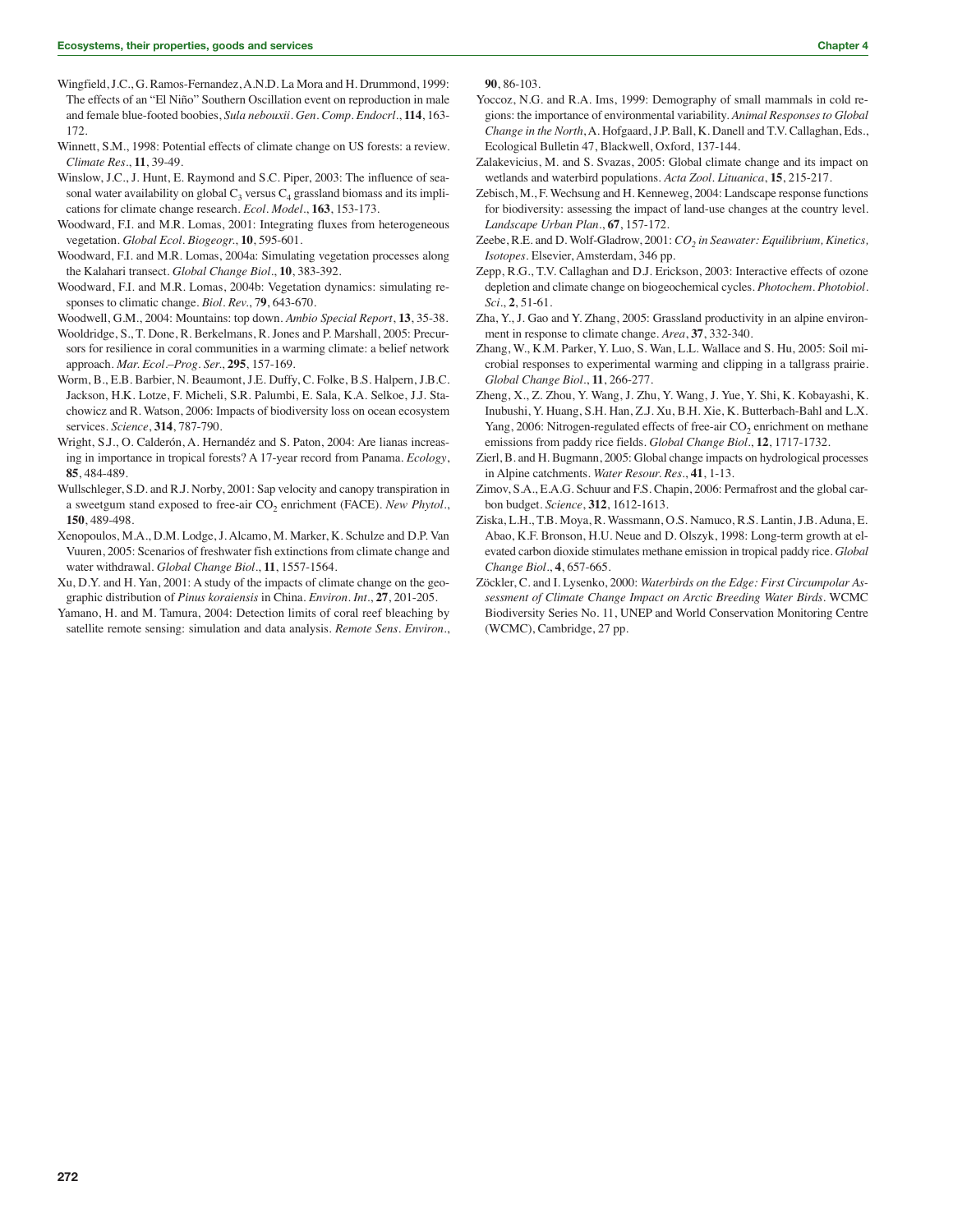Wingfield, J.C., G. Ramos-Fernandez, A.N.D. La Mora and H. Drummond, 1999: The effects of an "El Niño" Southern Oscillation event on reproduction in male and female blue-footed boobies, *Sula nebouxii*. *Gen. Comp. Endocrl.*, **114**, 163-172.

Winnett, S.M., 1998: Potential effects of climate change on US forests: a review. *Climate Res.*, **11**, 39-49.

Winslow, J.C., J. Hunt, E. Raymond and S.C. Piper, 2003: The influence of seasonal water availability on global $C_3$ versus $C_4$ grassland biomass and its implications for climate change research. *Ecol. Model.*, **163**, 153-173.

Woodward, F.I. and M.R. Lomas, 2001: Integrating fluxes from heterogeneous vegetation. *Global Ecol. Biogeogr.*, **10**, 595-601.

Woodward, F.I. and M.R. Lomas, 2004a: Simulating vegetation processes along the Kalahari transect. *Global Change Biol.*, **10**, 383-392.

Woodward, F.I. and M.R. Lomas, 2004b: Vegetation dynamics: simulating responses to climatic change. *Biol. Rev.*, 7**9**, 643-670.

Woodwell, G.M., 2004: Mountains: top down. *Ambio Special Report*, **13**, 35-38.

Wooldridge, S., T. Done, R. Berkelmans, R. Jones and P. Marshall, 2005: Precursors for resilience in coral communities in a warming climate: a belief network approach. *Mar. Ecol.–Prog. Ser.*, **295**, 157-169.

Worm, B., E.B. Barbier, N. Beaumont, J.E. Duffy, C. Folke, B.S. Halpern, J.B.C. Jackson, H.K. Lotze, F. Micheli, S.R. Palumbi, E. Sala, K.A. Selkoe, J.J. Stachowicz and R. Watson, 2006: Impacts of biodiversity loss on ocean ecosystem services. *Science*, **314**, 787-790.

Wright, S.J., O. Calderón, A. Hernandéz and S. Paton, 2004: Are lianas increasing in importance in tropical forests? A 17-year record from Panama. *Ecology*, **85**, 484-489.

Wullschleger, S.D. and R.J. Norby, 2001: Sap velocity and canopy transpiration in a sweetgum stand exposed to free-air $CO_2$ enrichment (FACE). *New Phytol.*, **150**, 489-498.

Xenopoulos, M.A., D.M. Lodge, J. Alcamo, M. Marker, K. Schulze and D.P. Van Vuuren, 2005: Scenarios of freshwater fish extinctions from climate change and water withdrawal. *Global Change Biol.*, **11**, 1557-1564.

Xu, D.Y. and H. Yan, 2001: A study of the impacts of climate change on the geographic distribution of *Pinus koraiensis* in China. *Environ. Int.*, **27**, 201-205.

Yamano, H. and M. Tamura, 2004: Detection limits of coral reef bleaching by satellite remote sensing: simulation and data analysis. *Remote Sens. Environ.*, **90**, 86-103.

Yoccoz, N.G. and R.A. Ims, 1999: Demography of small mammals in cold regions: the importance of environmental variability. *Animal Responses to Global Change in the North*, A. Hofgaard, J.P. Ball, K. Danell and T.V. Callaghan, Eds., Ecological Bulletin 47, Blackwell, Oxford, 137-144.

Zalakevicius, M. and S. Svazas, 2005: Global climate change and its impact on wetlands and waterbird populations. *Acta Zool. Lituanica*, **15**, 215-217.

Zebisch, M., F. Wechsung and H. Kenneweg, 2004: Landscape response functions for biodiversity: assessing the impact of land-use changes at the country level. *Landscape Urban Plan.*, **67**, 157-172.

Zeebe, R.E. and D. Wolf-Gladrow, 2001: *$CO_2$ in Seawater: Equilibrium, Kinetics, Isotopes*. Elsevier, Amsterdam, 346 pp.

Zepp, R.G., T.V. Callaghan and D.J. Erickson, 2003: Interactive effects of ozone depletion and climate change on biogeochemical cycles. *Photochem. Photobiol. Sci.*, **2**, 51-61.

Zha, Y., J. Gao and Y. Zhang, 2005: Grassland productivity in an alpine environment in response to climate change. *Area*, **37**, 332-340.

Zhang, W., K.M. Parker, Y. Luo, S. Wan, L.L. Wallace and S. Hu, 2005: Soil microbial responses to experimental warming and clipping in a tallgrass prairie. *Global Change Biol.*, **11**, 266-277.

Zheng, X., Z. Zhou, Y. Wang, J. Zhu, Y. Wang, J. Yue, Y. Shi, K. Kobayashi, K. Inubushi, Y. Huang, S.H. Han, Z.J. Xu, B.H. Xie, K. Butterbach-Bahl and L.X. Yang, 2006: Nitrogen-regulated effects of free-air $CO_2$ enrichment on methane emissions from paddy rice fields. *Global Change Biol.*, **12**, 1717-1732.

Zierl, B. and H. Bugmann, 2005: Global change impacts on hydrological processes in Alpine catchments. *Water Resour. Res.*, **41**, 1-13.

Zimov, S.A., E.A.G. Schuur and F.S. Chapin, 2006: Permafrost and the global carbon budget. *Science*, **312**, 1612-1613.

Ziska, L.H., T.B. Moya, R. Wassmann, O.S. Namuco, R.S. Lantin, J.B. Aduna, E. Abao, K.F. Bronson, H.U. Neue and D. Olszyk, 1998: Long-term growth at elevated carbon dioxide stimulates methane emission in tropical paddy rice. *Global Change Biol.*, **4**, 657-665.

Zöckler, C. and I. Lysenko, 2000: *Waterbirds on the Edge: First Circumpolar Assessment of Climate Change Impact on Arctic Breeding Water Birds*. WCMC Biodiversity Series No. 11, UNEP and World Conservation Monitoring Centre (WCMC), Cambridge, 27 pp.